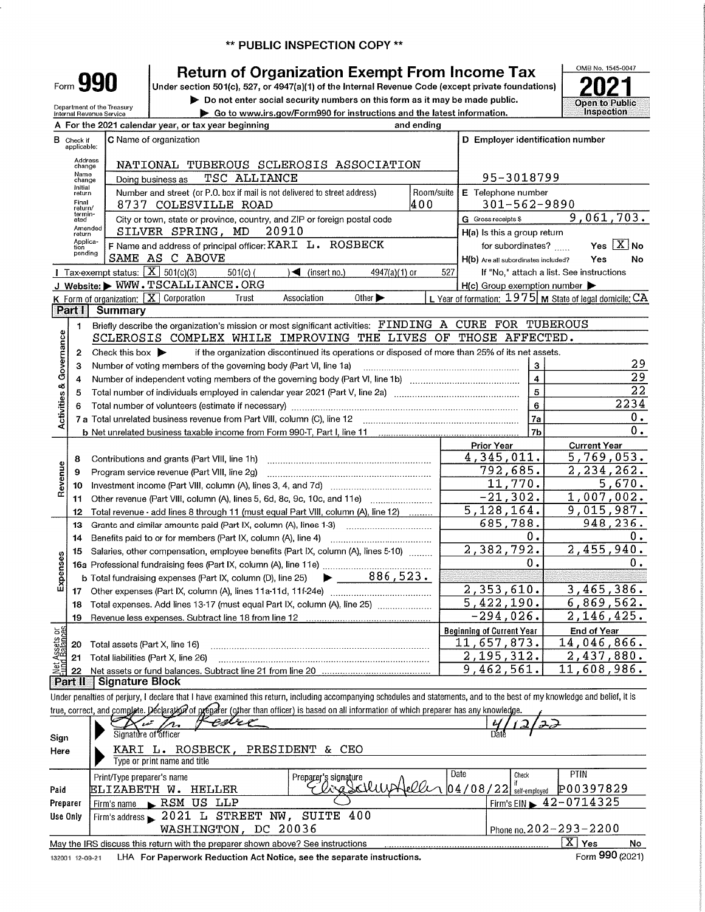** PUBLIC INSPECTION COPY **

# Form 990 — Return of Organization Exempt From Income Tax

Under section 501(c), 527, or 4947(a)(1) of the Internal Revenue Code (except private foundations)

▶ Do not enter social security numbers on this form as it may be made public.

▶ Go to www.irs.gov/Form990 for instructions and the latest information.

Department of the Treasury
Internal Revenue Service

OMB No. 1545-0047

**2021**

Open to Public Inspection

**A** For the 2021 calendar year, or tax year beginning and ending

**B** Check if applicable: Address change, Name change, Initial return, Final return/terminated, Amended return, Application pending

**C** Name of organization: NATIONAL TUBEROUS SCLEROSIS ASSOCIATION

Doing business as: TSC ALLIANCE

Number and street (or P.O. box if mail is not delivered to street address): 8737 COLESVILLE ROAD — Room/suite: 400

City or town, state or province, country, and ZIP or foreign postal code: SILVER SPRING, MD 20910

**D** Employer identification number: 95-3018799

**E** Telephone number: 301-562-9890

**G** Gross receipts $ 9,061,703.

**F** Name and address of principal officer: KARI L. ROSBECK, SAME AS C ABOVE

**H(a)** Is this a group return for subordinates? Yes [X] No

**H(b)** Are all subordinates included? Yes No — If "No," attach a list. See instructions

**H(c)** Group exemption number ▶

**I** Tax-exempt status: [X] 501(c)(3) 501(c) ( ) ◀ (insert no.) 4947(a)(1) or 527

**J** Website: ▶ WWW.TSCALLIANCE.ORG

**K** Form of organization: [X] Corporation Trust Association Other ▶

**L** Year of formation: 1975 **M** State of legal domicile: CA

## Part I Summary

**Activities & Governance**

1. Briefly describe the organization's mission or most significant activities: FINDING A CURE FOR TUBEROUS SCLEROSIS COMPLEX WHILE IMPROVING THE LIVES OF THOSE AFFECTED.
2. Check this box ▶ if the organization discontinued its operations or disposed of more than 25% of its net assets.

| | | Line | Value |
|---|---|---|---|
| 3 | Number of voting members of the governing body (Part VI, line 1a) | 3 | 29 |
| 4 | Number of independent voting members of the governing body (Part VI, line 1b) | 4 | 29 |
| 5 | Total number of individuals employed in calendar year 2021 (Part V, line 2a) | 5 | 22 |
| 6 | Total number of volunteers (estimate if necessary) | 6 | 2234 |
| 7a | Total unrelated business revenue from Part VIII, column (C), line 12 | 7a | 0. |
| 7b | Net unrelated business taxable income from Form 990-T, Part I, line 11 | 7b | 0. |

| | | Prior Year | Current Year |
|---|---|---|---|
| **Revenue** | | | |
| 8 | Contributions and grants (Part VIII, line 1h) | 4,345,011. | 5,769,053. |
| 9 | Program service revenue (Part VIII, line 2g) | 792,685. | 2,234,262. |
| 10 | Investment income (Part VIII, column (A), lines 3, 4, and 7d) | 11,770. | 5,670. |
| 11 | Other revenue (Part VIII, column (A), lines 5, 6d, 8c, 9c, 10c, and 11e) | -21,302. | 1,007,002. |
| 12 | Total revenue - add lines 8 through 11 (must equal Part VIII, column (A), line 12) | 5,128,164. | 9,015,987. |
| **Expenses** | | | |
| 13 | Grants and similar amounts paid (Part IX, column (A), lines 1-3) | 685,788. | 948,236. |
| 14 | Benefits paid to or for members (Part IX, column (A), line 4) | 0. | 0. |
| 15 | Salaries, other compensation, employee benefits (Part IX, column (A), lines 5-10) | 2,382,792. | 2,455,940. |
| 16a | Professional fundraising fees (Part IX, column (A), line 11e) | 0. | 0. |
| b | Total fundraising expenses (Part IX, column (D), line 25) ▶ 886,523. | | |
| 17 | Other expenses (Part IX, column (A), lines 11a-11d, 11f-24e) | 2,353,610. | 3,465,386. |
| 18 | Total expenses. Add lines 13-17 (must equal Part IX, column (A), line 25) | 5,422,190. | 6,869,562. |
| 19 | Revenue less expenses. Subtract line 18 from line 12 | -294,026. | 2,146,425. |

| | **Net Assets or Fund Balances** | Beginning of Current Year | End of Year |
|---|---|---|---|
| 20 | Total assets (Part X, line 16) | 11,657,873. | 14,046,866. |
| 21 | Total liabilities (Part X, line 26) | 2,195,312. | 2,437,880. |
| 22 | Net assets or fund balances. Subtract line 21 from line 20 | 9,462,561. | 11,608,986. |

## Part II Signature Block

Under penalties of perjury, I declare that I have examined this return, including accompanying schedules and statements, and to the best of my knowledge and belief, it is true, correct, and complete. Declaration of preparer (other than officer) is based on all information of which preparer has any knowledge.

**Sign Here**

Signature of officer — Date: 4/12/22

KARI L. ROSBECK, PRESIDENT & CEO
Type or print name and title

**Paid Preparer Use Only**

| Print/Type preparer's name | Preparer's signature | Date | Check if self-employed | PTIN |
|---|---|---|---|---|
| ELIZABETH W. HELLER | | 04/08/22 | | P00397829 |

Firm's name ▶ RSM US LLP — Firm's EIN ▶ 42-0714325

Firm's address ▶ 2021 L STREET NW, SUITE 400, WASHINGTON, DC 20036 — Phone no. 202-293-2200

May the IRS discuss this return with the preparer shown above? See instructions [X] Yes No

132001 12-09-21 LHA For Paperwork Reduction Act Notice, see the separate instructions. Form **990** (2021)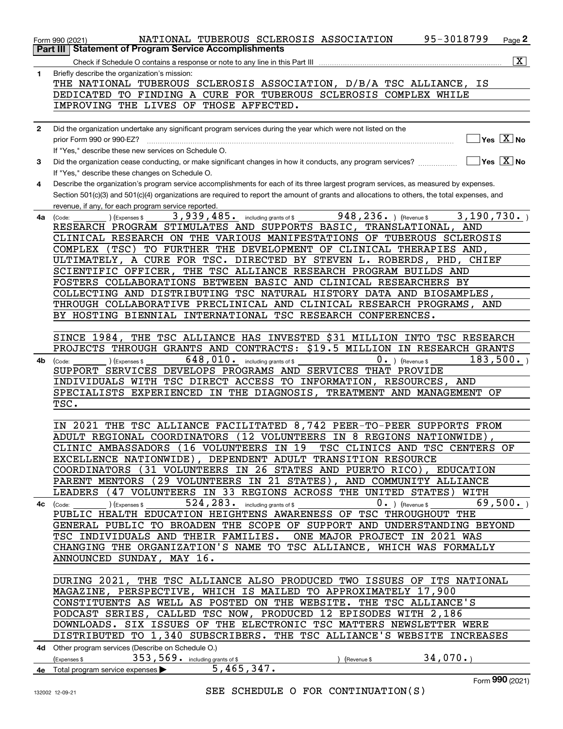Form 990 (2021) NATIONAL TUBEROUS SCLEROSIS ASSOCIATION 95-3018799 Page 2

**Part III | Statement of Program Service Accomplishments**

Check if Schedule O contains a response or note to any line in this Part III .......... [X]

**1** Briefly describe the organization's mission:

THE NATIONAL TUBEROUS SCLEROSIS ASSOCIATION, D/B/A TSC ALLIANCE, IS DEDICATED TO FINDING A CURE FOR TUBEROUS SCLEROSIS COMPLEX WHILE IMPROVING THE LIVES OF THOSE AFFECTED.

**2** Did the organization undertake any significant program services during the year which were not listed on the prior Form 990 or 990-EZ? .......... [ ] Yes [X] No

If "Yes," describe these new services on Schedule O.

**3** Did the organization cease conducting, or make significant changes in how it conducts, any program services? .......... [ ] Yes [X] No

If "Yes," describe these changes on Schedule O.

**4** Describe the organization's program service accomplishments for each of its three largest program services, as measured by expenses. Section 501(c)(3) and 501(c)(4) organizations are required to report the amount of grants and allocations to others, the total expenses, and revenue, if any, for each program service reported.

**4a** (Code: ) (Expenses $ 3,939,485. including grants of $ 948,236. ) (Revenue $ 3,190,730. )

RESEARCH PROGRAM STIMULATES AND SUPPORTS BASIC, TRANSLATIONAL, AND CLINICAL RESEARCH ON THE VARIOUS MANIFESTATIONS OF TUBEROUS SCLEROSIS COMPLEX (TSC) TO FURTHER THE DEVELOPMENT OF CLINICAL THERAPIES AND, ULTIMATELY, A CURE FOR TSC. DIRECTED BY STEVEN L. ROBERDS, PHD, CHIEF SCIENTIFIC OFFICER, THE TSC ALLIANCE RESEARCH PROGRAM BUILDS AND FOSTERS COLLABORATIONS BETWEEN BASIC AND CLINICAL RESEARCHERS BY COLLECTING AND DISTRIBUTING TSC NATURAL HISTORY DATA AND BIOSAMPLES, THROUGH COLLABORATIVE PRECLINICAL AND CLINICAL RESEARCH PROGRAMS, AND BY HOSTING BIENNIAL INTERNATIONAL TSC RESEARCH CONFERENCES.

SINCE 1984, THE TSC ALLIANCE HAS INVESTED $31 MILLION INTO TSC RESEARCH PROJECTS THROUGH GRANTS AND CONTRACTS: $19.5 MILLION IN RESEARCH GRANTS

**4b** (Code: ) (Expenses $ 648,010. including grants of $ 0. ) (Revenue $ 183,500. )

SUPPORT SERVICES DEVELOPS PROGRAMS AND SERVICES THAT PROVIDE INDIVIDUALS WITH TSC DIRECT ACCESS TO INFORMATION, RESOURCES, AND SPECIALISTS EXPERIENCED IN THE DIAGNOSIS, TREATMENT AND MANAGEMENT OF TSC.

IN 2021 THE TSC ALLIANCE FACILITATED 8,742 PEER-TO-PEER SUPPORTS FROM ADULT REGIONAL COORDINATORS (12 VOLUNTEERS IN 8 REGIONS NATIONWIDE), CLINIC AMBASSADORS (16 VOLUNTEERS IN 19 TSC CLINICS AND TSC CENTERS OF EXCELLENCE NATIONWIDE), DEPENDENT ADULT TRANSITION RESOURCE COORDINATORS (31 VOLUNTEERS IN 26 STATES AND PUERTO RICO), EDUCATION PARENT MENTORS (29 VOLUNTEERS IN 21 STATES), AND COMMUNITY ALLIANCE LEADERS (47 VOLUNTEERS IN 33 REGIONS ACROSS THE UNITED STATES) WITH

**4c** (Code: ) (Expenses $ 524,283. including grants of $ 0. ) (Revenue $ 69,500. )

PUBLIC HEALTH EDUCATION HEIGHTENS AWARENESS OF TSC THROUGHOUT THE GENERAL PUBLIC TO BROADEN THE SCOPE OF SUPPORT AND UNDERSTANDING BEYOND TSC INDIVIDUALS AND THEIR FAMILIES. ONE MAJOR PROJECT IN 2021 WAS CHANGING THE ORGANIZATION'S NAME TO TSC ALLIANCE, WHICH WAS FORMALLY ANNOUNCED SUNDAY, MAY 16.

DURING 2021, THE TSC ALLIANCE ALSO PRODUCED TWO ISSUES OF ITS NATIONAL MAGAZINE, PERSPECTIVE, WHICH IS MAILED TO APPROXIMATELY 17,900 CONSTITUENTS AS WELL AS POSTED ON THE WEBSITE. THE TSC ALLIANCE'S PODCAST SERIES, CALLED TSC NOW, PRODUCED 12 EPISODES WITH 2,186 DOWNLOADS. SIX ISSUES OF THE ELECTRONIC TSC MATTERS NEWSLETTER WERE DISTRIBUTED TO 1,340 SUBSCRIBERS. THE TSC ALLIANCE'S WEBSITE INCREASES

**4d** Other program services (Describe on Schedule O.)

(Expenses $ 353,569. including grants of $ ) (Revenue $ 34,070.)

**4e** Total program service expenses ▶ 5,465,347.

SEE SCHEDULE O FOR CONTINUATION(S)

Form **990** (2021)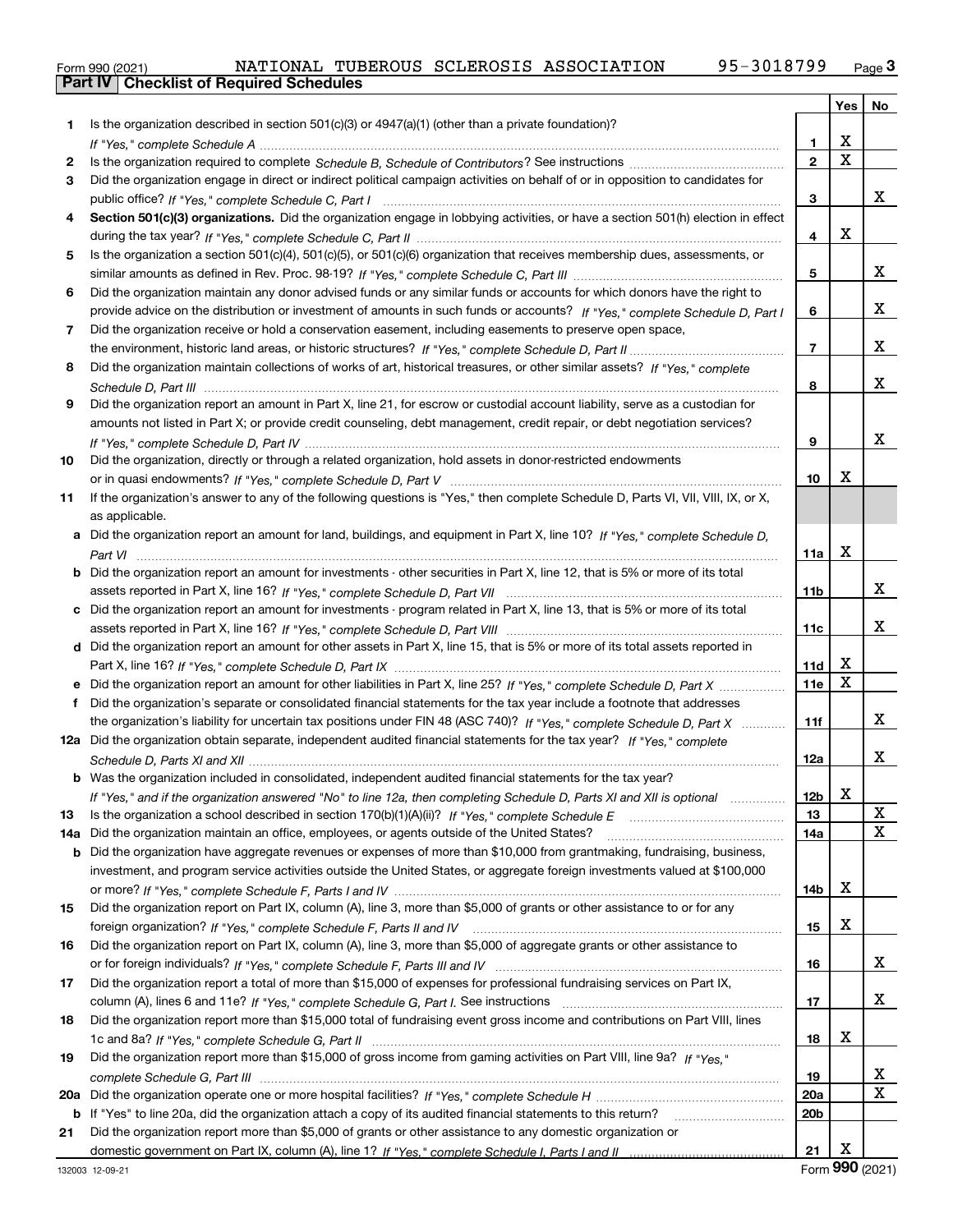Form 990 (2021) NATIONAL TUBEROUS SCLEROSIS ASSOCIATION 95-3018799

## Part IV Checklist of Required Schedules

| | | | Yes | No |
|---|---|---|---|---|
| 1 | Is the organization described in section 501(c)(3) or 4947(a)(1) (other than a private foundation)? *If "Yes," complete Schedule A* | 1 | X | |
| 2 | Is the organization required to complete *Schedule B, Schedule of Contributors*? See instructions | 2 | X | |
| 3 | Did the organization engage in direct or indirect political campaign activities on behalf of or in opposition to candidates for public office? *If "Yes," complete Schedule C, Part I* | 3 | | X |
| 4 | **Section 501(c)(3) organizations.** Did the organization engage in lobbying activities, or have a section 501(h) election in effect during the tax year? *If "Yes," complete Schedule C, Part II* | 4 | X | |
| 5 | Is the organization a section 501(c)(4), 501(c)(5), or 501(c)(6) organization that receives membership dues, assessments, or similar amounts as defined in Rev. Proc. 98-19? *If "Yes," complete Schedule C, Part III* | 5 | | X |
| 6 | Did the organization maintain any donor advised funds or any similar funds or accounts for which donors have the right to provide advice on the distribution or investment of amounts in such funds or accounts? *If "Yes," complete Schedule D, Part I* | 6 | | X |
| 7 | Did the organization receive or hold a conservation easement, including easements to preserve open space, the environment, historic land areas, or historic structures? *If "Yes," complete Schedule D, Part II* | 7 | | X |
| 8 | Did the organization maintain collections of works of art, historical treasures, or other similar assets? *If "Yes," complete Schedule D, Part III* | 8 | | X |
| 9 | Did the organization report an amount in Part X, line 21, for escrow or custodial account liability, serve as a custodian for amounts not listed in Part X; or provide credit counseling, debt management, credit repair, or debt negotiation services? *If "Yes," complete Schedule D, Part IV* | 9 | | X |
| 10 | Did the organization, directly or through a related organization, hold assets in donor-restricted endowments or in quasi endowments? *If "Yes," complete Schedule D, Part V* | 10 | X | |
| 11 | If the organization's answer to any of the following questions is "Yes," then complete Schedule D, Parts VI, VII, VIII, IX, or X, as applicable. | | | |
| a | Did the organization report an amount for land, buildings, and equipment in Part X, line 10? *If "Yes," complete Schedule D, Part VI* | 11a | X | |
| b | Did the organization report an amount for investments - other securities in Part X, line 12, that is 5% or more of its total assets reported in Part X, line 16? *If "Yes," complete Schedule D, Part VII* | 11b | | X |
| c | Did the organization report an amount for investments - program related in Part X, line 13, that is 5% or more of its total assets reported in Part X, line 16? *If "Yes," complete Schedule D, Part VIII* | 11c | | X |
| d | Did the organization report an amount for other assets in Part X, line 15, that is 5% or more of its total assets reported in Part X, line 16? *If "Yes," complete Schedule D, Part IX* | 11d | X | |
| e | Did the organization report an amount for other liabilities in Part X, line 25? *If "Yes," complete Schedule D, Part X* | 11e | X | |
| f | Did the organization's separate or consolidated financial statements for the tax year include a footnote that addresses the organization's liability for uncertain tax positions under FIN 48 (ASC 740)? *If "Yes," complete Schedule D, Part X* | 11f | | X |
| 12a | Did the organization obtain separate, independent audited financial statements for the tax year? *If "Yes," complete Schedule D, Parts XI and XII* | 12a | | X |
| b | Was the organization included in consolidated, independent audited financial statements for the tax year? *If "Yes," and if the organization answered "No" to line 12a, then completing Schedule D, Parts XI and XII is optional* | 12b | X | |
| 13 | Is the organization a school described in section 170(b)(1)(A)(ii)? *If "Yes," complete Schedule E* | 13 | | X |
| 14a | Did the organization maintain an office, employees, or agents outside of the United States? | 14a | | X |
| b | Did the organization have aggregate revenues or expenses of more than $10,000 from grantmaking, fundraising, business, investment, and program service activities outside the United States, or aggregate foreign investments valued at $100,000 or more? *If "Yes," complete Schedule F, Parts I and IV* | 14b | X | |
| 15 | Did the organization report on Part IX, column (A), line 3, more than $5,000 of grants or other assistance to or for any foreign organization? *If "Yes," complete Schedule F, Parts II and IV* | 15 | X | |
| 16 | Did the organization report on Part IX, column (A), line 3, more than $5,000 of aggregate grants or other assistance to or for foreign individuals? *If "Yes," complete Schedule F, Parts III and IV* | 16 | | X |
| 17 | Did the organization report a total of more than $15,000 of expenses for professional fundraising services on Part IX, column (A), lines 6 and 11e? *If "Yes," complete Schedule G, Part I.* See instructions | 17 | | X |
| 18 | Did the organization report more than $15,000 total of fundraising event gross income and contributions on Part VIII, lines 1c and 8a? *If "Yes," complete Schedule G, Part II* | 18 | X | |
| 19 | Did the organization report more than $15,000 of gross income from gaming activities on Part VIII, line 9a? *If "Yes," complete Schedule G, Part III* | 19 | | X |
| 20a | Did the organization operate one or more hospital facilities? *If "Yes," complete Schedule H* | 20a | | X |
| b | If "Yes" to line 20a, did the organization attach a copy of its audited financial statements to this return? | 20b | | |
| 21 | Did the organization report more than $5,000 of grants or other assistance to any domestic organization or domestic government on Part IX, column (A), line 1? *If "Yes," complete Schedule I, Parts I and II* | 21 | X | |

132003 12-09-21 Form **990** (2021)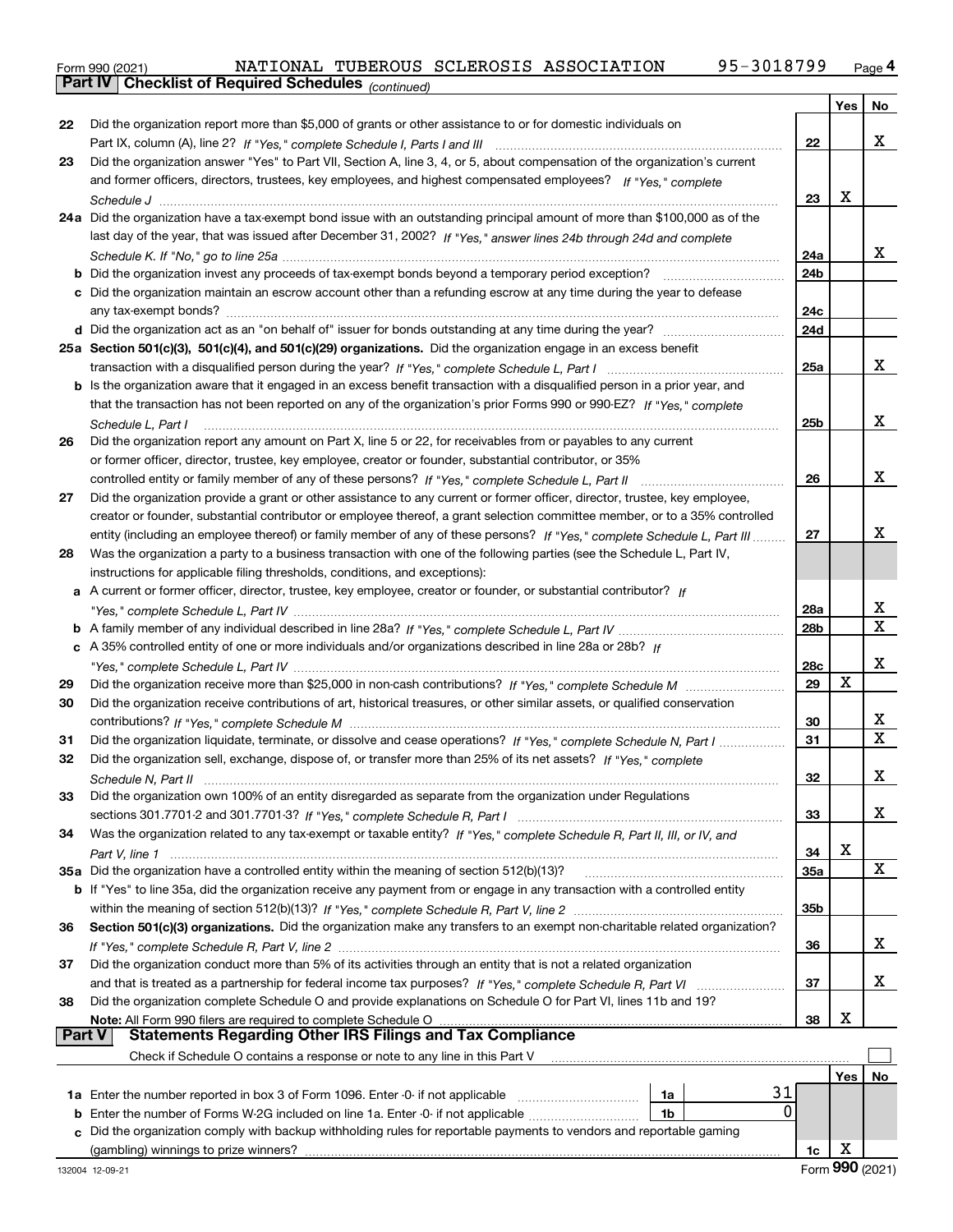Form 990 (2021) NATIONAL TUBEROUS SCLEROSIS ASSOCIATION 95-3018799 Page 4

**Part IV Checklist of Required Schedules** *(continued)*

| | | | Yes | No |
|---|---|---|---|---|
| 22 | Did the organization report more than $5,000 of grants or other assistance to or for domestic individuals on Part IX, column (A), line 2? *If "Yes," complete Schedule I, Parts I and III* | 22 | | X |
| 23 | Did the organization answer "Yes" to Part VII, Section A, line 3, 4, or 5, about compensation of the organization's current and former officers, directors, trustees, key employees, and highest compensated employees? *If "Yes," complete Schedule J* | 23 | X | |
| 24a | Did the organization have a tax-exempt bond issue with an outstanding principal amount of more than $100,000 as of the last day of the year, that was issued after December 31, 2002? *If "Yes," answer lines 24b through 24d and complete Schedule K. If "No," go to line 25a* | 24a | | X |
| b | Did the organization invest any proceeds of tax-exempt bonds beyond a temporary period exception? | 24b | | |
| c | Did the organization maintain an escrow account other than a refunding escrow at any time during the year to defease any tax-exempt bonds? | 24c | | |
| d | Did the organization act as an "on behalf of" issuer for bonds outstanding at any time during the year? | 24d | | |
| 25a | **Section 501(c)(3), 501(c)(4), and 501(c)(29) organizations.** Did the organization engage in an excess benefit transaction with a disqualified person during the year? *If "Yes," complete Schedule L, Part I* | 25a | | X |
| b | Is the organization aware that it engaged in an excess benefit transaction with a disqualified person in a prior year, and that the transaction has not been reported on any of the organization's prior Forms 990 or 990-EZ? *If "Yes," complete Schedule L, Part I* | 25b | | X |
| 26 | Did the organization report any amount on Part X, line 5 or 22, for receivables from or payables to any current or former officer, director, trustee, key employee, creator or founder, substantial contributor, or 35% controlled entity or family member of any of these persons? *If "Yes," complete Schedule L, Part II* | 26 | | X |
| 27 | Did the organization provide a grant or other assistance to any current or former officer, director, trustee, key employee, creator or founder, substantial contributor or employee thereof, a grant selection committee member, or to a 35% controlled entity (including an employee thereof) or family member of any of these persons? *If "Yes," complete Schedule L, Part III* | 27 | | X |
| 28 | Was the organization a party to a business transaction with one of the following parties (see the Schedule L, Part IV, instructions for applicable filing thresholds, conditions, and exceptions): | | | |
| a | A current or former officer, director, trustee, key employee, creator or founder, or substantial contributor? *If "Yes," complete Schedule L, Part IV* | 28a | | X |
| b | A family member of any individual described in line 28a? *If "Yes," complete Schedule L, Part IV* | 28b | | X |
| c | A 35% controlled entity of one or more individuals and/or organizations described in line 28a or 28b? *If "Yes," complete Schedule L, Part IV* | 28c | | X |
| 29 | Did the organization receive more than $25,000 in non-cash contributions? *If "Yes," complete Schedule M* | 29 | X | |
| 30 | Did the organization receive contributions of art, historical treasures, or other similar assets, or qualified conservation contributions? *If "Yes," complete Schedule M* | 30 | | X |
| 31 | Did the organization liquidate, terminate, or dissolve and cease operations? *If "Yes," complete Schedule N, Part I* | 31 | | X |
| 32 | Did the organization sell, exchange, dispose of, or transfer more than 25% of its net assets? *If "Yes," complete Schedule N, Part II* | 32 | | X |
| 33 | Did the organization own 100% of an entity disregarded as separate from the organization under Regulations sections 301.7701-2 and 301.7701-3? *If "Yes," complete Schedule R, Part I* | 33 | | X |
| 34 | Was the organization related to any tax-exempt or taxable entity? *If "Yes," complete Schedule R, Part II, III, or IV, and Part V, line 1* | 34 | X | |
| 35a | Did the organization have a controlled entity within the meaning of section 512(b)(13)? | 35a | | X |
| b | If "Yes" to line 35a, did the organization receive any payment from or engage in any transaction with a controlled entity within the meaning of section 512(b)(13)? *If "Yes," complete Schedule R, Part V, line 2* | 35b | | |
| 36 | **Section 501(c)(3) organizations.** Did the organization make any transfers to an exempt non-charitable related organization? *If "Yes," complete Schedule R, Part V, line 2* | 36 | | X |
| 37 | Did the organization conduct more than 5% of its activities through an entity that is not a related organization and that is treated as a partnership for federal income tax purposes? *If "Yes," complete Schedule R, Part VI* | 37 | | X |
| 38 | Did the organization complete Schedule O and provide explanations on Schedule O for Part VI, lines 11b and 19? **Note:** All Form 990 filers are required to complete Schedule O | 38 | X | |

**Part V Statements Regarding Other IRS Filings and Tax Compliance**

Check if Schedule O contains a response or note to any line in this Part V ☐

| | | | | | Yes | No |
|---|---|---|---|---|---|---|
| 1a | Enter the number reported in box 3 of Form 1096. Enter -0- if not applicable | 1a | 31 | | | |
| b | Enter the number of Forms W-2G included on line 1a. Enter -0- if not applicable | 1b | 0 | | | |
| c | Did the organization comply with backup withholding rules for reportable payments to vendors and reportable gaming (gambling) winnings to prize winners? | | | 1c | X | |

132004 12-09-21 Form **990** (2021)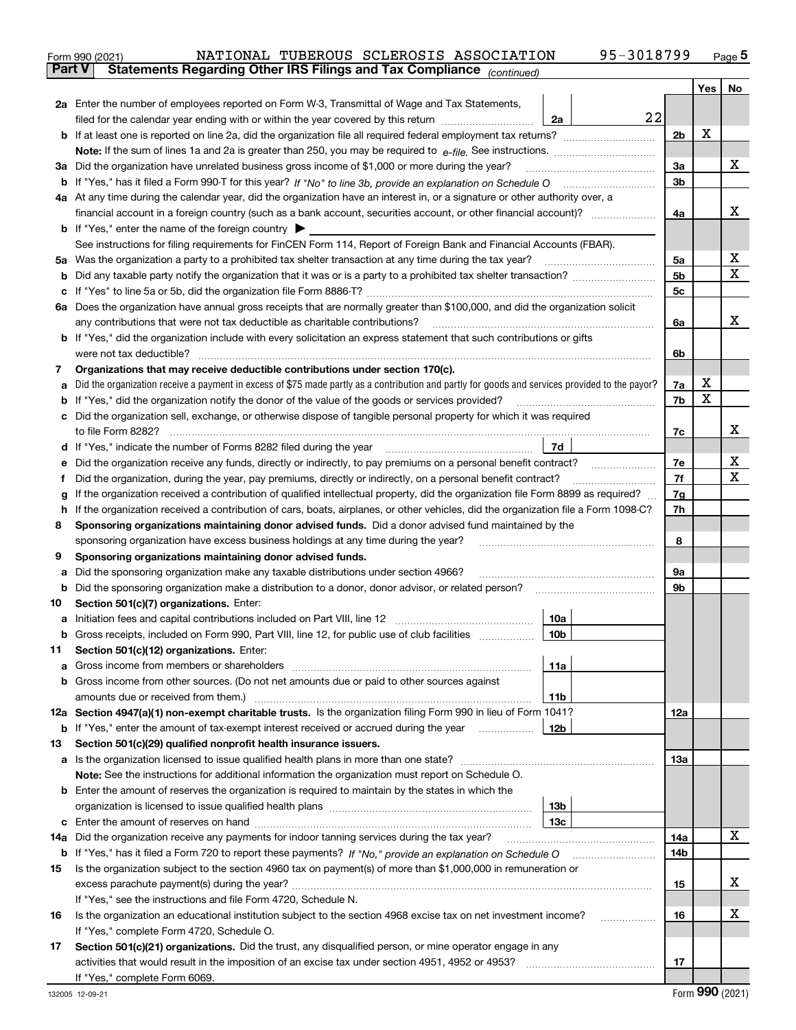Form 990 (2021) NATIONAL TUBEROUS SCLEROSIS ASSOCIATION 95-3018799 Page 5

**Part V Statements Regarding Other IRS Filings and Tax Compliance** *(continued)*

| | | | | Yes | No |
|---|---|---|---|---|---|
| **2a** | Enter the number of employees reported on Form W-3, Transmittal of Wage and Tax Statements, filed for the calendar year ending with or within the year covered by this return | 2a | 22 | | |
| **b** | If at least one is reported on line 2a, did the organization file all required federal employment tax returns? | | 2b | X | |
| | **Note:** If the sum of lines 1a and 2a is greater than 250, you may be required to *e-file.* See instructions. | | | | |
| **3a** | Did the organization have unrelated business gross income of $1,000 or more during the year? | | 3a | | X |
| **b** | If "Yes," has it filed a Form 990-T for this year? *If "No" to line 3b, provide an explanation on Schedule O* | | 3b | | |
| **4a** | At any time during the calendar year, did the organization have an interest in, or a signature or other authority over, a financial account in a foreign country (such as a bank account, securities account, or other financial account)? | | 4a | | X |
| **b** | If "Yes," enter the name of the foreign country ▶ | | | | |
| | See instructions for filing requirements for FinCEN Form 114, Report of Foreign Bank and Financial Accounts (FBAR). | | | | |
| **5a** | Was the organization a party to a prohibited tax shelter transaction at any time during the tax year? | | 5a | | X |
| **b** | Did any taxable party notify the organization that it was or is a party to a prohibited tax shelter transaction? | | 5b | | X |
| **c** | If "Yes" to line 5a or 5b, did the organization file Form 8886-T? | | 5c | | |
| **6a** | Does the organization have annual gross receipts that are normally greater than $100,000, and did the organization solicit any contributions that were not tax deductible as charitable contributions? | | 6a | | X |
| **b** | If "Yes," did the organization include with every solicitation an express statement that such contributions or gifts were not tax deductible? | | 6b | | |
| **7** | **Organizations that may receive deductible contributions under section 170(c).** | | | | |
| **a** | Did the organization receive a payment in excess of $75 made partly as a contribution and partly for goods and services provided to the payor? | | 7a | X | |
| **b** | If "Yes," did the organization notify the donor of the value of the goods or services provided? | | 7b | X | |
| **c** | Did the organization sell, exchange, or otherwise dispose of tangible personal property for which it was required to file Form 8282? | | 7c | | X |
| **d** | If "Yes," indicate the number of Forms 8282 filed during the year | 7d | | | |
| **e** | Did the organization receive any funds, directly or indirectly, to pay premiums on a personal benefit contract? | | 7e | | X |
| **f** | Did the organization, during the year, pay premiums, directly or indirectly, on a personal benefit contract? | | 7f | | X |
| **g** | If the organization received a contribution of qualified intellectual property, did the organization file Form 8899 as required? | | 7g | | |
| **h** | If the organization received a contribution of cars, boats, airplanes, or other vehicles, did the organization file a Form 1098-C? | | 7h | | |
| **8** | **Sponsoring organizations maintaining donor advised funds.** Did a donor advised fund maintained by the sponsoring organization have excess business holdings at any time during the year? | | 8 | | |
| **9** | **Sponsoring organizations maintaining donor advised funds.** | | | | |
| **a** | Did the sponsoring organization make any taxable distributions under section 4966? | | 9a | | |
| **b** | Did the sponsoring organization make a distribution to a donor, donor advisor, or related person? | | 9b | | |
| **10** | **Section 501(c)(7) organizations.** Enter: | | | | |
| **a** | Initiation fees and capital contributions included on Part VIII, line 12 | 10a | | | |
| **b** | Gross receipts, included on Form 990, Part VIII, line 12, for public use of club facilities | 10b | | | |
| **11** | **Section 501(c)(12) organizations.** Enter: | | | | |
| **a** | Gross income from members or shareholders | 11a | | | |
| **b** | Gross income from other sources. (Do not net amounts due or paid to other sources against amounts due or received from them.) | 11b | | | |
| **12a** | **Section 4947(a)(1) non-exempt charitable trusts.** Is the organization filing Form 990 in lieu of Form 1041? | | 12a | | |
| **b** | If "Yes," enter the amount of tax-exempt interest received or accrued during the year | 12b | | | |
| **13** | **Section 501(c)(29) qualified nonprofit health insurance issuers.** | | | | |
| **a** | Is the organization licensed to issue qualified health plans in more than one state? | | 13a | | |
| | **Note:** See the instructions for additional information the organization must report on Schedule O. | | | | |
| **b** | Enter the amount of reserves the organization is required to maintain by the states in which the organization is licensed to issue qualified health plans | 13b | | | |
| **c** | Enter the amount of reserves on hand | 13c | | | |
| **14a** | Did the organization receive any payments for indoor tanning services during the tax year? | | 14a | | X |
| **b** | If "Yes," has it filed a Form 720 to report these payments? *If "No," provide an explanation on Schedule O* | | 14b | | |
| **15** | Is the organization subject to the section 4960 tax on payment(s) of more than $1,000,000 in remuneration or excess parachute payment(s) during the year? | | 15 | | X |
| | If "Yes," see the instructions and file Form 4720, Schedule N. | | | | |
| **16** | Is the organization an educational institution subject to the section 4968 excise tax on net investment income? | | 16 | | X |
| | If "Yes," complete Form 4720, Schedule O. | | | | |
| **17** | **Section 501(c)(21) organizations.** Did the trust, any disqualified person, or mine operator engage in any activities that would result in the imposition of an excise tax under section 4951, 4952 or 4953? | | 17 | | |
| | If "Yes," complete Form 6069. | | | | |

132005 12-09-21 Form **990** (2021)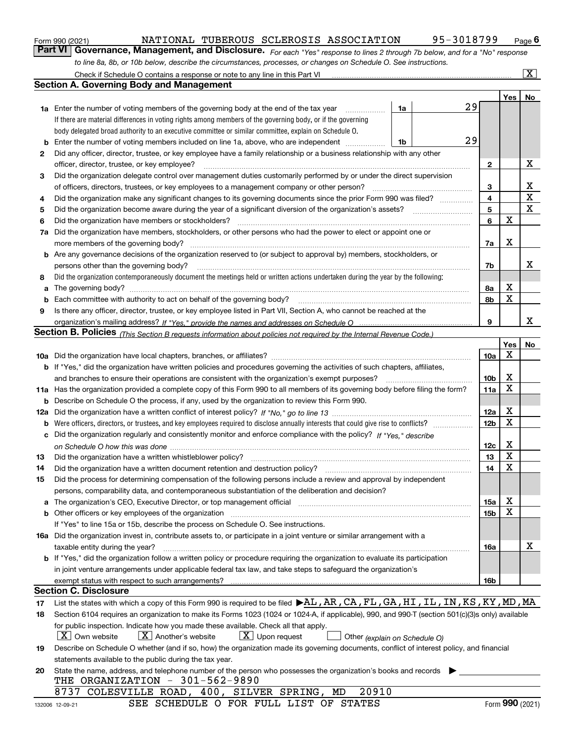Form 990 (2021) NATIONAL TUBEROUS SCLEROSIS ASSOCIATION 95-3018799

## Part VI Governance, Management, and Disclosure.

*For each "Yes" response to lines 2 through 7b below, and for a "No" response to line 8a, 8b, or 10b below, describe the circumstances, processes, or changes on Schedule O. See instructions.*

Check if Schedule O contains a response or note to any line in this Part VI [X]

### Section A. Governing Body and Management

| | | | | Yes | No |
|---|---|---|---|---|---|
| **1a** | Enter the number of voting members of the governing body at the end of the tax year (1a) | 29 | | | |
| | If there are material differences in voting rights among members of the governing body, or if the governing body delegated broad authority to an executive committee or similar committee, explain on Schedule O. | | | | |
| **b** | Enter the number of voting members included on line 1a, above, who are independent (1b) | 29 | | | |
| **2** | Did any officer, director, trustee, or key employee have a family relationship or a business relationship with any other officer, director, trustee, or key employee? | | 2 | | X |
| **3** | Did the organization delegate control over management duties customarily performed by or under the direct supervision of officers, directors, trustees, or key employees to a management company or other person? | | 3 | | X |
| **4** | Did the organization make any significant changes to its governing documents since the prior Form 990 was filed? | | 4 | | X |
| **5** | Did the organization become aware during the year of a significant diversion of the organization's assets? | | 5 | | X |
| **6** | Did the organization have members or stockholders? | | 6 | X | |
| **7a** | Did the organization have members, stockholders, or other persons who had the power to elect or appoint one or more members of the governing body? | | 7a | X | |
| **b** | Are any governance decisions of the organization reserved to (or subject to approval by) members, stockholders, or persons other than the governing body? | | 7b | | X |
| **8** | Did the organization contemporaneously document the meetings held or written actions undertaken during the year by the following: | | | | |
| **a** | The governing body? | | 8a | X | |
| **b** | Each committee with authority to act on behalf of the governing body? | | 8b | X | |
| **9** | Is there any officer, director, trustee, or key employee listed in Part VII, Section A, who cannot be reached at the organization's mailing address? *If "Yes," provide the names and addresses on Schedule O* | | 9 | | X |

### Section B. Policies *(This Section B requests information about policies not required by the Internal Revenue Code.)*

| | | | Yes | No |
|---|---|---|---|---|
| **10a** | Did the organization have local chapters, branches, or affiliates? | 10a | X | |
| **b** | If "Yes," did the organization have written policies and procedures governing the activities of such chapters, affiliates, and branches to ensure their operations are consistent with the organization's exempt purposes? | 10b | X | |
| **11a** | Has the organization provided a complete copy of this Form 990 to all members of its governing body before filing the form? | 11a | X | |
| **b** | Describe on Schedule O the process, if any, used by the organization to review this Form 990. | | | |
| **12a** | Did the organization have a written conflict of interest policy? *If "No," go to line 13* | 12a | X | |
| **b** | Were officers, directors, or trustees, and key employees required to disclose annually interests that could give rise to conflicts? | 12b | X | |
| **c** | Did the organization regularly and consistently monitor and enforce compliance with the policy? *If "Yes," describe on Schedule O how this was done* | 12c | X | |
| **13** | Did the organization have a written whistleblower policy? | 13 | X | |
| **14** | Did the organization have a written document retention and destruction policy? | 14 | X | |
| **15** | Did the process for determining compensation of the following persons include a review and approval by independent persons, comparability data, and contemporaneous substantiation of the deliberation and decision? | | | |
| **a** | The organization's CEO, Executive Director, or top management official | 15a | X | |
| **b** | Other officers or key employees of the organization | 15b | X | |
| | If "Yes" to line 15a or 15b, describe the process on Schedule O. See instructions. | | | |
| **16a** | Did the organization invest in, contribute assets to, or participate in a joint venture or similar arrangement with a taxable entity during the year? | 16a | | X |
| **b** | If "Yes," did the organization follow a written policy or procedure requiring the organization to evaluate its participation in joint venture arrangements under applicable federal tax law, and take steps to safeguard the organization's exempt status with respect to such arrangements? | 16b | | |

### Section C. Disclosure

**17** List the states with which a copy of this Form 990 is required to be filed ▶AL,AR,CA,FL,GA,HI,IL,IN,KS,KY,MD,MA

**18** Section 6104 requires an organization to make its Forms 1023 (1024 or 1024-A, if applicable), 990, and 990-T (section 501(c)(3)s only) available for public inspection. Indicate how you made these available. Check all that apply.

[X] Own website [X] Another's website [X] Upon request [ ] Other *(explain on Schedule O)*

**19** Describe on Schedule O whether (and if so, how) the organization made its governing documents, conflict of interest policy, and financial statements available to the public during the tax year.

**20** State the name, address, and telephone number of the person who possesses the organization's books and records ▶

THE ORGANIZATION - 301-562-9890

8737 COLESVILLE ROAD, 400, SILVER SPRING, MD 20910

SEE SCHEDULE O FOR FULL LIST OF STATES

132006 12-09-21 Form **990** (2021)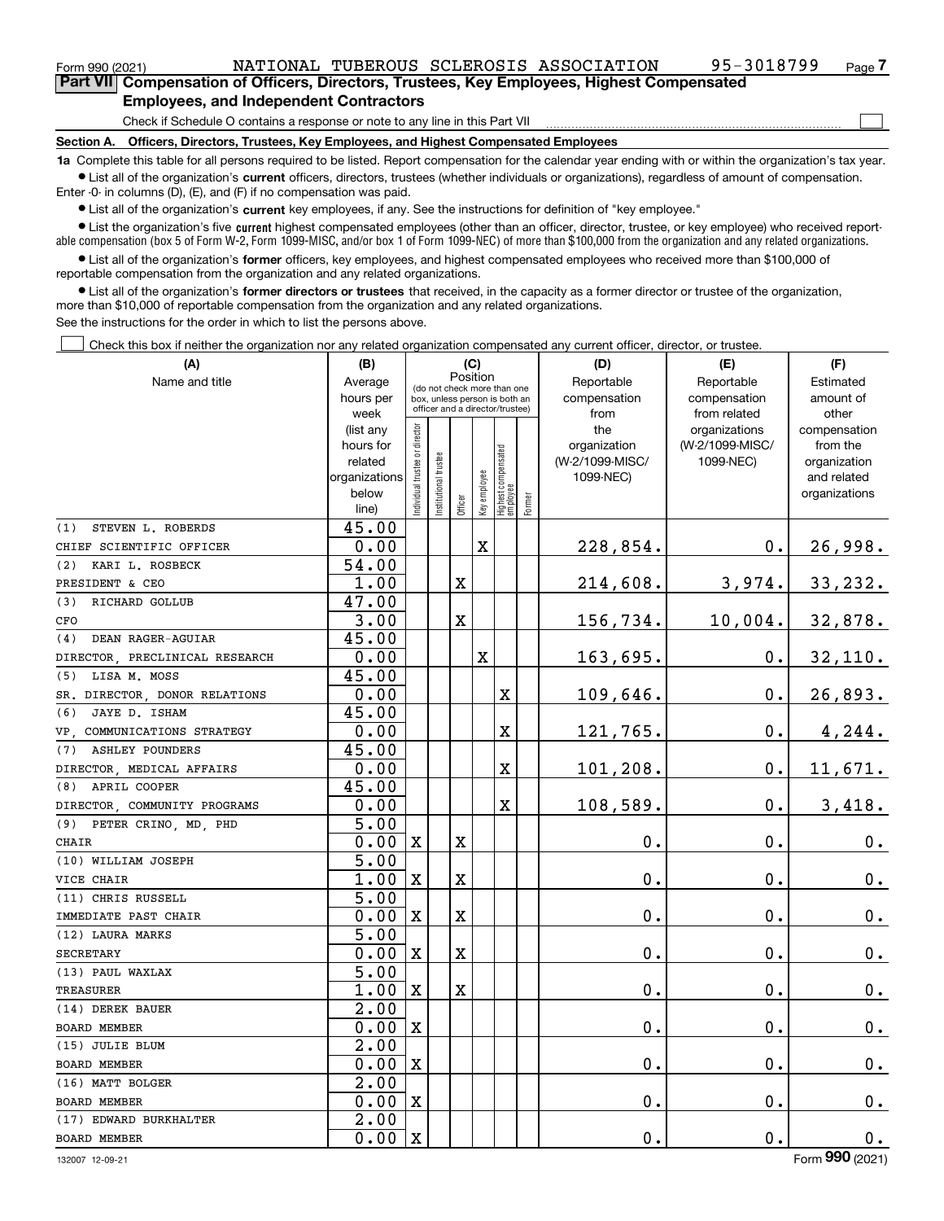Form 990 (2021) NATIONAL TUBEROUS SCLEROSIS ASSOCIATION 95-3018799 Page 7

**Part VII Compensation of Officers, Directors, Trustees, Key Employees, Highest Compensated Employees, and Independent Contractors**

Check if Schedule O contains a response or note to any line in this Part VII ☐

**Section A. Officers, Directors, Trustees, Key Employees, and Highest Compensated Employees**

**1a** Complete this table for all persons required to be listed. Report compensation for the calendar year ending with or within the organization's tax year.

- List all of the organization's **current** officers, directors, trustees (whether individuals or organizations), regardless of amount of compensation. Enter -0- in columns (D), (E), and (F) if no compensation was paid.
- List all of the organization's **current** key employees, if any. See the instructions for definition of "key employee."
- List the organization's five **current** highest compensated employees (other than an officer, director, trustee, or key employee) who received reportable compensation (box 5 of Form W-2, Form 1099-MISC, and/or box 1 of Form 1099-NEC) of more than $100,000 from the organization and any related organizations.
- List all of the organization's **former** officers, key employees, and highest compensated employees who received more than $100,000 of reportable compensation from the organization and any related organizations.
- List all of the organization's **former directors or trustees** that received, in the capacity as a former director or trustee of the organization, more than $10,000 of reportable compensation from the organization and any related organizations.

See the instructions for the order in which to list the persons above.

☐ Check this box if neither the organization nor any related organization compensated any current officer, director, or trustee.

| (A) Name and title | (B) Average hours per week (list any hours for related organizations below line) | (C) Position: Individual trustee or director | Institutional trustee | Officer | Key employee | Highest compensated employee | Former | (D) Reportable compensation from the organization (W-2/1099-MISC/1099-NEC) | (E) Reportable compensation from related organizations (W-2/1099-MISC/1099-NEC) | (F) Estimated amount of other compensation from the organization and related organizations |
|---|---|---|---|---|---|---|---|---|---|---|
| (1) STEVEN L. ROBERDS<br>CHIEF SCIENTIFIC OFFICER | 45.00<br>0.00 | | | | X | | | 228,854. | 0. | 26,998. |
| (2) KARI L. ROSBECK<br>PRESIDENT & CEO | 54.00<br>1.00 | | | X | | | | 214,608. | 3,974. | 33,232. |
| (3) RICHARD GOLLUB<br>CFO | 47.00<br>3.00 | | | X | | | | 156,734. | 10,004. | 32,878. |
| (4) DEAN RAGER-AGUIAR<br>DIRECTOR, PRECLINICAL RESEARCH | 45.00<br>0.00 | | | | X | | | 163,695. | 0. | 32,110. |
| (5) LISA M. MOSS<br>SR. DIRECTOR, DONOR RELATIONS | 45.00<br>0.00 | | | | | X | | 109,646. | 0. | 26,893. |
| (6) JAYE D. ISHAM<br>VP, COMMUNICATIONS STRATEGY | 45.00<br>0.00 | | | | | X | | 121,765. | 0. | 4,244. |
| (7) ASHLEY POUNDERS<br>DIRECTOR, MEDICAL AFFAIRS | 45.00<br>0.00 | | | | | X | | 101,208. | 0. | 11,671. |
| (8) APRIL COOPER<br>DIRECTOR, COMMUNITY PROGRAMS | 45.00<br>0.00 | | | | | X | | 108,589. | 0. | 3,418. |
| (9) PETER CRINO, MD, PHD<br>CHAIR | 5.00<br>0.00 | X | | X | | | | 0. | 0. | 0. |
| (10) WILLIAM JOSEPH<br>VICE CHAIR | 5.00<br>1.00 | X | | X | | | | 0. | 0. | 0. |
| (11) CHRIS RUSSELL<br>IMMEDIATE PAST CHAIR | 5.00<br>0.00 | X | | X | | | | 0. | 0. | 0. |
| (12) LAURA MARKS<br>SECRETARY | 5.00<br>0.00 | X | | X | | | | 0. | 0. | 0. |
| (13) PAUL WAXLAX<br>TREASURER | 5.00<br>1.00 | X | | X | | | | 0. | 0. | 0. |
| (14) DEREK BAUER<br>BOARD MEMBER | 2.00<br>0.00 | X | | | | | | 0. | 0. | 0. |
| (15) JULIE BLUM<br>BOARD MEMBER | 2.00<br>0.00 | X | | | | | | 0. | 0. | 0. |
| (16) MATT BOLGER<br>BOARD MEMBER | 2.00<br>0.00 | X | | | | | | 0. | 0. | 0. |
| (17) EDWARD BURKHALTER<br>BOARD MEMBER | 2.00<br>0.00 | X | | | | | | 0. | 0. | 0. |

132007 12-09-21 Form **990** (2021)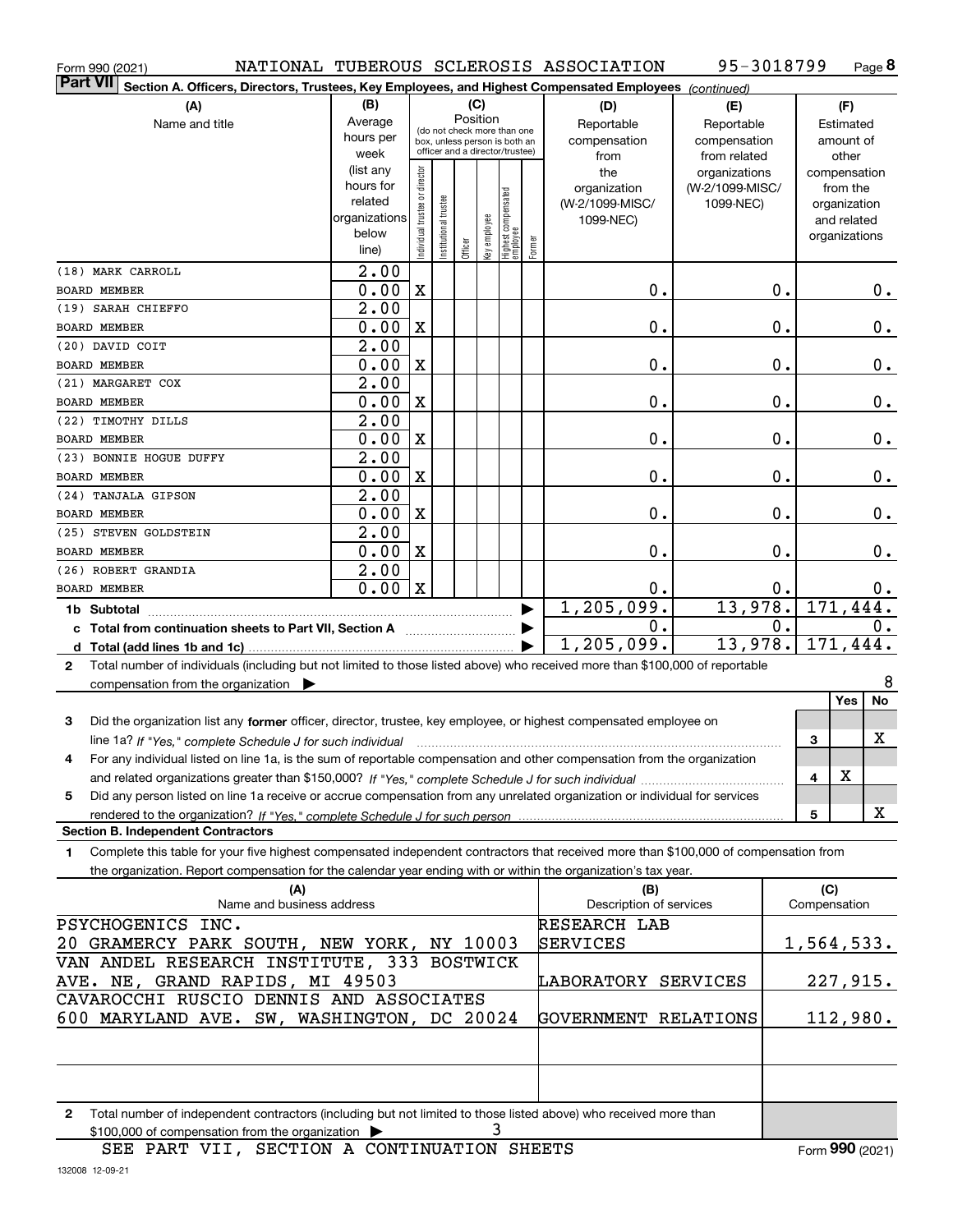Form 990 (2021) NATIONAL TUBEROUS SCLEROSIS ASSOCIATION 95-3018799 Page 8

**Part VII Section A. Officers, Directors, Trustees, Key Employees, and Highest Compensated Employees** *(continued)*

| (A) Name and title | (B) Average hours per week (list any hours for related organizations below line) | (C) Position: Individual trustee or director | Institutional trustee | Officer | Key employee | Highest compensated employee | Former | (D) Reportable compensation from the organization (W-2/1099-MISC/1099-NEC) | (E) Reportable compensation from related organizations (W-2/1099-MISC/1099-NEC) | (F) Estimated amount of other compensation from the organization and related organizations |
|---|---|---|---|---|---|---|---|---|---|---|
| (18) MARK CARROLL<br>BOARD MEMBER | 2.00<br>0.00 | X | | | | | | 0. | 0. | 0. |
| (19) SARAH CHIEFFO<br>BOARD MEMBER | 2.00<br>0.00 | X | | | | | | 0. | 0. | 0. |
| (20) DAVID COIT<br>BOARD MEMBER | 2.00<br>0.00 | X | | | | | | 0. | 0. | 0. |
| (21) MARGARET COX<br>BOARD MEMBER | 2.00<br>0.00 | X | | | | | | 0. | 0. | 0. |
| (22) TIMOTHY DILLS<br>BOARD MEMBER | 2.00<br>0.00 | X | | | | | | 0. | 0. | 0. |
| (23) BONNIE HOGUE DUFFY<br>BOARD MEMBER | 2.00<br>0.00 | X | | | | | | 0. | 0. | 0. |
| (24) TANJALA GIPSON<br>BOARD MEMBER | 2.00<br>0.00 | X | | | | | | 0. | 0. | 0. |
| (25) STEVEN GOLDSTEIN<br>BOARD MEMBER | 2.00<br>0.00 | X | | | | | | 0. | 0. | 0. |
| (26) ROBERT GRANDIA<br>BOARD MEMBER | 2.00<br>0.00 | X | | | | | | 0. | 0. | 0. |
| 1b Subtotal | | | | | | | | 1,205,099. | 13,978. | 171,444. |
| c Total from continuation sheets to Part VII, Section A | | | | | | | | 0. | 0. | 0. |
| d Total (add lines 1b and 1c) | | | | | | | | 1,205,099. | 13,978. | 171,444. |

2 Total number of individuals (including but not limited to those listed above) who received more than $100,000 of reportable compensation from the organization ▶ 8

| | | Yes | No |
|---|---|---|---|
| 3 Did the organization list any **former** officer, director, trustee, key employee, or highest compensated employee on line 1a? *If "Yes," complete Schedule J for such individual* | 3 | | X |
| 4 For any individual listed on line 1a, is the sum of reportable compensation and other compensation from the organization and related organizations greater than $150,000? *If "Yes," complete Schedule J for such individual* | 4 | X | |
| 5 Did any person listed on line 1a receive or accrue compensation from any unrelated organization or individual for services rendered to the organization? *If "Yes," complete Schedule J for such person* | 5 | | X |

**Section B. Independent Contractors**

1 Complete this table for your five highest compensated independent contractors that received more than $100,000 of compensation from the organization. Report compensation for the calendar year ending with or within the organization's tax year.

| (A) Name and business address | (B) Description of services | (C) Compensation |
|---|---|---|
| PSYCHOGENICS INC.<br>20 GRAMERCY PARK SOUTH, NEW YORK, NY 10003 | RESEARCH LAB SERVICES | 1,564,533. |
| VAN ANDEL RESEARCH INSTITUTE, 333 BOSTWICK AVE. NE, GRAND RAPIDS, MI 49503 | LABORATORY SERVICES | 227,915. |
| CAVAROCCHI RUSCIO DENNIS AND ASSOCIATES<br>600 MARYLAND AVE. SW, WASHINGTON, DC 20024 | GOVERNMENT RELATIONS | 112,980. |
| | | |
| | | |

2 Total number of independent contractors (including but not limited to those listed above) who received more than $100,000 of compensation from the organization ▶ 3

SEE PART VII, SECTION A CONTINUATION SHEETS

Form **990** (2021)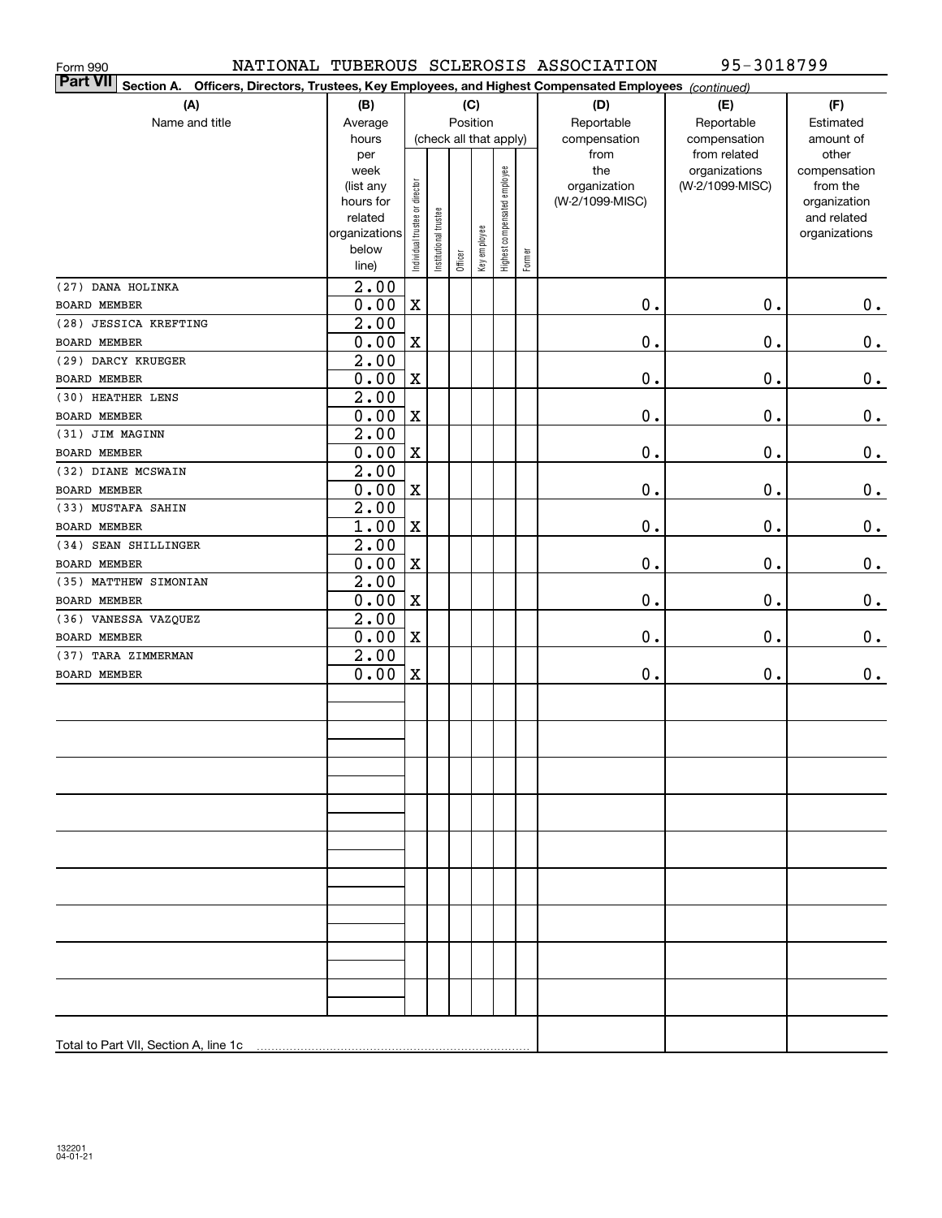Form 990 NATIONAL TUBEROUS SCLEROSIS ASSOCIATION 95-3018799

**Part VII** **Section A. Officers, Directors, Trustees, Key Employees, and Highest Compensated Employees** *(continued)*

| (A) Name and title | (B) Average hours per week (list any hours for related organizations below line) | (C) Position (check all that apply): Individual trustee or director | Institutional trustee | Officer | Key employee | Highest compensated employee | Former | (D) Reportable compensation from the organization (W-2/1099-MISC) | (E) Reportable compensation from related organizations (W-2/1099-MISC) | (F) Estimated amount of other compensation from the organization and related organizations |
|---|---|---|---|---|---|---|---|---|---|---|
| (27) DANA HOLINKA<br>BOARD MEMBER | 2.00<br>0.00 | X | | | | | | 0. | 0. | 0. |
| (28) JESSICA KREFTING<br>BOARD MEMBER | 2.00<br>0.00 | X | | | | | | 0. | 0. | 0. |
| (29) DARCY KRUEGER<br>BOARD MEMBER | 2.00<br>0.00 | X | | | | | | 0. | 0. | 0. |
| (30) HEATHER LENS<br>BOARD MEMBER | 2.00<br>0.00 | X | | | | | | 0. | 0. | 0. |
| (31) JIM MAGINN<br>BOARD MEMBER | 2.00<br>0.00 | X | | | | | | 0. | 0. | 0. |
| (32) DIANE MCSWAIN<br>BOARD MEMBER | 2.00<br>0.00 | X | | | | | | 0. | 0. | 0. |
| (33) MUSTAFA SAHIN<br>BOARD MEMBER | 2.00<br>1.00 | X | | | | | | 0. | 0. | 0. |
| (34) SEAN SHILLINGER<br>BOARD MEMBER | 2.00<br>0.00 | X | | | | | | 0. | 0. | 0. |
| (35) MATTHEW SIMONIAN<br>BOARD MEMBER | 2.00<br>0.00 | X | | | | | | 0. | 0. | 0. |
| (36) VANESSA VAZQUEZ<br>BOARD MEMBER | 2.00<br>0.00 | X | | | | | | 0. | 0. | 0. |
| (37) TARA ZIMMERMAN<br>BOARD MEMBER | 2.00<br>0.00 | X | | | | | | 0. | 0. | 0. |
| Total to Part VII, Section A, line 1c | | | | | | | | | | |

132201 04-01-21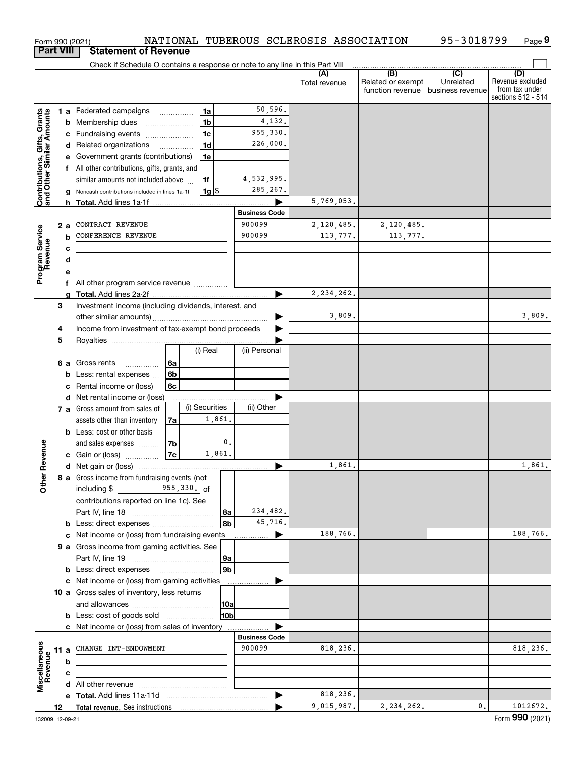Form 990 (2021) NATIONAL TUBEROUS SCLEROSIS ASSOCIATION 95-3018799 Page 9

## Part VIII Statement of Revenue

Check if Schedule O contains a response or note to any line in this Part VIII

| | | | | (A) Total revenue | (B) Related or exempt function revenue | (C) Unrelated business revenue | (D) Revenue excluded from tax under sections 512 - 514 |
|---|---|---|---|---|---|---|---|
| **Contributions, Gifts, Grants and Other Similar Amounts** | 1 a Federated campaigns | 1a | 50,596. | | | | |
| | b Membership dues | 1b | 4,132. | | | | |
| | c Fundraising events | 1c | 955,330. | | | | |
| | d Related organizations | 1d | 226,000. | | | | |
| | e Government grants (contributions) | 1e | | | | | |
| | f All other contributions, gifts, grants, and similar amounts not included above | 1f | 4,532,995. | | | | |
| | g Noncash contributions included in lines 1a-1f | 1g $ | 285,267. | | | | |
| | h **Total.** Add lines 1a-1f | | ▶ | 5,769,053. | | | |
| **Program Service Revenue** | | | **Business Code** | | | | |
| | 2 a CONTRACT REVENUE | | 900099 | 2,120,485. | 2,120,485. | | |
| | b CONFERENCE REVENUE | | 900099 | 113,777. | 113,777. | | |
| | c | | | | | | |
| | d | | | | | | |
| | e | | | | | | |
| | f All other program service revenue | | | | | | |
| | g **Total.** Add lines 2a-2f | | ▶ | 2,234,262. | | | |
| **Other Revenue** | 3 Investment income (including dividends, interest, and other similar amounts) | | ▶ | 3,809. | | | 3,809. |
| | 4 Income from investment of tax-exempt bond proceeds | | ▶ | | | | |
| | 5 Royalties | | ▶ | | | | |
| | | (i) Real | (ii) Personal | | | | |
| | 6 a Gross rents 6a | | | | | | |
| | b Less: rental expenses 6b | | | | | | |
| | c Rental income or (loss) 6c | | | | | | |
| | d Net rental income or (loss) | | ▶ | | | | |
| | | (i) Securities | (ii) Other | | | | |
| | 7 a Gross amount from sales of assets other than inventory 7a | 1,861. | | | | | |
| | b Less: cost or other basis and sales expenses 7b | 0. | | | | | |
| | c Gain or (loss) 7c | 1,861. | | | | | |
| | d Net gain or (loss) | | ▶ | 1,861. | | | 1,861. |
| | 8 a Gross income from fundraising events (not including $ 955,330. of contributions reported on line 1c). See Part IV, line 18 | 8a | 234,482. | | | | |
| | b Less: direct expenses | 8b | 45,716. | | | | |
| | c Net income or (loss) from fundraising events | | ▶ | 188,766. | | | 188,766. |
| | 9 a Gross income from gaming activities. See Part IV, line 19 | 9a | | | | | |
| | b Less: direct expenses | 9b | | | | | |
| | c Net income or (loss) from gaming activities | | ▶ | | | | |
| | 10 a Gross sales of inventory, less returns and allowances | 10a | | | | | |
| | b Less: cost of goods sold | 10b | | | | | |
| | c Net income or (loss) from sales of inventory | | ▶ | | | | |
| **Miscellaneous Revenue** | | | **Business Code** | | | | |
| | 11 a CHANGE INT-ENDOWMENT | | 900099 | 818,236. | | | 818,236. |
| | b | | | | | | |
| | c | | | | | | |
| | d All other revenue | | | | | | |
| | e **Total.** Add lines 11a-11d | | ▶ | 818,236. | | | |
| | 12 **Total revenue.** See instructions | | ▶ | 9,015,987. | 2,234,262. | 0. | 1012672. |

132009 12-09-21 Form **990** (2021)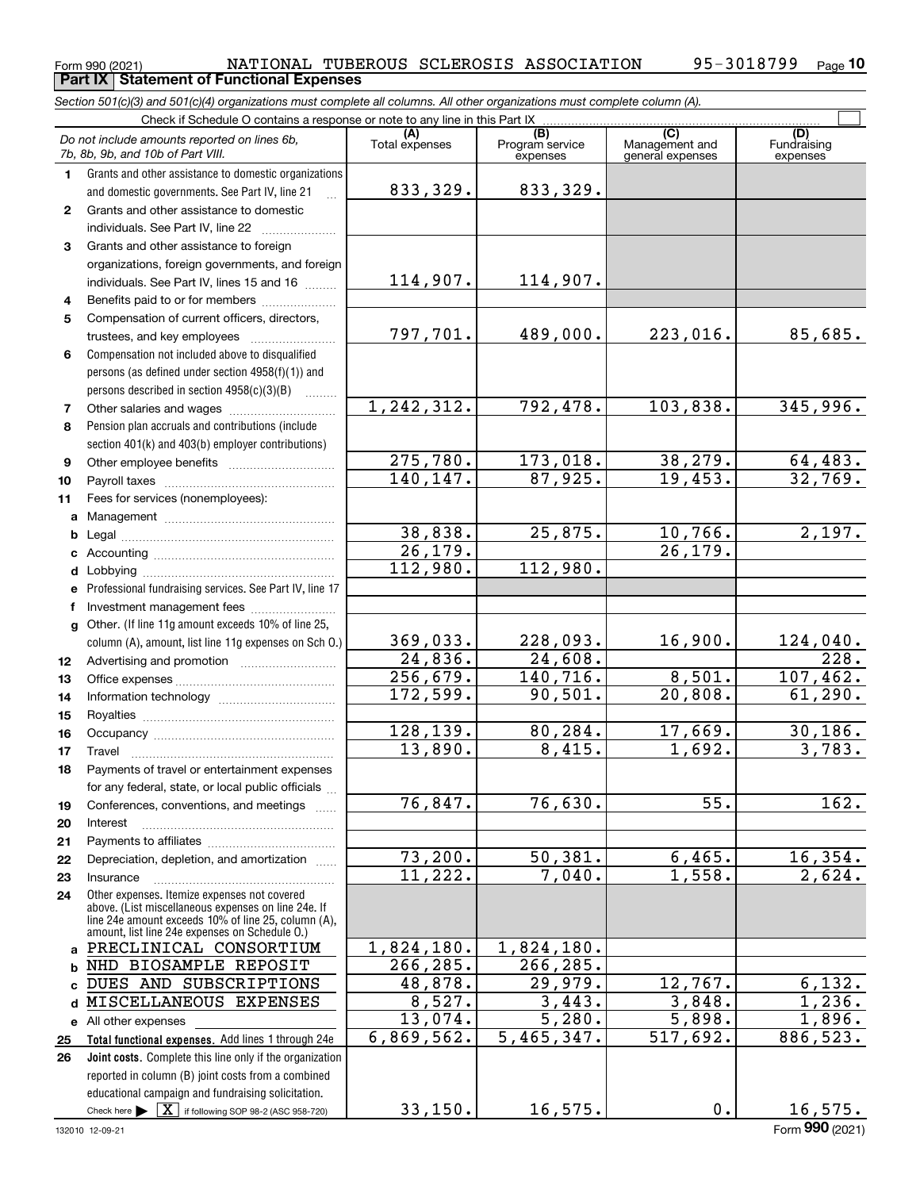Form 990 (2021) NATIONAL TUBEROUS SCLEROSIS ASSOCIATION 95-3018799 Page **10**

## Part IX Statement of Functional Expenses

*Section 501(c)(3) and 501(c)(4) organizations must complete all columns. All other organizations must complete column (A).*

Check if Schedule O contains a response or note to any line in this Part IX

| | *Do not include amounts reported on lines 6b, 7b, 8b, 9b, and 10b of Part VIII.* | (A) Total expenses | (B) Program service expenses | (C) Management and general expenses | (D) Fundraising expenses |
|---|---|---|---|---|---|
| 1 | Grants and other assistance to domestic organizations and domestic governments. See Part IV, line 21 | 833,329. | 833,329. | | |
| 2 | Grants and other assistance to domestic individuals. See Part IV, line 22 | | | | |
| 3 | Grants and other assistance to foreign organizations, foreign governments, and foreign individuals. See Part IV, lines 15 and 16 | 114,907. | 114,907. | | |
| 4 | Benefits paid to or for members | | | | |
| 5 | Compensation of current officers, directors, trustees, and key employees | 797,701. | 489,000. | 223,016. | 85,685. |
| 6 | Compensation not included above to disqualified persons (as defined under section 4958(f)(1)) and persons described in section 4958(c)(3)(B) | | | | |
| 7 | Other salaries and wages | 1,242,312. | 792,478. | 103,838. | 345,996. |
| 8 | Pension plan accruals and contributions (include section 401(k) and 403(b) employer contributions) | | | | |
| 9 | Other employee benefits | 275,780. | 173,018. | 38,279. | 64,483. |
| 10 | Payroll taxes | 140,147. | 87,925. | 19,453. | 32,769. |
| 11 | Fees for services (nonemployees): | | | | |
| a | Management | | | | |
| b | Legal | 38,838. | 25,875. | 10,766. | 2,197. |
| c | Accounting | 26,179. | | 26,179. | |
| d | Lobbying | 112,980. | 112,980. | | |
| e | Professional fundraising services. See Part IV, line 17 | | | | |
| f | Investment management fees | | | | |
| g | Other. (If line 11g amount exceeds 10% of line 25, column (A), amount, list line 11g expenses on Sch O.) | 369,033. | 228,093. | 16,900. | 124,040. |
| 12 | Advertising and promotion | 24,836. | 24,608. | | 228. |
| 13 | Office expenses | 256,679. | 140,716. | 8,501. | 107,462. |
| 14 | Information technology | 172,599. | 90,501. | 20,808. | 61,290. |
| 15 | Royalties | | | | |
| 16 | Occupancy | 128,139. | 80,284. | 17,669. | 30,186. |
| 17 | Travel | 13,890. | 8,415. | 1,692. | 3,783. |
| 18 | Payments of travel or entertainment expenses for any federal, state, or local public officials | | | | |
| 19 | Conferences, conventions, and meetings | 76,847. | 76,630. | 55. | 162. |
| 20 | Interest | | | | |
| 21 | Payments to affiliates | | | | |
| 22 | Depreciation, depletion, and amortization | 73,200. | 50,381. | 6,465. | 16,354. |
| 23 | Insurance | 11,222. | 7,040. | 1,558. | 2,624. |
| 24 | Other expenses. Itemize expenses not covered above. (List miscellaneous expenses on line 24e. If line 24e amount exceeds 10% of line 25, column (A), amount, list line 24e expenses on Schedule O.) | | | | |
| a | PRECLINICAL CONSORTIUM | 1,824,180. | 1,824,180. | | |
| b | NHD BIOSAMPLE REPOSIT | 266,285. | 266,285. | | |
| c | DUES AND SUBSCRIPTIONS | 48,878. | 29,979. | 12,767. | 6,132. |
| d | MISCELLANEOUS EXPENSES | 8,527. | 3,443. | 3,848. | 1,236. |
| e | All other expenses | 13,074. | 5,280. | 5,898. | 1,896. |
| 25 | **Total functional expenses.** Add lines 1 through 24e | 6,869,562. | 5,465,347. | 517,692. | 886,523. |
| 26 | **Joint costs.** Complete this line only if the organization reported in column (B) joint costs from a combined educational campaign and fundraising solicitation. Check here [X] if following SOP 98-2 (ASC 958-720) | 33,150. | 16,575. | 0. | 16,575. |

132010 12-09-21 Form **990** (2021)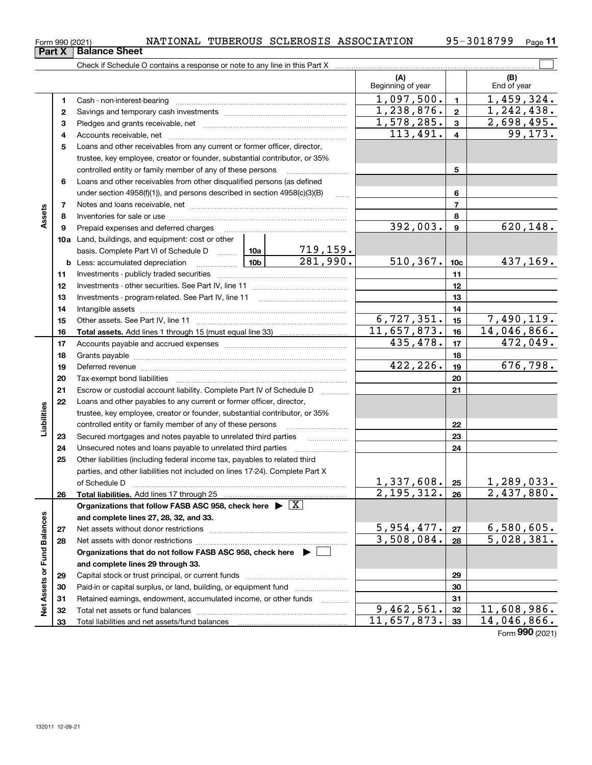Form 990 (2021) NATIONAL TUBEROUS SCLEROSIS ASSOCIATION 95-3018799 Page 11

## Part X Balance Sheet

Check if Schedule O contains a response or note to any line in this Part X

| | | | | (A) Beginning of year | | (B) End of year |
|---|---|---|---|---|---|---|
| Assets | 1 | Cash - non-interest-bearing | | 1,097,500. | 1 | 1,459,324. |
| | 2 | Savings and temporary cash investments | | 1,238,876. | 2 | 1,242,438. |
| | 3 | Pledges and grants receivable, net | | 1,578,285. | 3 | 2,698,495. |
| | 4 | Accounts receivable, net | | 113,491. | 4 | 99,173. |
| | 5 | Loans and other receivables from any current or former officer, director, trustee, key employee, creator or founder, substantial contributor, or 35% controlled entity or family member of any of these persons | | | 5 | |
| | 6 | Loans and other receivables from other disqualified persons (as defined under section 4958(f)(1)), and persons described in section 4958(c)(3)(B) | | | 6 | |
| | 7 | Notes and loans receivable, net | | | 7 | |
| | 8 | Inventories for sale or use | | | 8 | |
| | 9 | Prepaid expenses and deferred charges | | 392,003. | 9 | 620,148. |
| | 10a | Land, buildings, and equipment: cost or other basis. Complete Part VI of Schedule D | 10a 719,159. | | | |
| | b | Less: accumulated depreciation | 10b 281,990. | 510,367. | 10c | 437,169. |
| | 11 | Investments - publicly traded securities | | | 11 | |
| | 12 | Investments - other securities. See Part IV, line 11 | | | 12 | |
| | 13 | Investments - program-related. See Part IV, line 11 | | | 13 | |
| | 14 | Intangible assets | | | 14 | |
| | 15 | Other assets. See Part IV, line 11 | | 6,727,351. | 15 | 7,490,119. |
| | 16 | **Total assets.** Add lines 1 through 15 (must equal line 33) | | 11,657,873. | 16 | 14,046,866. |
| Liabilities | 17 | Accounts payable and accrued expenses | | 435,478. | 17 | 472,049. |
| | 18 | Grants payable | | | 18 | |
| | 19 | Deferred revenue | | 422,226. | 19 | 676,798. |
| | 20 | Tax-exempt bond liabilities | | | 20 | |
| | 21 | Escrow or custodial account liability. Complete Part IV of Schedule D | | | 21 | |
| | 22 | Loans and other payables to any current or former officer, director, trustee, key employee, creator or founder, substantial contributor, or 35% controlled entity or family member of any of these persons | | | 22 | |
| | 23 | Secured mortgages and notes payable to unrelated third parties | | | 23 | |
| | 24 | Unsecured notes and loans payable to unrelated third parties | | | 24 | |
| | 25 | Other liabilities (including federal income tax, payables to related third parties, and other liabilities not included on lines 17-24). Complete Part X of Schedule D | | 1,337,608. | 25 | 1,289,033. |
| | 26 | **Total liabilities.** Add lines 17 through 25 | | 2,195,312. | 26 | 2,437,880. |
| Net Assets or Fund Balances | | **Organizations that follow FASB ASC 958, check here** ▶ [X] **and complete lines 27, 28, 32, and 33.** | | | | |
| | 27 | Net assets without donor restrictions | | 5,954,477. | 27 | 6,580,605. |
| | 28 | Net assets with donor restrictions | | 3,508,084. | 28 | 5,028,381. |
| | | **Organizations that do not follow FASB ASC 958, check here** ▶ [ ] **and complete lines 29 through 33.** | | | | |
| | 29 | Capital stock or trust principal, or current funds | | | 29 | |
| | 30 | Paid-in or capital surplus, or land, building, or equipment fund | | | 30 | |
| | 31 | Retained earnings, endowment, accumulated income, or other funds | | | 31 | |
| | 32 | Total net assets or fund balances | | 9,462,561. | 32 | 11,608,986. |
| | 33 | Total liabilities and net assets/fund balances | | 11,657,873. | 33 | 14,046,866. |

Form **990** (2021)

132011 12-09-21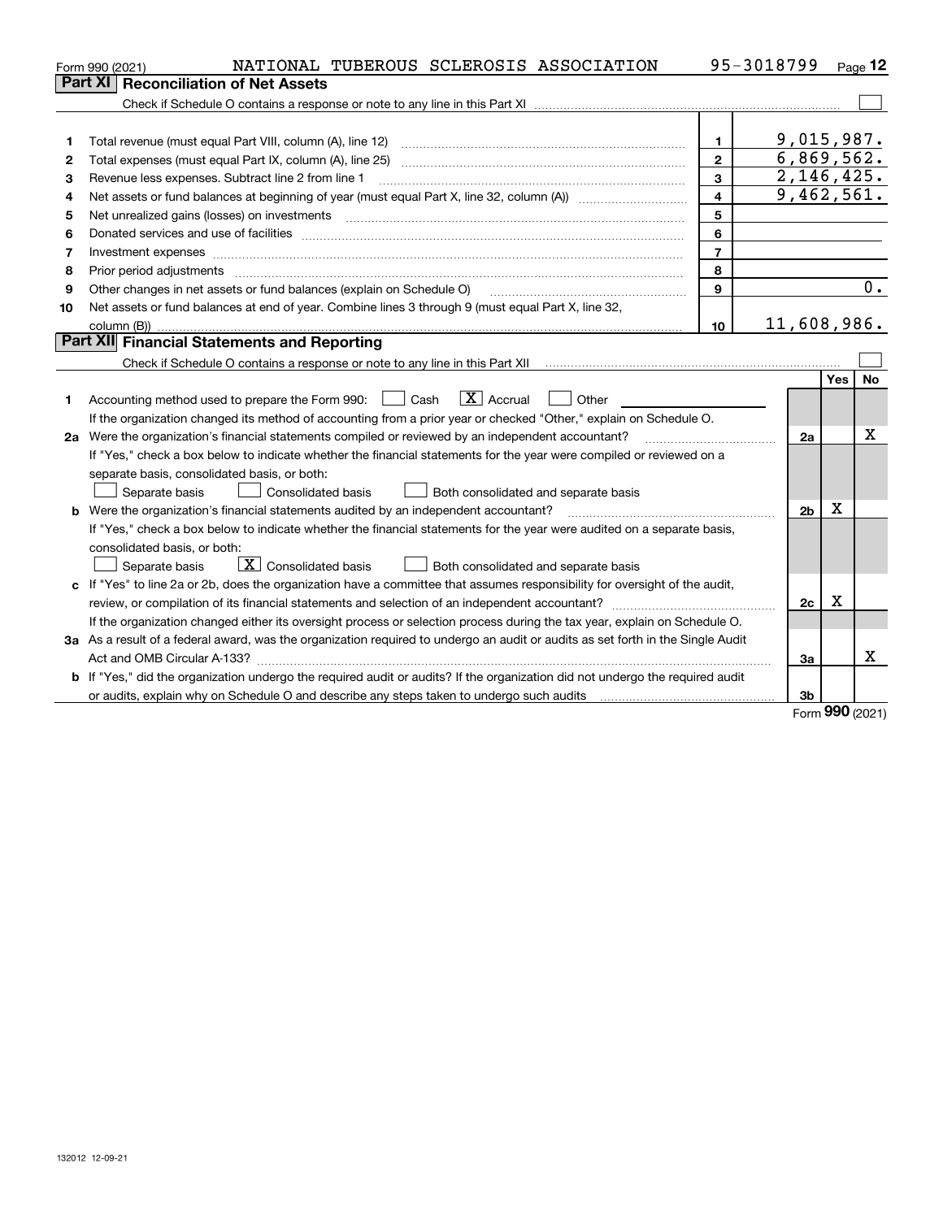Form 990 (2021) NATIONAL TUBEROUS SCLEROSIS ASSOCIATION 95-3018799 Page 12

## Part XI Reconciliation of Net Assets

Check if Schedule O contains a response or note to any line in this Part XI ☐

| | | | |
|---|---|---|---|
| 1 | Total revenue (must equal Part VIII, column (A), line 12) | 1 | 9,015,987. |
| 2 | Total expenses (must equal Part IX, column (A), line 25) | 2 | 6,869,562. |
| 3 | Revenue less expenses. Subtract line 2 from line 1 | 3 | 2,146,425. |
| 4 | Net assets or fund balances at beginning of year (must equal Part X, line 32, column (A)) | 4 | 9,462,561. |
| 5 | Net unrealized gains (losses) on investments | 5 | |
| 6 | Donated services and use of facilities | 6 | |
| 7 | Investment expenses | 7 | |
| 8 | Prior period adjustments | 8 | |
| 9 | Other changes in net assets or fund balances (explain on Schedule O) | 9 | 0. |
| 10 | Net assets or fund balances at end of year. Combine lines 3 through 9 (must equal Part X, line 32, column (B)) | 10 | 11,608,986. |

## Part XII Financial Statements and Reporting

Check if Schedule O contains a response or note to any line in this Part XII ☐

| | | | Yes | No |
|---|---|---|---|---|
| 1 | Accounting method used to prepare the Form 990: ☐ Cash ☒ Accrual ☐ Other<br>If the organization changed its method of accounting from a prior year or checked "Other," explain on Schedule O. | | | |
| 2a | Were the organization's financial statements compiled or reviewed by an independent accountant?<br>If "Yes," check a box below to indicate whether the financial statements for the year were compiled or reviewed on a separate basis, consolidated basis, or both:<br>☐ Separate basis ☐ Consolidated basis ☐ Both consolidated and separate basis | 2a | | X |
| b | Were the organization's financial statements audited by an independent accountant?<br>If "Yes," check a box below to indicate whether the financial statements for the year were audited on a separate basis, consolidated basis, or both:<br>☐ Separate basis ☒ Consolidated basis ☐ Both consolidated and separate basis | 2b | X | |
| c | If "Yes" to line 2a or 2b, does the organization have a committee that assumes responsibility for oversight of the audit, review, or compilation of its financial statements and selection of an independent accountant?<br>If the organization changed either its oversight process or selection process during the tax year, explain on Schedule O. | 2c | X | |
| 3a | As a result of a federal award, was the organization required to undergo an audit or audits as set forth in the Single Audit Act and OMB Circular A-133? | 3a | | X |
| b | If "Yes," did the organization undergo the required audit or audits? If the organization did not undergo the required audit or audits, explain why on Schedule O and describe any steps taken to undergo such audits | 3b | | |

Form **990** (2021)

132012 12-09-21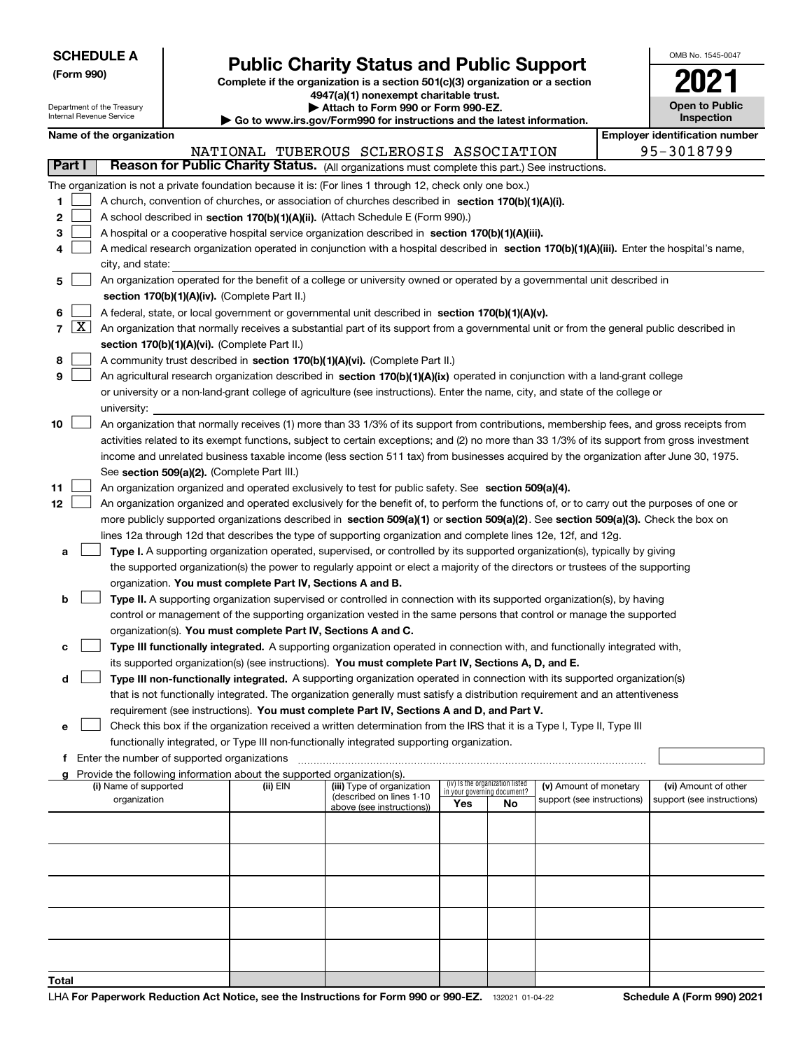**SCHEDULE A**
**(Form 990)**

Department of the Treasury
Internal Revenue Service

# Public Charity Status and Public Support

**Complete if the organization is a section 501(c)(3) organization or a section 4947(a)(1) nonexempt charitable trust.**
**▶ Attach to Form 990 or Form 990-EZ.**
**▶ Go to www.irs.gov/Form990 for instructions and the latest information.**

OMB No. 1545-0047

**2021**

**Open to Public Inspection**

**Name of the organization**
NATIONAL TUBEROUS SCLEROSIS ASSOCIATION

**Employer identification number**
95-3018799

**Part I** **Reason for Public Charity Status.** (All organizations must complete this part.) See instructions.

The organization is not a private foundation because it is: (For lines 1 through 12, check only one box.)

1 ☐ A church, convention of churches, or association of churches described in **section 170(b)(1)(A)(i).**

2 ☐ A school described in **section 170(b)(1)(A)(ii).** (Attach Schedule E (Form 990).)

3 ☐ A hospital or a cooperative hospital service organization described in **section 170(b)(1)(A)(iii).**

4 ☐ A medical research organization operated in conjunction with a hospital described in **section 170(b)(1)(A)(iii).** Enter the hospital's name, city, and state:

5 ☐ An organization operated for the benefit of a college or university owned or operated by a governmental unit described in **section 170(b)(1)(A)(iv).** (Complete Part II.)

6 ☐ A federal, state, or local government or governmental unit described in **section 170(b)(1)(A)(v).**

7 ☒ An organization that normally receives a substantial part of its support from a governmental unit or from the general public described in **section 170(b)(1)(A)(vi).** (Complete Part II.)

8 ☐ A community trust described in **section 170(b)(1)(A)(vi).** (Complete Part II.)

9 ☐ An agricultural research organization described in **section 170(b)(1)(A)(ix)** operated in conjunction with a land-grant college or university or a non-land-grant college of agriculture (see instructions). Enter the name, city, and state of the college or university:

10 ☐ An organization that normally receives (1) more than 33 1/3% of its support from contributions, membership fees, and gross receipts from activities related to its exempt functions, subject to certain exceptions; and (2) no more than 33 1/3% of its support from gross investment income and unrelated business taxable income (less section 511 tax) from businesses acquired by the organization after June 30, 1975. See **section 509(a)(2).** (Complete Part III.)

11 ☐ An organization organized and operated exclusively to test for public safety. See **section 509(a)(4).**

12 ☐ An organization organized and operated exclusively for the benefit of, to perform the functions of, or to carry out the purposes of one or more publicly supported organizations described in **section 509(a)(1)** or **section 509(a)(2)**. See **section 509(a)(3).** Check the box on lines 12a through 12d that describes the type of supporting organization and complete lines 12e, 12f, and 12g.

a ☐ **Type I.** A supporting organization operated, supervised, or controlled by its supported organization(s), typically by giving the supported organization(s) the power to regularly appoint or elect a majority of the directors or trustees of the supporting organization. **You must complete Part IV, Sections A and B.**

b ☐ **Type II.** A supporting organization supervised or controlled in connection with its supported organization(s), by having control or management of the supporting organization vested in the same persons that control or manage the supported organization(s). **You must complete Part IV, Sections A and C.**

c ☐ **Type III functionally integrated.** A supporting organization operated in connection with, and functionally integrated with, its supported organization(s) (see instructions). **You must complete Part IV, Sections A, D, and E.**

d ☐ **Type III non-functionally integrated.** A supporting organization operated in connection with its supported organization(s) that is not functionally integrated. The organization generally must satisfy a distribution requirement and an attentiveness requirement (see instructions). **You must complete Part IV, Sections A and D, and Part V.**

e ☐ Check this box if the organization received a written determination from the IRS that it is a Type I, Type II, Type III functionally integrated, or Type III non-functionally integrated supporting organization.

f Enter the number of supported organizations

g Provide the following information about the supported organization(s).

| (i) Name of supported organization | (ii) EIN | (iii) Type of organization (described on lines 1-10 above (see instructions)) | (iv) Is the organization listed in your governing document? Yes | No | (v) Amount of monetary support (see instructions) | (vi) Amount of other support (see instructions) |
|---|---|---|---|---|---|---|
| | | | | | | |
| | | | | | | |
| | | | | | | |
| | | | | | | |
| | | | | | | |
| **Total** | | | | | | |

LHA **For Paperwork Reduction Act Notice, see the Instructions for Form 990 or 990-EZ.** 132021 01-04-22 **Schedule A (Form 990) 2021**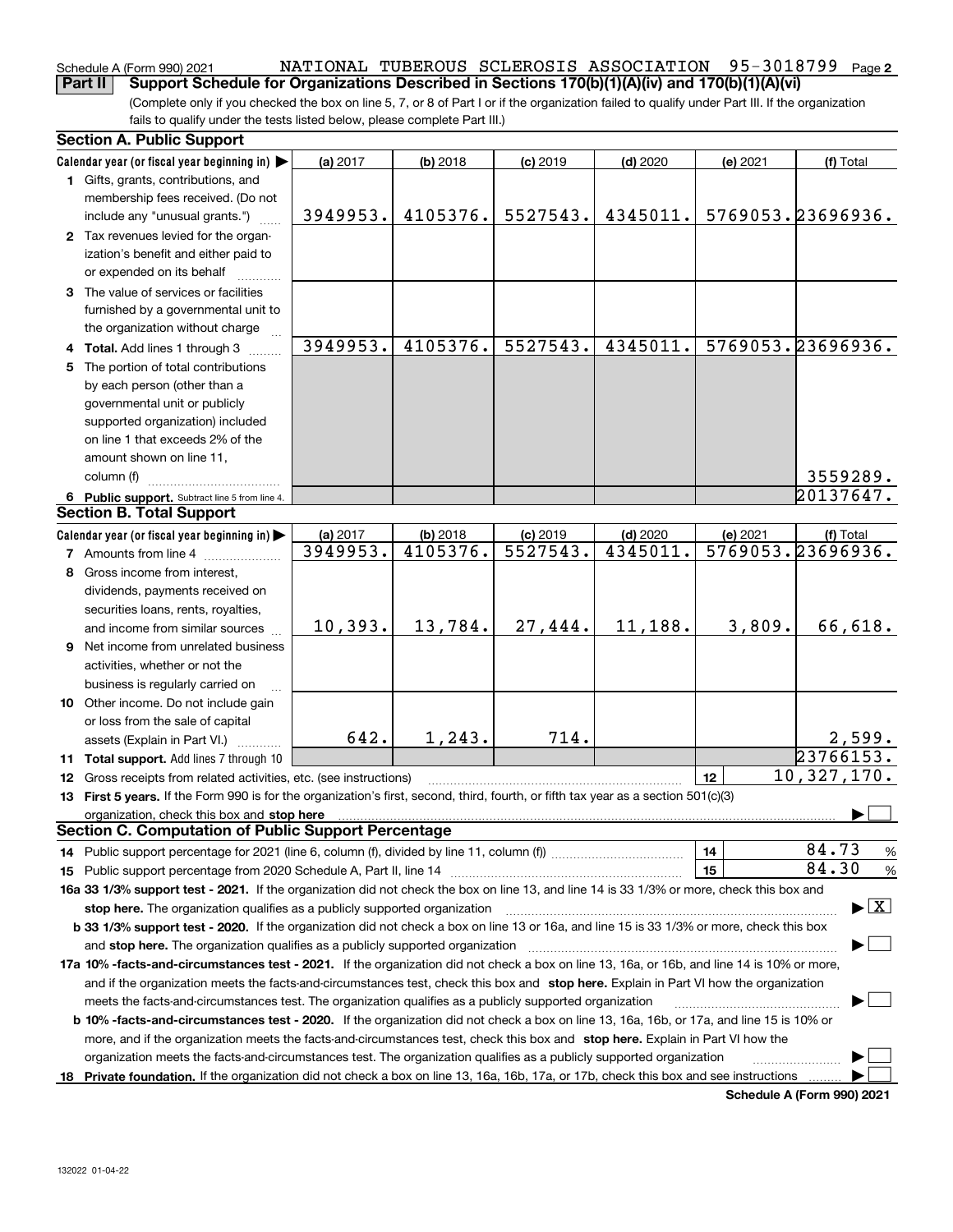Schedule A (Form 990) 2021 NATIONAL TUBEROUS SCLEROSIS ASSOCIATION 95-3018799 Page 2

**Part II** **Support Schedule for Organizations Described in Sections 170(b)(1)(A)(iv) and 170(b)(1)(A)(vi)**

(Complete only if you checked the box on line 5, 7, or 8 of Part I or if the organization failed to qualify under Part III. If the organization fails to qualify under the tests listed below, please complete Part III.)

## Section A. Public Support

| Calendar year (or fiscal year beginning in) | (a) 2017 | (b) 2018 | (c) 2019 | (d) 2020 | (e) 2021 | (f) Total |
|---|---|---|---|---|---|---|
| 1 Gifts, grants, contributions, and membership fees received. (Do not include any "unusual grants.") | 3949953. | 4105376. | 5527543. | 4345011. | 5769053. | 23696936. |
| 2 Tax revenues levied for the organization's benefit and either paid to or expended on its behalf | | | | | | |
| 3 The value of services or facilities furnished by a governmental unit to the organization without charge | | | | | | |
| 4 Total. Add lines 1 through 3 | 3949953. | 4105376. | 5527543. | 4345011. | 5769053. | 23696936. |
| 5 The portion of total contributions by each person (other than a governmental unit or publicly supported organization) included on line 1 that exceeds 2% of the amount shown on line 11, column (f) | | | | | | 3559289. |
| 6 Public support. Subtract line 5 from line 4. | | | | | | 20137647. |

## Section B. Total Support

| Calendar year (or fiscal year beginning in) | (a) 2017 | (b) 2018 | (c) 2019 | (d) 2020 | (e) 2021 | (f) Total |
|---|---|---|---|---|---|---|
| 7 Amounts from line 4 | 3949953. | 4105376. | 5527543. | 4345011. | 5769053. | 23696936. |
| 8 Gross income from interest, dividends, payments received on securities loans, rents, royalties, and income from similar sources | 10,393. | 13,784. | 27,444. | 11,188. | 3,809. | 66,618. |
| 9 Net income from unrelated business activities, whether or not the business is regularly carried on | | | | | | |
| 10 Other income. Do not include gain or loss from the sale of capital assets (Explain in Part VI.) | 642. | 1,243. | 714. | | | 2,599. |
| 11 Total support. Add lines 7 through 10 | | | | | | 23766153. |

12 Gross receipts from related activities, etc. (see instructions) | 12 | 10,327,170.

13 **First 5 years.** If the Form 990 is for the organization's first, second, third, fourth, or fifth tax year as a section 501(c)(3) organization, check this box and **stop here** ☐

## Section C. Computation of Public Support Percentage

14 Public support percentage for 2021 (line 6, column (f), divided by line 11, column (f)) | 14 | 84.73 %

15 Public support percentage from 2020 Schedule A, Part II, line 14 | 15 | 84.30 %

**16a 33 1/3% support test - 2021.** If the organization did not check the box on line 13, and line 14 is 33 1/3% or more, check this box and **stop here.** The organization qualifies as a publicly supported organization ☒

**b 33 1/3% support test - 2020.** If the organization did not check a box on line 13 or 16a, and line 15 is 33 1/3% or more, check this box and **stop here.** The organization qualifies as a publicly supported organization ☐

**17a 10% -facts-and-circumstances test - 2021.** If the organization did not check a box on line 13, 16a, or 16b, and line 14 is 10% or more, and if the organization meets the facts-and-circumstances test, check this box and **stop here.** Explain in Part VI how the organization meets the facts-and-circumstances test. The organization qualifies as a publicly supported organization ☐

**b 10% -facts-and-circumstances test - 2020.** If the organization did not check a box on line 13, 16a, 16b, or 17a, and line 15 is 10% or more, and if the organization meets the facts-and-circumstances test, check this box and **stop here.** Explain in Part VI how the organization meets the facts-and-circumstances test. The organization qualifies as a publicly supported organization ☐

**18 Private foundation.** If the organization did not check a box on line 13, 16a, 16b, 17a, or 17b, check this box and see instructions ☐

**Schedule A (Form 990) 2021**

132022 01-04-22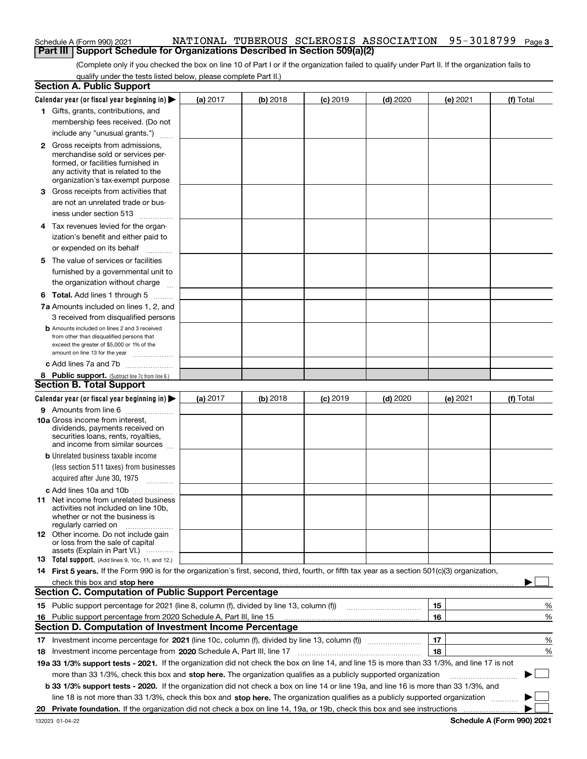Schedule A (Form 990) 2021 NATIONAL TUBEROUS SCLEROSIS ASSOCIATION 95-3018799 Page 3

## Part III Support Schedule for Organizations Described in Section 509(a)(2)

(Complete only if you checked the box on line 10 of Part I or if the organization failed to qualify under Part II. If the organization fails to qualify under the tests listed below, please complete Part II.)

### Section A. Public Support

| Calendar year (or fiscal year beginning in) ▶ | (a) 2017 | (b) 2018 | (c) 2019 | (d) 2020 | (e) 2021 | (f) Total |
|---|---|---|---|---|---|---|
| 1 Gifts, grants, contributions, and membership fees received. (Do not include any "unusual grants.") | | | | | | |
| 2 Gross receipts from admissions, merchandise sold or services performed, or facilities furnished in any activity that is related to the organization's tax-exempt purpose | | | | | | |
| 3 Gross receipts from activities that are not an unrelated trade or business under section 513 | | | | | | |
| 4 Tax revenues levied for the organization's benefit and either paid to or expended on its behalf | | | | | | |
| 5 The value of services or facilities furnished by a governmental unit to the organization without charge | | | | | | |
| 6 **Total.** Add lines 1 through 5 | | | | | | |
| 7a Amounts included on lines 1, 2, and 3 received from disqualified persons | | | | | | |
| b Amounts included on lines 2 and 3 received from other than disqualified persons that exceed the greater of $5,000 or 1% of the amount on line 13 for the year | | | | | | |
| c Add lines 7a and 7b | | | | | | |
| 8 **Public support.** (Subtract line 7c from line 6.) | | | | | | |

### Section B. Total Support

| Calendar year (or fiscal year beginning in) ▶ | (a) 2017 | (b) 2018 | (c) 2019 | (d) 2020 | (e) 2021 | (f) Total |
|---|---|---|---|---|---|---|
| 9 Amounts from line 6 | | | | | | |
| 10a Gross income from interest, dividends, payments received on securities loans, rents, royalties, and income from similar sources | | | | | | |
| b Unrelated business taxable income (less section 511 taxes) from businesses acquired after June 30, 1975 | | | | | | |
| c Add lines 10a and 10b | | | | | | |
| 11 Net income from unrelated business activities not included on line 10b, whether or not the business is regularly carried on | | | | | | |
| 12 Other income. Do not include gain or loss from the sale of capital assets (Explain in Part VI.) | | | | | | |
| 13 **Total support.** (Add lines 9, 10c, 11, and 12.) | | | | | | |

14 **First 5 years.** If the Form 990 is for the organization's first, second, third, fourth, or fifth tax year as a section 501(c)(3) organization, check this box and **stop here** ▶ ☐

### Section C. Computation of Public Support Percentage

| | | | |
|---|---|---|---|
| 15 | Public support percentage for 2021 (line 8, column (f), divided by line 13, column (f)) | 15 | % |
| 16 | Public support percentage from 2020 Schedule A, Part III, line 15 | 16 | % |

### Section D. Computation of Investment Income Percentage

| | | | |
|---|---|---|---|
| 17 | Investment income percentage for **2021** (line 10c, column (f), divided by line 13, column (f)) | 17 | % |
| 18 | Investment income percentage from **2020** Schedule A, Part III, line 17 | 18 | % |

19a **33 1/3% support tests - 2021.** If the organization did not check the box on line 14, and line 15 is more than 33 1/3%, and line 17 is not more than 33 1/3%, check this box and **stop here.** The organization qualifies as a publicly supported organization ▶ ☐

b **33 1/3% support tests - 2020.** If the organization did not check a box on line 14 or line 19a, and line 16 is more than 33 1/3%, and line 18 is not more than 33 1/3%, check this box and **stop here.** The organization qualifies as a publicly supported organization ▶ ☐

20 **Private foundation.** If the organization did not check a box on line 14, 19a, or 19b, check this box and see instructions ▶ ☐

132023 01-04-22 **Schedule A (Form 990) 2021**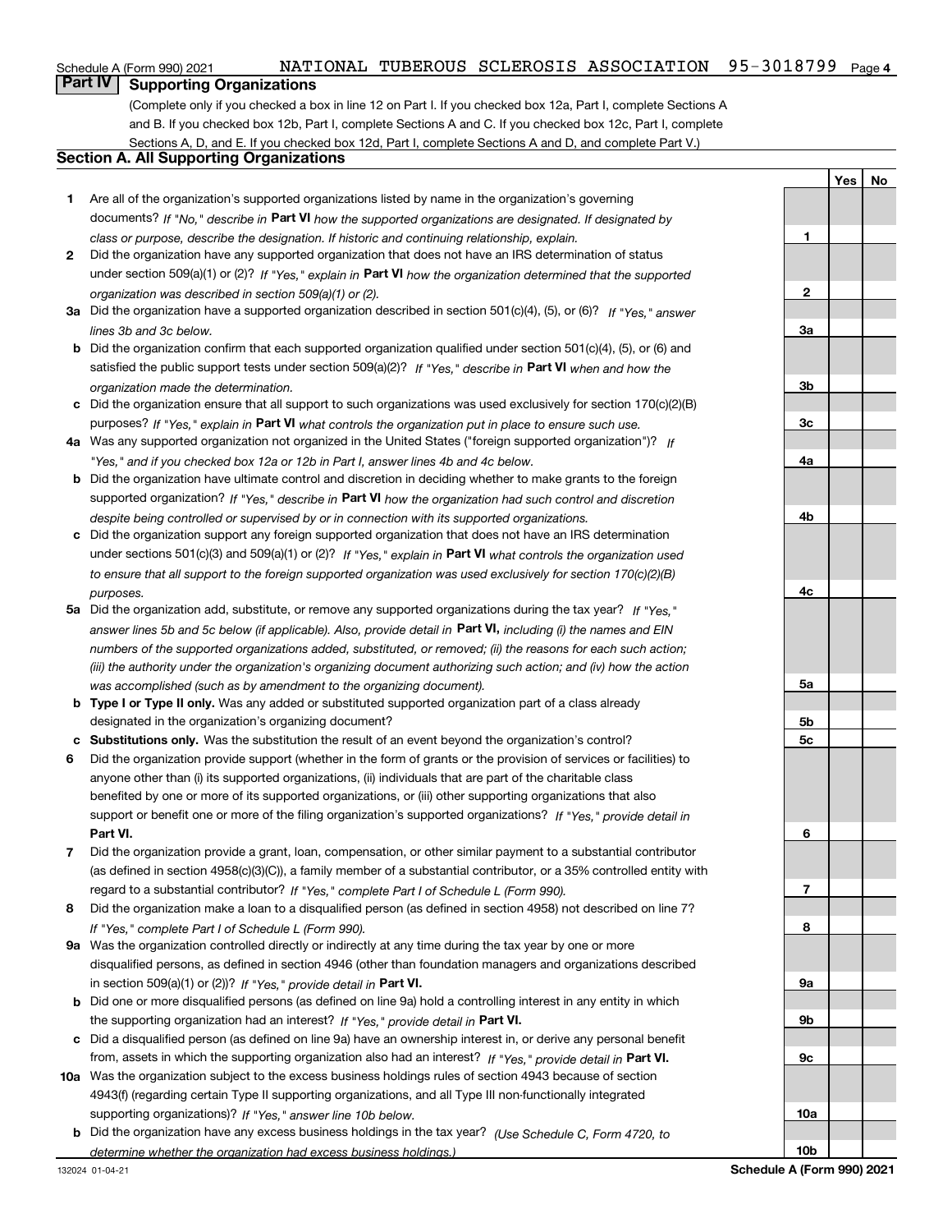Schedule A (Form 990) 2021 NATIONAL TUBEROUS SCLEROSIS ASSOCIATION 95-3018799 Page 4

## Part IV Supporting Organizations

(Complete only if you checked a box in line 12 on Part I. If you checked box 12a, Part I, complete Sections A and B. If you checked box 12b, Part I, complete Sections A and C. If you checked box 12c, Part I, complete Sections A, D, and E. If you checked box 12d, Part I, complete Sections A and D, and complete Part V.)

### Section A. All Supporting Organizations

| | | | Yes | No |
|---|---|---|---|---|
| **1** | Are all of the organization's supported organizations listed by name in the organization's governing documents? *If "No," describe in* **Part VI** *how the supported organizations are designated. If designated by class or purpose, describe the designation. If historic and continuing relationship, explain.* | **1** | | |
| **2** | Did the organization have any supported organization that does not have an IRS determination of status under section 509(a)(1) or (2)? *If "Yes," explain in* **Part VI** *how the organization determined that the supported organization was described in section 509(a)(1) or (2).* | **2** | | |
| **3a** | Did the organization have a supported organization described in section 501(c)(4), (5), or (6)? *If "Yes," answer lines 3b and 3c below.* | **3a** | | |
| **b** | Did the organization confirm that each supported organization qualified under section 501(c)(4), (5), or (6) and satisfied the public support tests under section 509(a)(2)? *If "Yes," describe in* **Part VI** *when and how the organization made the determination.* | **3b** | | |
| **c** | Did the organization ensure that all support to such organizations was used exclusively for section 170(c)(2)(B) purposes? *If "Yes," explain in* **Part VI** *what controls the organization put in place to ensure such use.* | **3c** | | |
| **4a** | Was any supported organization not organized in the United States ("foreign supported organization")? *If "Yes," and if you checked box 12a or 12b in Part I, answer lines 4b and 4c below.* | **4a** | | |
| **b** | Did the organization have ultimate control and discretion in deciding whether to make grants to the foreign supported organization? *If "Yes," describe in* **Part VI** *how the organization had such control and discretion despite being controlled or supervised by or in connection with its supported organizations.* | **4b** | | |
| **c** | Did the organization support any foreign supported organization that does not have an IRS determination under sections 501(c)(3) and 509(a)(1) or (2)? *If "Yes," explain in* **Part VI** *what controls the organization used to ensure that all support to the foreign supported organization was used exclusively for section 170(c)(2)(B) purposes.* | **4c** | | |
| **5a** | Did the organization add, substitute, or remove any supported organizations during the tax year? *If "Yes," answer lines 5b and 5c below (if applicable). Also, provide detail in* **Part VI,** *including (i) the names and EIN numbers of the supported organizations added, substituted, or removed; (ii) the reasons for each such action; (iii) the authority under the organization's organizing document authorizing such action; and (iv) how the action was accomplished (such as by amendment to the organizing document).* | **5a** | | |
| **b** | **Type I or Type II only.** Was any added or substituted supported organization part of a class already designated in the organization's organizing document? | **5b** | | |
| **c** | **Substitutions only.** Was the substitution the result of an event beyond the organization's control? | **5c** | | |
| **6** | Did the organization provide support (whether in the form of grants or the provision of services or facilities) to anyone other than (i) its supported organizations, (ii) individuals that are part of the charitable class benefited by one or more of its supported organizations, or (iii) other supporting organizations that also support or benefit one or more of the filing organization's supported organizations? *If "Yes," provide detail in* **Part VI.** | **6** | | |
| **7** | Did the organization provide a grant, loan, compensation, or other similar payment to a substantial contributor (as defined in section 4958(c)(3)(C)), a family member of a substantial contributor, or a 35% controlled entity with regard to a substantial contributor? *If "Yes," complete Part I of Schedule L (Form 990).* | **7** | | |
| **8** | Did the organization make a loan to a disqualified person (as defined in section 4958) not described on line 7? *If "Yes," complete Part I of Schedule L (Form 990).* | **8** | | |
| **9a** | Was the organization controlled directly or indirectly at any time during the tax year by one or more disqualified persons, as defined in section 4946 (other than foundation managers and organizations described in section 509(a)(1) or (2))? *If "Yes," provide detail in* **Part VI.** | **9a** | | |
| **b** | Did one or more disqualified persons (as defined on line 9a) hold a controlling interest in any entity in which the supporting organization had an interest? *If "Yes," provide detail in* **Part VI.** | **9b** | | |
| **c** | Did a disqualified person (as defined on line 9a) have an ownership interest in, or derive any personal benefit from, assets in which the supporting organization also had an interest? *If "Yes," provide detail in* **Part VI.** | **9c** | | |
| **10a** | Was the organization subject to the excess business holdings rules of section 4943 because of section 4943(f) (regarding certain Type II supporting organizations, and all Type III non-functionally integrated supporting organizations)? *If "Yes," answer line 10b below.* | **10a** | | |
| **b** | Did the organization have any excess business holdings in the tax year? *(Use Schedule C, Form 4720, to determine whether the organization had excess business holdings.)* | **10b** | | |

132024 01-04-21 **Schedule A (Form 990) 2021**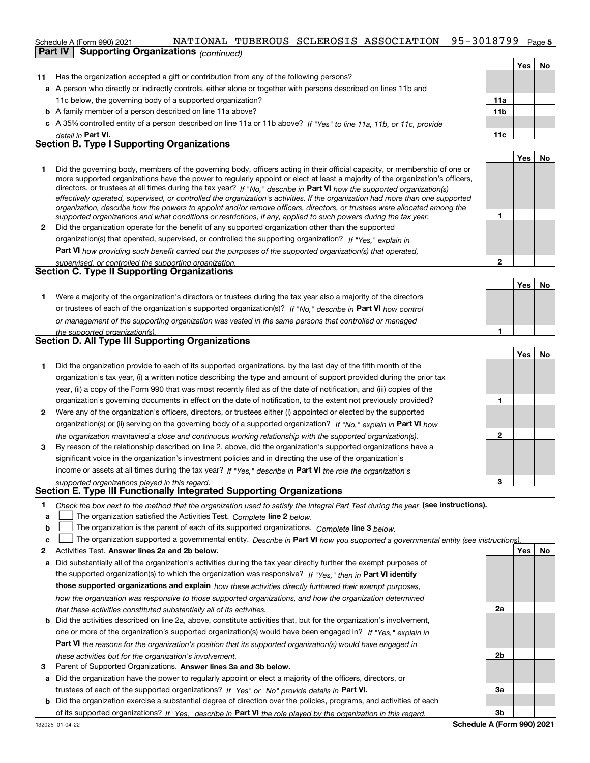Schedule A (Form 990) 2021 NATIONAL TUBEROUS SCLEROSIS ASSOCIATION 95-3018799

## Part IV Supporting Organizations *(continued)*

| | | | Yes | No |
|---|---|---|---|---|
| **11** | Has the organization accepted a gift or contribution from any of the following persons? | | | |
| **a** | A person who directly or indirectly controls, either alone or together with persons described on lines 11b and 11c below, the governing body of a supported organization? | **11a** | | |
| **b** | A family member of a person described on line 11a above? | **11b** | | |
| **c** | A 35% controlled entity of a person described on line 11a or 11b above? *If "Yes" to line 11a, 11b, or 11c, provide detail in* **Part VI.** | **11c** | | |

### Section B. Type I Supporting Organizations

| | | | Yes | No |
|---|---|---|---|---|
| **1** | Did the governing body, members of the governing body, officers acting in their official capacity, or membership of one or more supported organizations have the power to regularly appoint or elect at least a majority of the organization's officers, directors, or trustees at all times during the tax year? *If "No," describe in* **Part VI** *how the supported organization(s) effectively operated, supervised, or controlled the organization's activities. If the organization had more than one supported organization, describe how the powers to appoint and/or remove officers, directors, or trustees were allocated among the supported organizations and what conditions or restrictions, if any, applied to such powers during the tax year.* | **1** | | |
| **2** | Did the organization operate for the benefit of any supported organization other than the supported organization(s) that operated, supervised, or controlled the supporting organization? *If "Yes," explain in* **Part VI** *how providing such benefit carried out the purposes of the supported organization(s) that operated, supervised, or controlled the supporting organization.* | **2** | | |

### Section C. Type II Supporting Organizations

| | | | Yes | No |
|---|---|---|---|---|
| **1** | Were a majority of the organization's directors or trustees during the tax year also a majority of the directors or trustees of each of the organization's supported organization(s)? *If "No," describe in* **Part VI** *how control or management of the supporting organization was vested in the same persons that controlled or managed the supported organization(s).* | **1** | | |

### Section D. All Type III Supporting Organizations

| | | | Yes | No |
|---|---|---|---|---|
| **1** | Did the organization provide to each of its supported organizations, by the last day of the fifth month of the organization's tax year, (i) a written notice describing the type and amount of support provided during the prior tax year, (ii) a copy of the Form 990 that was most recently filed as of the date of notification, and (iii) copies of the organization's governing documents in effect on the date of notification, to the extent not previously provided? | **1** | | |
| **2** | Were any of the organization's officers, directors, or trustees either (i) appointed or elected by the supported organization(s) or (ii) serving on the governing body of a supported organization? *If "No," explain in* **Part VI** *how the organization maintained a close and continuous working relationship with the supported organization(s).* | **2** | | |
| **3** | By reason of the relationship described on line 2, above, did the organization's supported organizations have a significant voice in the organization's investment policies and in directing the use of the organization's income or assets at all times during the tax year? *If "Yes," describe in* **Part VI** *the role the organization's supported organizations played in this regard.* | **3** | | |

### Section E. Type III Functionally Integrated Supporting Organizations

**1** *Check the box next to the method that the organization used to satisfy the Integral Part Test during the year* **(see instructions).**

- **a** ☐ The organization satisfied the Activities Test. *Complete* **line 2** *below.*
- **b** ☐ The organization is the parent of each of its supported organizations. *Complete* **line 3** *below.*
- **c** ☐ The organization supported a governmental entity. *Describe in* **Part VI** *how you supported a governmental entity (see instructions).*

| | | | Yes | No |
|---|---|---|---|---|
| **2** | Activities Test. **Answer lines 2a and 2b below.** | | | |
| **a** | Did substantially all of the organization's activities during the tax year directly further the exempt purposes of the supported organization(s) to which the organization was responsive? *If "Yes," then in* **Part VI identify those supported organizations and explain** *how these activities directly furthered their exempt purposes, how the organization was responsive to those supported organizations, and how the organization determined that these activities constituted substantially all of its activities.* | **2a** | | |
| **b** | Did the activities described on line 2a, above, constitute activities that, but for the organization's involvement, one or more of the organization's supported organization(s) would have been engaged in? *If "Yes," explain in* **Part VI** *the reasons for the organization's position that its supported organization(s) would have engaged in these activities but for the organization's involvement.* | **2b** | | |
| **3** | Parent of Supported Organizations. **Answer lines 3a and 3b below.** | | | |
| **a** | Did the organization have the power to regularly appoint or elect a majority of the officers, directors, or trustees of each of the supported organizations? *If "Yes" or "No" provide details in* **Part VI.** | **3a** | | |
| **b** | Did the organization exercise a substantial degree of direction over the policies, programs, and activities of each of its supported organizations? *If "Yes," describe in* **Part VI** *the role played by the organization in this regard.* | **3b** | | |

132025 01-04-22 **Schedule A (Form 990) 2021**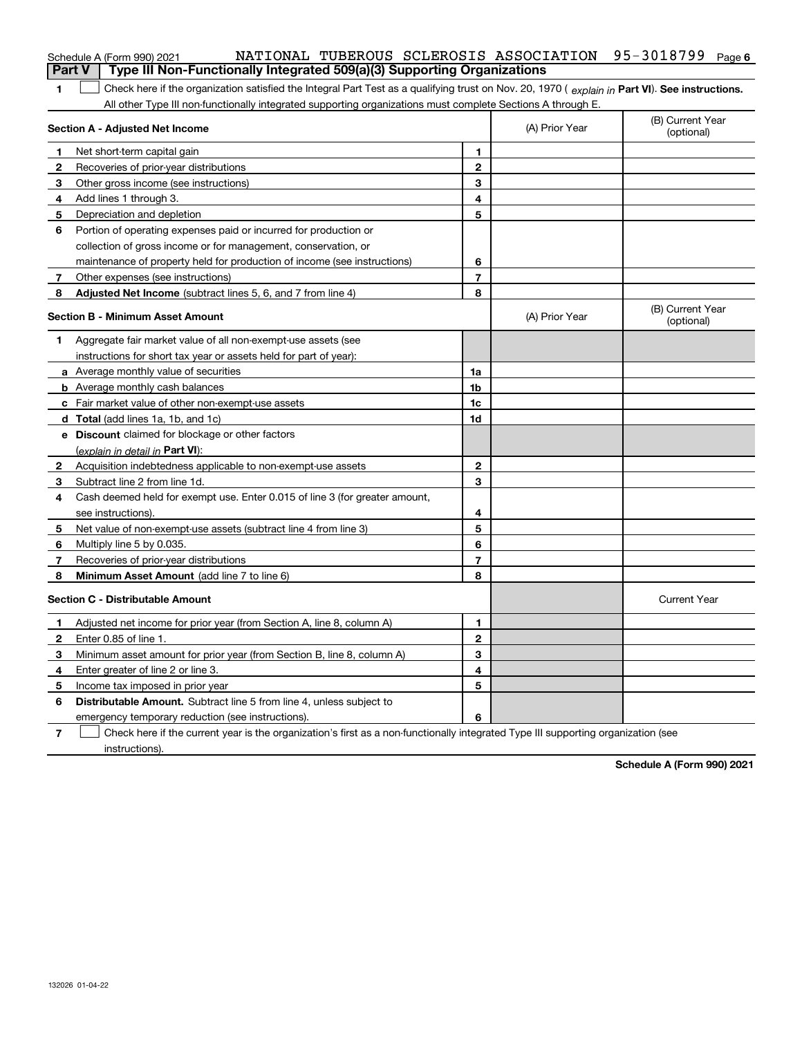Schedule A (Form 990) 2021 NATIONAL TUBEROUS SCLEROSIS ASSOCIATION 95-3018799

## Part V Type III Non-Functionally Integrated 509(a)(3) Supporting Organizations

1 ☐ Check here if the organization satisfied the Integral Part Test as a qualifying trust on Nov. 20, 1970 ( *explain in* **Part VI**). **See instructions.** All other Type III non-functionally integrated supporting organizations must complete Sections A through E.

| **Section A - Adjusted Net Income** | | | (A) Prior Year | (B) Current Year (optional) |
|---|---|---|---|---|
| **1** | Net short-term capital gain | **1** | | |
| **2** | Recoveries of prior-year distributions | **2** | | |
| **3** | Other gross income (see instructions) | **3** | | |
| **4** | Add lines 1 through 3. | **4** | | |
| **5** | Depreciation and depletion | **5** | | |
| **6** | Portion of operating expenses paid or incurred for production or collection of gross income or for management, conservation, or maintenance of property held for production of income (see instructions) | **6** | | |
| **7** | Other expenses (see instructions) | **7** | | |
| **8** | **Adjusted Net Income** (subtract lines 5, 6, and 7 from line 4) | **8** | | |

| **Section B - Minimum Asset Amount** | | | (A) Prior Year | (B) Current Year (optional) |
|---|---|---|---|---|
| **1** | Aggregate fair market value of all non-exempt-use assets (see instructions for short tax year or assets held for part of year): | | | |
| **a** | Average monthly value of securities | **1a** | | |
| **b** | Average monthly cash balances | **1b** | | |
| **c** | Fair market value of other non-exempt-use assets | **1c** | | |
| **d** | **Total** (add lines 1a, 1b, and 1c) | **1d** | | |
| **e** | **Discount** claimed for blockage or other factors (*explain in detail in* **Part VI**): | | | |
| **2** | Acquisition indebtedness applicable to non-exempt-use assets | **2** | | |
| **3** | Subtract line 2 from line 1d. | **3** | | |
| **4** | Cash deemed held for exempt use. Enter 0.015 of line 3 (for greater amount, see instructions). | **4** | | |
| **5** | Net value of non-exempt-use assets (subtract line 4 from line 3) | **5** | | |
| **6** | Multiply line 5 by 0.035. | **6** | | |
| **7** | Recoveries of prior-year distributions | **7** | | |
| **8** | **Minimum Asset Amount** (add line 7 to line 6) | **8** | | |

| **Section C - Distributable Amount** | | | | Current Year |
|---|---|---|---|---|
| **1** | Adjusted net income for prior year (from Section A, line 8, column A) | **1** | | |
| **2** | Enter 0.85 of line 1. | **2** | | |
| **3** | Minimum asset amount for prior year (from Section B, line 8, column A) | **3** | | |
| **4** | Enter greater of line 2 or line 3. | **4** | | |
| **5** | Income tax imposed in prior year | **5** | | |
| **6** | **Distributable Amount.** Subtract line 5 from line 4, unless subject to emergency temporary reduction (see instructions). | **6** | | |

7 ☐ Check here if the current year is the organization's first as a non-functionally integrated Type III supporting organization (see instructions).

**Schedule A (Form 990) 2021**

132026 01-04-22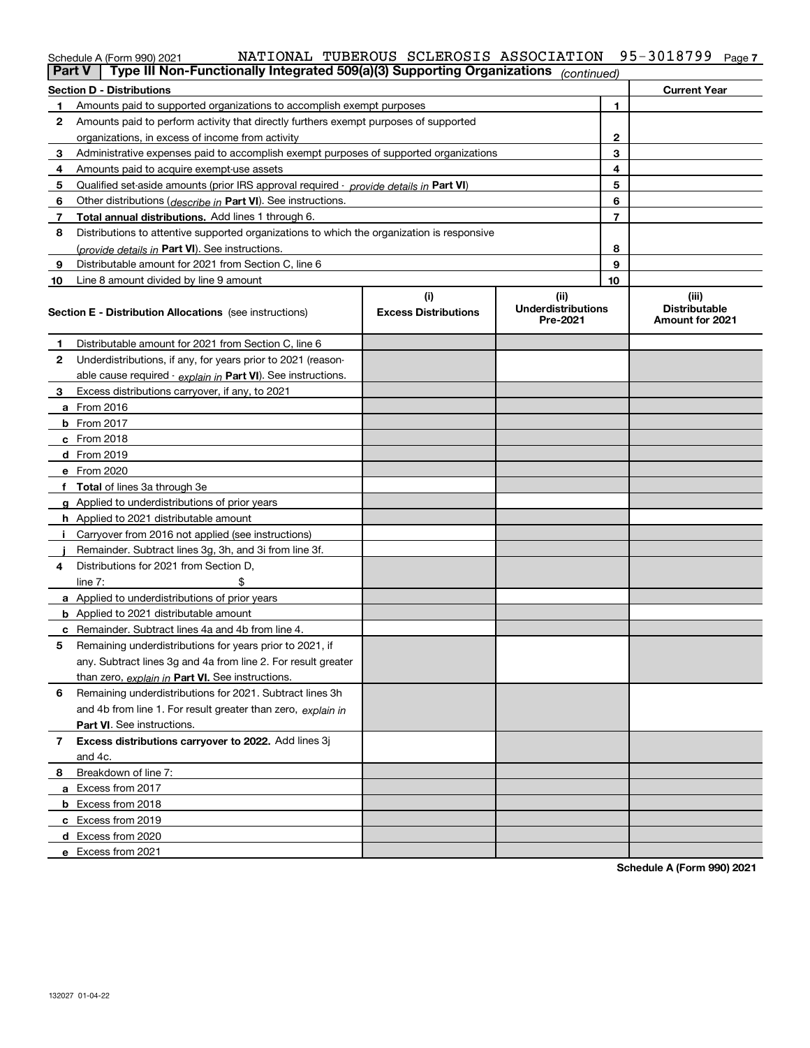Schedule A (Form 990) 2021 NATIONAL TUBEROUS SCLEROSIS ASSOCIATION 95-3018799

## Part V | Type III Non-Functionally Integrated 509(a)(3) Supporting Organizations *(continued)*

| Section D - Distributions | | | Current Year |
|---|---|---|---|
| 1 | Amounts paid to supported organizations to accomplish exempt purposes | 1 | |
| 2 | Amounts paid to perform activity that directly furthers exempt purposes of supported organizations, in excess of income from activity | 2 | |
| 3 | Administrative expenses paid to accomplish exempt purposes of supported organizations | 3 | |
| 4 | Amounts paid to acquire exempt-use assets | 4 | |
| 5 | Qualified set-aside amounts (prior IRS approval required - *provide details in* **Part VI**) | 5 | |
| 6 | Other distributions (*describe in* **Part VI**). See instructions. | 6 | |
| 7 | **Total annual distributions.** Add lines 1 through 6. | 7 | |
| 8 | Distributions to attentive supported organizations to which the organization is responsive (*provide details in* **Part VI**). See instructions. | 8 | |
| 9 | Distributable amount for 2021 from Section C, line 6 | 9 | |
| 10 | Line 8 amount divided by line 9 amount | 10 | |

| **Section E - Distribution Allocations** (see instructions) | (i) Excess Distributions | (ii) Underdistributions Pre-2021 | (iii) Distributable Amount for 2021 |
|---|---|---|---|
| **1** Distributable amount for 2021 from Section C, line 6 | | | |
| **2** Underdistributions, if any, for years prior to 2021 (reasonable cause required - *explain in* **Part VI**). See instructions. | | | |
| **3** Excess distributions carryover, if any, to 2021 | | | |
| **a** From 2016 | | | |
| **b** From 2017 | | | |
| **c** From 2018 | | | |
| **d** From 2019 | | | |
| **e** From 2020 | | | |
| **f Total** of lines 3a through 3e | | | |
| **g** Applied to underdistributions of prior years | | | |
| **h** Applied to 2021 distributable amount | | | |
| **i** Carryover from 2016 not applied (see instructions) | | | |
| **j** Remainder. Subtract lines 3g, 3h, and 3i from line 3f. | | | |
| **4** Distributions for 2021 from Section D, line 7: $ | | | |
| **a** Applied to underdistributions of prior years | | | |
| **b** Applied to 2021 distributable amount | | | |
| **c** Remainder. Subtract lines 4a and 4b from line 4. | | | |
| **5** Remaining underdistributions for years prior to 2021, if any. Subtract lines 3g and 4a from line 2. For result greater than zero, *explain in* **Part VI.** See instructions. | | | |
| **6** Remaining underdistributions for 2021. Subtract lines 3h and 4b from line 1. For result greater than zero, *explain in* **Part VI**. See instructions. | | | |
| **7 Excess distributions carryover to 2022.** Add lines 3j and 4c. | | | |
| **8** Breakdown of line 7: | | | |
| **a** Excess from 2017 | | | |
| **b** Excess from 2018 | | | |
| **c** Excess from 2019 | | | |
| **d** Excess from 2020 | | | |
| **e** Excess from 2021 | | | |

**Schedule A (Form 990) 2021**

132027 01-04-22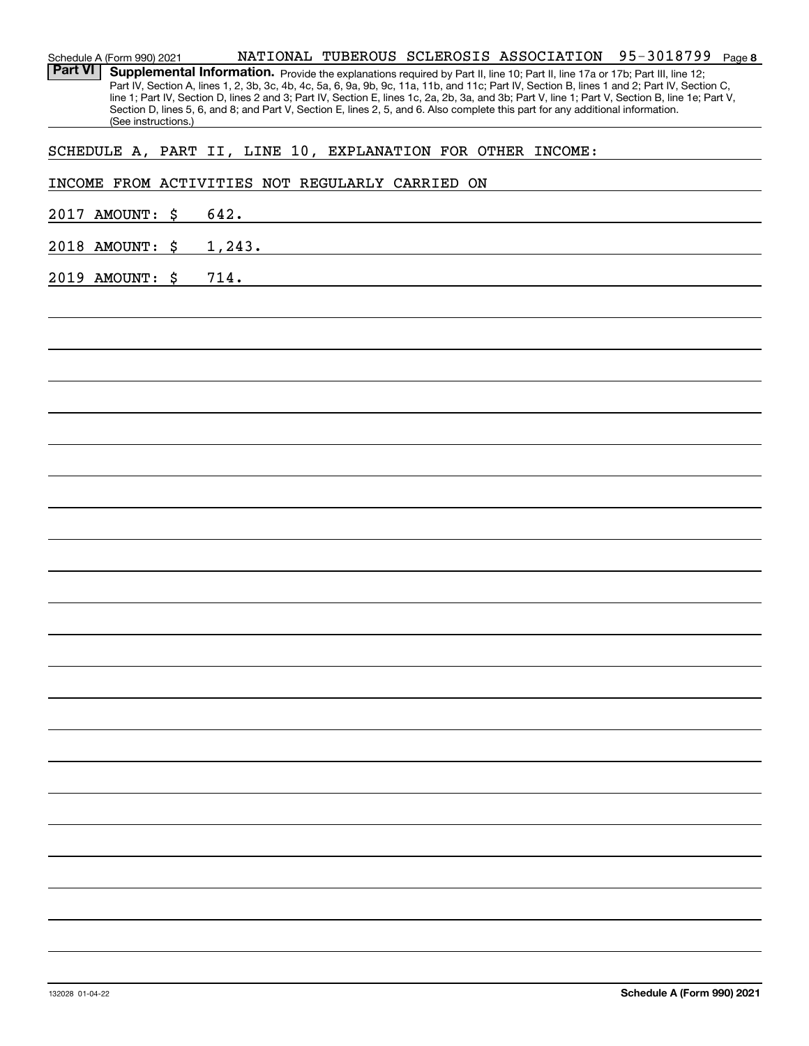Schedule A (Form 990) 2021 NATIONAL TUBEROUS SCLEROSIS ASSOCIATION 95-3018799 Page 8

**Part VI** **Supplemental Information.** Provide the explanations required by Part II, line 10; Part II, line 17a or 17b; Part III, line 12; Part IV, Section A, lines 1, 2, 3b, 3c, 4b, 4c, 5a, 6, 9a, 9b, 9c, 11a, 11b, and 11c; Part IV, Section B, lines 1 and 2; Part IV, Section C, line 1; Part IV, Section D, lines 2 and 3; Part IV, Section E, lines 1c, 2a, 2b, 3a, and 3b; Part V, line 1; Part V, Section B, line 1e; Part V, Section D, lines 5, 6, and 8; and Part V, Section E, lines 2, 5, and 6. Also complete this part for any additional information. (See instructions.)

SCHEDULE A, PART II, LINE 10, EXPLANATION FOR OTHER INCOME:

INCOME FROM ACTIVITIES NOT REGULARLY CARRIED ON

2017 AMOUNT: $ 642.

2018 AMOUNT: $ 1,243.

2019 AMOUNT: $ 714.

132028 01-04-22 **Schedule A (Form 990) 2021**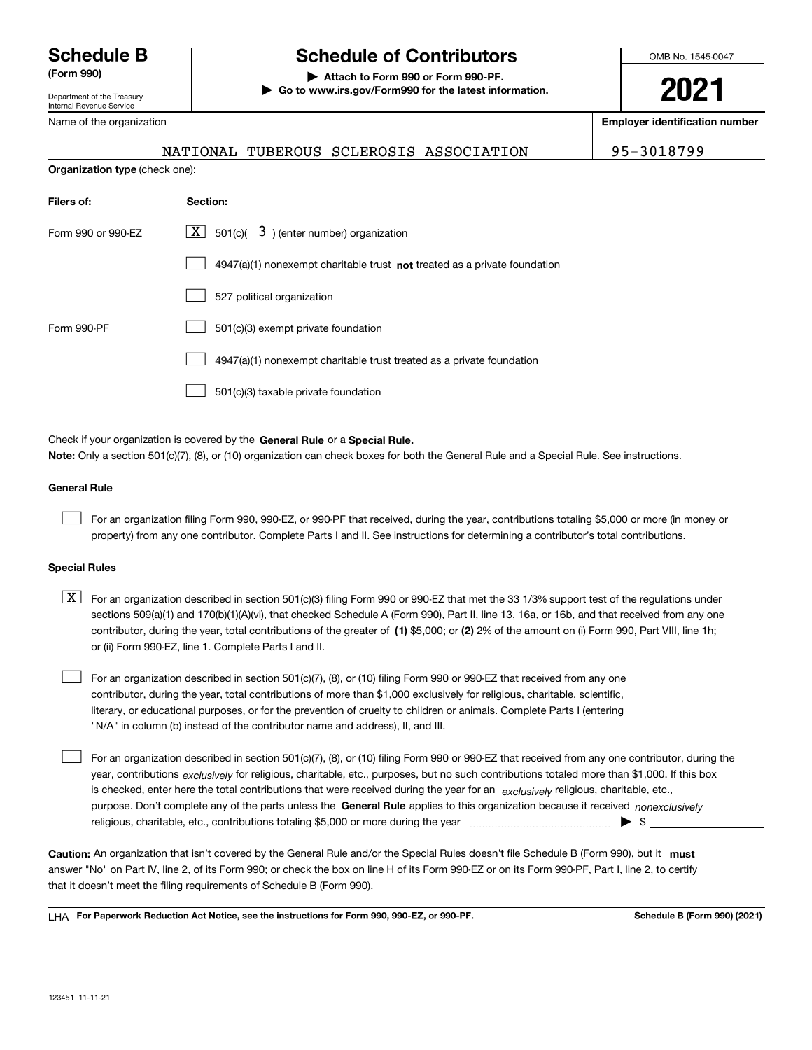# Schedule B

**(Form 990)**

Department of the Treasury
Internal Revenue Service

# Schedule of Contributors

▶ **Attach to Form 990 or Form 990-PF.**

▶ **Go to www.irs.gov/Form990 for the latest information.**

OMB No. 1545-0047

**2021**

Name of the organization: NATIONAL TUBEROUS SCLEROSIS ASSOCIATION

**Employer identification number:** 95-3018799

**Organization type** (check one):

| **Filers of:** | **Section:** |
|---|---|
| Form 990 or 990-EZ | [X] 501(c)( 3 ) (enter number) organization |
| | [ ] 4947(a)(1) nonexempt charitable trust **not** treated as a private foundation |
| | [ ] 527 political organization |
| Form 990-PF | [ ] 501(c)(3) exempt private foundation |
| | [ ] 4947(a)(1) nonexempt charitable trust treated as a private foundation |
| | [ ] 501(c)(3) taxable private foundation |

Check if your organization is covered by the **General Rule** or a **Special Rule.**

**Note:** Only a section 501(c)(7), (8), or (10) organization can check boxes for both the General Rule and a Special Rule. See instructions.

**General Rule**

[ ] For an organization filing Form 990, 990-EZ, or 990-PF that received, during the year, contributions totaling $5,000 or more (in money or property) from any one contributor. Complete Parts I and II. See instructions for determining a contributor's total contributions.

**Special Rules**

[X] For an organization described in section 501(c)(3) filing Form 990 or 990-EZ that met the 33 1/3% support test of the regulations under sections 509(a)(1) and 170(b)(1)(A)(vi), that checked Schedule A (Form 990), Part II, line 13, 16a, or 16b, and that received from any one contributor, during the year, total contributions of the greater of **(1)** $5,000; or **(2)** 2% of the amount on (i) Form 990, Part VIII, line 1h; or (ii) Form 990-EZ, line 1. Complete Parts I and II.

[ ] For an organization described in section 501(c)(7), (8), or (10) filing Form 990 or 990-EZ that received from any one contributor, during the year, total contributions of more than $1,000 exclusively for religious, charitable, scientific, literary, or educational purposes, or for the prevention of cruelty to children or animals. Complete Parts I (entering "N/A" in column (b) instead of the contributor name and address), II, and III.

[ ] For an organization described in section 501(c)(7), (8), or (10) filing Form 990 or 990-EZ that received from any one contributor, during the year, contributions *exclusively* for religious, charitable, etc., purposes, but no such contributions totaled more than $1,000. If this box is checked, enter here the total contributions that were received during the year for an *exclusively* religious, charitable, etc., purpose. Don't complete any of the parts unless the **General Rule** applies to this organization because it received *nonexclusively* religious, charitable, etc., contributions totaling $5,000 or more during the year ▶ $

**Caution:** An organization that isn't covered by the General Rule and/or the Special Rules doesn't file Schedule B (Form 990), but it **must** answer "No" on Part IV, line 2, of its Form 990; or check the box on line H of its Form 990-EZ or on its Form 990-PF, Part I, line 2, to certify that it doesn't meet the filing requirements of Schedule B (Form 990).

LHA **For Paperwork Reduction Act Notice, see the instructions for Form 990, 990-EZ, or 990-PF.** **Schedule B (Form 990) (2021)**

123451 11-11-21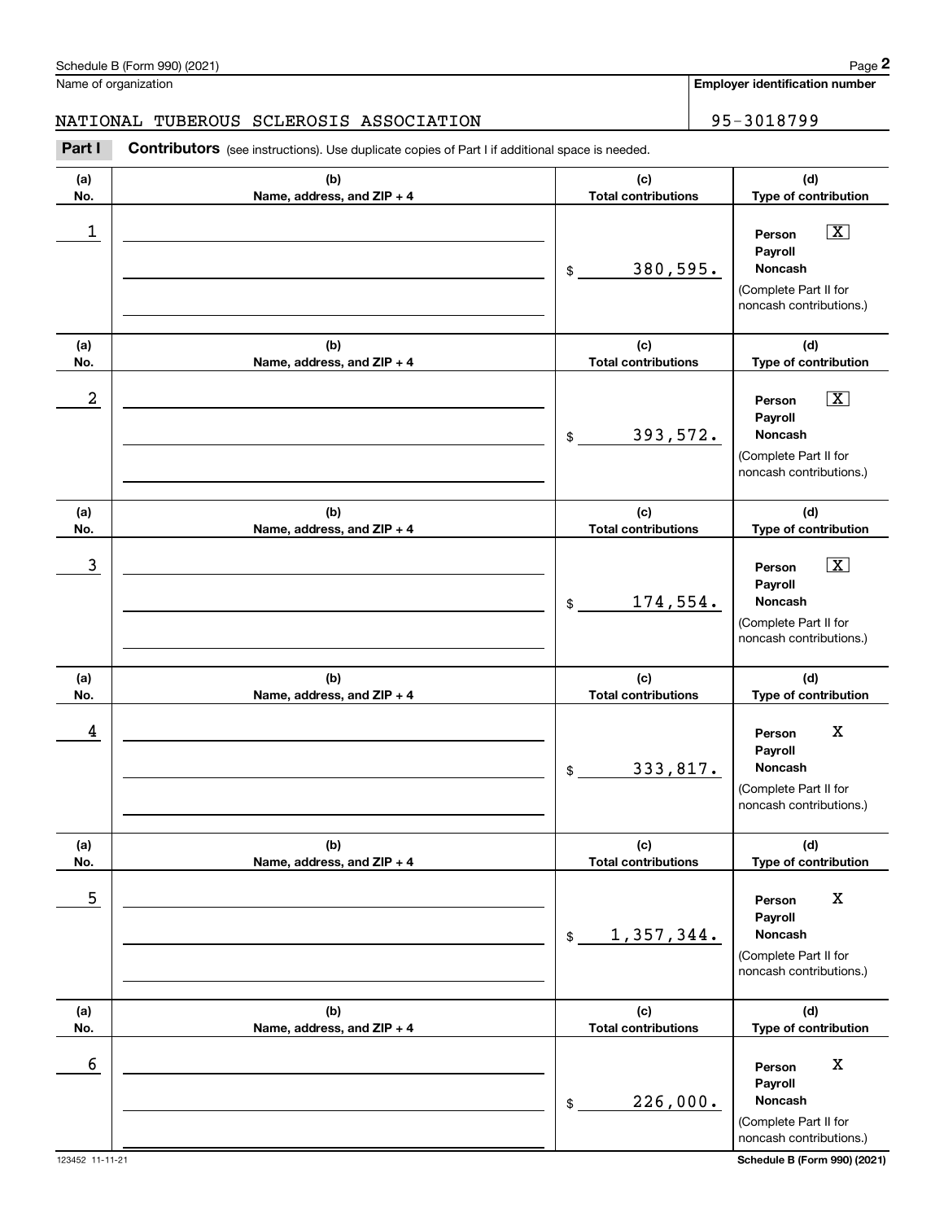Schedule B (Form 990) (2021)

Name of organization

NATIONAL TUBEROUS SCLEROSIS ASSOCIATION

**Employer identification number**

95-3018799

**Part I** **Contributors** (see instructions). Use duplicate copies of Part I if additional space is needed.

| (a) No. | (b) Name, address, and ZIP + 4 | (c) Total contributions | (d) Type of contribution |
|---|---|---|---|
| 1 | | $ 380,595. | Person [X] Payroll Noncash (Complete Part II for noncash contributions.) |
| 2 | | $ 393,572. | Person [X] Payroll Noncash (Complete Part II for noncash contributions.) |
| 3 | | $ 174,554. | Person [X] Payroll Noncash (Complete Part II for noncash contributions.) |
| 4 | | $ 333,817. | Person X Payroll Noncash (Complete Part II for noncash contributions.) |
| 5 | | $ 1,357,344. | Person X Payroll Noncash (Complete Part II for noncash contributions.) |
| 6 | | $ 226,000. | Person X Payroll Noncash (Complete Part II for noncash contributions.) |

123452 11-11-21

**Schedule B (Form 990) (2021)**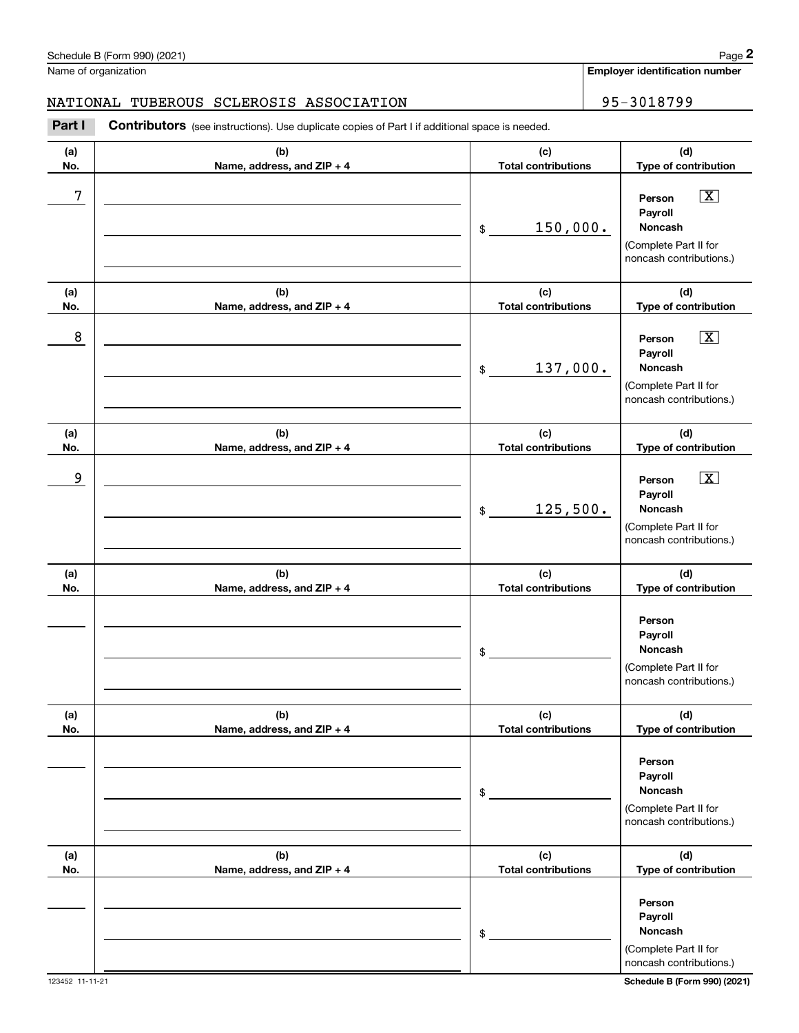Name of organization

NATIONAL TUBEROUS SCLEROSIS ASSOCIATION

**Employer identification number**

95-3018799

**Part I** **Contributors** (see instructions). Use duplicate copies of Part I if additional space is needed.

| (a) No. | (b) Name, address, and ZIP + 4 | (c) Total contributions | (d) Type of contribution |
|---|---|---|---|
| 7 | | $ 150,000. | Person [X] Payroll [ ] Noncash [ ] (Complete Part II for noncash contributions.) |
| 8 | | $ 137,000. | Person [X] Payroll [ ] Noncash [ ] (Complete Part II for noncash contributions.) |
| 9 | | $ 125,500. | Person [X] Payroll [ ] Noncash [ ] (Complete Part II for noncash contributions.) |
| | | $ | Person [ ] Payroll [ ] Noncash [ ] (Complete Part II for noncash contributions.) |
| | | $ | Person [ ] Payroll [ ] Noncash [ ] (Complete Part II for noncash contributions.) |
| | | $ | Person [ ] Payroll [ ] Noncash [ ] (Complete Part II for noncash contributions.) |

123452 11-11-21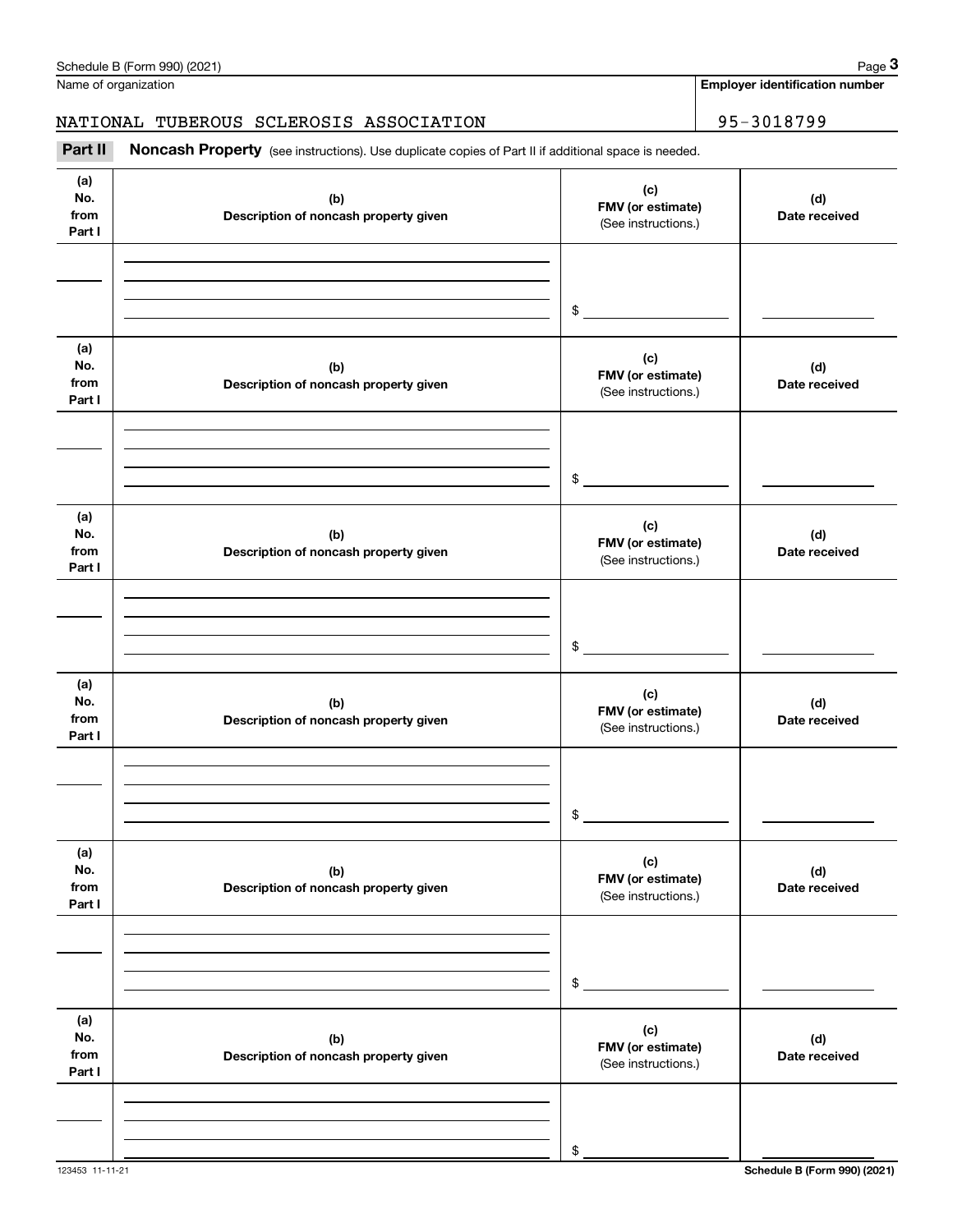Schedule B (Form 990) (2021) Page **3**

Name of organization

NATIONAL TUBEROUS SCLEROSIS ASSOCIATION

**Employer identification number**

95-3018799

**Part II** **Noncash Property** (see instructions). Use duplicate copies of Part II if additional space is needed.

| (a) No. from Part I | (b) Description of noncash property given | (c) FMV (or estimate) (See instructions.) | (d) Date received |
|---|---|---|---|
| | | $ | |

| (a) No. from Part I | (b) Description of noncash property given | (c) FMV (or estimate) (See instructions.) | (d) Date received |
|---|---|---|---|
| | | $ | |

| (a) No. from Part I | (b) Description of noncash property given | (c) FMV (or estimate) (See instructions.) | (d) Date received |
|---|---|---|---|
| | | $ | |

| (a) No. from Part I | (b) Description of noncash property given | (c) FMV (or estimate) (See instructions.) | (d) Date received |
|---|---|---|---|
| | | $ | |

| (a) No. from Part I | (b) Description of noncash property given | (c) FMV (or estimate) (See instructions.) | (d) Date received |
|---|---|---|---|
| | | $ | |

| (a) No. from Part I | (b) Description of noncash property given | (c) FMV (or estimate) (See instructions.) | (d) Date received |
|---|---|---|---|
| | | $ | |

123453 11-11-21 **Schedule B (Form 990) (2021)**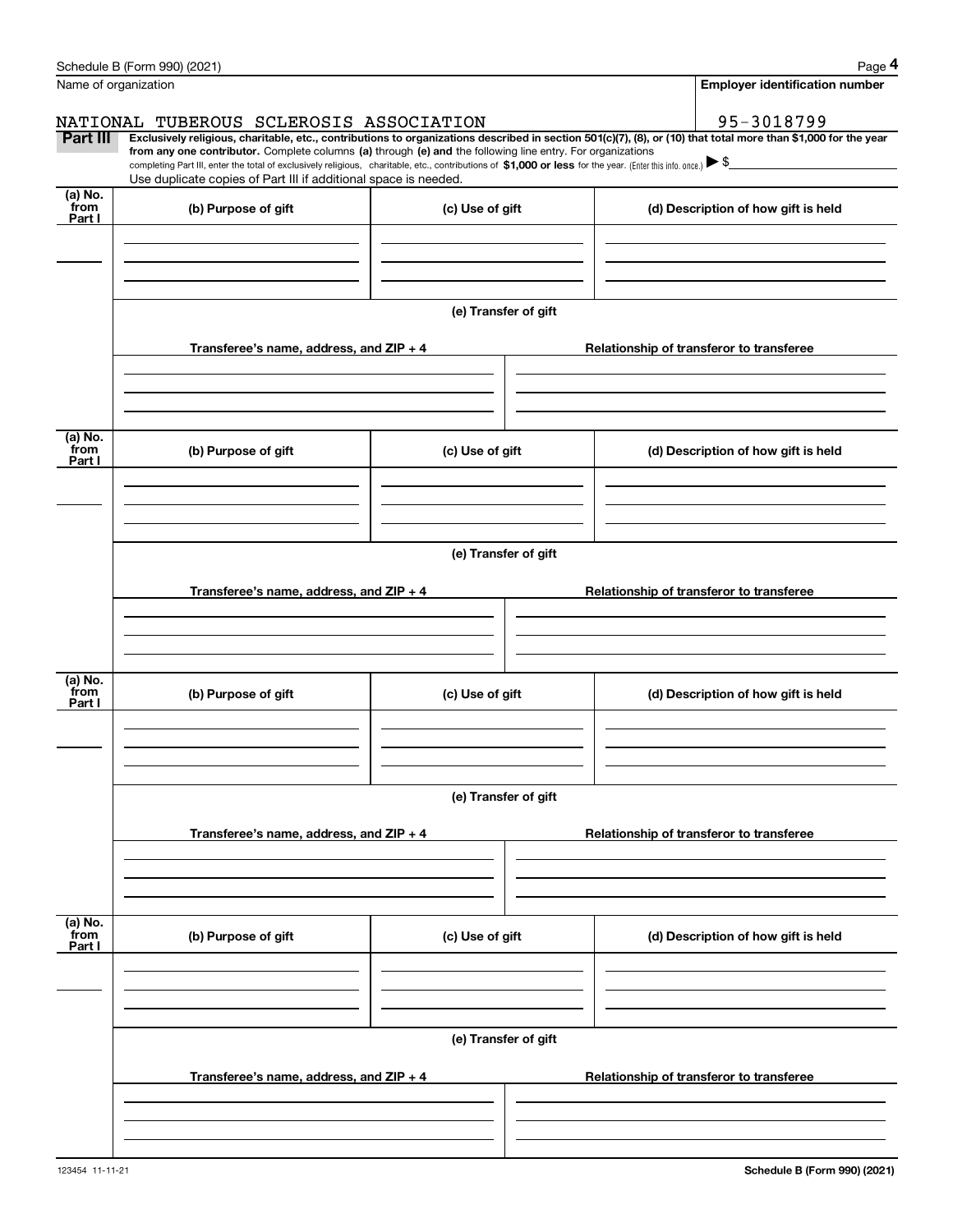Name of organization

NATIONAL TUBEROUS SCLEROSIS ASSOCIATION

Employer identification number

95-3018799

**Part III** **Exclusively religious, charitable, etc., contributions to organizations described in section 501(c)(7), (8), or (10) that total more than $1,000 for the year from any one contributor.** Complete columns **(a)** through **(e) and** the following line entry. For organizations completing Part III, enter the total of exclusively religious, charitable, etc., contributions of **$1,000 or less** for the year. (Enter this info. once.) ▶ $

Use duplicate copies of Part III if additional space is needed.

| (a) No. from Part I | (b) Purpose of gift | (c) Use of gift | (d) Description of how gift is held |
|---|---|---|---|
| | | | |

(e) Transfer of gift

| Transferee's name, address, and ZIP + 4 | Relationship of transferor to transferee |
|---|---|
| | |

| (a) No. from Part I | (b) Purpose of gift | (c) Use of gift | (d) Description of how gift is held |
|---|---|---|---|
| | | | |

(e) Transfer of gift

| Transferee's name, address, and ZIP + 4 | Relationship of transferor to transferee |
|---|---|
| | |

| (a) No. from Part I | (b) Purpose of gift | (c) Use of gift | (d) Description of how gift is held |
|---|---|---|---|
| | | | |

(e) Transfer of gift

| Transferee's name, address, and ZIP + 4 | Relationship of transferor to transferee |
|---|---|
| | |

| (a) No. from Part I | (b) Purpose of gift | (c) Use of gift | (d) Description of how gift is held |
|---|---|---|---|
| | | | |

(e) Transfer of gift

| Transferee's name, address, and ZIP + 4 | Relationship of transferor to transferee |
|---|---|
| | |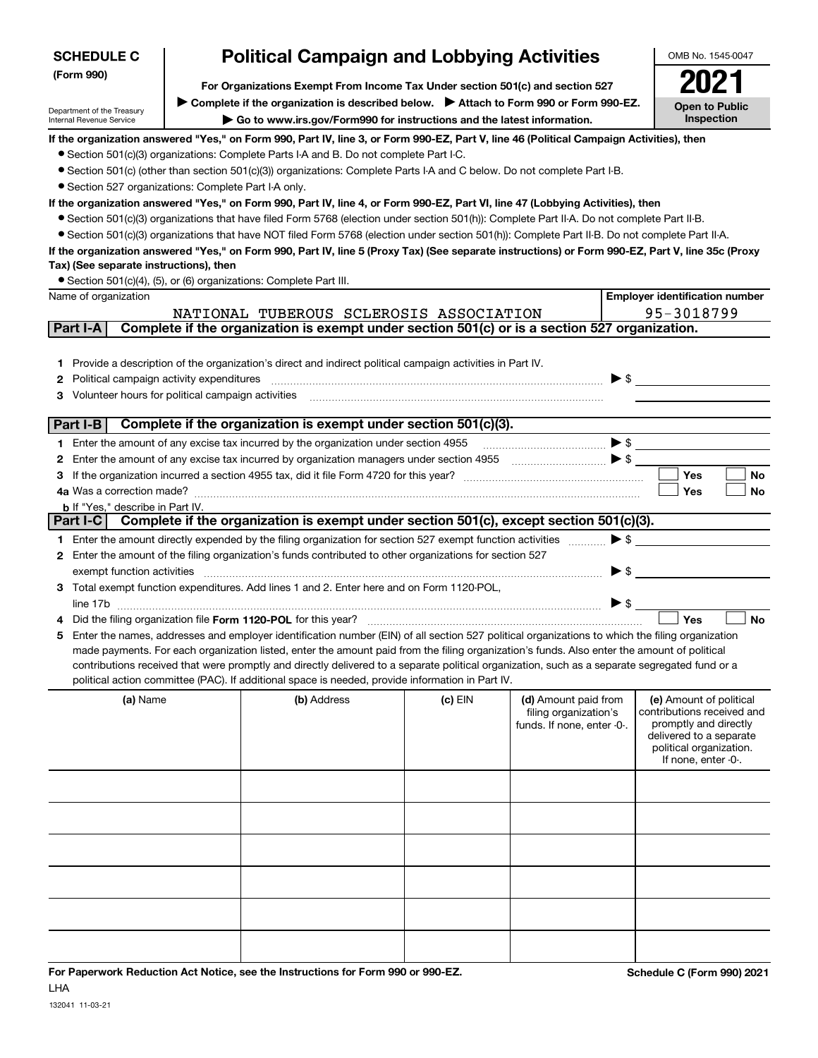**SCHEDULE C (Form 990)**

Department of the Treasury
Internal Revenue Service

# Political Campaign and Lobbying Activities

**For Organizations Exempt From Income Tax Under section 501(c) and section 527**

▶ **Complete if the organization is described below.** ▶ **Attach to Form 990 or Form 990-EZ.**

▶ **Go to www.irs.gov/Form990 for instructions and the latest information.**

OMB No. 1545-0047

**2021**

**Open to Public Inspection**

**If the organization answered "Yes," on Form 990, Part IV, line 3, or Form 990-EZ, Part V, line 46 (Political Campaign Activities), then**

- Section 501(c)(3) organizations: Complete Parts I-A and B. Do not complete Part I-C.
- Section 501(c) (other than section 501(c)(3)) organizations: Complete Parts I-A and C below. Do not complete Part I-B.
- Section 527 organizations: Complete Part I-A only.

**If the organization answered "Yes," on Form 990, Part IV, line 4, or Form 990-EZ, Part VI, line 47 (Lobbying Activities), then**

- Section 501(c)(3) organizations that have filed Form 5768 (election under section 501(h)): Complete Part II-A. Do not complete Part II-B.
- Section 501(c)(3) organizations that have NOT filed Form 5768 (election under section 501(h)): Complete Part II-B. Do not complete Part II-A.

**If the organization answered "Yes," on Form 990, Part IV, line 5 (Proxy Tax) (See separate instructions) or Form 990-EZ, Part V, line 35c (Proxy Tax) (See separate instructions), then**

- Section 501(c)(4), (5), or (6) organizations: Complete Part III.

| Name of organization | Employer identification number |
|---|---|
| NATIONAL TUBEROUS SCLEROSIS ASSOCIATION | 95-3018799 |

**Part I-A Complete if the organization is exempt under section 501(c) or is a section 527 organization.**

1 Provide a description of the organization's direct and indirect political campaign activities in Part IV.

2 Political campaign activity expenditures ▶ $

3 Volunteer hours for political campaign activities

**Part I-B Complete if the organization is exempt under section 501(c)(3).**

1 Enter the amount of any excise tax incurred by the organization under section 4955 ▶ $

2 Enter the amount of any excise tax incurred by organization managers under section 4955 ▶ $

3 If the organization incurred a section 4955 tax, did it file Form 4720 for this year? ☐ Yes ☐ No

4a Was a correction made? ☐ Yes ☐ No

b If "Yes," describe in Part IV.

**Part I-C Complete if the organization is exempt under section 501(c), except section 501(c)(3).**

1 Enter the amount directly expended by the filing organization for section 527 exempt function activities ▶ $

2 Enter the amount of the filing organization's funds contributed to other organizations for section 527 exempt function activities ▶ $

3 Total exempt function expenditures. Add lines 1 and 2. Enter here and on Form 1120-POL, line 17b ▶ $

4 Did the filing organization file **Form 1120-POL** for this year? ☐ Yes ☐ No

5 Enter the names, addresses and employer identification number (EIN) of all section 527 political organizations to which the filing organization made payments. For each organization listed, enter the amount paid from the filing organization's funds. Also enter the amount of political contributions received that were promptly and directly delivered to a separate political organization, such as a separate segregated fund or a political action committee (PAC). If additional space is needed, provide information in Part IV.

| (a) Name | (b) Address | (c) EIN | (d) Amount paid from filing organization's funds. If none, enter -0-. | (e) Amount of political contributions received and promptly and directly delivered to a separate political organization. If none, enter -0-. |
|---|---|---|---|---|
| | | | | |
| | | | | |
| | | | | |
| | | | | |
| | | | | |
| | | | | |

**For Paperwork Reduction Act Notice, see the Instructions for Form 990 or 990-EZ.** **Schedule C (Form 990) 2021**

LHA

132041 11-03-21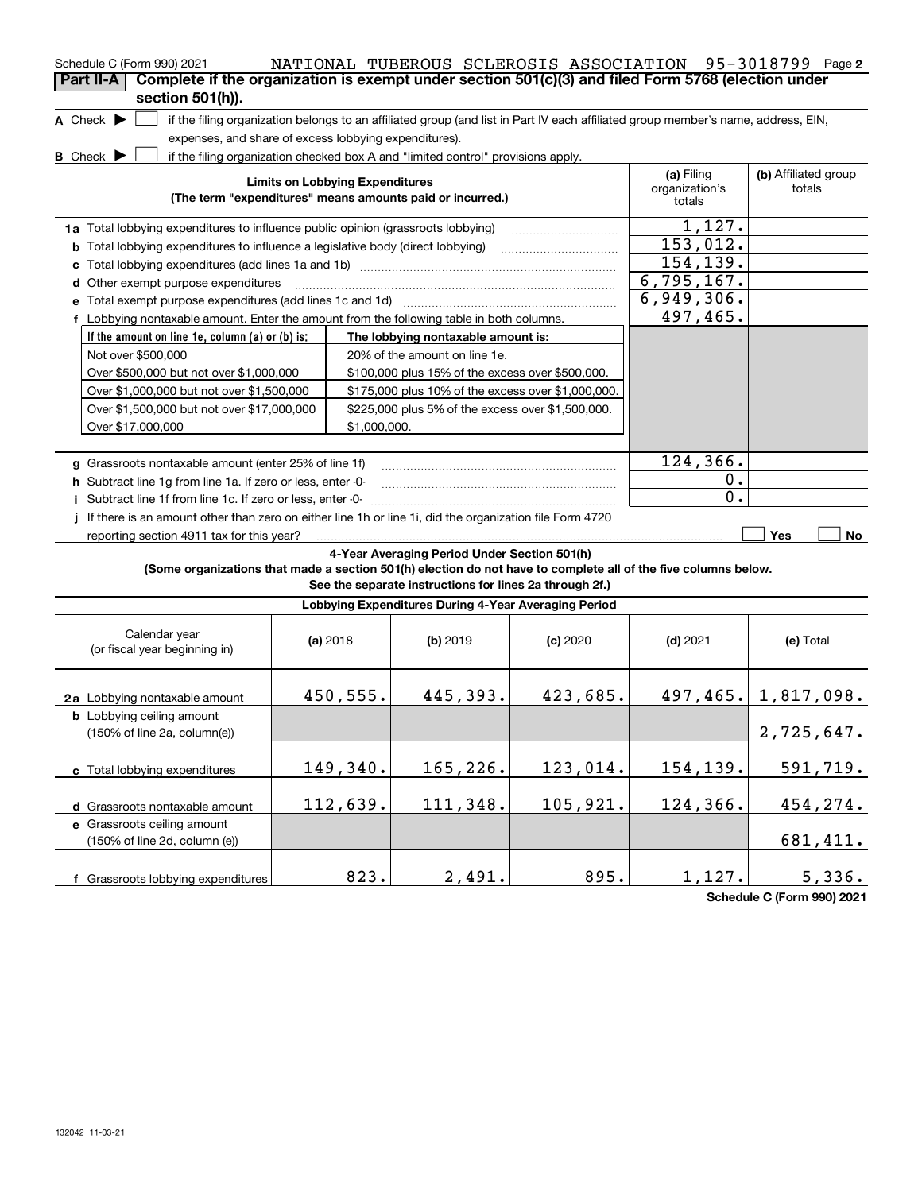Schedule C (Form 990) 2021 NATIONAL TUBEROUS SCLEROSIS ASSOCIATION 95-3018799 Page 2

## Part II-A Complete if the organization is exempt under section 501(c)(3) and filed Form 5768 (election under section 501(h)).

**A** Check ▶ ☐ if the filing organization belongs to an affiliated group (and list in Part IV each affiliated group member's name, address, EIN, expenses, and share of excess lobbying expenditures).

**B** Check ▶ ☐ if the filing organization checked box A and "limited control" provisions apply.

| **Limits on Lobbying Expenditures** (The term "expenditures" means amounts paid or incurred.) | **(a)** Filing organization's totals | **(b)** Affiliated group totals |
|---|---|---|
| **1a** Total lobbying expenditures to influence public opinion (grassroots lobbying) | 1,127. | |
| **b** Total lobbying expenditures to influence a legislative body (direct lobbying) | 153,012. | |
| **c** Total lobbying expenditures (add lines 1a and 1b) | 154,139. | |
| **d** Other exempt purpose expenditures | 6,795,167. | |
| **e** Total exempt purpose expenditures (add lines 1c and 1d) | 6,949,306. | |
| **f** Lobbying nontaxable amount. Enter the amount from the following table in both columns. | 497,465. | |

| If the amount on line 1e, column (a) or (b) is: | The lobbying nontaxable amount is: |
|---|---|
| Not over $500,000 | 20% of the amount on line 1e. |
| Over $500,000 but not over $1,000,000 | $100,000 plus 15% of the excess over $500,000. |
| Over $1,000,000 but not over $1,500,000 | $175,000 plus 10% of the excess over $1,000,000. |
| Over $1,500,000 but not over $17,000,000 | $225,000 plus 5% of the excess over $1,500,000. |
| Over $17,000,000 | $1,000,000. |

| | (a) | (b) |
|---|---|---|
| **g** Grassroots nontaxable amount (enter 25% of line 1f) | 124,366. | |
| **h** Subtract line 1g from line 1a. If zero or less, enter -0- | 0. | |
| **i** Subtract line 1f from line 1c. If zero or less, enter -0- | 0. | |
| **j** If there is an amount other than zero on either line 1h or line 1i, did the organization file Form 4720 reporting section 4911 tax for this year? | ☐ Yes | ☐ No |

**4-Year Averaging Period Under Section 501(h)**

**(Some organizations that made a section 501(h) election do not have to complete all of the five columns below. See the separate instructions for lines 2a through 2f.)**

**Lobbying Expenditures During 4-Year Averaging Period**

| Calendar year (or fiscal year beginning in) | **(a)** 2018 | **(b)** 2019 | **(c)** 2020 | **(d)** 2021 | **(e)** Total |
|---|---|---|---|---|---|
| **2a** Lobbying nontaxable amount | 450,555. | 445,393. | 423,685. | 497,465. | 1,817,098. |
| **b** Lobbying ceiling amount (150% of line 2a, column(e)) | | | | | 2,725,647. |
| **c** Total lobbying expenditures | 149,340. | 165,226. | 123,014. | 154,139. | 591,719. |
| **d** Grassroots nontaxable amount | 112,639. | 111,348. | 105,921. | 124,366. | 454,274. |
| **e** Grassroots ceiling amount (150% of line 2d, column (e)) | | | | | 681,411. |
| **f** Grassroots lobbying expenditures | 823. | 2,491. | 895. | 1,127. | 5,336. |

**Schedule C (Form 990) 2021**

132042 11-03-21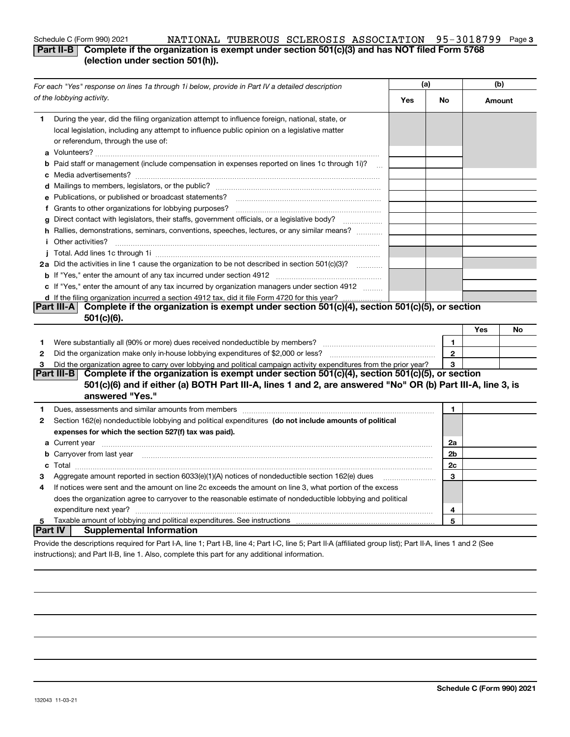Schedule C (Form 990) 2021 NATIONAL TUBEROUS SCLEROSIS ASSOCIATION 95-3018799 Page 3

## Part II-B Complete if the organization is exempt under section 501(c)(3) and has NOT filed Form 5768 (election under section 501(h)).

| *For each "Yes" response on lines 1a through 1i below, provide in Part IV a detailed description of the lobbying activity.* | (a) Yes | (a) No | (b) Amount |
|---|---|---|---|
| **1** During the year, did the filing organization attempt to influence foreign, national, state, or local legislation, including any attempt to influence public opinion on a legislative matter or referendum, through the use of: | | | |
| **a** Volunteers? | | | |
| **b** Paid staff or management (include compensation in expenses reported on lines 1c through 1i)? | | | |
| **c** Media advertisements? | | | |
| **d** Mailings to members, legislators, or the public? | | | |
| **e** Publications, or published or broadcast statements? | | | |
| **f** Grants to other organizations for lobbying purposes? | | | |
| **g** Direct contact with legislators, their staffs, government officials, or a legislative body? | | | |
| **h** Rallies, demonstrations, seminars, conventions, speeches, lectures, or any similar means? | | | |
| **i** Other activities? | | | |
| **j** Total. Add lines 1c through 1i | | | |
| **2a** Did the activities in line 1 cause the organization to be not described in section 501(c)(3)? | | | |
| **b** If "Yes," enter the amount of any tax incurred under section 4912 | | | |
| **c** If "Yes," enter the amount of any tax incurred by organization managers under section 4912 | | | |
| **d** If the filing organization incurred a section 4912 tax, did it file Form 4720 for this year? | | | |

## Part III-A Complete if the organization is exempt under section 501(c)(4), section 501(c)(5), or section 501(c)(6).

| | | Yes | No |
|---|---|---|---|
| **1** Were substantially all (90% or more) dues received nondeductible by members? | 1 | | |
| **2** Did the organization make only in-house lobbying expenditures of $2,000 or less? | 2 | | |
| **3** Did the organization agree to carry over lobbying and political campaign activity expenditures from the prior year? | 3 | | |

## Part III-B Complete if the organization is exempt under section 501(c)(4), section 501(c)(5), or section 501(c)(6) and if either (a) BOTH Part III-A, lines 1 and 2, are answered "No" OR (b) Part III-A, line 3, is answered "Yes."

| | | |
|---|---|---|
| **1** Dues, assessments and similar amounts from members | 1 | |
| **2** Section 162(e) nondeductible lobbying and political expenditures **(do not include amounts of political expenses for which the section 527(f) tax was paid).** | | |
| **a** Current year | 2a | |
| **b** Carryover from last year | 2b | |
| **c** Total | 2c | |
| **3** Aggregate amount reported in section 6033(e)(1)(A) notices of nondeductible section 162(e) dues | 3 | |
| **4** If notices were sent and the amount on line 2c exceeds the amount on line 3, what portion of the excess does the organization agree to carryover to the reasonable estimate of nondeductible lobbying and political expenditure next year? | 4 | |
| **5** Taxable amount of lobbying and political expenditures. See instructions | 5 | |

## Part IV Supplemental Information

Provide the descriptions required for Part I-A, line 1; Part I-B, line 4; Part I-C, line 5; Part II-A (affiliated group list); Part II-A, lines 1 and 2 (See instructions); and Part II-B, line 1. Also, complete this part for any additional information.

Schedule C (Form 990) 2021

132043 11-03-21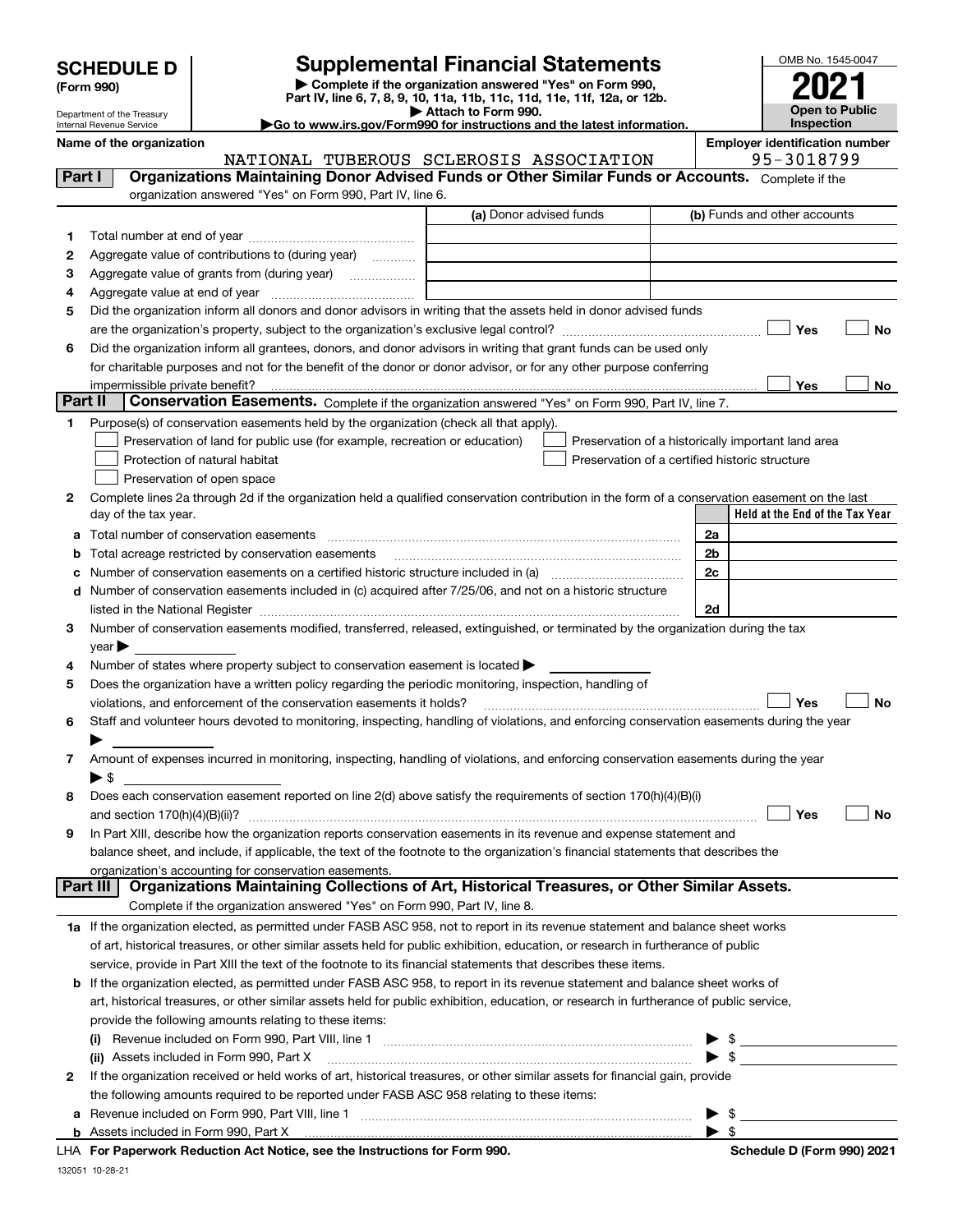# SCHEDULE D (Form 990)

Department of the Treasury
Internal Revenue Service

# Supplemental Financial Statements

▶ Complete if the organization answered "Yes" on Form 990, Part IV, line 6, 7, 8, 9, 10, 11a, 11b, 11c, 11d, 11e, 11f, 12a, or 12b.
▶ Attach to Form 990.
▶Go to www.irs.gov/Form990 for instructions and the latest information.

OMB No. 1545-0047
**2021**
**Open to Public Inspection**

**Name of the organization**
NATIONAL TUBEROUS SCLEROSIS ASSOCIATION

**Employer identification number**
95-3018799

## Part I Organizations Maintaining Donor Advised Funds or Other Similar Funds or Accounts. Complete if the organization answered "Yes" on Form 990, Part IV, line 6.

| | | (a) Donor advised funds | (b) Funds and other accounts |
|---|---|---|---|
| 1 | Total number at end of year | | |
| 2 | Aggregate value of contributions to (during year) | | |
| 3 | Aggregate value of grants from (during year) | | |
| 4 | Aggregate value at end of year | | |

5 Did the organization inform all donors and donor advisors in writing that the assets held in donor advised funds are the organization's property, subject to the organization's exclusive legal control? ☐ Yes ☐ No

6 Did the organization inform all grantees, donors, and donor advisors in writing that grant funds can be used only for charitable purposes and not for the benefit of the donor or donor advisor, or for any other purpose conferring impermissible private benefit? ☐ Yes ☐ No

## Part II Conservation Easements. Complete if the organization answered "Yes" on Form 990, Part IV, line 7.

1 Purpose(s) of conservation easements held by the organization (check all that apply).

☐ Preservation of land for public use (for example, recreation or education)
☐ Protection of natural habitat
☐ Preservation of open space
☐ Preservation of a historically important land area
☐ Preservation of a certified historic structure

2 Complete lines 2a through 2d if the organization held a qualified conservation contribution in the form of a conservation easement on the last day of the tax year.

| | | | Held at the End of the Tax Year |
|---|---|---|---|
| a | Total number of conservation easements | 2a | |
| b | Total acreage restricted by conservation easements | 2b | |
| c | Number of conservation easements on a certified historic structure included in (a) | 2c | |
| d | Number of conservation easements included in (c) acquired after 7/25/06, and not on a historic structure listed in the National Register | 2d | |

3 Number of conservation easements modified, transferred, released, extinguished, or terminated by the organization during the tax year ▶

4 Number of states where property subject to conservation easement is located ▶

5 Does the organization have a written policy regarding the periodic monitoring, inspection, handling of violations, and enforcement of the conservation easements it holds? ☐ Yes ☐ No

6 Staff and volunteer hours devoted to monitoring, inspecting, handling of violations, and enforcing conservation easements during the year ▶

7 Amount of expenses incurred in monitoring, inspecting, handling of violations, and enforcing conservation easements during the year ▶ $

8 Does each conservation easement reported on line 2(d) above satisfy the requirements of section 170(h)(4)(B)(i) and section 170(h)(4)(B)(ii)? ☐ Yes ☐ No

9 In Part XIII, describe how the organization reports conservation easements in its revenue and expense statement and balance sheet, and include, if applicable, the text of the footnote to the organization's financial statements that describes the organization's accounting for conservation easements.

## Part III Organizations Maintaining Collections of Art, Historical Treasures, or Other Similar Assets.

Complete if the organization answered "Yes" on Form 990, Part IV, line 8.

1a If the organization elected, as permitted under FASB ASC 958, not to report in its revenue statement and balance sheet works of art, historical treasures, or other similar assets held for public exhibition, education, or research in furtherance of public service, provide in Part XIII the text of the footnote to its financial statements that describes these items.

b If the organization elected, as permitted under FASB ASC 958, to report in its revenue statement and balance sheet works of art, historical treasures, or other similar assets held for public exhibition, education, or research in furtherance of public service, provide the following amounts relating to these items:

(i) Revenue included on Form 990, Part VIII, line 1 ▶ $

(ii) Assets included in Form 990, Part X ▶ $

2 If the organization received or held works of art, historical treasures, or other similar assets for financial gain, provide the following amounts required to be reported under FASB ASC 958 relating to these items:

a Revenue included on Form 990, Part VIII, line 1 ▶ $

b Assets included in Form 990, Part X ▶ $

LHA For Paperwork Reduction Act Notice, see the Instructions for Form 990.

Schedule D (Form 990) 2021

132051 10-28-21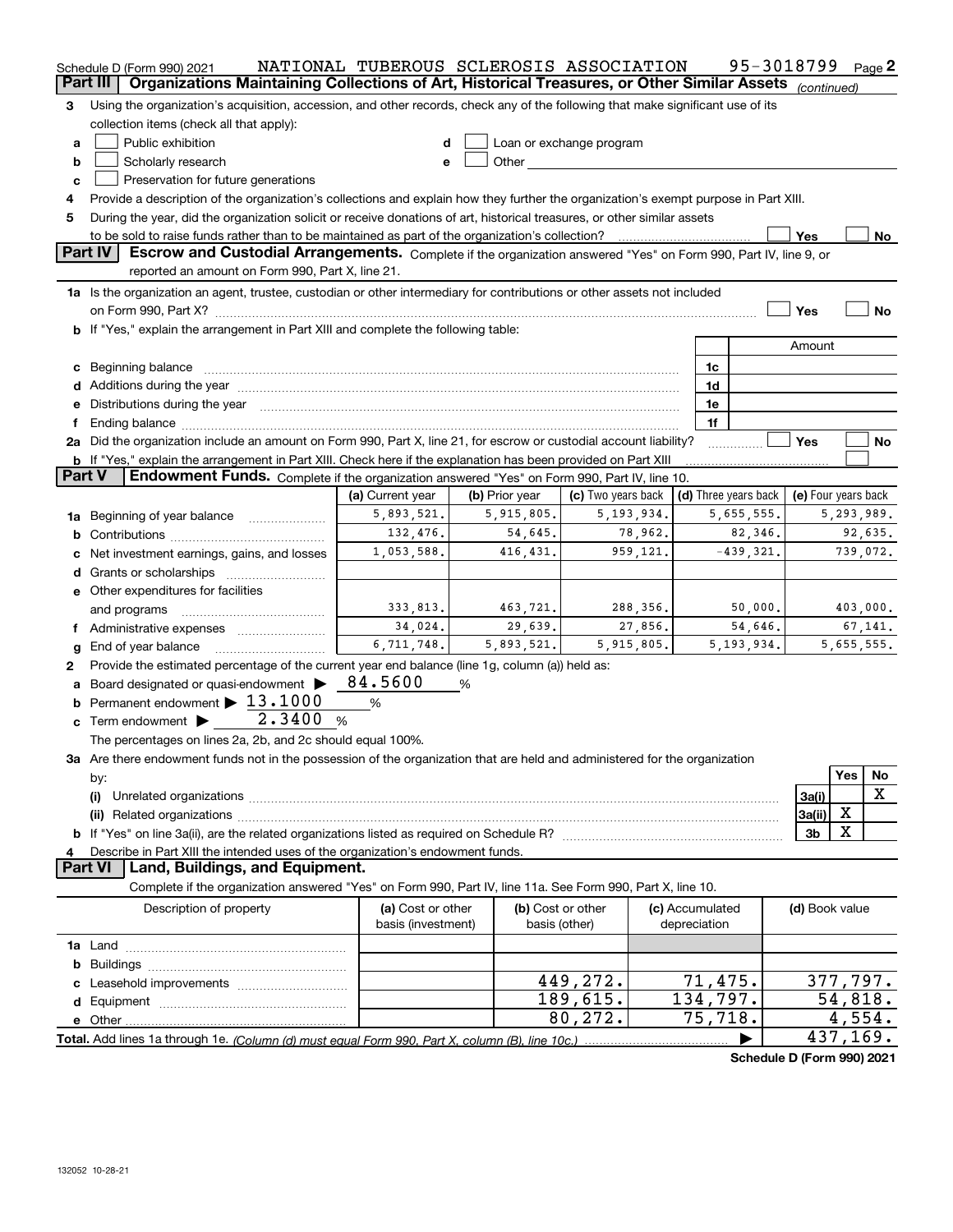Schedule D (Form 990) 2021 NATIONAL TUBEROUS SCLEROSIS ASSOCIATION 95-3018799 Page 2

**Part III** **Organizations Maintaining Collections of Art, Historical Treasures, or Other Similar Assets** *(continued)*

3 Using the organization's acquisition, accession, and other records, check any of the following that make significant use of its collection items (check all that apply):

- a ☐ Public exhibition
- b ☐ Scholarly research
- c ☐ Preservation for future generations
- d ☐ Loan or exchange program
- e ☐ Other

4 Provide a description of the organization's collections and explain how they further the organization's exempt purpose in Part XIII.

5 During the year, did the organization solicit or receive donations of art, historical treasures, or other similar assets to be sold to raise funds rather than to be maintained as part of the organization's collection? ☐ Yes ☐ No

**Part IV** **Escrow and Custodial Arrangements.** Complete if the organization answered "Yes" on Form 990, Part IV, line 9, or reported an amount on Form 990, Part X, line 21.

1a Is the organization an agent, trustee, custodian or other intermediary for contributions or other assets not included on Form 990, Part X? ☐ Yes ☐ No

b If "Yes," explain the arrangement in Part XIII and complete the following table:

| | | Amount |
|---|---|---|
| c Beginning balance | 1c | |
| d Additions during the year | 1d | |
| e Distributions during the year | 1e | |
| f Ending balance | 1f | |

2a Did the organization include an amount on Form 990, Part X, line 21, for escrow or custodial account liability? ☐ Yes ☐ No

b If "Yes," explain the arrangement in Part XIII. Check here if the explanation has been provided on Part XIII ☐

**Part V** **Endowment Funds.** Complete if the organization answered "Yes" on Form 990, Part IV, line 10.

| | (a) Current year | (b) Prior year | (c) Two years back | (d) Three years back | (e) Four years back |
|---|---|---|---|---|---|
| 1a Beginning of year balance | 5,893,521. | 5,915,805. | 5,193,934. | 5,655,555. | 5,293,989. |
| b Contributions | 132,476. | 54,645. | 78,962. | 82,346. | 92,635. |
| c Net investment earnings, gains, and losses | 1,053,588. | 416,431. | 959,121. | -439,321. | 739,072. |
| d Grants or scholarships | | | | | |
| e Other expenditures for facilities and programs | 333,813. | 463,721. | 288,356. | 50,000. | 403,000. |
| f Administrative expenses | 34,024. | 29,639. | 27,856. | 54,646. | 67,141. |
| g End of year balance | 6,711,748. | 5,893,521. | 5,915,805. | 5,193,934. | 5,655,555. |

2 Provide the estimated percentage of the current year end balance (line 1g, column (a)) held as:

a Board designated or quasi-endowment ▶ 84.5600 %

b Permanent endowment ▶ 13.1000 %

c Term endowment ▶ 2.3400 %

The percentages on lines 2a, 2b, and 2c should equal 100%.

3a Are there endowment funds not in the possession of the organization that are held and administered for the organization by:

| | | Yes | No |
|---|---|---|---|
| (i) Unrelated organizations | 3a(i) | | X |
| (ii) Related organizations | 3a(ii) | X | |
| b If "Yes" on line 3a(ii), are the related organizations listed as required on Schedule R? | 3b | X | |

4 Describe in Part XIII the intended uses of the organization's endowment funds.

**Part VI** **Land, Buildings, and Equipment.**

Complete if the organization answered "Yes" on Form 990, Part IV, line 11a. See Form 990, Part X, line 10.

| Description of property | (a) Cost or other basis (investment) | (b) Cost or other basis (other) | (c) Accumulated depreciation | (d) Book value |
|---|---|---|---|---|
| 1a Land | | | | |
| b Buildings | | | | |
| c Leasehold improvements | | 449,272. | 71,475. | 377,797. |
| d Equipment | | 189,615. | 134,797. | 54,818. |
| e Other | | 80,272. | 75,718. | 4,554. |
| **Total.** Add lines 1a through 1e. *(Column (d) must equal Form 990, Part X, column (B), line 10c.)* | | | ▶ | 437,169. |

**Schedule D (Form 990) 2021**

132052 10-28-21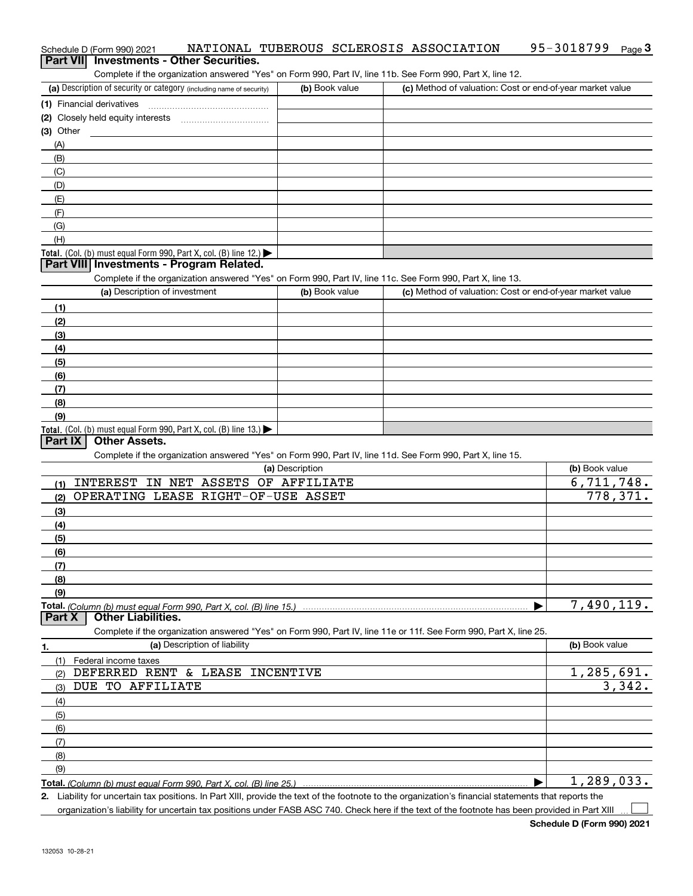Schedule D (Form 990) 2021 NATIONAL TUBEROUS SCLEROSIS ASSOCIATION 95-3018799 Page 3

## Part VII Investments - Other Securities.

Complete if the organization answered "Yes" on Form 990, Part IV, line 11b. See Form 990, Part X, line 12.

| (a) Description of security or category (including name of security) | (b) Book value | (c) Method of valuation: Cost or end-of-year market value |
|---|---|---|
| (1) Financial derivatives | | |
| (2) Closely held equity interests | | |
| (3) Other | | |
| (A) | | |
| (B) | | |
| (C) | | |
| (D) | | |
| (E) | | |
| (F) | | |
| (G) | | |
| (H) | | |
| **Total.** (Col. (b) must equal Form 990, Part X, col. (B) line 12.) ▶ | | |

## Part VIII Investments - Program Related.

Complete if the organization answered "Yes" on Form 990, Part IV, line 11c. See Form 990, Part X, line 13.

| (a) Description of investment | (b) Book value | (c) Method of valuation: Cost or end-of-year market value |
|---|---|---|
| (1) | | |
| (2) | | |
| (3) | | |
| (4) | | |
| (5) | | |
| (6) | | |
| (7) | | |
| (8) | | |
| (9) | | |
| **Total.** (Col. (b) must equal Form 990, Part X, col. (B) line 13.) ▶ | | |

## Part IX Other Assets.

Complete if the organization answered "Yes" on Form 990, Part IV, line 11d. See Form 990, Part X, line 15.

| (a) Description | (b) Book value |
|---|---|
| (1) INTEREST IN NET ASSETS OF AFFILIATE | 6,711,748. |
| (2) OPERATING LEASE RIGHT-OF-USE ASSET | 778,371. |
| (3) | |
| (4) | |
| (5) | |
| (6) | |
| (7) | |
| (8) | |
| (9) | |
| **Total.** *(Column (b) must equal Form 990, Part X, col. (B) line 15.)* ▶ | 7,490,119. |

## Part X Other Liabilities.

Complete if the organization answered "Yes" on Form 990, Part IV, line 11e or 11f. See Form 990, Part X, line 25.

| 1. (a) Description of liability | (b) Book value |
|---|---|
| (1) Federal income taxes | |
| (2) DEFERRED RENT & LEASE INCENTIVE | 1,285,691. |
| (3) DUE TO AFFILIATE | 3,342. |
| (4) | |
| (5) | |
| (6) | |
| (7) | |
| (8) | |
| (9) | |
| **Total.** *(Column (b) must equal Form 990, Part X, col. (B) line 25.)* ▶ | 1,289,033. |

2. Liability for uncertain tax positions. In Part XIII, provide the text of the footnote to the organization's financial statements that reports the organization's liability for uncertain tax positions under FASB ASC 740. Check here if the text of the footnote has been provided in Part XIII ☐

**Schedule D (Form 990) 2021**

132053 10-28-21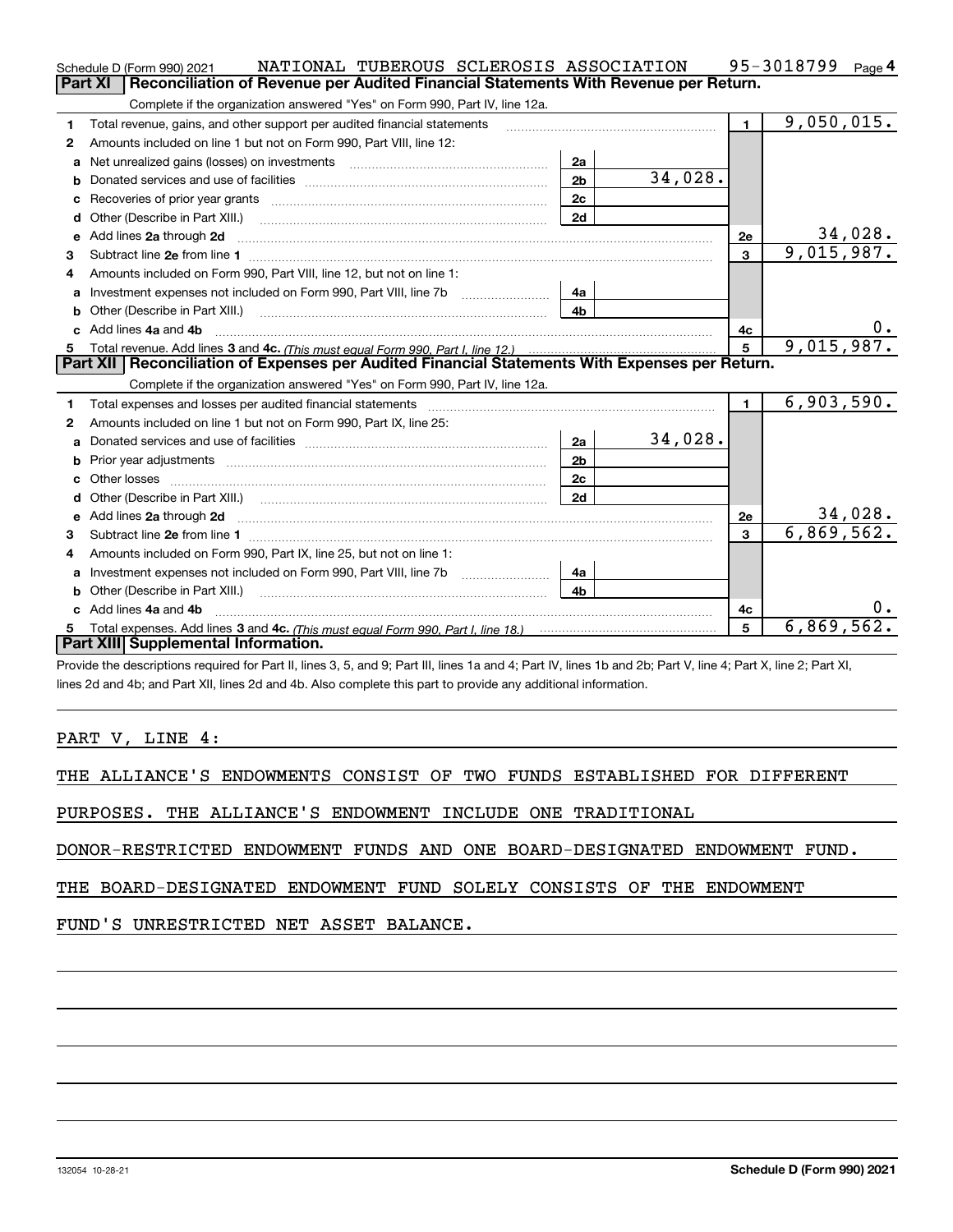Schedule D (Form 990) 2021 NATIONAL TUBEROUS SCLEROSIS ASSOCIATION 95-3018799 Page 4

## Part XI Reconciliation of Revenue per Audited Financial Statements With Revenue per Return.

Complete if the organization answered "Yes" on Form 990, Part IV, line 12a.

| | | | | | |
|---|---|---|---|---|---|
| 1 | Total revenue, gains, and other support per audited financial statements | | | 1 | 9,050,015. |
| 2 | Amounts included on line 1 but not on Form 990, Part VIII, line 12: | | | | |
| a | Net unrealized gains (losses) on investments | 2a | | | |
| b | Donated services and use of facilities | 2b | 34,028. | | |
| c | Recoveries of prior year grants | 2c | | | |
| d | Other (Describe in Part XIII.) | 2d | | | |
| e | Add lines 2a through 2d | | | 2e | 34,028. |
| 3 | Subtract line 2e from line 1 | | | 3 | 9,015,987. |
| 4 | Amounts included on Form 990, Part VIII, line 12, but not on line 1: | | | | |
| a | Investment expenses not included on Form 990, Part VIII, line 7b | 4a | | | |
| b | Other (Describe in Part XIII.) | 4b | | | |
| c | Add lines 4a and 4b | | | 4c | 0. |
| 5 | Total revenue. Add lines 3 and 4c. *(This must equal Form 990, Part I, line 12.)* | | | 5 | 9,015,987. |

## Part XII Reconciliation of Expenses per Audited Financial Statements With Expenses per Return.

Complete if the organization answered "Yes" on Form 990, Part IV, line 12a.

| | | | | | |
|---|---|---|---|---|---|
| 1 | Total expenses and losses per audited financial statements | | | 1 | 6,903,590. |
| 2 | Amounts included on line 1 but not on Form 990, Part IX, line 25: | | | | |
| a | Donated services and use of facilities | 2a | 34,028. | | |
| b | Prior year adjustments | 2b | | | |
| c | Other losses | 2c | | | |
| d | Other (Describe in Part XIII.) | 2d | | | |
| e | Add lines 2a through 2d | | | 2e | 34,028. |
| 3 | Subtract line 2e from line 1 | | | 3 | 6,869,562. |
| 4 | Amounts included on Form 990, Part IX, line 25, but not on line 1: | | | | |
| a | Investment expenses not included on Form 990, Part VIII, line 7b | 4a | | | |
| b | Other (Describe in Part XIII.) | 4b | | | |
| c | Add lines 4a and 4b | | | 4c | 0. |
| 5 | Total expenses. Add lines 3 and 4c. *(This must equal Form 990, Part I, line 18.)* | | | 5 | 6,869,562. |

## Part XIII Supplemental Information.

Provide the descriptions required for Part II, lines 3, 5, and 9; Part III, lines 1a and 4; Part IV, lines 1b and 2b; Part V, line 4; Part X, line 2; Part XI, lines 2d and 4b; and Part XII, lines 2d and 4b. Also complete this part to provide any additional information.

PART V, LINE 4:

THE ALLIANCE'S ENDOWMENTS CONSIST OF TWO FUNDS ESTABLISHED FOR DIFFERENT PURPOSES. THE ALLIANCE'S ENDOWMENT INCLUDE ONE TRADITIONAL DONOR-RESTRICTED ENDOWMENT FUNDS AND ONE BOARD-DESIGNATED ENDOWMENT FUND. THE BOARD-DESIGNATED ENDOWMENT FUND SOLELY CONSISTS OF THE ENDOWMENT FUND'S UNRESTRICTED NET ASSET BALANCE.

132054 10-28-21 Schedule D (Form 990) 2021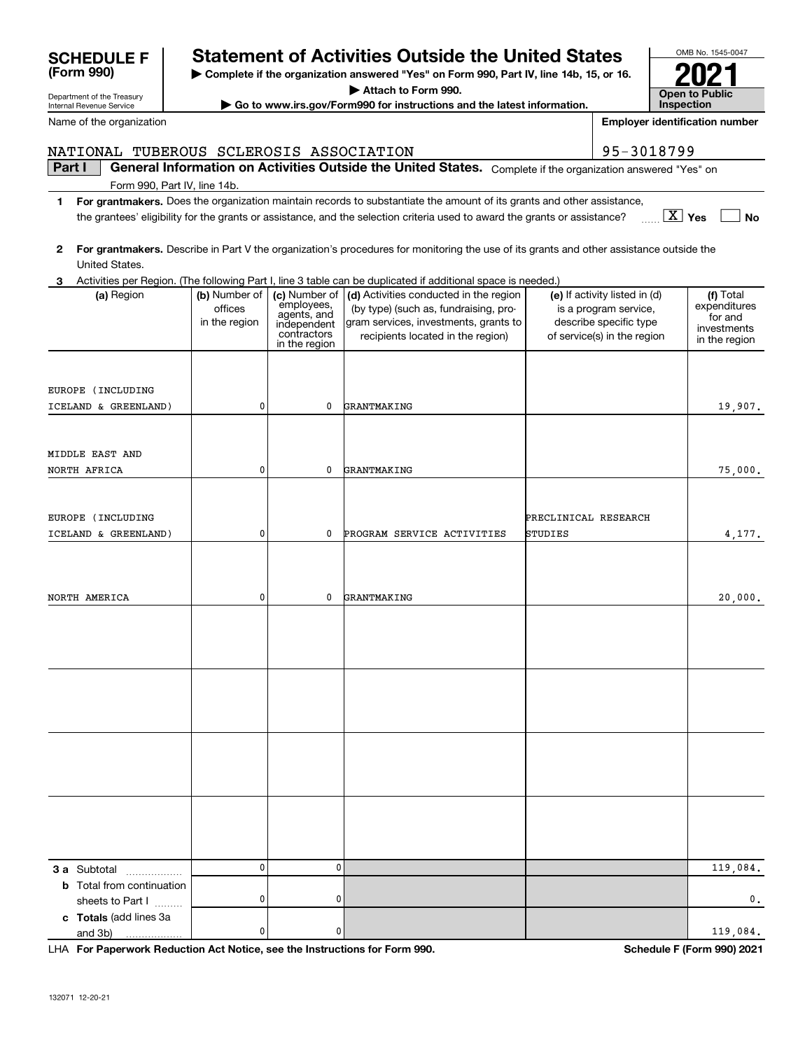**SCHEDULE F (Form 990)**

Department of the Treasury
Internal Revenue Service

# Statement of Activities Outside the United States

▶ Complete if the organization answered "Yes" on Form 990, Part IV, line 14b, 15, or 16.

▶ Attach to Form 990.

▶ Go to www.irs.gov/Form990 for instructions and the latest information.

OMB No. 1545-0047

**2021**

**Open to Public Inspection**

Name of the organization: NATIONAL TUBEROUS SCLEROSIS ASSOCIATION

Employer identification number: 95-3018799

**Part I** **General Information on Activities Outside the United States.** Complete if the organization answered "Yes" on Form 990, Part IV, line 14b.

**1** **For grantmakers.** Does the organization maintain records to substantiate the amount of its grants and other assistance, the grantees' eligibility for the grants or assistance, and the selection criteria used to award the grants or assistance? [X] Yes [ ] No

**2** **For grantmakers.** Describe in Part V the organization's procedures for monitoring the use of its grants and other assistance outside the United States.

**3** Activities per Region. (The following Part I, line 3 table can be duplicated if additional space is needed.)

| (a) Region | (b) Number of offices in the region | (c) Number of employees, agents, and independent contractors in the region | (d) Activities conducted in the region (by type) (such as, fundraising, program services, investments, grants to recipients located in the region) | (e) If activity listed in (d) is a program service, describe specific type of service(s) in the region | (f) Total expenditures for and investments in the region |
|---|---|---|---|---|---|
| EUROPE (INCLUDING ICELAND & GREENLAND) | 0 | 0 | GRANTMAKING | | 19,907. |
| MIDDLE EAST AND NORTH AFRICA | 0 | 0 | GRANTMAKING | | 75,000. |
| EUROPE (INCLUDING ICELAND & GREENLAND) | 0 | 0 | PROGRAM SERVICE ACTIVITIES | PRECLINICAL RESEARCH STUDIES | 4,177. |
| NORTH AMERICA | 0 | 0 | GRANTMAKING | | 20,000. |
| | | | | | |
| | | | | | |
| | | | | | |
| | | | | | |
| **3 a** Subtotal | 0 | 0 | | | 119,084. |
| **b** Total from continuation sheets to Part I | 0 | 0 | | | 0. |
| **c** **Totals** (add lines 3a and 3b) | 0 | 0 | | | 119,084. |

LHA **For Paperwork Reduction Act Notice, see the Instructions for Form 990.** **Schedule F (Form 990) 2021**

132071 12-20-21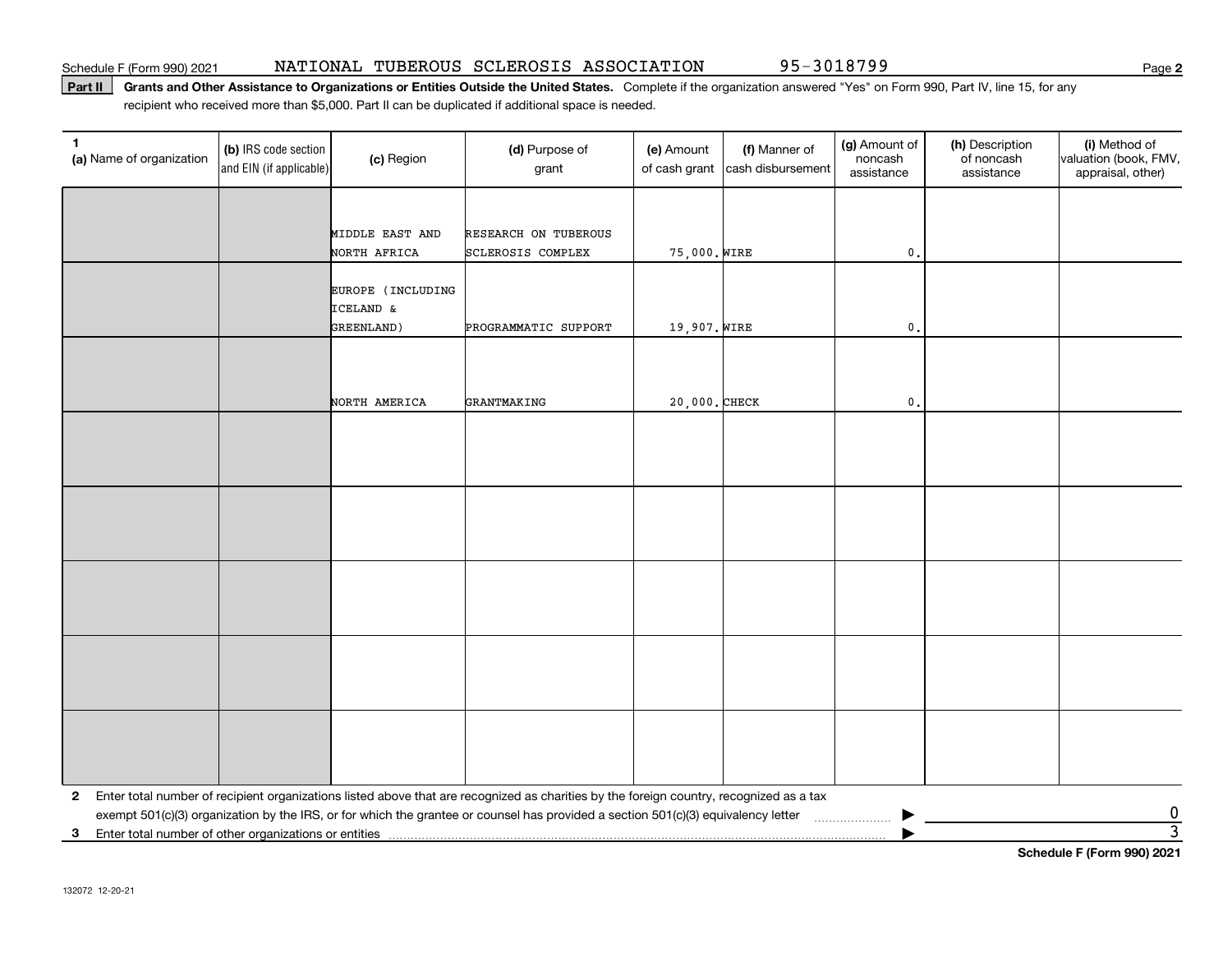Schedule F (Form 990) 2021 NATIONAL TUBEROUS SCLEROSIS ASSOCIATION 95-3018799 Page 2

**Part II** **Grants and Other Assistance to Organizations or Entities Outside the United States.** Complete if the organization answered "Yes" on Form 990, Part IV, line 15, for any recipient who received more than $5,000. Part II can be duplicated if additional space is needed.

| 1 (a) Name of organization | (b) IRS code section and EIN (if applicable) | (c) Region | (d) Purpose of grant | (e) Amount of cash grant | (f) Manner of cash disbursement | (g) Amount of noncash assistance | (h) Description of noncash assistance | (i) Method of valuation (book, FMV, appraisal, other) |
|---|---|---|---|---|---|---|---|---|
| | | MIDDLE EAST AND NORTH AFRICA | RESEARCH ON TUBEROUS SCLEROSIS COMPLEX | 75,000. | WIRE | 0. | | |
| | | EUROPE (INCLUDING ICELAND & GREENLAND) | PROGRAMMATIC SUPPORT | 19,907. | WIRE | 0. | | |
| | | NORTH AMERICA | GRANTMAKING | 20,000. | CHECK | 0. | | |
| | | | | | | | | |
| | | | | | | | | |
| | | | | | | | | |
| | | | | | | | | |
| | | | | | | | | |

**2** Enter total number of recipient organizations listed above that are recognized as charities by the foreign country, recognized as a tax exempt 501(c)(3) organization by the IRS, or for which the grantee or counsel has provided a section 501(c)(3) equivalency letter ▶ 0

**3** Enter total number of other organizations or entities ▶ 3

**Schedule F (Form 990) 2021**

132072 12-20-21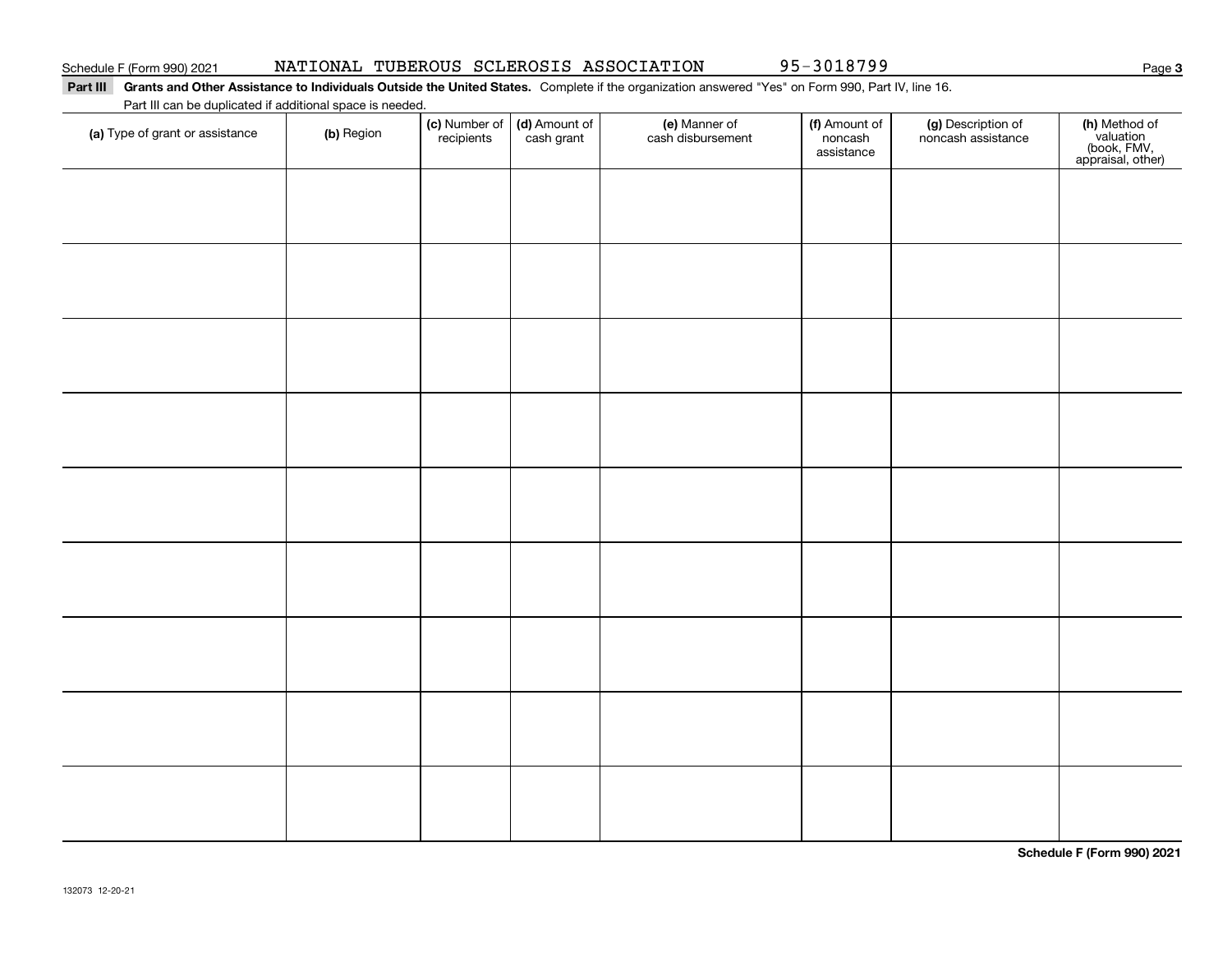Schedule F (Form 990) 2021 NATIONAL TUBEROUS SCLEROSIS ASSOCIATION 95-3018799

**Part III** **Grants and Other Assistance to Individuals Outside the United States.** Complete if the organization answered "Yes" on Form 990, Part IV, line 16.

Part III can be duplicated if additional space is needed.

| (a) Type of grant or assistance | (b) Region | (c) Number of recipients | (d) Amount of cash grant | (e) Manner of cash disbursement | (f) Amount of noncash assistance | (g) Description of noncash assistance | (h) Method of valuation (book, FMV, appraisal, other) |
|---|---|---|---|---|---|---|---|
| | | | | | | | |
| | | | | | | | |
| | | | | | | | |
| | | | | | | | |
| | | | | | | | |
| | | | | | | | |
| | | | | | | | |
| | | | | | | | |
| | | | | | | | |

**Schedule F (Form 990) 2021**

132073 12-20-21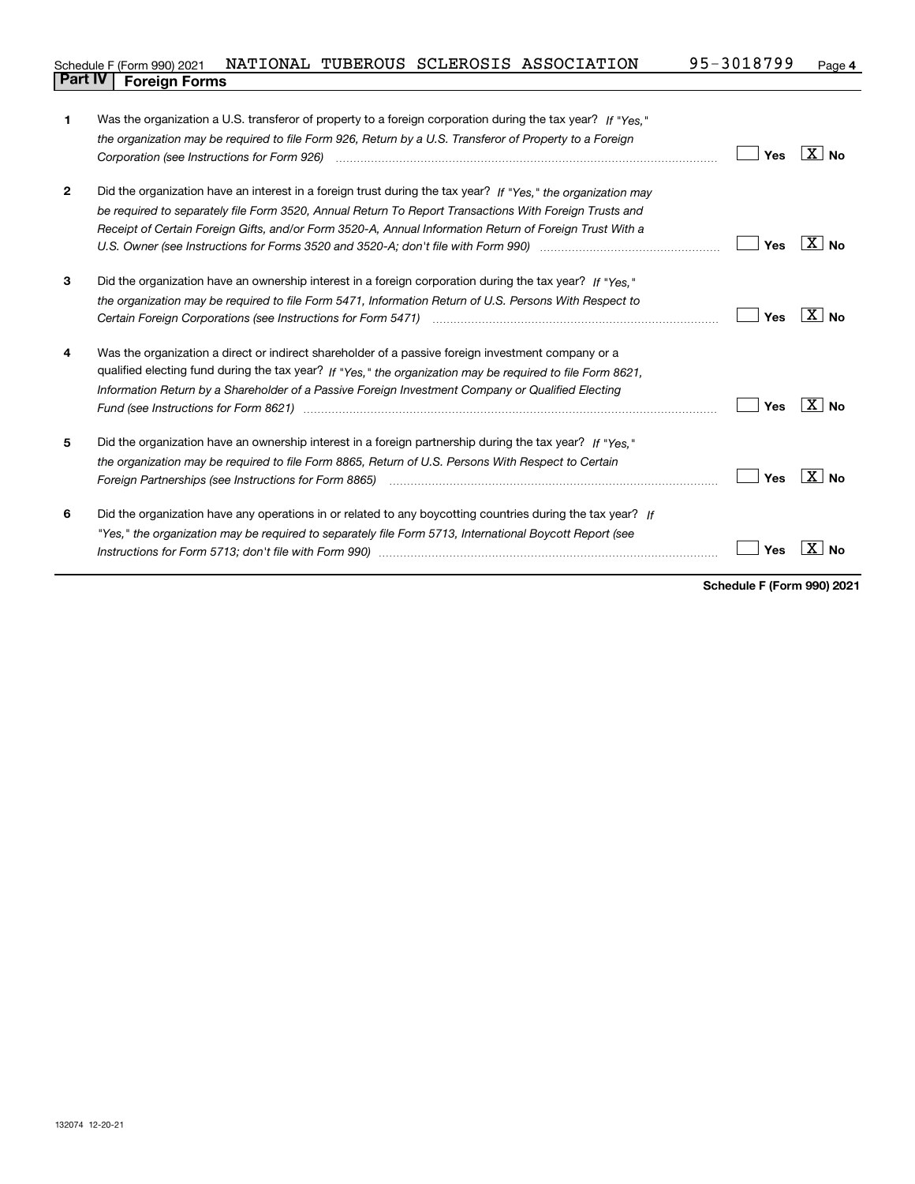Schedule F (Form 990) 2021 NATIONAL TUBEROUS SCLEROSIS ASSOCIATION 95-3018799

## Part IV Foreign Forms

| | | | |
|---|---|---|---|
| 1 | Was the organization a U.S. transferor of property to a foreign corporation during the tax year? *If "Yes," the organization may be required to file Form 926, Return by a U.S. Transferor of Property to a Foreign Corporation (see Instructions for Form 926)* | Yes | X No |
| 2 | Did the organization have an interest in a foreign trust during the tax year? *If "Yes," the organization may be required to separately file Form 3520, Annual Return To Report Transactions With Foreign Trusts and Receipt of Certain Foreign Gifts, and/or Form 3520-A, Annual Information Return of Foreign Trust With a U.S. Owner (see Instructions for Forms 3520 and 3520-A; don't file with Form 990)* | Yes | X No |
| 3 | Did the organization have an ownership interest in a foreign corporation during the tax year? *If "Yes," the organization may be required to file Form 5471, Information Return of U.S. Persons With Respect to Certain Foreign Corporations (see Instructions for Form 5471)* | Yes | X No |
| 4 | Was the organization a direct or indirect shareholder of a passive foreign investment company or a qualified electing fund during the tax year? *If "Yes," the organization may be required to file Form 8621, Information Return by a Shareholder of a Passive Foreign Investment Company or Qualified Electing Fund (see Instructions for Form 8621)* | Yes | X No |
| 5 | Did the organization have an ownership interest in a foreign partnership during the tax year? *If "Yes," the organization may be required to file Form 8865, Return of U.S. Persons With Respect to Certain Foreign Partnerships (see Instructions for Form 8865)* | Yes | X No |
| 6 | Did the organization have any operations in or related to any boycotting countries during the tax year? *If "Yes," the organization may be required to separately file Form 5713, International Boycott Report (see Instructions for Form 5713; don't file with Form 990)* | Yes | X No |

**Schedule F (Form 990) 2021**

132074 12-20-21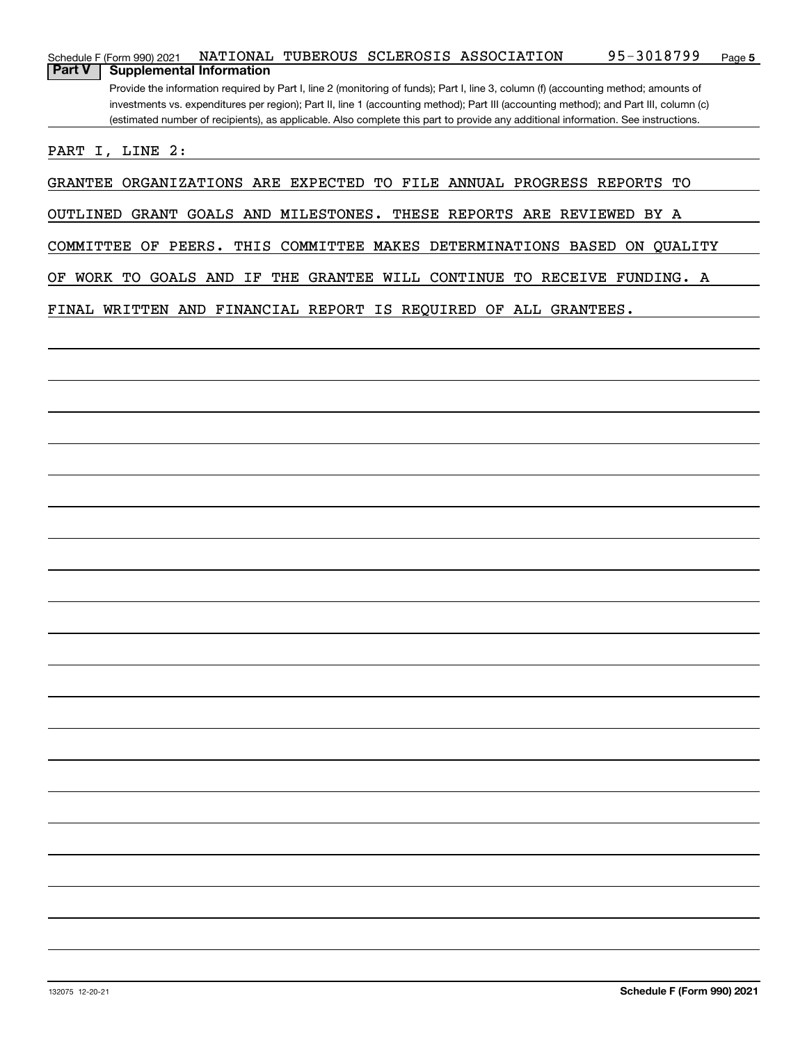Schedule F (Form 990) 2021 NATIONAL TUBEROUS SCLEROSIS ASSOCIATION 95-3018799 Page 5

**Part V** **Supplemental Information**

Provide the information required by Part I, line 2 (monitoring of funds); Part I, line 3, column (f) (accounting method; amounts of investments vs. expenditures per region); Part II, line 1 (accounting method); Part III (accounting method); and Part III, column (c) (estimated number of recipients), as applicable. Also complete this part to provide any additional information. See instructions.

PART I, LINE 2:

GRANTEE ORGANIZATIONS ARE EXPECTED TO FILE ANNUAL PROGRESS REPORTS TO OUTLINED GRANT GOALS AND MILESTONES. THESE REPORTS ARE REVIEWED BY A COMMITTEE OF PEERS. THIS COMMITTEE MAKES DETERMINATIONS BASED ON QUALITY OF WORK TO GOALS AND IF THE GRANTEE WILL CONTINUE TO RECEIVE FUNDING. A FINAL WRITTEN AND FINANCIAL REPORT IS REQUIRED OF ALL GRANTEES.

132075 12-20-21 **Schedule F (Form 990) 2021**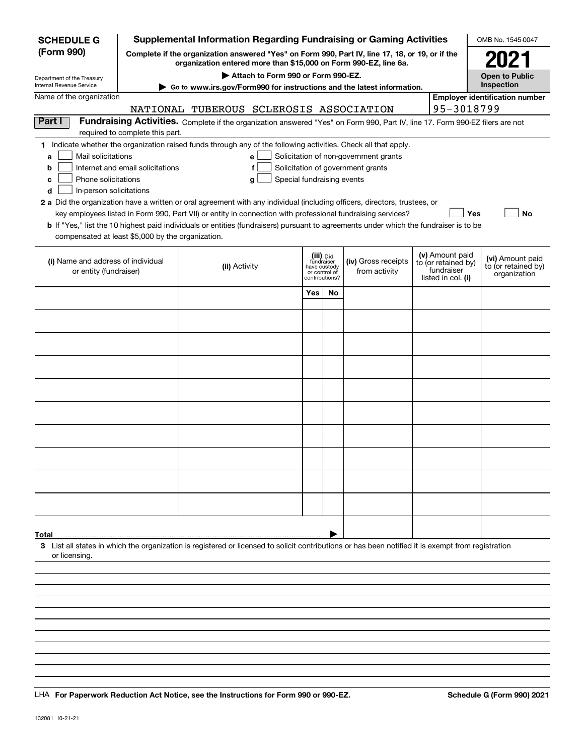**SCHEDULE G (Form 990)**

Department of the Treasury
Internal Revenue Service

# Supplemental Information Regarding Fundraising or Gaming Activities

**Complete if the organization answered "Yes" on Form 990, Part IV, line 17, 18, or 19, or if the organization entered more than $15,000 on Form 990-EZ, line 6a.**

▶ **Attach to Form 990 or Form 990-EZ.**

▶ **Go to www.irs.gov/Form990 for instructions and the latest information.**

OMB No. 1545-0047

**2021**

**Open to Public Inspection**

Name of the organization: NATIONAL TUBEROUS SCLEROSIS ASSOCIATION

Employer identification number: 95-3018799

**Part I** **Fundraising Activities.** Complete if the organization answered "Yes" on Form 990, Part IV, line 17. Form 990-EZ filers are not required to complete this part.

**1** Indicate whether the organization raised funds through any of the following activities. Check all that apply.

- **a** ☐ Mail solicitations
- **b** ☐ Internet and email solicitations
- **c** ☐ Phone solicitations
- **d** ☐ In-person solicitations
- **e** ☐ Solicitation of non-government grants
- **f** ☐ Solicitation of government grants
- **g** ☐ Special fundraising events

**2 a** Did the organization have a written or oral agreement with any individual (including officers, directors, trustees, or key employees listed in Form 990, Part VII) or entity in connection with professional fundraising services? ☐ **Yes** ☐ **No**

**b** If "Yes," list the 10 highest paid individuals or entities (fundraisers) pursuant to agreements under which the fundraiser is to be compensated at least $5,000 by the organization.

| (i) Name and address of individual or entity (fundraiser) | (ii) Activity | (iii) Did fundraiser have custody or control of contributions? Yes | No | (iv) Gross receipts from activity | (v) Amount paid to (or retained by) fundraiser listed in col. (i) | (vi) Amount paid to (or retained by) organization |
|---|---|---|---|---|---|---|
| | | | | | | |
| | | | | | | |
| | | | | | | |
| | | | | | | |
| | | | | | | |
| | | | | | | |
| | | | | | | |
| | | | | | | |
| | | | | | | |
| | | | | | | |
| **Total** ▶ | | | | | | |

**3** List all states in which the organization is registered or licensed to solicit contributions or has been notified it is exempt from registration or licensing.

LHA **For Paperwork Reduction Act Notice, see the Instructions for Form 990 or 990-EZ.** **Schedule G (Form 990) 2021**

132081 10-21-21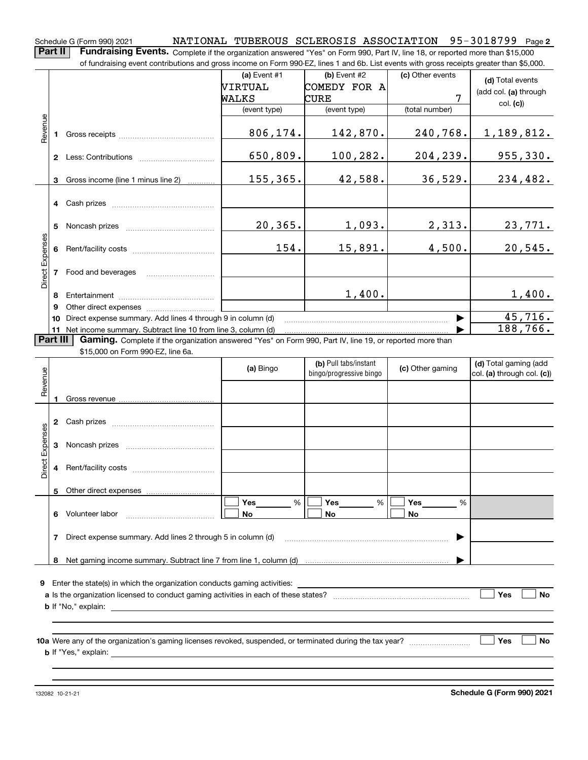Schedule G (Form 990) 2021 NATIONAL TUBEROUS SCLEROSIS ASSOCIATION 95-3018799 Page 2

**Part II Fundraising Events.** Complete if the organization answered "Yes" on Form 990, Part IV, line 18, or reported more than $15,000 of fundraising event contributions and gross income on Form 990-EZ, lines 1 and 6b. List events with gross receipts greater than $5,000.

| | | (a) Event #1 VIRTUAL WALKS (event type) | (b) Event #2 COMEDY FOR A CURE (event type) | (c) Other events 7 (total number) | (d) Total events (add col. (a) through col. (c)) |
|---|---|---|---|---|---|
| Revenue | 1 Gross receipts | 806,174. | 142,870. | 240,768. | 1,189,812. |
| | 2 Less: Contributions | 650,809. | 100,282. | 204,239. | 955,330. |
| | 3 Gross income (line 1 minus line 2) | 155,365. | 42,588. | 36,529. | 234,482. |
| Direct Expenses | 4 Cash prizes | | | | |
| | 5 Noncash prizes | 20,365. | 1,093. | 2,313. | 23,771. |
| | 6 Rent/facility costs | 154. | 15,891. | 4,500. | 20,545. |
| | 7 Food and beverages | | | | |
| | 8 Entertainment | | 1,400. | | 1,400. |
| | 9 Other direct expenses | | | | |
| | 10 Direct expense summary. Add lines 4 through 9 in column (d) | | | | 45,716. |
| | 11 Net income summary. Subtract line 10 from line 3, column (d) | | | | 188,766. |

**Part III Gaming.** Complete if the organization answered "Yes" on Form 990, Part IV, line 19, or reported more than $15,000 on Form 990-EZ, line 6a.

| | | (a) Bingo | (b) Pull tabs/instant bingo/progressive bingo | (c) Other gaming | (d) Total gaming (add col. (a) through col. (c)) |
|---|---|---|---|---|---|
| Revenue | 1 Gross revenue | | | | |
| Direct Expenses | 2 Cash prizes | | | | |
| | 3 Noncash prizes | | | | |
| | 4 Rent/facility costs | | | | |
| | 5 Other direct expenses | | | | |
| | 6 Volunteer labor | Yes ___ % No | Yes ___ % No | Yes ___ % No | |
| | 7 Direct expense summary. Add lines 2 through 5 in column (d) | | | | |
| | 8 Net gaming income summary. Subtract line 7 from line 1, column (d) | | | | |

9 Enter the state(s) in which the organization conducts gaming activities:

a Is the organization licensed to conduct gaming activities in each of these states? Yes No

b If "No," explain:

10a Were any of the organization's gaming licenses revoked, suspended, or terminated during the tax year? Yes No

b If "Yes," explain:

132082 10-21-21 **Schedule G (Form 990) 2021**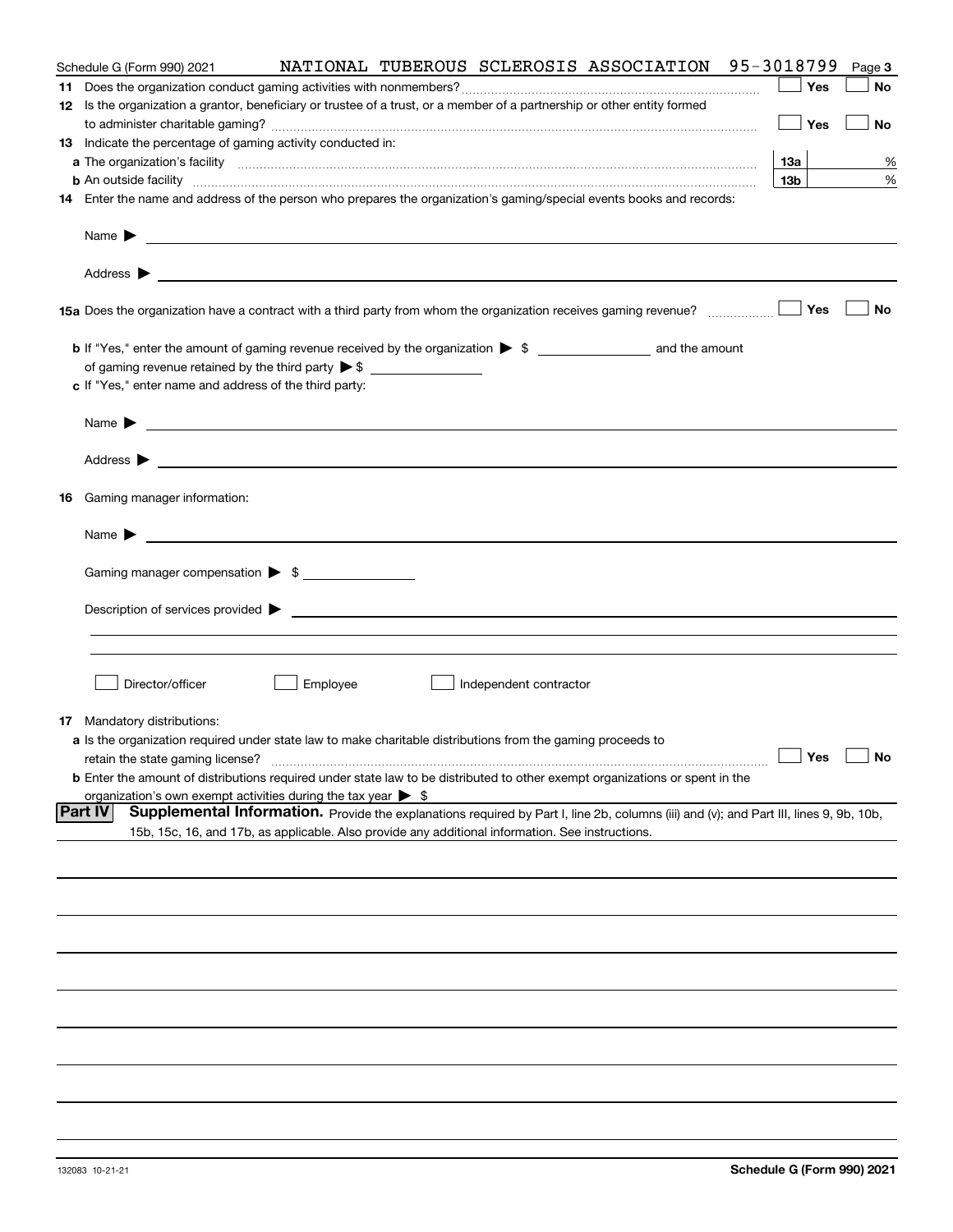Schedule G (Form 990) 2021 NATIONAL TUBEROUS SCLEROSIS ASSOCIATION 95-3018799 Page 3

**11** Does the organization conduct gaming activities with nonmembers? ☐ Yes ☐ No

**12** Is the organization a grantor, beneficiary or trustee of a trust, or a member of a partnership or other entity formed to administer charitable gaming? ☐ Yes ☐ No

**13** Indicate the percentage of gaming activity conducted in:

**a** The organization's facility **13a** %

**b** An outside facility **13b** %

**14** Enter the name and address of the person who prepares the organization's gaming/special events books and records:

Name ▶

Address ▶

**15a** Does the organization have a contract with a third party from whom the organization receives gaming revenue? ☐ Yes ☐ No

**b** If "Yes," enter the amount of gaming revenue received by the organization ▶ $ ______ and the amount of gaming revenue retained by the third party ▶ $ ______

**c** If "Yes," enter name and address of the third party:

Name ▶

Address ▶

**16** Gaming manager information:

Name ▶

Gaming manager compensation ▶ $

Description of services provided ▶

☐ Director/officer ☐ Employee ☐ Independent contractor

**17** Mandatory distributions:

**a** Is the organization required under state law to make charitable distributions from the gaming proceeds to retain the state gaming license? ☐ Yes ☐ No

**b** Enter the amount of distributions required under state law to be distributed to other exempt organizations or spent in the organization's own exempt activities during the tax year ▶ $

**Part IV** **Supplemental Information.** Provide the explanations required by Part I, line 2b, columns (iii) and (v); and Part III, lines 9, 9b, 10b, 15b, 15c, 16, and 17b, as applicable. Also provide any additional information. See instructions.

132083 10-21-21 **Schedule G (Form 990) 2021**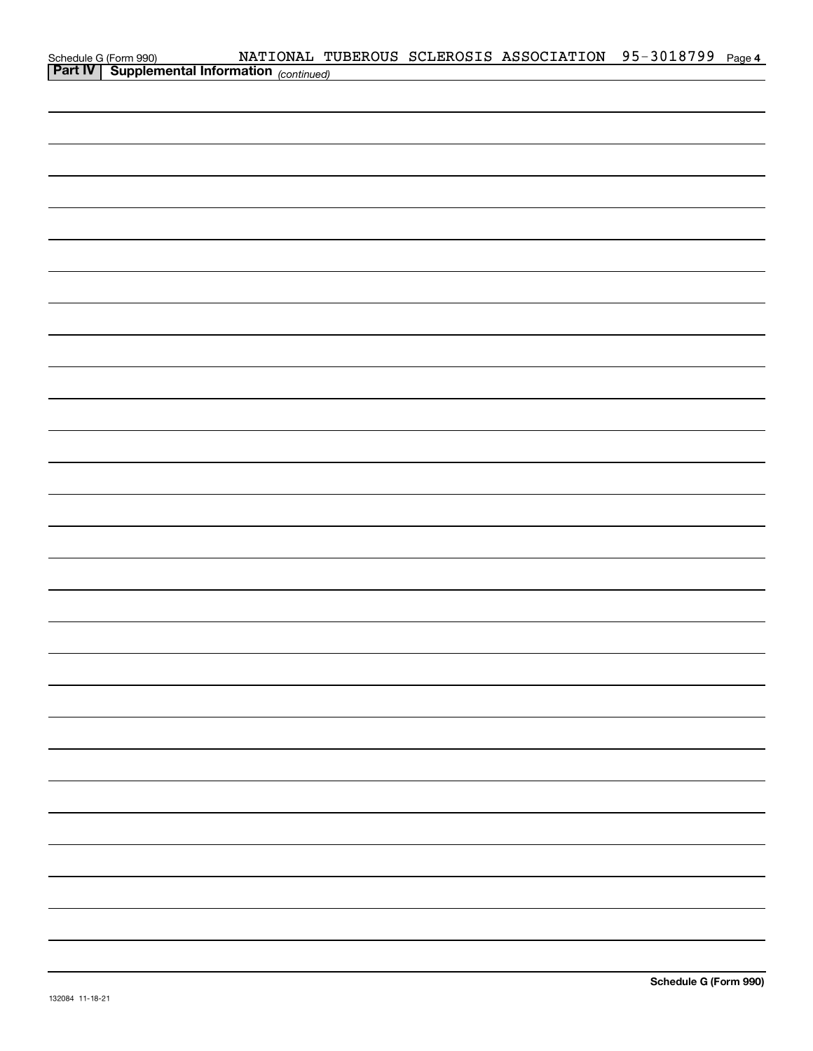Schedule G (Form 990) NATIONAL TUBEROUS SCLEROSIS ASSOCIATION 95-3018799 Page 4

**Part IV | Supplemental Information** *(continued)*

**Schedule G (Form 990)**

132084 11-18-21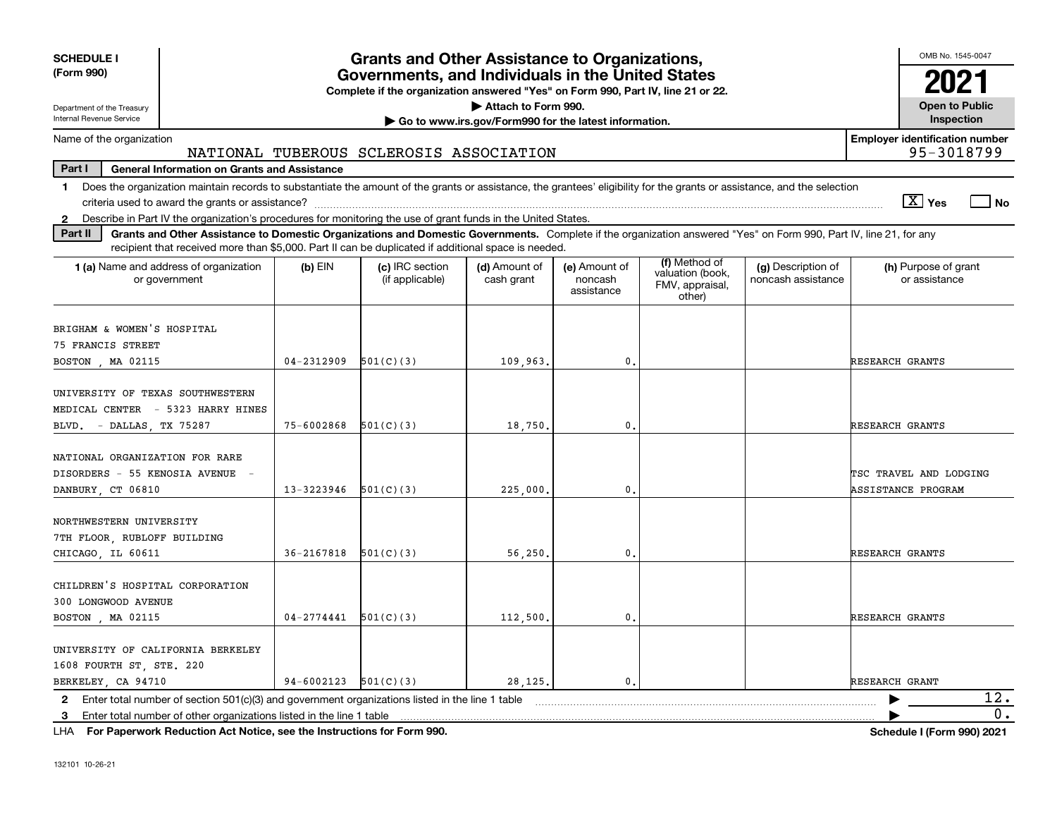**SCHEDULE I (Form 990)**

Department of the Treasury
Internal Revenue Service

# Grants and Other Assistance to Organizations, Governments, and Individuals in the United States

**Complete if the organization answered "Yes" on Form 990, Part IV, line 21 or 22.**
**▶ Attach to Form 990.**
**▶ Go to www.irs.gov/Form990 for the latest information.**

OMB No. 1545-0047

**2021**

**Open to Public Inspection**

Name of the organization: NATIONAL TUBEROUS SCLEROSIS ASSOCIATION

Employer identification number: 95-3018799

**Part I — General Information on Grants and Assistance**

1 Does the organization maintain records to substantiate the amount of the grants or assistance, the grantees' eligibility for the grants or assistance, and the selection criteria used to award the grants or assistance? [X] Yes [ ] No

2 Describe in Part IV the organization's procedures for monitoring the use of grant funds in the United States.

**Part II — Grants and Other Assistance to Domestic Organizations and Domestic Governments.** Complete if the organization answered "Yes" on Form 990, Part IV, line 21, for any recipient that received more than $5,000. Part II can be duplicated if additional space is needed.

| 1 (a) Name and address of organization or government | (b) EIN | (c) IRC section (if applicable) | (d) Amount of cash grant | (e) Amount of noncash assistance | (f) Method of valuation (book, FMV, appraisal, other) | (g) Description of noncash assistance | (h) Purpose of grant or assistance |
|---|---|---|---|---|---|---|---|
| BRIGHAM & WOMEN'S HOSPITAL 75 FRANCIS STREET BOSTON , MA 02115 | 04-2312909 | 501(C)(3) | 109,963. | 0. | | | RESEARCH GRANTS |
| UNIVERSITY OF TEXAS SOUTHWESTERN MEDICAL CENTER - 5323 HARRY HINES BLVD. - DALLAS, TX 75287 | 75-6002868 | 501(C)(3) | 18,750. | 0. | | | RESEARCH GRANTS |
| NATIONAL ORGANIZATION FOR RARE DISORDERS - 55 KENOSIA AVENUE - DANBURY, CT 06810 | 13-3223946 | 501(C)(3) | 225,000. | 0. | | | TSC TRAVEL AND LODGING ASSISTANCE PROGRAM |
| NORTHWESTERN UNIVERSITY 7TH FLOOR, RUBLOFF BUILDING CHICAGO, IL 60611 | 36-2167818 | 501(C)(3) | 56,250. | 0. | | | RESEARCH GRANTS |
| CHILDREN'S HOSPITAL CORPORATION 300 LONGWOOD AVENUE BOSTON , MA 02115 | 04-2774441 | 501(C)(3) | 112,500. | 0. | | | RESEARCH GRANTS |
| UNIVERSITY OF CALIFORNIA BERKELEY 1608 FOURTH ST, STE. 220 BERKELEY, CA 94710 | 94-6002123 | 501(C)(3) | 28,125. | 0. | | | RESEARCH GRANT |

2 Enter total number of section 501(c)(3) and government organizations listed in the line 1 table ▶ 12.

3 Enter total number of other organizations listed in the line 1 table ▶ 0.

LHA **For Paperwork Reduction Act Notice, see the Instructions for Form 990.** **Schedule I (Form 990) 2021**

132101 10-26-21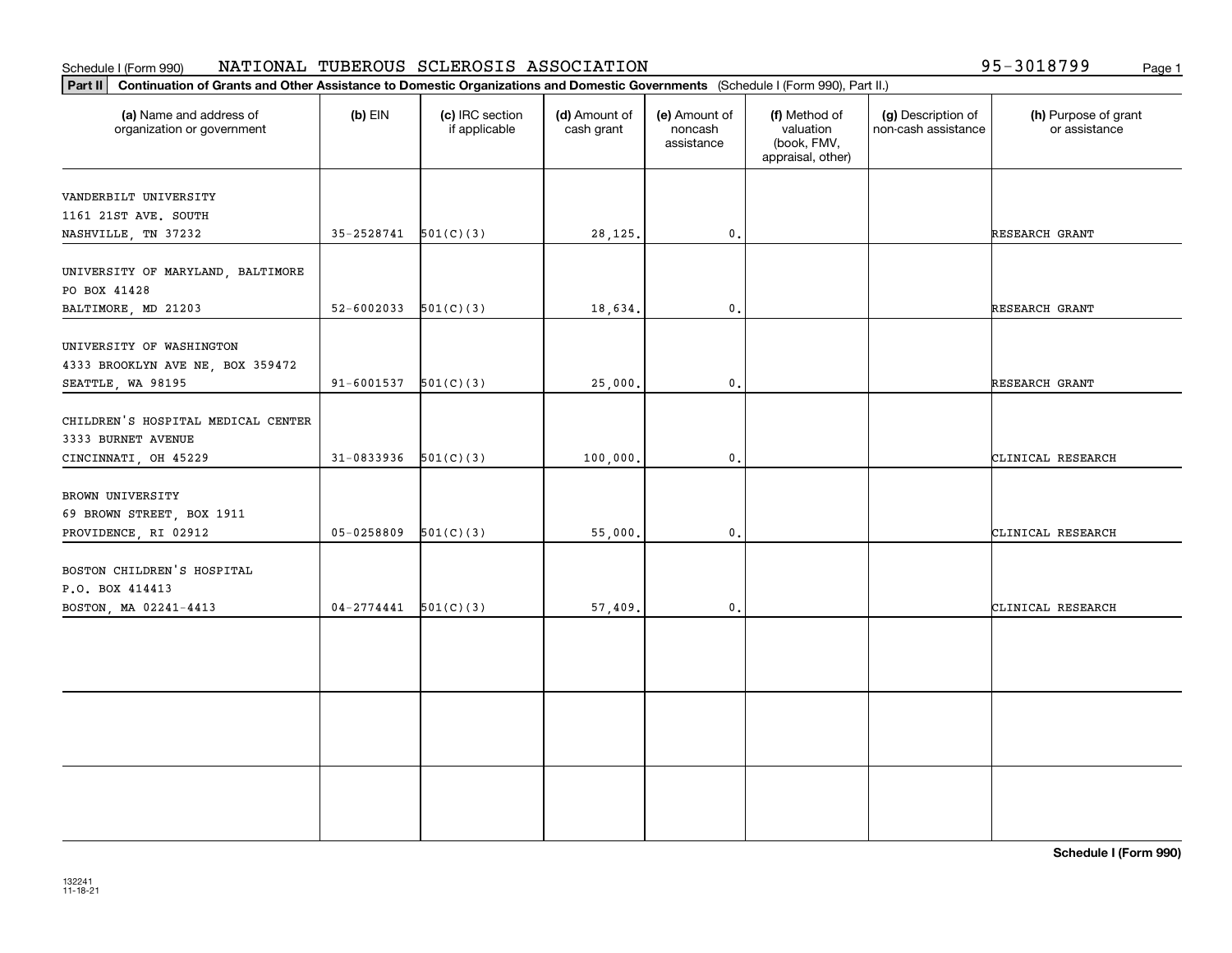Schedule I (Form 990) NATIONAL TUBEROUS SCLEROSIS ASSOCIATION 95-3018799

**Part II** **Continuation of Grants and Other Assistance to Domestic Organizations and Domestic Governments** (Schedule I (Form 990), Part II.)

| (a) Name and address of organization or government | (b) EIN | (c) IRC section if applicable | (d) Amount of cash grant | (e) Amount of noncash assistance | (f) Method of valuation (book, FMV, appraisal, other) | (g) Description of non-cash assistance | (h) Purpose of grant or assistance |
|---|---|---|---|---|---|---|---|
| VANDERBILT UNIVERSITY<br>1161 21ST AVE. SOUTH<br>NASHVILLE, TN 37232 | 35-2528741 | 501(C)(3) | 28,125. | 0. | | | RESEARCH GRANT |
| UNIVERSITY OF MARYLAND, BALTIMORE<br>PO BOX 41428<br>BALTIMORE, MD 21203 | 52-6002033 | 501(C)(3) | 18,634. | 0. | | | RESEARCH GRANT |
| UNIVERSITY OF WASHINGTON<br>4333 BROOKLYN AVE NE, BOX 359472<br>SEATTLE, WA 98195 | 91-6001537 | 501(C)(3) | 25,000. | 0. | | | RESEARCH GRANT |
| CHILDREN'S HOSPITAL MEDICAL CENTER<br>3333 BURNET AVENUE<br>CINCINNATI, OH 45229 | 31-0833936 | 501(C)(3) | 100,000. | 0. | | | CLINICAL RESEARCH |
| BROWN UNIVERSITY<br>69 BROWN STREET, BOX 1911<br>PROVIDENCE, RI 02912 | 05-0258809 | 501(C)(3) | 55,000. | 0. | | | CLINICAL RESEARCH |
| BOSTON CHILDREN'S HOSPITAL<br>P.O. BOX 414413<br>BOSTON, MA 02241-4413 | 04-2774441 | 501(C)(3) | 57,409. | 0. | | | CLINICAL RESEARCH |
| | | | | | | | |
| | | | | | | | |
| | | | | | | | |

**Schedule I (Form 990)**

132241
11-18-21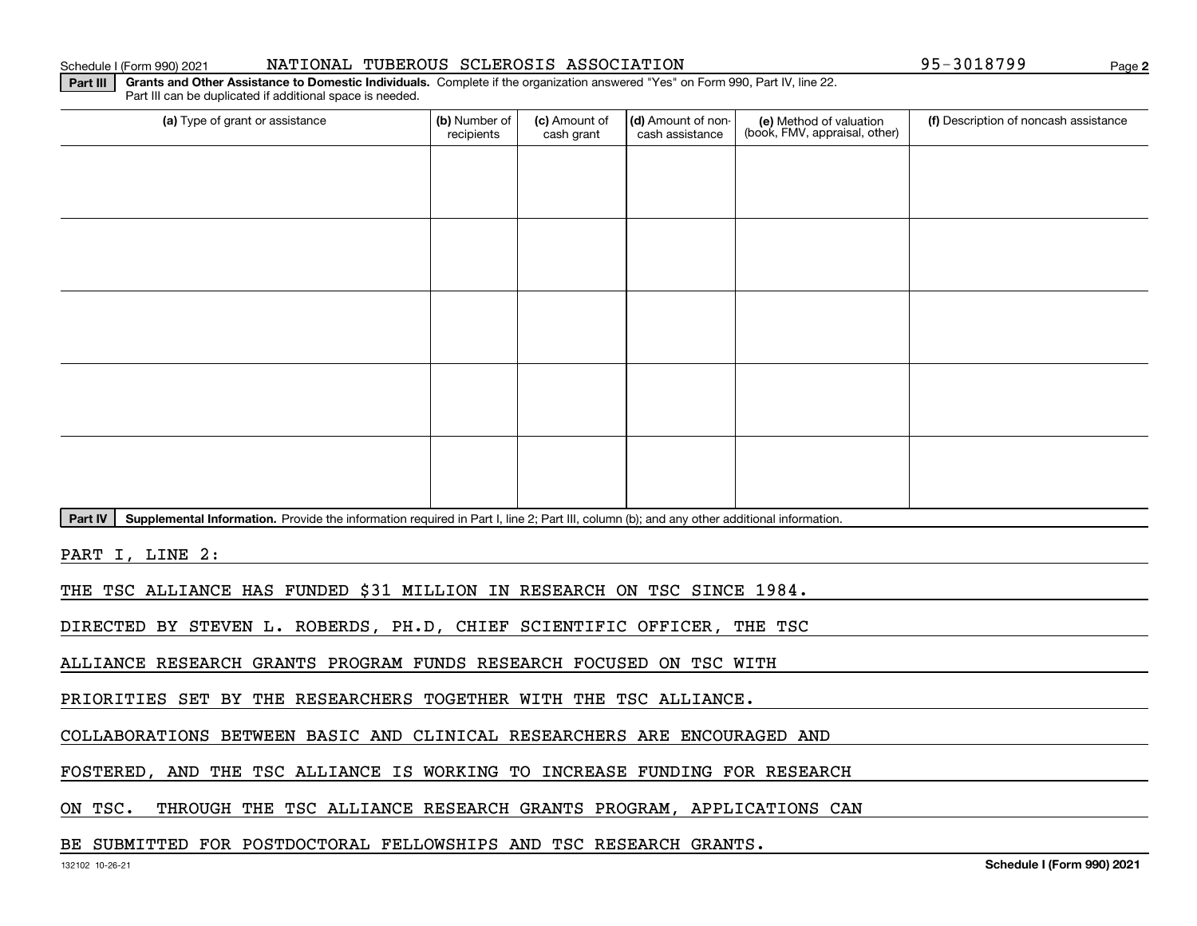Schedule I (Form 990) 2021 NATIONAL TUBEROUS SCLEROSIS ASSOCIATION 95-3018799 Page **2**

**Part III** **Grants and Other Assistance to Domestic Individuals.** Complete if the organization answered "Yes" on Form 990, Part IV, line 22. Part III can be duplicated if additional space is needed.

| (a) Type of grant or assistance | (b) Number of recipients | (c) Amount of cash grant | (d) Amount of non-cash assistance | (e) Method of valuation (book, FMV, appraisal, other) | (f) Description of noncash assistance |
|---|---|---|---|---|---|
| | | | | | |
| | | | | | |
| | | | | | |
| | | | | | |
| | | | | | |

**Part IV** **Supplemental Information.** Provide the information required in Part I, line 2; Part III, column (b); and any other additional information.

PART I, LINE 2:

THE TSC ALLIANCE HAS FUNDED $31 MILLION IN RESEARCH ON TSC SINCE 1984.

DIRECTED BY STEVEN L. ROBERDS, PH.D, CHIEF SCIENTIFIC OFFICER, THE TSC ALLIANCE RESEARCH GRANTS PROGRAM FUNDS RESEARCH FOCUSED ON TSC WITH PRIORITIES SET BY THE RESEARCHERS TOGETHER WITH THE TSC ALLIANCE. COLLABORATIONS BETWEEN BASIC AND CLINICAL RESEARCHERS ARE ENCOURAGED AND FOSTERED, AND THE TSC ALLIANCE IS WORKING TO INCREASE FUNDING FOR RESEARCH ON TSC. THROUGH THE TSC ALLIANCE RESEARCH GRANTS PROGRAM, APPLICATIONS CAN BE SUBMITTED FOR POSTDOCTORAL FELLOWSHIPS AND TSC RESEARCH GRANTS.

132102 10-26-21 **Schedule I (Form 990) 2021**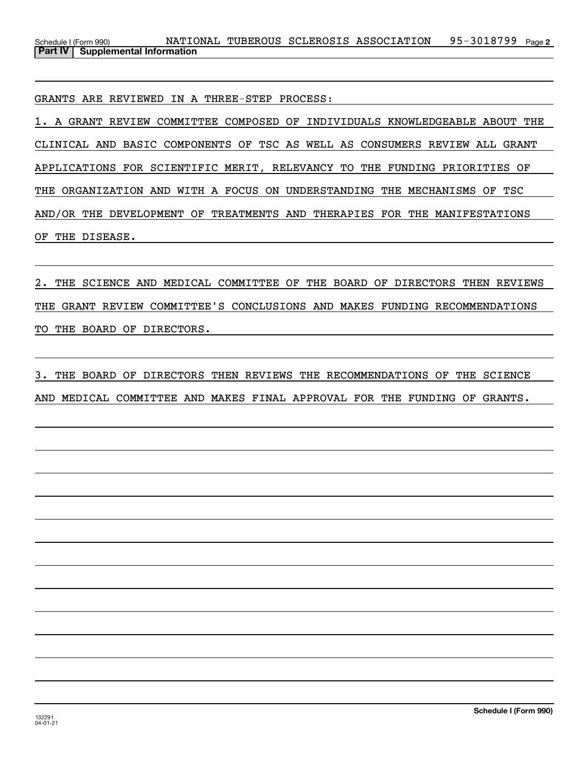Schedule I (Form 990) NATIONAL TUBEROUS SCLEROSIS ASSOCIATION 95-3018799 Page 2

**Part IV | Supplemental Information**

GRANTS ARE REVIEWED IN A THREE-STEP PROCESS:

1. A GRANT REVIEW COMMITTEE COMPOSED OF INDIVIDUALS KNOWLEDGEABLE ABOUT THE CLINICAL AND BASIC COMPONENTS OF TSC AS WELL AS CONSUMERS REVIEW ALL GRANT APPLICATIONS FOR SCIENTIFIC MERIT, RELEVANCY TO THE FUNDING PRIORITIES OF THE ORGANIZATION AND WITH A FOCUS ON UNDERSTANDING THE MECHANISMS OF TSC AND/OR THE DEVELOPMENT OF TREATMENTS AND THERAPIES FOR THE MANIFESTATIONS OF THE DISEASE.

2. THE SCIENCE AND MEDICAL COMMITTEE OF THE BOARD OF DIRECTORS THEN REVIEWS THE GRANT REVIEW COMMITTEE'S CONCLUSIONS AND MAKES FUNDING RECOMMENDATIONS TO THE BOARD OF DIRECTORS.

3. THE BOARD OF DIRECTORS THEN REVIEWS THE RECOMMENDATIONS OF THE SCIENCE AND MEDICAL COMMITTEE AND MAKES FINAL APPROVAL FOR THE FUNDING OF GRANTS.

132291
04-01-21

**Schedule I (Form 990)**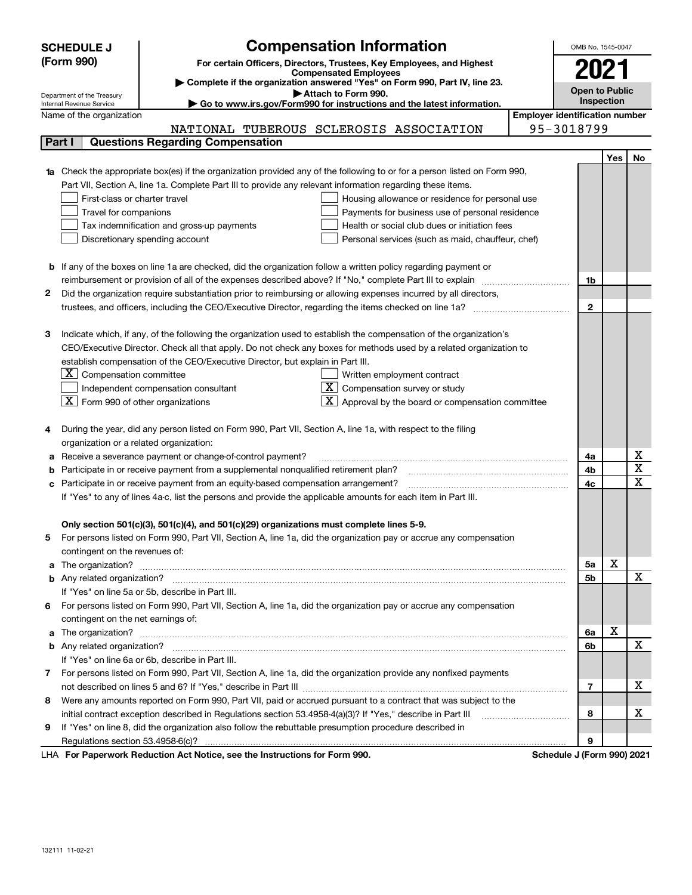**SCHEDULE J (Form 990)**

# Compensation Information

**For certain Officers, Directors, Trustees, Key Employees, and Highest Compensated Employees**

▶ Complete if the organization answered "Yes" on Form 990, Part IV, line 23.

▶ Attach to Form 990.

▶ Go to www.irs.gov/Form990 for instructions and the latest information.

OMB No. 1545-0047

**2021**

**Open to Public Inspection**

Department of the Treasury
Internal Revenue Service

Name of the organization: NATIONAL TUBEROUS SCLEROSIS ASSOCIATION

Employer identification number: 95-3018799

## Part I Questions Regarding Compensation

| | | | Yes | No |
|---|---|---|---|---|
| **1a** | Check the appropriate box(es) if the organization provided any of the following to or for a person listed on Form 990, Part VII, Section A, line 1a. Complete Part III to provide any relevant information regarding these items.<br>☐ First-class or charter travel ☐ Housing allowance or residence for personal use<br>☐ Travel for companions ☐ Payments for business use of personal residence<br>☐ Tax indemnification and gross-up payments ☐ Health or social club dues or initiation fees<br>☐ Discretionary spending account ☐ Personal services (such as maid, chauffeur, chef) | | | |
| **b** | If any of the boxes on line 1a are checked, did the organization follow a written policy regarding payment or reimbursement or provision of all of the expenses described above? If "No," complete Part III to explain | 1b | | |
| **2** | Did the organization require substantiation prior to reimbursing or allowing expenses incurred by all directors, trustees, and officers, including the CEO/Executive Director, regarding the items checked on line 1a? | 2 | | |
| **3** | Indicate which, if any, of the following the organization used to establish the compensation of the organization's CEO/Executive Director. Check all that apply. Do not check any boxes for methods used by a related organization to establish compensation of the CEO/Executive Director, but explain in Part III.<br>☒ Compensation committee ☐ Written employment contract<br>☐ Independent compensation consultant ☒ Compensation survey or study<br>☒ Form 990 of other organizations ☒ Approval by the board or compensation committee | | | |
| **4** | During the year, did any person listed on Form 990, Part VII, Section A, line 1a, with respect to the filing organization or a related organization: | | | |
| **a** | Receive a severance payment or change-of-control payment? | 4a | | X |
| **b** | Participate in or receive payment from a supplemental nonqualified retirement plan? | 4b | | X |
| **c** | Participate in or receive payment from an equity-based compensation arrangement? | 4c | | X |
| | If "Yes" to any of lines 4a-c, list the persons and provide the applicable amounts for each item in Part III. | | | |
| | **Only section 501(c)(3), 501(c)(4), and 501(c)(29) organizations must complete lines 5-9.** | | | |
| **5** | For persons listed on Form 990, Part VII, Section A, line 1a, did the organization pay or accrue any compensation contingent on the revenues of: | | | |
| **a** | The organization? | 5a | X | |
| **b** | Any related organization? | 5b | | X |
| | If "Yes" on line 5a or 5b, describe in Part III. | | | |
| **6** | For persons listed on Form 990, Part VII, Section A, line 1a, did the organization pay or accrue any compensation contingent on the net earnings of: | | | |
| **a** | The organization? | 6a | X | |
| **b** | Any related organization? | 6b | | X |
| | If "Yes" on line 6a or 6b, describe in Part III. | | | |
| **7** | For persons listed on Form 990, Part VII, Section A, line 1a, did the organization provide any nonfixed payments not described on lines 5 and 6? If "Yes," describe in Part III | 7 | | X |
| **8** | Were any amounts reported on Form 990, Part VII, paid or accrued pursuant to a contract that was subject to the initial contract exception described in Regulations section 53.4958-4(a)(3)? If "Yes," describe in Part III | 8 | | X |
| **9** | If "Yes" on line 8, did the organization also follow the rebuttable presumption procedure described in Regulations section 53.4958-6(c)? | 9 | | |

LHA **For Paperwork Reduction Act Notice, see the Instructions for Form 990.** **Schedule J (Form 990) 2021**

132111 11-02-21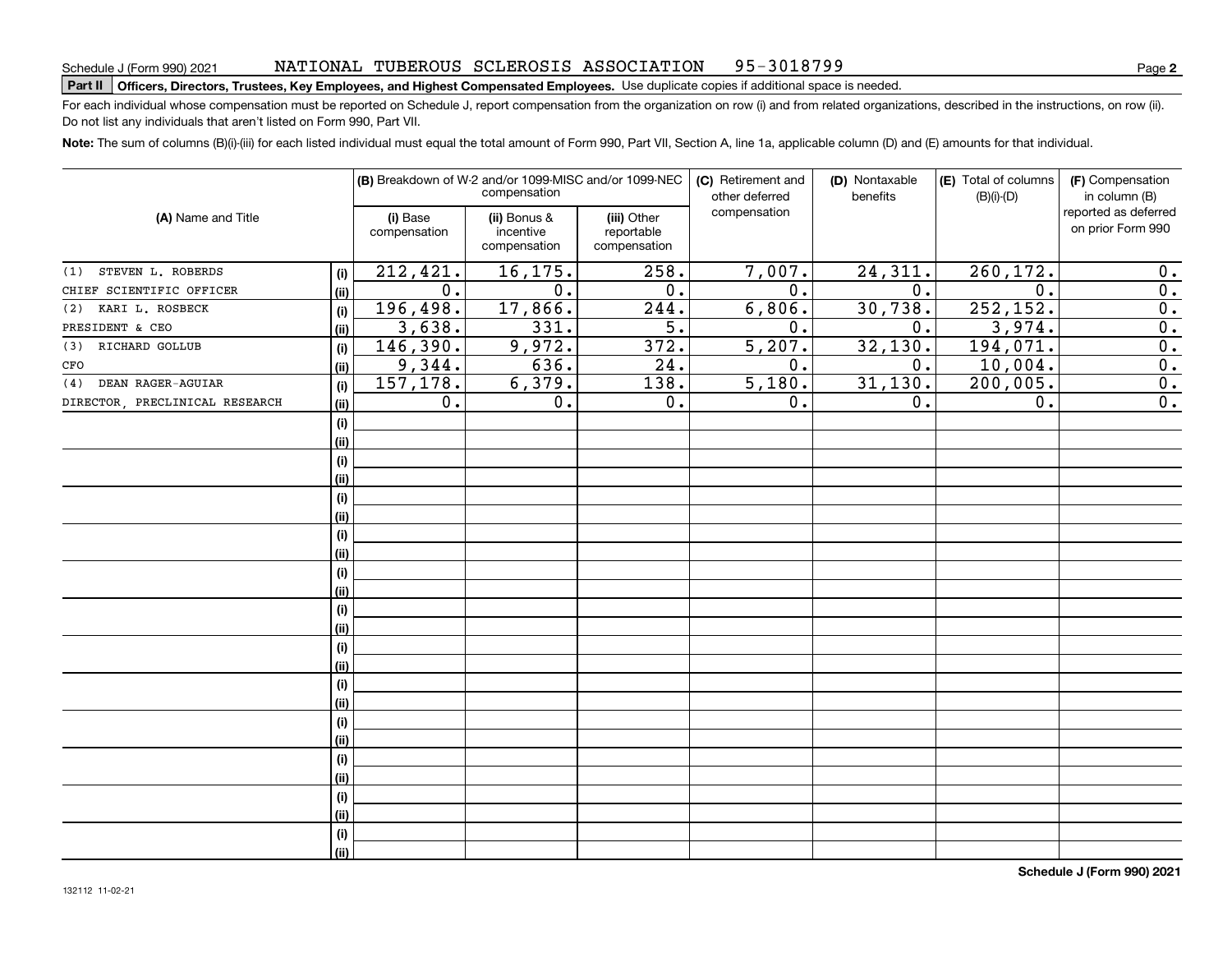Schedule J (Form 990) 2021 NATIONAL TUBEROUS SCLEROSIS ASSOCIATION 95-3018799

**Part II Officers, Directors, Trustees, Key Employees, and Highest Compensated Employees.** Use duplicate copies if additional space is needed.

For each individual whose compensation must be reported on Schedule J, report compensation from the organization on row (i) and from related organizations, described in the instructions, on row (ii). Do not list any individuals that aren't listed on Form 990, Part VII.

**Note:** The sum of columns (B)(i)-(iii) for each listed individual must equal the total amount of Form 990, Part VII, Section A, line 1a, applicable column (D) and (E) amounts for that individual.

| (A) Name and Title | | (B) Breakdown of W-2 and/or 1099-MISC and/or 1099-NEC compensation | | | (C) Retirement and other deferred compensation | (D) Nontaxable benefits | (E) Total of columns (B)(i)-(D) | (F) Compensation in column (B) reported as deferred on prior Form 990 |
|---|---|---|---|---|---|---|---|---|
| | | (i) Base compensation | (ii) Bonus & incentive compensation | (iii) Other reportable compensation | | | | |
| (1) STEVEN L. ROBERDS | (i) | 212,421. | 16,175. | 258. | 7,007. | 24,311. | 260,172. | 0. |
| CHIEF SCIENTIFIC OFFICER | (ii) | 0. | 0. | 0. | 0. | 0. | 0. | 0. |
| (2) KARI L. ROSBECK | (i) | 196,498. | 17,866. | 244. | 6,806. | 30,738. | 252,152. | 0. |
| PRESIDENT & CEO | (ii) | 3,638. | 331. | 5. | 0. | 0. | 3,974. | 0. |
| (3) RICHARD GOLLUB | (i) | 146,390. | 9,972. | 372. | 5,207. | 32,130. | 194,071. | 0. |
| CFO | (ii) | 9,344. | 636. | 24. | 0. | 0. | 10,004. | 0. |
| (4) DEAN RAGER-AGUIAR | (i) | 157,178. | 6,379. | 138. | 5,180. | 31,130. | 200,005. | 0. |
| DIRECTOR, PRECLINICAL RESEARCH | (ii) | 0. | 0. | 0. | 0. | 0. | 0. | 0. |

Schedule J (Form 990) 2021

132112 11-02-21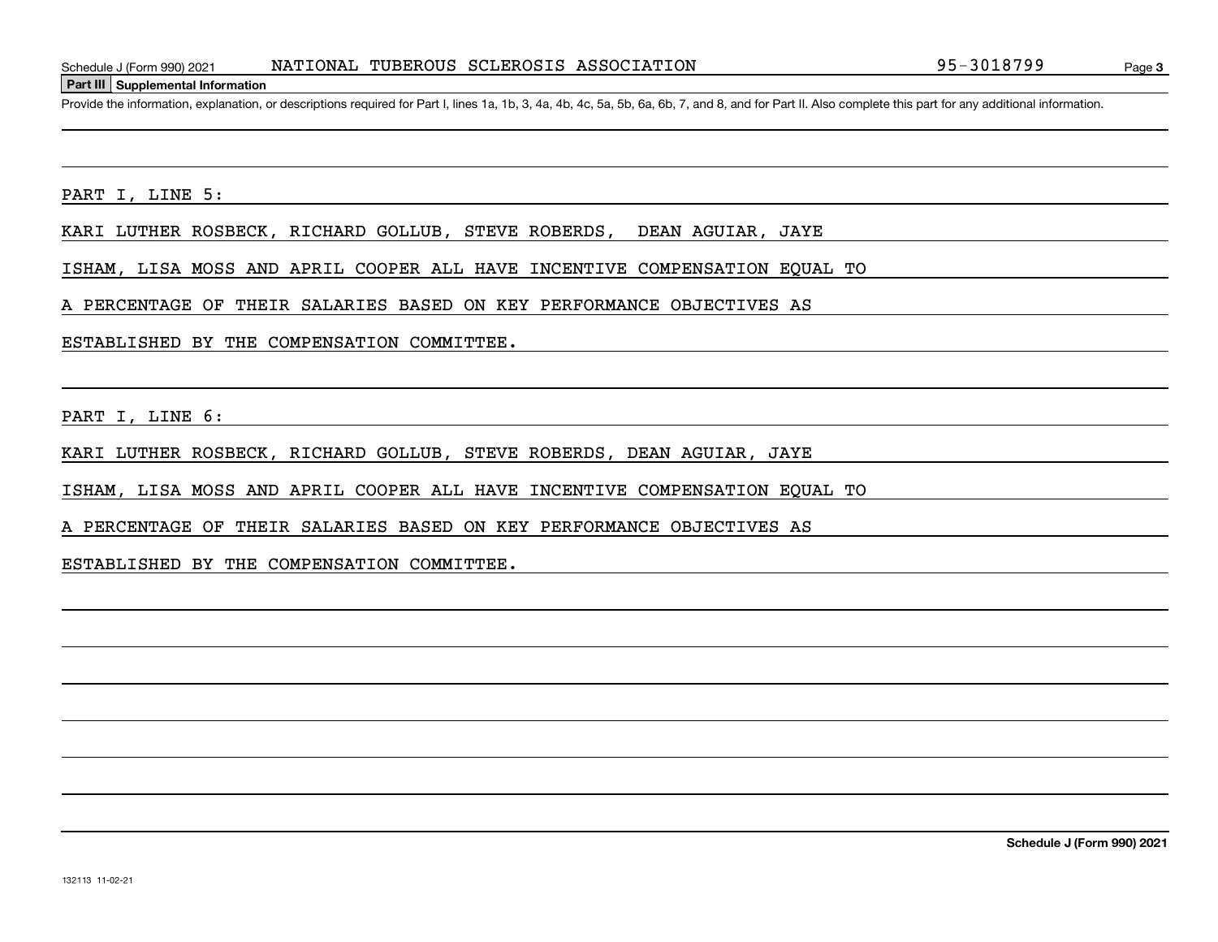## Part III Supplemental Information

Provide the information, explanation, or descriptions required for Part I, lines 1a, 1b, 3, 4a, 4b, 4c, 5a, 5b, 6a, 6b, 7, and 8, and for Part II. Also complete this part for any additional information.

PART I, LINE 5:

KARI LUTHER ROSBECK, RICHARD GOLLUB, STEVE ROBERDS, DEAN AGUIAR, JAYE ISHAM, LISA MOSS AND APRIL COOPER ALL HAVE INCENTIVE COMPENSATION EQUAL TO A PERCENTAGE OF THEIR SALARIES BASED ON KEY PERFORMANCE OBJECTIVES AS ESTABLISHED BY THE COMPENSATION COMMITTEE.

PART I, LINE 6:

KARI LUTHER ROSBECK, RICHARD GOLLUB, STEVE ROBERDS, DEAN AGUIAR, JAYE ISHAM, LISA MOSS AND APRIL COOPER ALL HAVE INCENTIVE COMPENSATION EQUAL TO A PERCENTAGE OF THEIR SALARIES BASED ON KEY PERFORMANCE OBJECTIVES AS ESTABLISHED BY THE COMPENSATION COMMITTEE.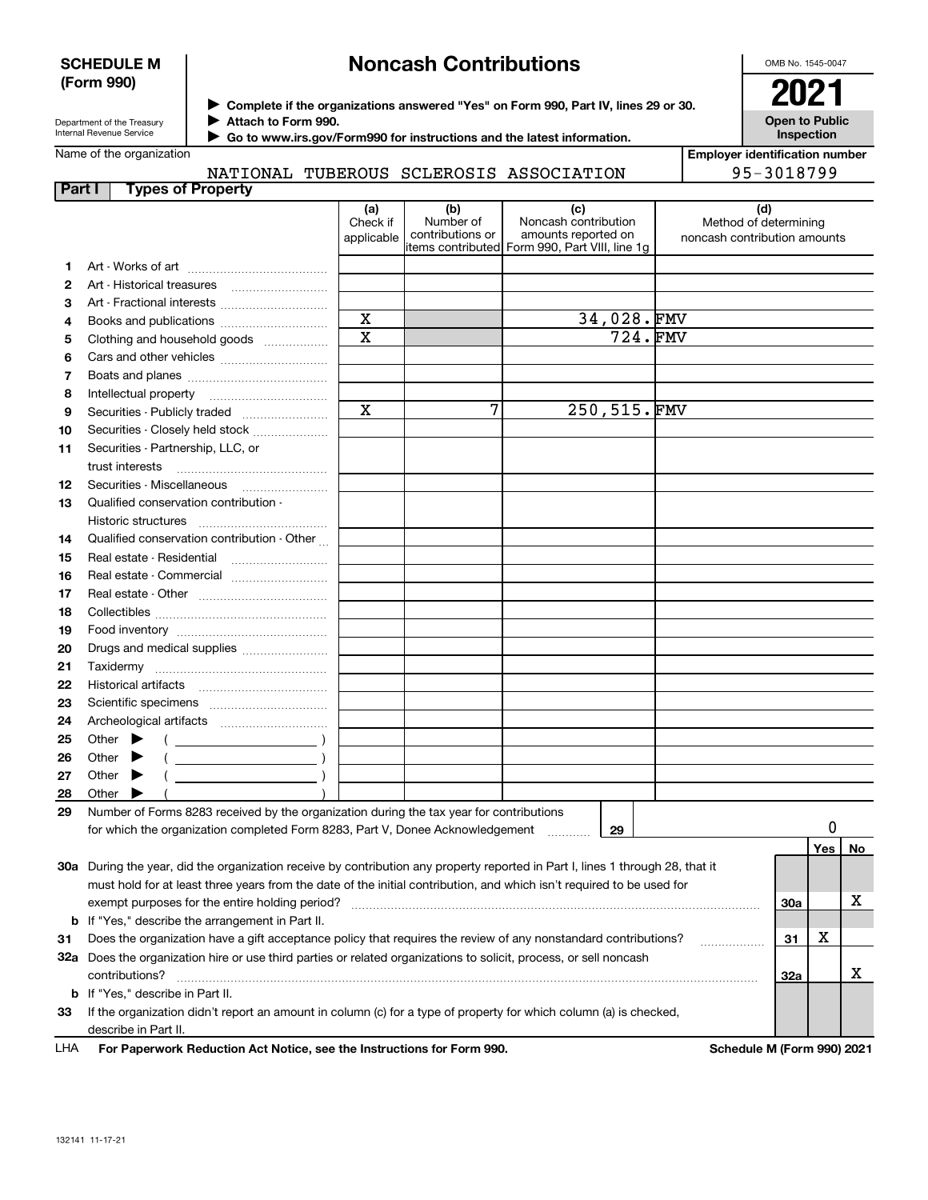**SCHEDULE M (Form 990)**

Department of the Treasury
Internal Revenue Service

# Noncash Contributions

▶ Complete if the organizations answered "Yes" on Form 990, Part IV, lines 29 or 30.
▶ Attach to Form 990.
▶ Go to www.irs.gov/Form990 for instructions and the latest information.

OMB No. 1545-0047

**2021**

**Open to Public Inspection**

Name of the organization: NATIONAL TUBEROUS SCLEROSIS ASSOCIATION

Employer identification number: 95-3018799

## Part I Types of Property

| | | (a) Check if applicable | (b) Number of contributions or items contributed | (c) Noncash contribution amounts reported on Form 990, Part VIII, line 1g | (d) Method of determining noncash contribution amounts |
|---|---|---|---|---|---|
| 1 | Art - Works of art | | | | |
| 2 | Art - Historical treasures | | | | |
| 3 | Art - Fractional interests | | | | |
| 4 | Books and publications | X | | 34,028. | FMV |
| 5 | Clothing and household goods | X | | 724. | FMV |
| 6 | Cars and other vehicles | | | | |
| 7 | Boats and planes | | | | |
| 8 | Intellectual property | | | | |
| 9 | Securities - Publicly traded | X | 7 | 250,515. | FMV |
| 10 | Securities - Closely held stock | | | | |
| 11 | Securities - Partnership, LLC, or trust interests | | | | |
| 12 | Securities - Miscellaneous | | | | |
| 13 | Qualified conservation contribution - Historic structures | | | | |
| 14 | Qualified conservation contribution - Other | | | | |
| 15 | Real estate - Residential | | | | |
| 16 | Real estate - Commercial | | | | |
| 17 | Real estate - Other | | | | |
| 18 | Collectibles | | | | |
| 19 | Food inventory | | | | |
| 20 | Drugs and medical supplies | | | | |
| 21 | Taxidermy | | | | |
| 22 | Historical artifacts | | | | |
| 23 | Scientific specimens | | | | |
| 24 | Archeological artifacts | | | | |
| 25 | Other ▶ ( ) | | | | |
| 26 | Other ▶ ( ) | | | | |
| 27 | Other ▶ ( ) | | | | |
| 28 | Other ▶ ( ) | | | | |

29 Number of Forms 8283 received by the organization during the tax year for contributions for which the organization completed Form 8283, Part V, Donee Acknowledgement . . . 29 — 0

| | | | Yes | No |
|---|---|---|---|---|
| 30a | During the year, did the organization receive by contribution any property reported in Part I, lines 1 through 28, that it must hold for at least three years from the date of the initial contribution, and which isn't required to be used for exempt purposes for the entire holding period? | 30a | | X |
| b | If "Yes," describe the arrangement in Part II. | | | |
| 31 | Does the organization have a gift acceptance policy that requires the review of any nonstandard contributions? | 31 | X | |
| 32a | Does the organization hire or use third parties or related organizations to solicit, process, or sell noncash contributions? | 32a | | X |
| b | If "Yes," describe in Part II. | | | |
| 33 | If the organization didn't report an amount in column (c) for a type of property for which column (a) is checked, describe in Part II. | | | |

LHA **For Paperwork Reduction Act Notice, see the Instructions for Form 990.** **Schedule M (Form 990) 2021**

132141 11-17-21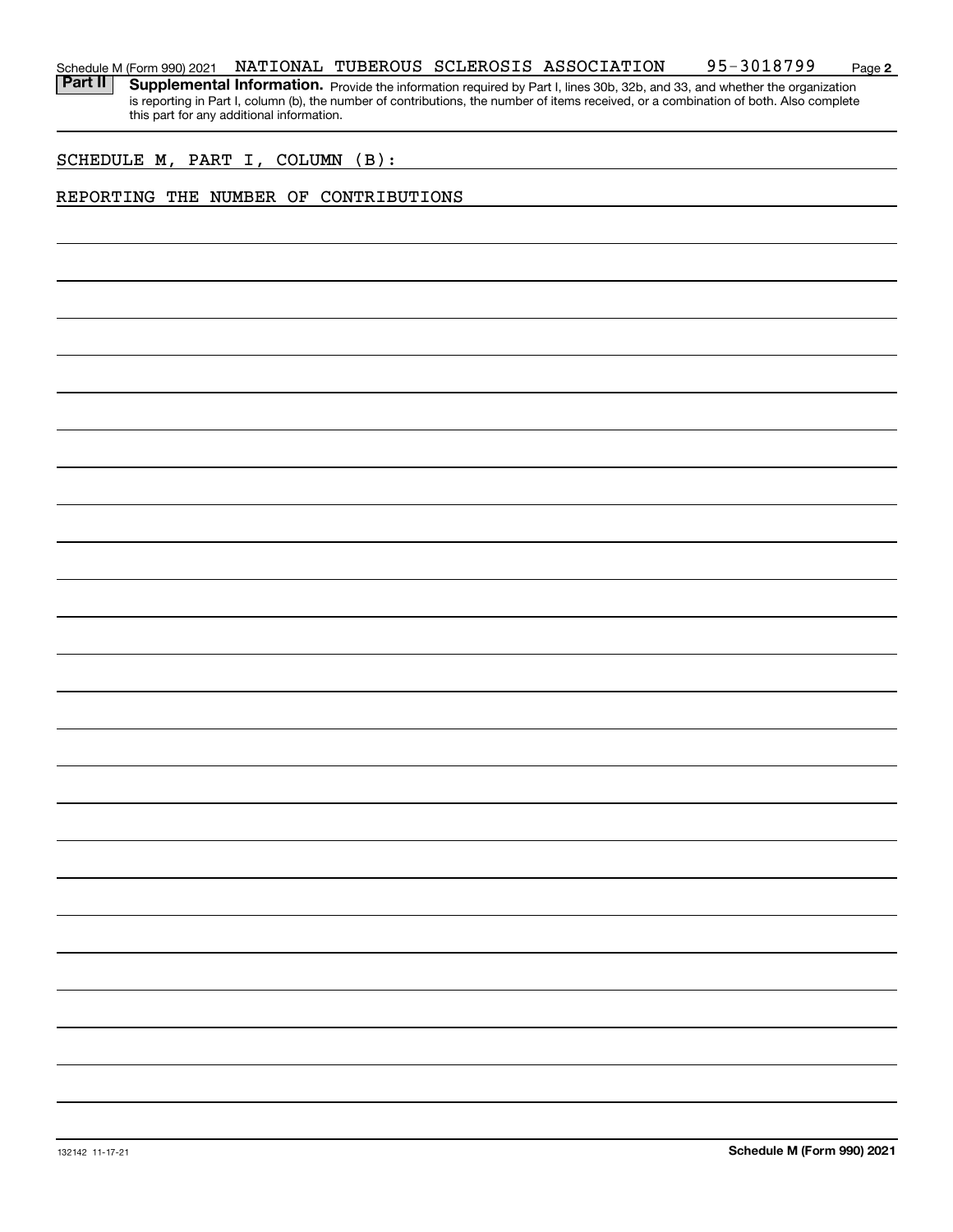Schedule M (Form 990) 2021 NATIONAL TUBEROUS SCLEROSIS ASSOCIATION 95-3018799 Page **2**

**Part II** **Supplemental Information.** Provide the information required by Part I, lines 30b, 32b, and 33, and whether the organization is reporting in Part I, column (b), the number of contributions, the number of items received, or a combination of both. Also complete this part for any additional information.

SCHEDULE M, PART I, COLUMN (B):

REPORTING THE NUMBER OF CONTRIBUTIONS

132142 11-17-21 **Schedule M (Form 990) 2021**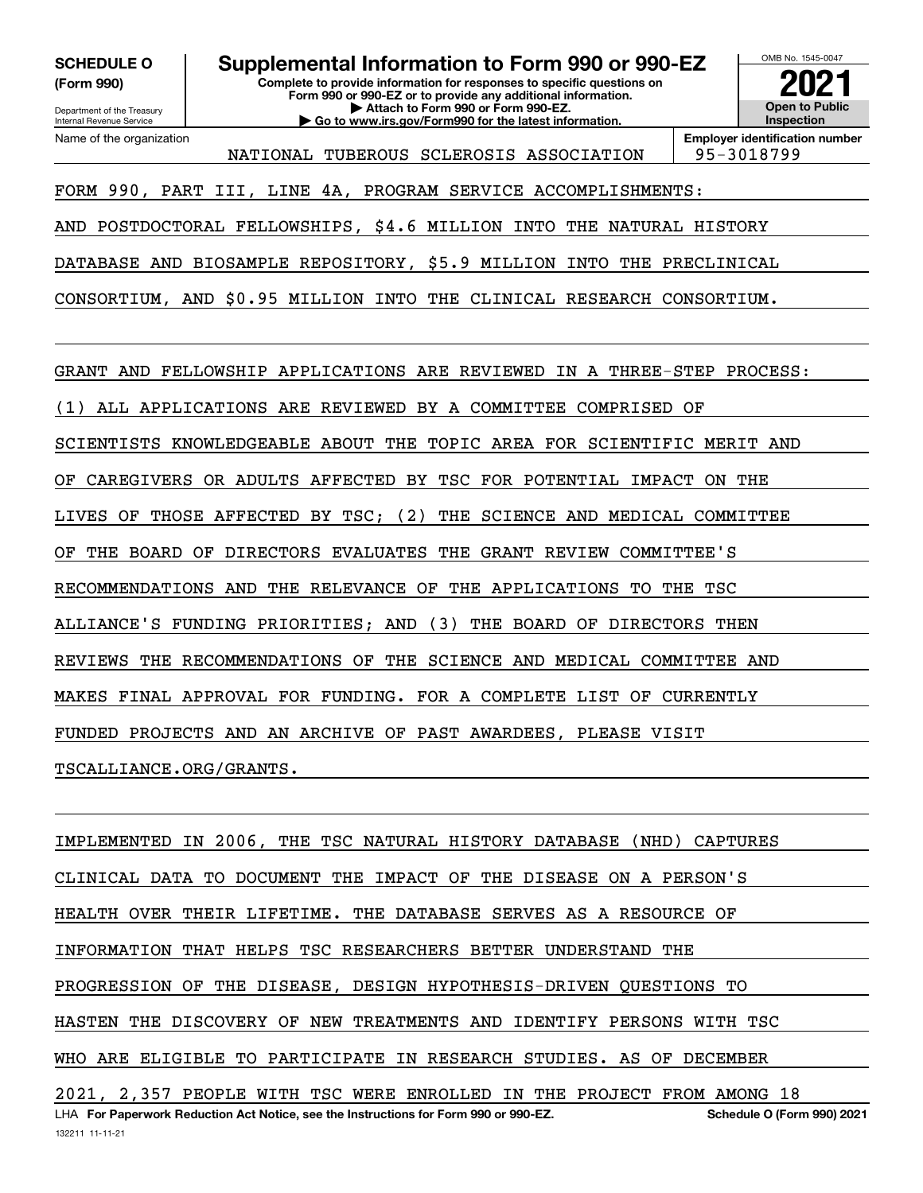**SCHEDULE O (Form 990)**

Department of the Treasury
Internal Revenue Service

# Supplemental Information to Form 990 or 990-EZ

**Complete to provide information for responses to specific questions on Form 990 or 990-EZ or to provide any additional information.**
**▶ Attach to Form 990 or Form 990-EZ.**
**▶ Go to www.irs.gov/Form990 for the latest information.**

OMB No. 1545-0047

**2021**

**Open to Public Inspection**

Name of the organization: NATIONAL TUBEROUS SCLEROSIS ASSOCIATION

**Employer identification number:** 95-3018799

FORM 990, PART III, LINE 4A, PROGRAM SERVICE ACCOMPLISHMENTS:

AND POSTDOCTORAL FELLOWSHIPS, $4.6 MILLION INTO THE NATURAL HISTORY DATABASE AND BIOSAMPLE REPOSITORY, $5.9 MILLION INTO THE PRECLINICAL CONSORTIUM, AND $0.95 MILLION INTO THE CLINICAL RESEARCH CONSORTIUM.

GRANT AND FELLOWSHIP APPLICATIONS ARE REVIEWED IN A THREE-STEP PROCESS: (1) ALL APPLICATIONS ARE REVIEWED BY A COMMITTEE COMPRISED OF SCIENTISTS KNOWLEDGEABLE ABOUT THE TOPIC AREA FOR SCIENTIFIC MERIT AND OF CAREGIVERS OR ADULTS AFFECTED BY TSC FOR POTENTIAL IMPACT ON THE LIVES OF THOSE AFFECTED BY TSC; (2) THE SCIENCE AND MEDICAL COMMITTEE OF THE BOARD OF DIRECTORS EVALUATES THE GRANT REVIEW COMMITTEE'S RECOMMENDATIONS AND THE RELEVANCE OF THE APPLICATIONS TO THE TSC ALLIANCE'S FUNDING PRIORITIES; AND (3) THE BOARD OF DIRECTORS THEN REVIEWS THE RECOMMENDATIONS OF THE SCIENCE AND MEDICAL COMMITTEE AND MAKES FINAL APPROVAL FOR FUNDING. FOR A COMPLETE LIST OF CURRENTLY FUNDED PROJECTS AND AN ARCHIVE OF PAST AWARDEES, PLEASE VISIT TSCALLIANCE.ORG/GRANTS.

IMPLEMENTED IN 2006, THE TSC NATURAL HISTORY DATABASE (NHD) CAPTURES CLINICAL DATA TO DOCUMENT THE IMPACT OF THE DISEASE ON A PERSON'S HEALTH OVER THEIR LIFETIME. THE DATABASE SERVES AS A RESOURCE OF INFORMATION THAT HELPS TSC RESEARCHERS BETTER UNDERSTAND THE PROGRESSION OF THE DISEASE, DESIGN HYPOTHESIS-DRIVEN QUESTIONS TO HASTEN THE DISCOVERY OF NEW TREATMENTS AND IDENTIFY PERSONS WITH TSC WHO ARE ELIGIBLE TO PARTICIPATE IN RESEARCH STUDIES. AS OF DECEMBER 2021, 2,357 PEOPLE WITH TSC WERE ENROLLED IN THE PROJECT FROM AMONG 18

LHA **For Paperwork Reduction Act Notice, see the Instructions for Form 990 or 990-EZ.** **Schedule O (Form 990) 2021**

132211 11-11-21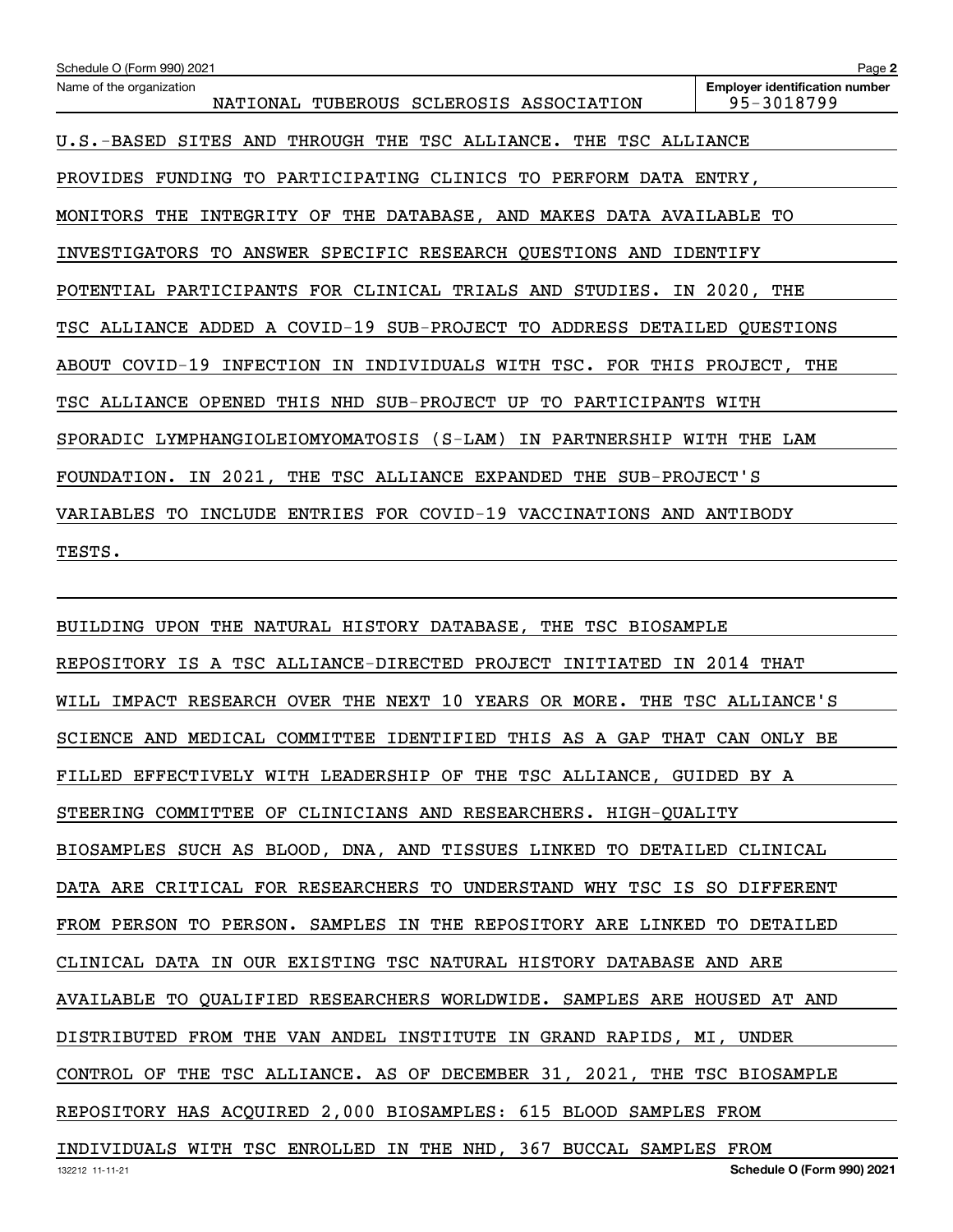U.S.-BASED SITES AND THROUGH THE TSC ALLIANCE. THE TSC ALLIANCE PROVIDES FUNDING TO PARTICIPATING CLINICS TO PERFORM DATA ENTRY, MONITORS THE INTEGRITY OF THE DATABASE, AND MAKES DATA AVAILABLE TO INVESTIGATORS TO ANSWER SPECIFIC RESEARCH QUESTIONS AND IDENTIFY POTENTIAL PARTICIPANTS FOR CLINICAL TRIALS AND STUDIES. IN 2020, THE TSC ALLIANCE ADDED A COVID-19 SUB-PROJECT TO ADDRESS DETAILED QUESTIONS ABOUT COVID-19 INFECTION IN INDIVIDUALS WITH TSC. FOR THIS PROJECT, THE TSC ALLIANCE OPENED THIS NHD SUB-PROJECT UP TO PARTICIPANTS WITH SPORADIC LYMPHANGIOLEIOMYOMATOSIS (S-LAM) IN PARTNERSHIP WITH THE LAM FOUNDATION. IN 2021, THE TSC ALLIANCE EXPANDED THE SUB-PROJECT'S VARIABLES TO INCLUDE ENTRIES FOR COVID-19 VACCINATIONS AND ANTIBODY TESTS.

BUILDING UPON THE NATURAL HISTORY DATABASE, THE TSC BIOSAMPLE REPOSITORY IS A TSC ALLIANCE-DIRECTED PROJECT INITIATED IN 2014 THAT WILL IMPACT RESEARCH OVER THE NEXT 10 YEARS OR MORE. THE TSC ALLIANCE'S SCIENCE AND MEDICAL COMMITTEE IDENTIFIED THIS AS A GAP THAT CAN ONLY BE FILLED EFFECTIVELY WITH LEADERSHIP OF THE TSC ALLIANCE, GUIDED BY A STEERING COMMITTEE OF CLINICIANS AND RESEARCHERS. HIGH-QUALITY BIOSAMPLES SUCH AS BLOOD, DNA, AND TISSUES LINKED TO DETAILED CLINICAL DATA ARE CRITICAL FOR RESEARCHERS TO UNDERSTAND WHY TSC IS SO DIFFERENT FROM PERSON TO PERSON. SAMPLES IN THE REPOSITORY ARE LINKED TO DETAILED CLINICAL DATA IN OUR EXISTING TSC NATURAL HISTORY DATABASE AND ARE AVAILABLE TO QUALIFIED RESEARCHERS WORLDWIDE. SAMPLES ARE HOUSED AT AND DISTRIBUTED FROM THE VAN ANDEL INSTITUTE IN GRAND RAPIDS, MI, UNDER CONTROL OF THE TSC ALLIANCE. AS OF DECEMBER 31, 2021, THE TSC BIOSAMPLE REPOSITORY HAS ACQUIRED 2,000 BIOSAMPLES: 615 BLOOD SAMPLES FROM INDIVIDUALS WITH TSC ENROLLED IN THE NHD, 367 BUCCAL SAMPLES FROM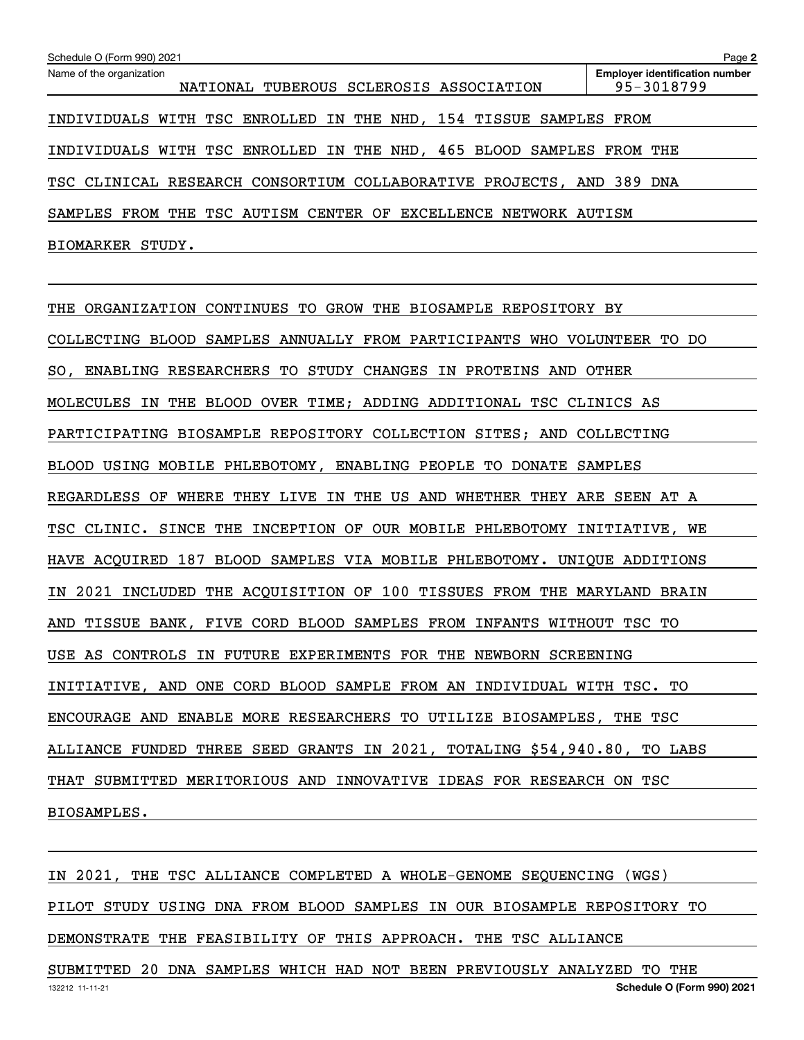INDIVIDUALS WITH TSC ENROLLED IN THE NHD, 154 TISSUE SAMPLES FROM INDIVIDUALS WITH TSC ENROLLED IN THE NHD, 465 BLOOD SAMPLES FROM THE TSC CLINICAL RESEARCH CONSORTIUM COLLABORATIVE PROJECTS, AND 389 DNA SAMPLES FROM THE TSC AUTISM CENTER OF EXCELLENCE NETWORK AUTISM BIOMARKER STUDY.

THE ORGANIZATION CONTINUES TO GROW THE BIOSAMPLE REPOSITORY BY COLLECTING BLOOD SAMPLES ANNUALLY FROM PARTICIPANTS WHO VOLUNTEER TO DO SO, ENABLING RESEARCHERS TO STUDY CHANGES IN PROTEINS AND OTHER MOLECULES IN THE BLOOD OVER TIME; ADDING ADDITIONAL TSC CLINICS AS PARTICIPATING BIOSAMPLE REPOSITORY COLLECTION SITES; AND COLLECTING BLOOD USING MOBILE PHLEBOTOMY, ENABLING PEOPLE TO DONATE SAMPLES REGARDLESS OF WHERE THEY LIVE IN THE US AND WHETHER THEY ARE SEEN AT A TSC CLINIC. SINCE THE INCEPTION OF OUR MOBILE PHLEBOTOMY INITIATIVE, WE HAVE ACQUIRED 187 BLOOD SAMPLES VIA MOBILE PHLEBOTOMY. UNIQUE ADDITIONS IN 2021 INCLUDED THE ACQUISITION OF 100 TISSUES FROM THE MARYLAND BRAIN AND TISSUE BANK, FIVE CORD BLOOD SAMPLES FROM INFANTS WITHOUT TSC TO USE AS CONTROLS IN FUTURE EXPERIMENTS FOR THE NEWBORN SCREENING INITIATIVE, AND ONE CORD BLOOD SAMPLE FROM AN INDIVIDUAL WITH TSC. TO ENCOURAGE AND ENABLE MORE RESEARCHERS TO UTILIZE BIOSAMPLES, THE TSC ALLIANCE FUNDED THREE SEED GRANTS IN 2021, TOTALING $54,940.80, TO LABS THAT SUBMITTED MERITORIOUS AND INNOVATIVE IDEAS FOR RESEARCH ON TSC BIOSAMPLES.

IN 2021, THE TSC ALLIANCE COMPLETED A WHOLE-GENOME SEQUENCING (WGS) PILOT STUDY USING DNA FROM BLOOD SAMPLES IN OUR BIOSAMPLE REPOSITORY TO DEMONSTRATE THE FEASIBILITY OF THIS APPROACH. THE TSC ALLIANCE SUBMITTED 20 DNA SAMPLES WHICH HAD NOT BEEN PREVIOUSLY ANALYZED TO THE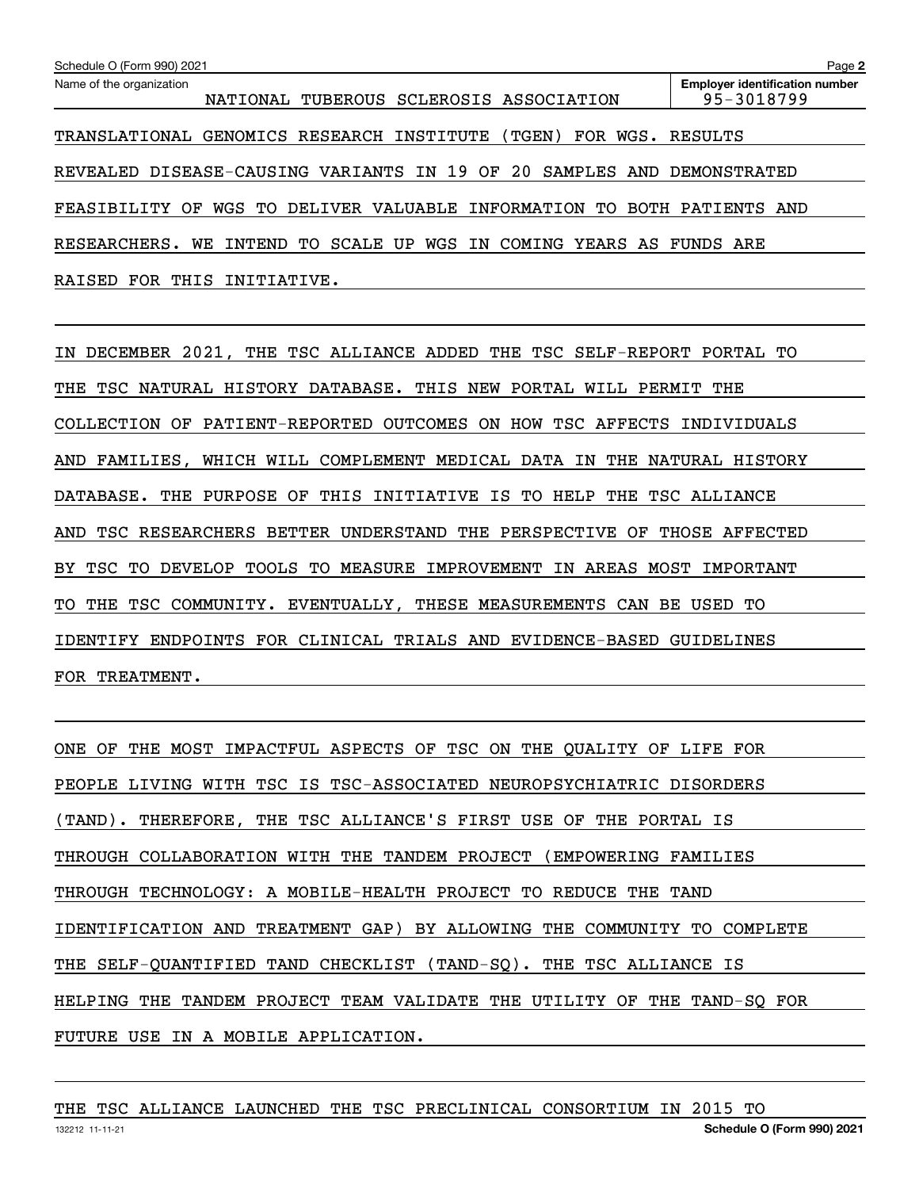Schedule O (Form 990) 2021

Name of the organization: NATIONAL TUBEROUS SCLEROSIS ASSOCIATION

Employer identification number: 95-3018799

TRANSLATIONAL GENOMICS RESEARCH INSTITUTE (TGEN) FOR WGS. RESULTS REVEALED DISEASE-CAUSING VARIANTS IN 19 OF 20 SAMPLES AND DEMONSTRATED FEASIBILITY OF WGS TO DELIVER VALUABLE INFORMATION TO BOTH PATIENTS AND RESEARCHERS. WE INTEND TO SCALE UP WGS IN COMING YEARS AS FUNDS ARE RAISED FOR THIS INITIATIVE.

IN DECEMBER 2021, THE TSC ALLIANCE ADDED THE TSC SELF-REPORT PORTAL TO THE TSC NATURAL HISTORY DATABASE. THIS NEW PORTAL WILL PERMIT THE COLLECTION OF PATIENT-REPORTED OUTCOMES ON HOW TSC AFFECTS INDIVIDUALS AND FAMILIES, WHICH WILL COMPLEMENT MEDICAL DATA IN THE NATURAL HISTORY DATABASE. THE PURPOSE OF THIS INITIATIVE IS TO HELP THE TSC ALLIANCE AND TSC RESEARCHERS BETTER UNDERSTAND THE PERSPECTIVE OF THOSE AFFECTED BY TSC TO DEVELOP TOOLS TO MEASURE IMPROVEMENT IN AREAS MOST IMPORTANT TO THE TSC COMMUNITY. EVENTUALLY, THESE MEASUREMENTS CAN BE USED TO IDENTIFY ENDPOINTS FOR CLINICAL TRIALS AND EVIDENCE-BASED GUIDELINES FOR TREATMENT.

ONE OF THE MOST IMPACTFUL ASPECTS OF TSC ON THE QUALITY OF LIFE FOR PEOPLE LIVING WITH TSC IS TSC-ASSOCIATED NEUROPSYCHIATRIC DISORDERS (TAND). THEREFORE, THE TSC ALLIANCE'S FIRST USE OF THE PORTAL IS THROUGH COLLABORATION WITH THE TANDEM PROJECT (EMPOWERING FAMILIES THROUGH TECHNOLOGY: A MOBILE-HEALTH PROJECT TO REDUCE THE TAND IDENTIFICATION AND TREATMENT GAP) BY ALLOWING THE COMMUNITY TO COMPLETE THE SELF-QUANTIFIED TAND CHECKLIST (TAND-SQ). THE TSC ALLIANCE IS HELPING THE TANDEM PROJECT TEAM VALIDATE THE UTILITY OF THE TAND-SQ FOR FUTURE USE IN A MOBILE APPLICATION.

THE TSC ALLIANCE LAUNCHED THE TSC PRECLINICAL CONSORTIUM IN 2015 TO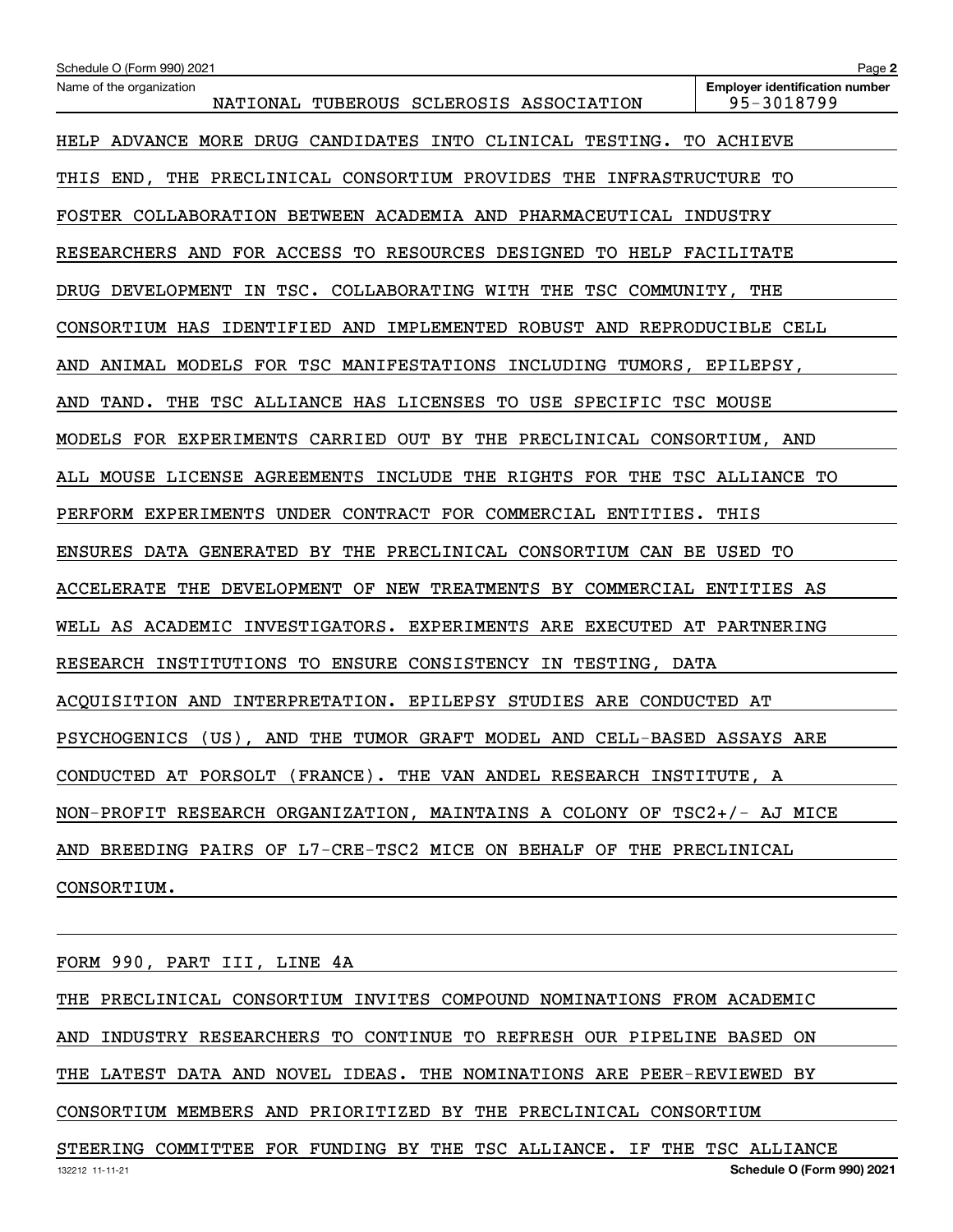Schedule O (Form 990) 2021

Name of the organization: NATIONAL TUBEROUS SCLEROSIS ASSOCIATION

Employer identification number: 95-3018799

HELP ADVANCE MORE DRUG CANDIDATES INTO CLINICAL TESTING. TO ACHIEVE THIS END, THE PRECLINICAL CONSORTIUM PROVIDES THE INFRASTRUCTURE TO FOSTER COLLABORATION BETWEEN ACADEMIA AND PHARMACEUTICAL INDUSTRY RESEARCHERS AND FOR ACCESS TO RESOURCES DESIGNED TO HELP FACILITATE DRUG DEVELOPMENT IN TSC. COLLABORATING WITH THE TSC COMMUNITY, THE CONSORTIUM HAS IDENTIFIED AND IMPLEMENTED ROBUST AND REPRODUCIBLE CELL AND ANIMAL MODELS FOR TSC MANIFESTATIONS INCLUDING TUMORS, EPILEPSY, AND TAND. THE TSC ALLIANCE HAS LICENSES TO USE SPECIFIC TSC MOUSE MODELS FOR EXPERIMENTS CARRIED OUT BY THE PRECLINICAL CONSORTIUM, AND ALL MOUSE LICENSE AGREEMENTS INCLUDE THE RIGHTS FOR THE TSC ALLIANCE TO PERFORM EXPERIMENTS UNDER CONTRACT FOR COMMERCIAL ENTITIES. THIS ENSURES DATA GENERATED BY THE PRECLINICAL CONSORTIUM CAN BE USED TO ACCELERATE THE DEVELOPMENT OF NEW TREATMENTS BY COMMERCIAL ENTITIES AS WELL AS ACADEMIC INVESTIGATORS. EXPERIMENTS ARE EXECUTED AT PARTNERING RESEARCH INSTITUTIONS TO ENSURE CONSISTENCY IN TESTING, DATA ACQUISITION AND INTERPRETATION. EPILEPSY STUDIES ARE CONDUCTED AT PSYCHOGENICS (US), AND THE TUMOR GRAFT MODEL AND CELL-BASED ASSAYS ARE CONDUCTED AT PORSOLT (FRANCE). THE VAN ANDEL RESEARCH INSTITUTE, A NON-PROFIT RESEARCH ORGANIZATION, MAINTAINS A COLONY OF TSC2+/- AJ MICE AND BREEDING PAIRS OF L7-CRE-TSC2 MICE ON BEHALF OF THE PRECLINICAL CONSORTIUM.

FORM 990, PART III, LINE 4A

THE PRECLINICAL CONSORTIUM INVITES COMPOUND NOMINATIONS FROM ACADEMIC AND INDUSTRY RESEARCHERS TO CONTINUE TO REFRESH OUR PIPELINE BASED ON THE LATEST DATA AND NOVEL IDEAS. THE NOMINATIONS ARE PEER-REVIEWED BY CONSORTIUM MEMBERS AND PRIORITIZED BY THE PRECLINICAL CONSORTIUM STEERING COMMITTEE FOR FUNDING BY THE TSC ALLIANCE. IF THE TSC ALLIANCE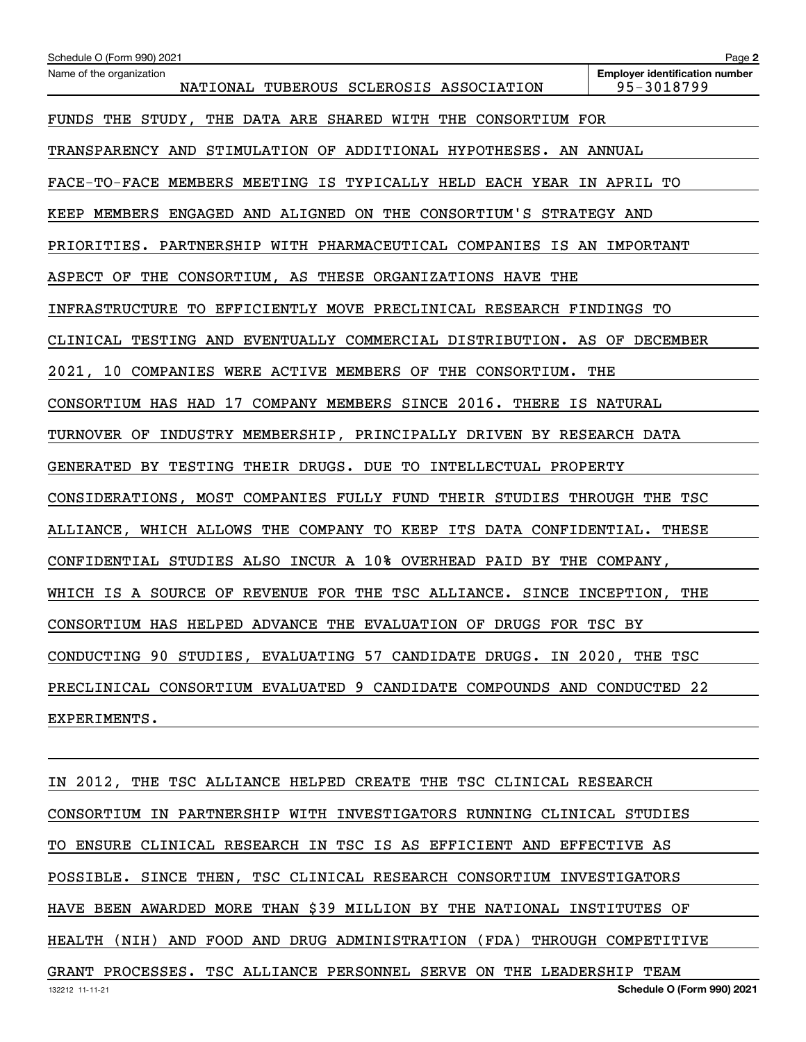Name of the organization NATIONAL TUBEROUS SCLEROSIS ASSOCIATION

Employer identification number 95-3018799

FUNDS THE STUDY, THE DATA ARE SHARED WITH THE CONSORTIUM FOR TRANSPARENCY AND STIMULATION OF ADDITIONAL HYPOTHESES. AN ANNUAL FACE-TO-FACE MEMBERS MEETING IS TYPICALLY HELD EACH YEAR IN APRIL TO KEEP MEMBERS ENGAGED AND ALIGNED ON THE CONSORTIUM'S STRATEGY AND PRIORITIES. PARTNERSHIP WITH PHARMACEUTICAL COMPANIES IS AN IMPORTANT ASPECT OF THE CONSORTIUM, AS THESE ORGANIZATIONS HAVE THE INFRASTRUCTURE TO EFFICIENTLY MOVE PRECLINICAL RESEARCH FINDINGS TO CLINICAL TESTING AND EVENTUALLY COMMERCIAL DISTRIBUTION. AS OF DECEMBER 2021, 10 COMPANIES WERE ACTIVE MEMBERS OF THE CONSORTIUM. THE CONSORTIUM HAS HAD 17 COMPANY MEMBERS SINCE 2016. THERE IS NATURAL TURNOVER OF INDUSTRY MEMBERSHIP, PRINCIPALLY DRIVEN BY RESEARCH DATA GENERATED BY TESTING THEIR DRUGS. DUE TO INTELLECTUAL PROPERTY CONSIDERATIONS, MOST COMPANIES FULLY FUND THEIR STUDIES THROUGH THE TSC ALLIANCE, WHICH ALLOWS THE COMPANY TO KEEP ITS DATA CONFIDENTIAL. THESE CONFIDENTIAL STUDIES ALSO INCUR A 10% OVERHEAD PAID BY THE COMPANY, WHICH IS A SOURCE OF REVENUE FOR THE TSC ALLIANCE. SINCE INCEPTION, THE CONSORTIUM HAS HELPED ADVANCE THE EVALUATION OF DRUGS FOR TSC BY CONDUCTING 90 STUDIES, EVALUATING 57 CANDIDATE DRUGS. IN 2020, THE TSC PRECLINICAL CONSORTIUM EVALUATED 9 CANDIDATE COMPOUNDS AND CONDUCTED 22 EXPERIMENTS.

IN 2012, THE TSC ALLIANCE HELPED CREATE THE TSC CLINICAL RESEARCH CONSORTIUM IN PARTNERSHIP WITH INVESTIGATORS RUNNING CLINICAL STUDIES TO ENSURE CLINICAL RESEARCH IN TSC IS AS EFFICIENT AND EFFECTIVE AS POSSIBLE. SINCE THEN, TSC CLINICAL RESEARCH CONSORTIUM INVESTIGATORS HAVE BEEN AWARDED MORE THAN $39 MILLION BY THE NATIONAL INSTITUTES OF HEALTH (NIH) AND FOOD AND DRUG ADMINISTRATION (FDA) THROUGH COMPETITIVE GRANT PROCESSES. TSC ALLIANCE PERSONNEL SERVE ON THE LEADERSHIP TEAM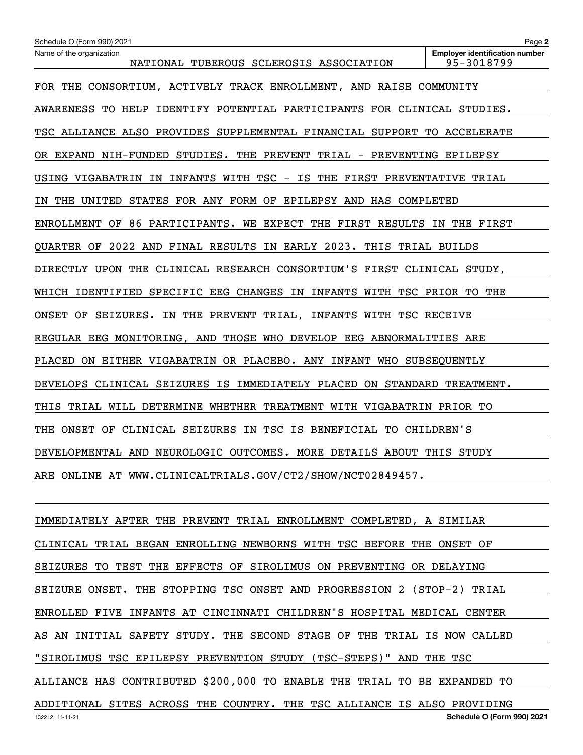Schedule O (Form 990) 2021

Name of the organization: NATIONAL TUBEROUS SCLEROSIS ASSOCIATION

Employer identification number: 95-3018799

FOR THE CONSORTIUM, ACTIVELY TRACK ENROLLMENT, AND RAISE COMMUNITY AWARENESS TO HELP IDENTIFY POTENTIAL PARTICIPANTS FOR CLINICAL STUDIES. TSC ALLIANCE ALSO PROVIDES SUPPLEMENTAL FINANCIAL SUPPORT TO ACCELERATE OR EXPAND NIH-FUNDED STUDIES. THE PREVENT TRIAL - PREVENTING EPILEPSY USING VIGABATRIN IN INFANTS WITH TSC - IS THE FIRST PREVENTATIVE TRIAL IN THE UNITED STATES FOR ANY FORM OF EPILEPSY AND HAS COMPLETED ENROLLMENT OF 86 PARTICIPANTS. WE EXPECT THE FIRST RESULTS IN THE FIRST QUARTER OF 2022 AND FINAL RESULTS IN EARLY 2023. THIS TRIAL BUILDS DIRECTLY UPON THE CLINICAL RESEARCH CONSORTIUM'S FIRST CLINICAL STUDY, WHICH IDENTIFIED SPECIFIC EEG CHANGES IN INFANTS WITH TSC PRIOR TO THE ONSET OF SEIZURES. IN THE PREVENT TRIAL, INFANTS WITH TSC RECEIVE REGULAR EEG MONITORING, AND THOSE WHO DEVELOP EEG ABNORMALITIES ARE PLACED ON EITHER VIGABATRIN OR PLACEBO. ANY INFANT WHO SUBSEQUENTLY DEVELOPS CLINICAL SEIZURES IS IMMEDIATELY PLACED ON STANDARD TREATMENT. THIS TRIAL WILL DETERMINE WHETHER TREATMENT WITH VIGABATRIN PRIOR TO THE ONSET OF CLINICAL SEIZURES IN TSC IS BENEFICIAL TO CHILDREN'S DEVELOPMENTAL AND NEUROLOGIC OUTCOMES. MORE DETAILS ABOUT THIS STUDY ARE ONLINE AT WWW.CLINICALTRIALS.GOV/CT2/SHOW/NCT02849457.

IMMEDIATELY AFTER THE PREVENT TRIAL ENROLLMENT COMPLETED, A SIMILAR CLINICAL TRIAL BEGAN ENROLLING NEWBORNS WITH TSC BEFORE THE ONSET OF SEIZURES TO TEST THE EFFECTS OF SIROLIMUS ON PREVENTING OR DELAYING SEIZURE ONSET. THE STOPPING TSC ONSET AND PROGRESSION 2 (STOP-2) TRIAL ENROLLED FIVE INFANTS AT CINCINNATI CHILDREN'S HOSPITAL MEDICAL CENTER AS AN INITIAL SAFETY STUDY. THE SECOND STAGE OF THE TRIAL IS NOW CALLED "SIROLIMUS TSC EPILEPSY PREVENTION STUDY (TSC-STEPS)" AND THE TSC ALLIANCE HAS CONTRIBUTED $200,000 TO ENABLE THE TRIAL TO BE EXPANDED TO ADDITIONAL SITES ACROSS THE COUNTRY. THE TSC ALLIANCE IS ALSO PROVIDING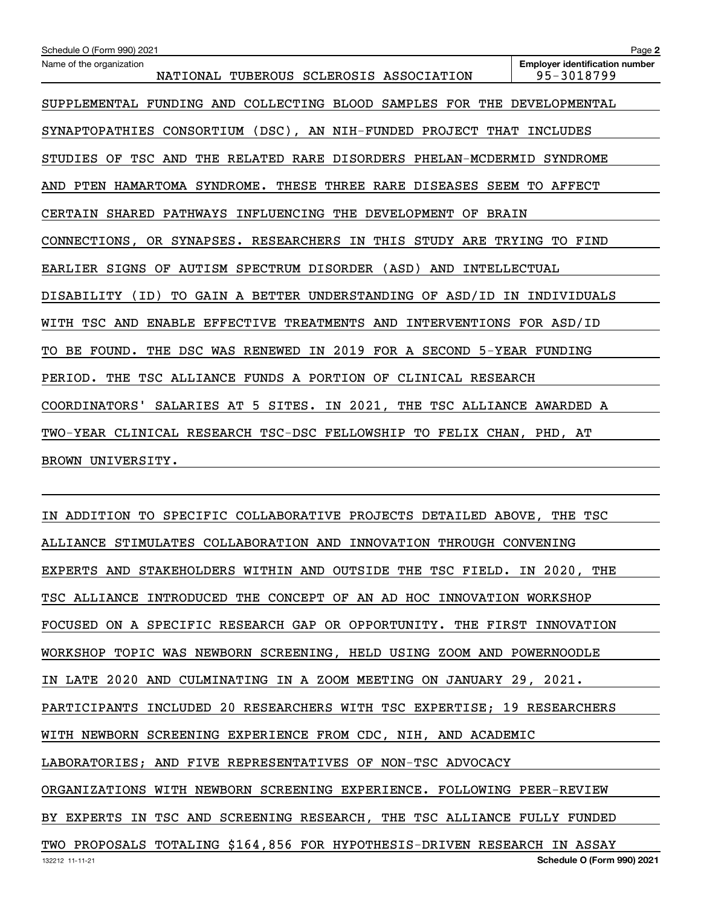SUPPLEMENTAL FUNDING AND COLLECTING BLOOD SAMPLES FOR THE DEVELOPMENTAL SYNAPTOPATHIES CONSORTIUM (DSC), AN NIH-FUNDED PROJECT THAT INCLUDES STUDIES OF TSC AND THE RELATED RARE DISORDERS PHELAN-MCDERMID SYNDROME AND PTEN HAMARTOMA SYNDROME. THESE THREE RARE DISEASES SEEM TO AFFECT CERTAIN SHARED PATHWAYS INFLUENCING THE DEVELOPMENT OF BRAIN CONNECTIONS, OR SYNAPSES. RESEARCHERS IN THIS STUDY ARE TRYING TO FIND EARLIER SIGNS OF AUTISM SPECTRUM DISORDER (ASD) AND INTELLECTUAL DISABILITY (ID) TO GAIN A BETTER UNDERSTANDING OF ASD/ID IN INDIVIDUALS WITH TSC AND ENABLE EFFECTIVE TREATMENTS AND INTERVENTIONS FOR ASD/ID TO BE FOUND. THE DSC WAS RENEWED IN 2019 FOR A SECOND 5-YEAR FUNDING PERIOD. THE TSC ALLIANCE FUNDS A PORTION OF CLINICAL RESEARCH COORDINATORS' SALARIES AT 5 SITES. IN 2021, THE TSC ALLIANCE AWARDED A TWO-YEAR CLINICAL RESEARCH TSC-DSC FELLOWSHIP TO FELIX CHAN, PHD, AT BROWN UNIVERSITY.

IN ADDITION TO SPECIFIC COLLABORATIVE PROJECTS DETAILED ABOVE, THE TSC ALLIANCE STIMULATES COLLABORATION AND INNOVATION THROUGH CONVENING EXPERTS AND STAKEHOLDERS WITHIN AND OUTSIDE THE TSC FIELD. IN 2020, THE TSC ALLIANCE INTRODUCED THE CONCEPT OF AN AD HOC INNOVATION WORKSHOP FOCUSED ON A SPECIFIC RESEARCH GAP OR OPPORTUNITY. THE FIRST INNOVATION WORKSHOP TOPIC WAS NEWBORN SCREENING, HELD USING ZOOM AND POWERNOODLE IN LATE 2020 AND CULMINATING IN A ZOOM MEETING ON JANUARY 29, 2021. PARTICIPANTS INCLUDED 20 RESEARCHERS WITH TSC EXPERTISE; 19 RESEARCHERS WITH NEWBORN SCREENING EXPERIENCE FROM CDC, NIH, AND ACADEMIC LABORATORIES; AND FIVE REPRESENTATIVES OF NON-TSC ADVOCACY ORGANIZATIONS WITH NEWBORN SCREENING EXPERIENCE. FOLLOWING PEER-REVIEW BY EXPERTS IN TSC AND SCREENING RESEARCH, THE TSC ALLIANCE FULLY FUNDED TWO PROPOSALS TOTALING $164,856 FOR HYPOTHESIS-DRIVEN RESEARCH IN ASSAY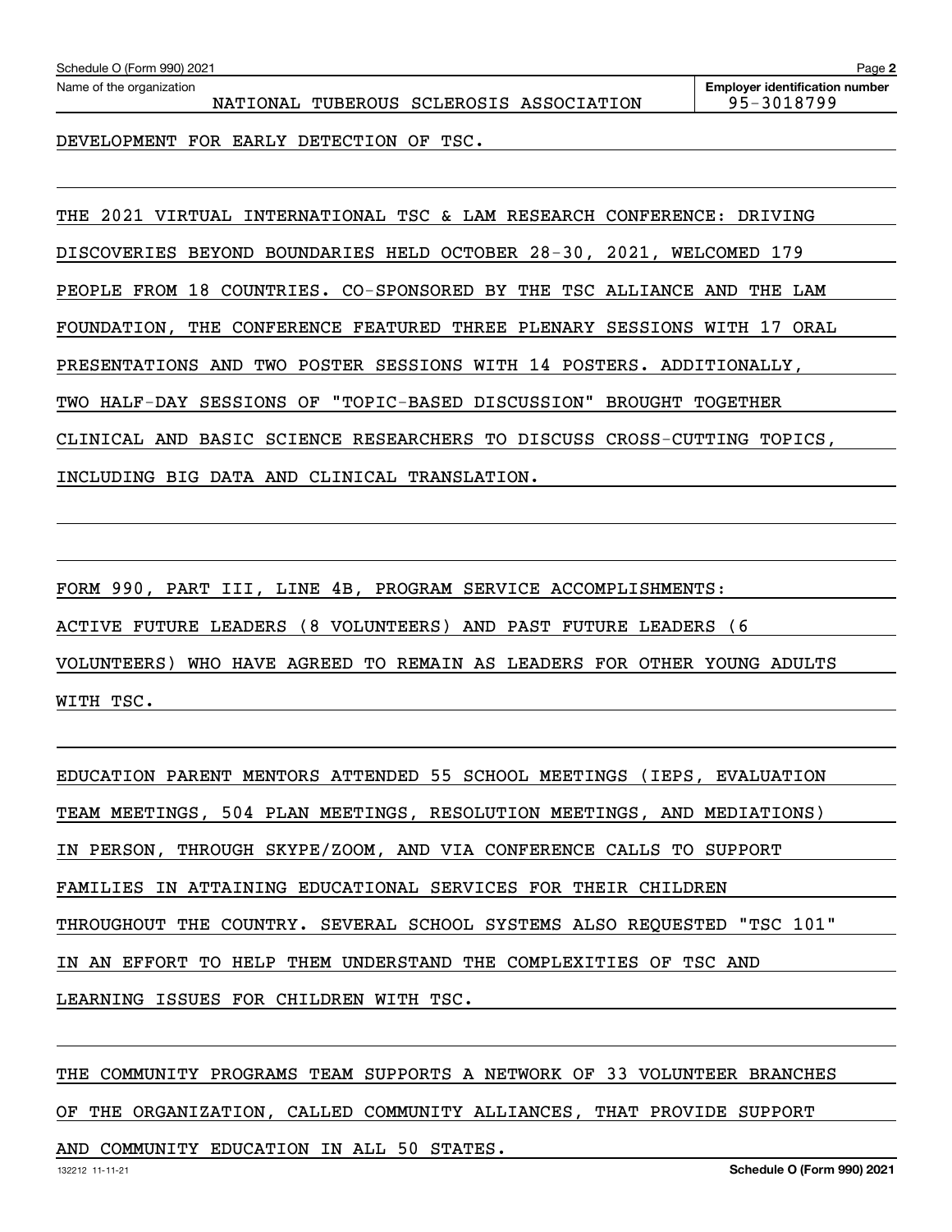Schedule O (Form 990) 2021

Name of the organization: NATIONAL TUBEROUS SCLEROSIS ASSOCIATION

Employer identification number: 95-3018799

DEVELOPMENT FOR EARLY DETECTION OF TSC.

THE 2021 VIRTUAL INTERNATIONAL TSC & LAM RESEARCH CONFERENCE: DRIVING DISCOVERIES BEYOND BOUNDARIES HELD OCTOBER 28-30, 2021, WELCOMED 179 PEOPLE FROM 18 COUNTRIES. CO-SPONSORED BY THE TSC ALLIANCE AND THE LAM FOUNDATION, THE CONFERENCE FEATURED THREE PLENARY SESSIONS WITH 17 ORAL PRESENTATIONS AND TWO POSTER SESSIONS WITH 14 POSTERS. ADDITIONALLY, TWO HALF-DAY SESSIONS OF "TOPIC-BASED DISCUSSION" BROUGHT TOGETHER CLINICAL AND BASIC SCIENCE RESEARCHERS TO DISCUSS CROSS-CUTTING TOPICS, INCLUDING BIG DATA AND CLINICAL TRANSLATION.

FORM 990, PART III, LINE 4B, PROGRAM SERVICE ACCOMPLISHMENTS:

ACTIVE FUTURE LEADERS (8 VOLUNTEERS) AND PAST FUTURE LEADERS (6 VOLUNTEERS) WHO HAVE AGREED TO REMAIN AS LEADERS FOR OTHER YOUNG ADULTS WITH TSC.

EDUCATION PARENT MENTORS ATTENDED 55 SCHOOL MEETINGS (IEPS, EVALUATION TEAM MEETINGS, 504 PLAN MEETINGS, RESOLUTION MEETINGS, AND MEDIATIONS) IN PERSON, THROUGH SKYPE/ZOOM, AND VIA CONFERENCE CALLS TO SUPPORT FAMILIES IN ATTAINING EDUCATIONAL SERVICES FOR THEIR CHILDREN THROUGHOUT THE COUNTRY. SEVERAL SCHOOL SYSTEMS ALSO REQUESTED "TSC 101" IN AN EFFORT TO HELP THEM UNDERSTAND THE COMPLEXITIES OF TSC AND LEARNING ISSUES FOR CHILDREN WITH TSC.

THE COMMUNITY PROGRAMS TEAM SUPPORTS A NETWORK OF 33 VOLUNTEER BRANCHES OF THE ORGANIZATION, CALLED COMMUNITY ALLIANCES, THAT PROVIDE SUPPORT AND COMMUNITY EDUCATION IN ALL 50 STATES.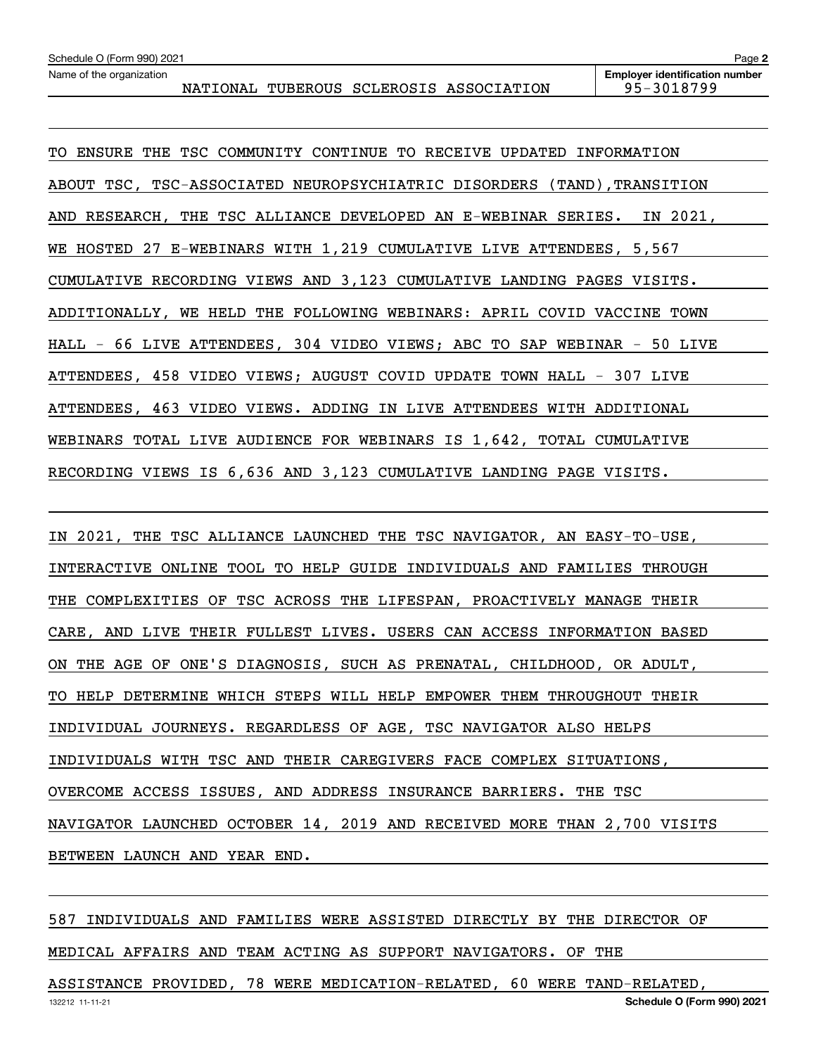Schedule O (Form 990) 2021

Name of the organization: NATIONAL TUBEROUS SCLEROSIS ASSOCIATION

Employer identification number: 95-3018799

TO ENSURE THE TSC COMMUNITY CONTINUE TO RECEIVE UPDATED INFORMATION ABOUT TSC, TSC-ASSOCIATED NEUROPSYCHIATRIC DISORDERS (TAND),TRANSITION AND RESEARCH, THE TSC ALLIANCE DEVELOPED AN E-WEBINAR SERIES. IN 2021, WE HOSTED 27 E-WEBINARS WITH 1,219 CUMULATIVE LIVE ATTENDEES, 5,567 CUMULATIVE RECORDING VIEWS AND 3,123 CUMULATIVE LANDING PAGES VISITS. ADDITIONALLY, WE HELD THE FOLLOWING WEBINARS: APRIL COVID VACCINE TOWN HALL - 66 LIVE ATTENDEES, 304 VIDEO VIEWS; ABC TO SAP WEBINAR - 50 LIVE ATTENDEES, 458 VIDEO VIEWS; AUGUST COVID UPDATE TOWN HALL - 307 LIVE ATTENDEES, 463 VIDEO VIEWS. ADDING IN LIVE ATTENDEES WITH ADDITIONAL WEBINARS TOTAL LIVE AUDIENCE FOR WEBINARS IS 1,642, TOTAL CUMULATIVE RECORDING VIEWS IS 6,636 AND 3,123 CUMULATIVE LANDING PAGE VISITS.

IN 2021, THE TSC ALLIANCE LAUNCHED THE TSC NAVIGATOR, AN EASY-TO-USE, INTERACTIVE ONLINE TOOL TO HELP GUIDE INDIVIDUALS AND FAMILIES THROUGH THE COMPLEXITIES OF TSC ACROSS THE LIFESPAN, PROACTIVELY MANAGE THEIR CARE, AND LIVE THEIR FULLEST LIVES. USERS CAN ACCESS INFORMATION BASED ON THE AGE OF ONE'S DIAGNOSIS, SUCH AS PRENATAL, CHILDHOOD, OR ADULT, TO HELP DETERMINE WHICH STEPS WILL HELP EMPOWER THEM THROUGHOUT THEIR INDIVIDUAL JOURNEYS. REGARDLESS OF AGE, TSC NAVIGATOR ALSO HELPS INDIVIDUALS WITH TSC AND THEIR CAREGIVERS FACE COMPLEX SITUATIONS, OVERCOME ACCESS ISSUES, AND ADDRESS INSURANCE BARRIERS. THE TSC NAVIGATOR LAUNCHED OCTOBER 14, 2019 AND RECEIVED MORE THAN 2,700 VISITS BETWEEN LAUNCH AND YEAR END.

587 INDIVIDUALS AND FAMILIES WERE ASSISTED DIRECTLY BY THE DIRECTOR OF MEDICAL AFFAIRS AND TEAM ACTING AS SUPPORT NAVIGATORS. OF THE ASSISTANCE PROVIDED, 78 WERE MEDICATION-RELATED, 60 WERE TAND-RELATED,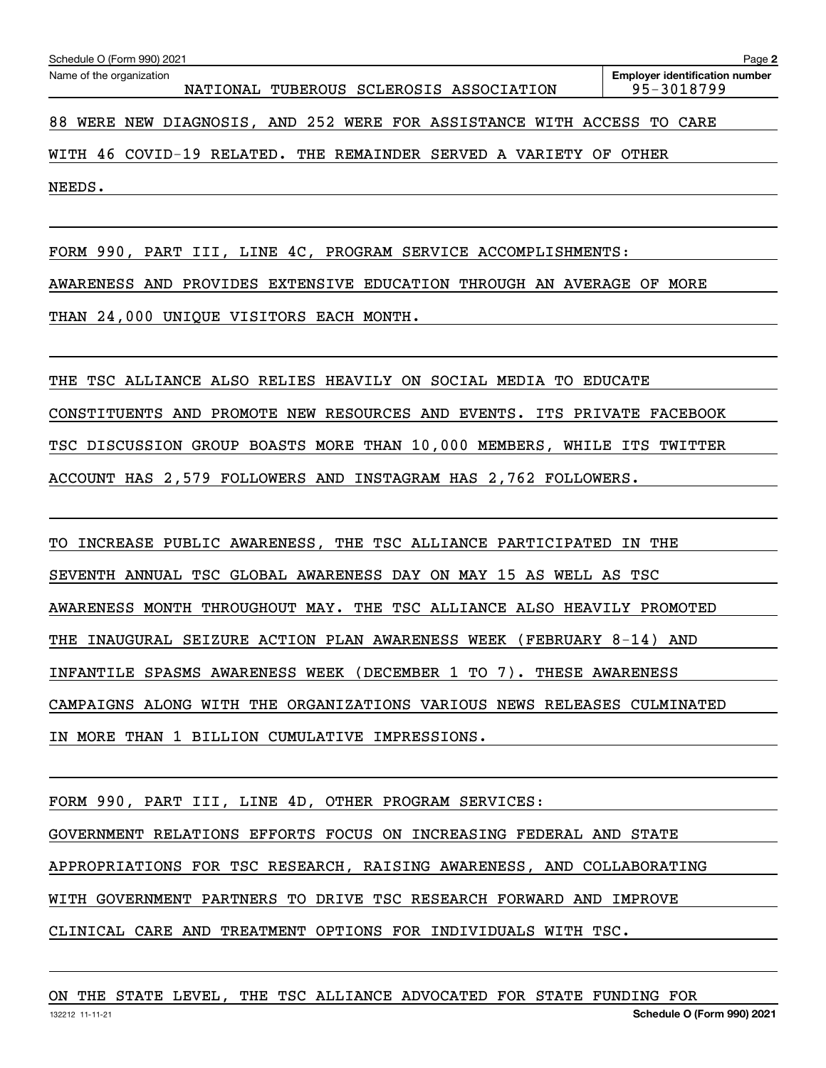Schedule O (Form 990) 2021

Name of the organization: NATIONAL TUBEROUS SCLEROSIS ASSOCIATION

Employer identification number: 95-3018799

88 WERE NEW DIAGNOSIS, AND 252 WERE FOR ASSISTANCE WITH ACCESS TO CARE WITH 46 COVID-19 RELATED. THE REMAINDER SERVED A VARIETY OF OTHER NEEDS.

FORM 990, PART III, LINE 4C, PROGRAM SERVICE ACCOMPLISHMENTS:

AWARENESS AND PROVIDES EXTENSIVE EDUCATION THROUGH AN AVERAGE OF MORE THAN 24,000 UNIQUE VISITORS EACH MONTH.

THE TSC ALLIANCE ALSO RELIES HEAVILY ON SOCIAL MEDIA TO EDUCATE CONSTITUENTS AND PROMOTE NEW RESOURCES AND EVENTS. ITS PRIVATE FACEBOOK TSC DISCUSSION GROUP BOASTS MORE THAN 10,000 MEMBERS, WHILE ITS TWITTER ACCOUNT HAS 2,579 FOLLOWERS AND INSTAGRAM HAS 2,762 FOLLOWERS.

TO INCREASE PUBLIC AWARENESS, THE TSC ALLIANCE PARTICIPATED IN THE SEVENTH ANNUAL TSC GLOBAL AWARENESS DAY ON MAY 15 AS WELL AS TSC AWARENESS MONTH THROUGHOUT MAY. THE TSC ALLIANCE ALSO HEAVILY PROMOTED THE INAUGURAL SEIZURE ACTION PLAN AWARENESS WEEK (FEBRUARY 8-14) AND INFANTILE SPASMS AWARENESS WEEK (DECEMBER 1 TO 7). THESE AWARENESS CAMPAIGNS ALONG WITH THE ORGANIZATIONS VARIOUS NEWS RELEASES CULMINATED IN MORE THAN 1 BILLION CUMULATIVE IMPRESSIONS.

FORM 990, PART III, LINE 4D, OTHER PROGRAM SERVICES:

GOVERNMENT RELATIONS EFFORTS FOCUS ON INCREASING FEDERAL AND STATE APPROPRIATIONS FOR TSC RESEARCH, RAISING AWARENESS, AND COLLABORATING WITH GOVERNMENT PARTNERS TO DRIVE TSC RESEARCH FORWARD AND IMPROVE CLINICAL CARE AND TREATMENT OPTIONS FOR INDIVIDUALS WITH TSC.

ON THE STATE LEVEL, THE TSC ALLIANCE ADVOCATED FOR STATE FUNDING FOR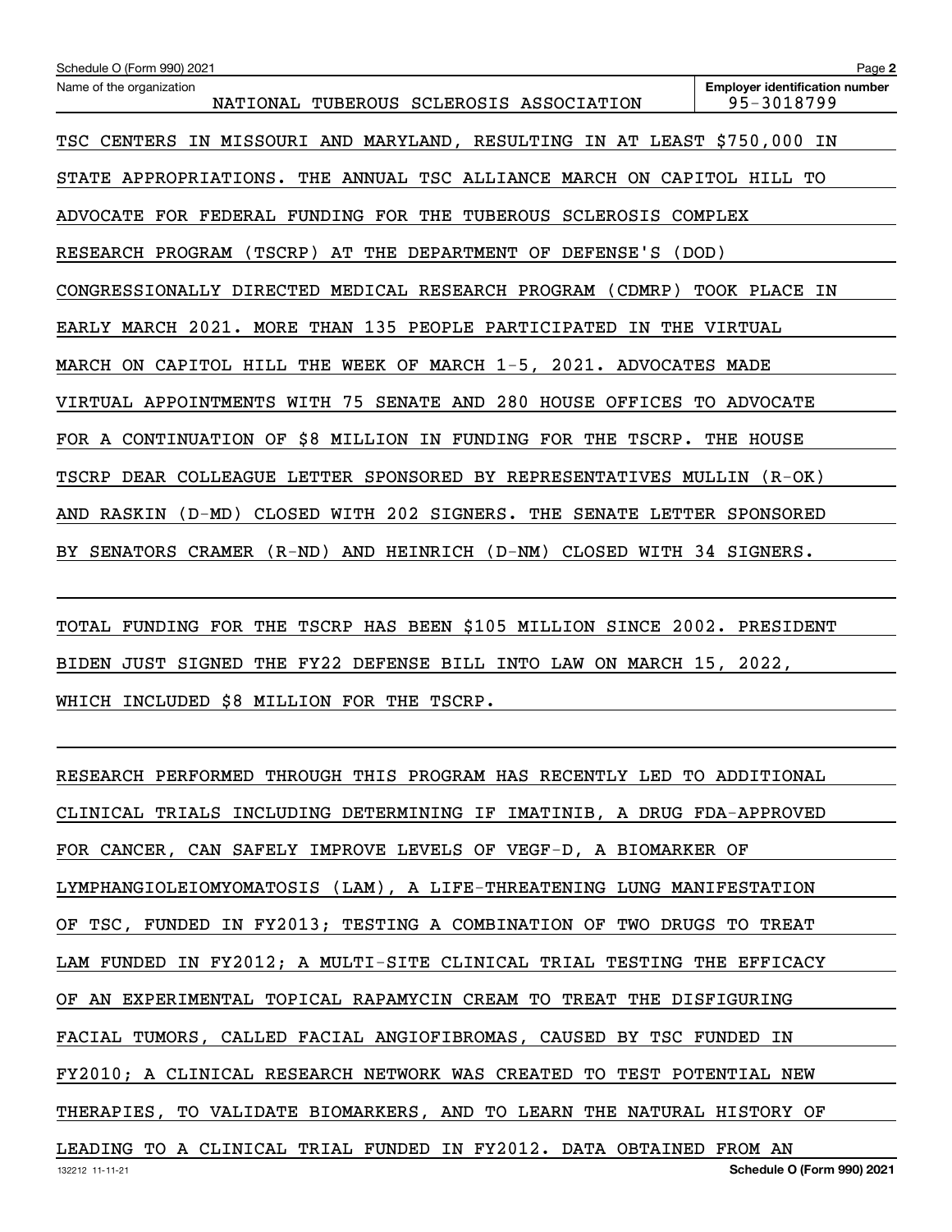Schedule O (Form 990) 2021

Name of the organization: NATIONAL TUBEROUS SCLEROSIS ASSOCIATION

Employer identification number: 95-3018799

TSC CENTERS IN MISSOURI AND MARYLAND, RESULTING IN AT LEAST $750,000 IN STATE APPROPRIATIONS. THE ANNUAL TSC ALLIANCE MARCH ON CAPITOL HILL TO ADVOCATE FOR FEDERAL FUNDING FOR THE TUBEROUS SCLEROSIS COMPLEX RESEARCH PROGRAM (TSCRP) AT THE DEPARTMENT OF DEFENSE'S (DOD) CONGRESSIONALLY DIRECTED MEDICAL RESEARCH PROGRAM (CDMRP) TOOK PLACE IN EARLY MARCH 2021. MORE THAN 135 PEOPLE PARTICIPATED IN THE VIRTUAL MARCH ON CAPITOL HILL THE WEEK OF MARCH 1-5, 2021. ADVOCATES MADE VIRTUAL APPOINTMENTS WITH 75 SENATE AND 280 HOUSE OFFICES TO ADVOCATE FOR A CONTINUATION OF $8 MILLION IN FUNDING FOR THE TSCRP. THE HOUSE TSCRP DEAR COLLEAGUE LETTER SPONSORED BY REPRESENTATIVES MULLIN (R-OK) AND RASKIN (D-MD) CLOSED WITH 202 SIGNERS. THE SENATE LETTER SPONSORED BY SENATORS CRAMER (R-ND) AND HEINRICH (D-NM) CLOSED WITH 34 SIGNERS.

TOTAL FUNDING FOR THE TSCRP HAS BEEN $105 MILLION SINCE 2002. PRESIDENT BIDEN JUST SIGNED THE FY22 DEFENSE BILL INTO LAW ON MARCH 15, 2022, WHICH INCLUDED $8 MILLION FOR THE TSCRP.

RESEARCH PERFORMED THROUGH THIS PROGRAM HAS RECENTLY LED TO ADDITIONAL CLINICAL TRIALS INCLUDING DETERMINING IF IMATINIB, A DRUG FDA-APPROVED FOR CANCER, CAN SAFELY IMPROVE LEVELS OF VEGF-D, A BIOMARKER OF LYMPHANGIOLEIOMYOMATOSIS (LAM), A LIFE-THREATENING LUNG MANIFESTATION OF TSC, FUNDED IN FY2013; TESTING A COMBINATION OF TWO DRUGS TO TREAT LAM FUNDED IN FY2012; A MULTI-SITE CLINICAL TRIAL TESTING THE EFFICACY OF AN EXPERIMENTAL TOPICAL RAPAMYCIN CREAM TO TREAT THE DISFIGURING FACIAL TUMORS, CALLED FACIAL ANGIOFIBROMAS, CAUSED BY TSC FUNDED IN FY2010; A CLINICAL RESEARCH NETWORK WAS CREATED TO TEST POTENTIAL NEW THERAPIES, TO VALIDATE BIOMARKERS, AND TO LEARN THE NATURAL HISTORY OF LEADING TO A CLINICAL TRIAL FUNDED IN FY2012. DATA OBTAINED FROM AN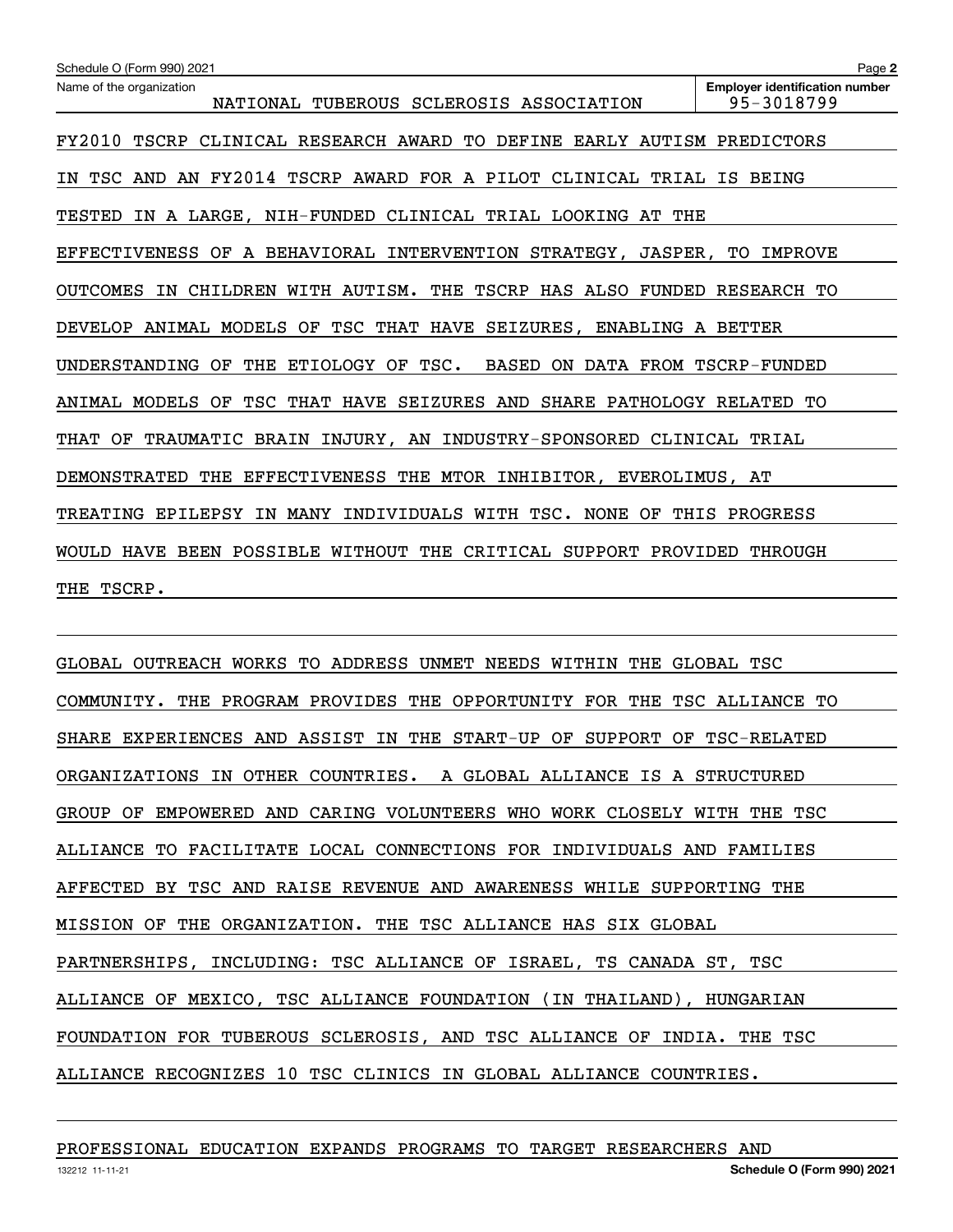Name of the organization: NATIONAL TUBEROUS SCLEROSIS ASSOCIATION

Employer identification number: 95-3018799

FY2010 TSCRP CLINICAL RESEARCH AWARD TO DEFINE EARLY AUTISM PREDICTORS IN TSC AND AN FY2014 TSCRP AWARD FOR A PILOT CLINICAL TRIAL IS BEING TESTED IN A LARGE, NIH-FUNDED CLINICAL TRIAL LOOKING AT THE EFFECTIVENESS OF A BEHAVIORAL INTERVENTION STRATEGY, JASPER, TO IMPROVE OUTCOMES IN CHILDREN WITH AUTISM. THE TSCRP HAS ALSO FUNDED RESEARCH TO DEVELOP ANIMAL MODELS OF TSC THAT HAVE SEIZURES, ENABLING A BETTER UNDERSTANDING OF THE ETIOLOGY OF TSC. BASED ON DATA FROM TSCRP-FUNDED ANIMAL MODELS OF TSC THAT HAVE SEIZURES AND SHARE PATHOLOGY RELATED TO THAT OF TRAUMATIC BRAIN INJURY, AN INDUSTRY-SPONSORED CLINICAL TRIAL DEMONSTRATED THE EFFECTIVENESS THE MTOR INHIBITOR, EVEROLIMUS, AT TREATING EPILEPSY IN MANY INDIVIDUALS WITH TSC. NONE OF THIS PROGRESS WOULD HAVE BEEN POSSIBLE WITHOUT THE CRITICAL SUPPORT PROVIDED THROUGH THE TSCRP.

GLOBAL OUTREACH WORKS TO ADDRESS UNMET NEEDS WITHIN THE GLOBAL TSC COMMUNITY. THE PROGRAM PROVIDES THE OPPORTUNITY FOR THE TSC ALLIANCE TO SHARE EXPERIENCES AND ASSIST IN THE START-UP OF SUPPORT OF TSC-RELATED ORGANIZATIONS IN OTHER COUNTRIES. A GLOBAL ALLIANCE IS A STRUCTURED GROUP OF EMPOWERED AND CARING VOLUNTEERS WHO WORK CLOSELY WITH THE TSC ALLIANCE TO FACILITATE LOCAL CONNECTIONS FOR INDIVIDUALS AND FAMILIES AFFECTED BY TSC AND RAISE REVENUE AND AWARENESS WHILE SUPPORTING THE MISSION OF THE ORGANIZATION. THE TSC ALLIANCE HAS SIX GLOBAL PARTNERSHIPS, INCLUDING: TSC ALLIANCE OF ISRAEL, TS CANADA ST, TSC ALLIANCE OF MEXICO, TSC ALLIANCE FOUNDATION (IN THAILAND), HUNGARIAN FOUNDATION FOR TUBEROUS SCLEROSIS, AND TSC ALLIANCE OF INDIA. THE TSC ALLIANCE RECOGNIZES 10 TSC CLINICS IN GLOBAL ALLIANCE COUNTRIES.

PROFESSIONAL EDUCATION EXPANDS PROGRAMS TO TARGET RESEARCHERS AND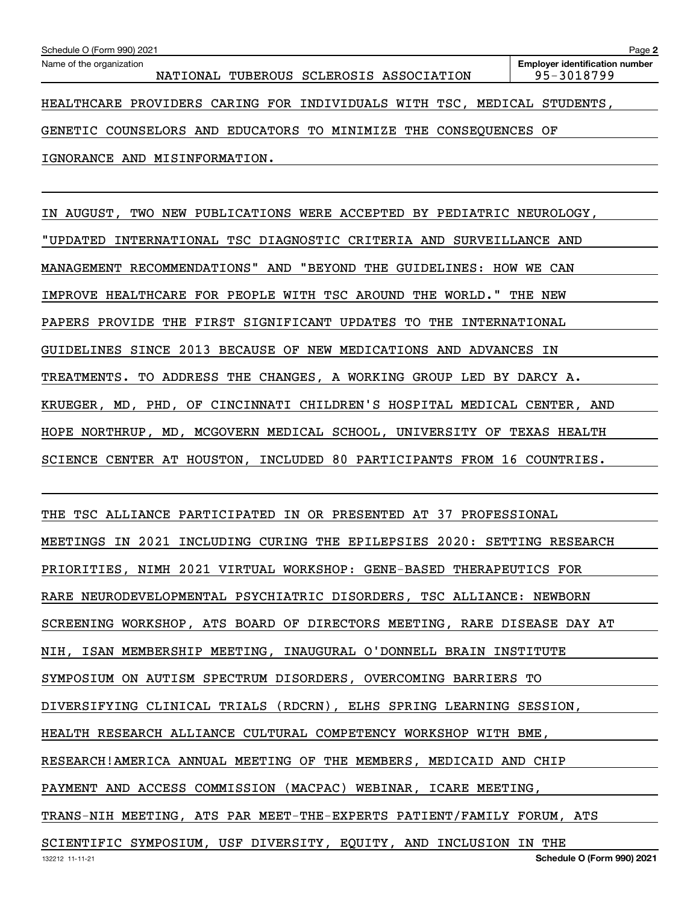Name of the organization: NATIONAL TUBEROUS SCLEROSIS ASSOCIATION

Employer identification number: 95-3018799

HEALTHCARE PROVIDERS CARING FOR INDIVIDUALS WITH TSC, MEDICAL STUDENTS, GENETIC COUNSELORS AND EDUCATORS TO MINIMIZE THE CONSEQUENCES OF IGNORANCE AND MISINFORMATION.

IN AUGUST, TWO NEW PUBLICATIONS WERE ACCEPTED BY PEDIATRIC NEUROLOGY, "UPDATED INTERNATIONAL TSC DIAGNOSTIC CRITERIA AND SURVEILLANCE AND MANAGEMENT RECOMMENDATIONS" AND "BEYOND THE GUIDELINES: HOW WE CAN IMPROVE HEALTHCARE FOR PEOPLE WITH TSC AROUND THE WORLD." THE NEW PAPERS PROVIDE THE FIRST SIGNIFICANT UPDATES TO THE INTERNATIONAL GUIDELINES SINCE 2013 BECAUSE OF NEW MEDICATIONS AND ADVANCES IN TREATMENTS. TO ADDRESS THE CHANGES, A WORKING GROUP LED BY DARCY A. KRUEGER, MD, PHD, OF CINCINNATI CHILDREN'S HOSPITAL MEDICAL CENTER, AND HOPE NORTHRUP, MD, MCGOVERN MEDICAL SCHOOL, UNIVERSITY OF TEXAS HEALTH SCIENCE CENTER AT HOUSTON, INCLUDED 80 PARTICIPANTS FROM 16 COUNTRIES.

THE TSC ALLIANCE PARTICIPATED IN OR PRESENTED AT 37 PROFESSIONAL MEETINGS IN 2021 INCLUDING CURING THE EPILEPSIES 2020: SETTING RESEARCH PRIORITIES, NIMH 2021 VIRTUAL WORKSHOP: GENE-BASED THERAPEUTICS FOR RARE NEURODEVELOPMENTAL PSYCHIATRIC DISORDERS, TSC ALLIANCE: NEWBORN SCREENING WORKSHOP, ATS BOARD OF DIRECTORS MEETING, RARE DISEASE DAY AT NIH, ISAN MEMBERSHIP MEETING, INAUGURAL O'DONNELL BRAIN INSTITUTE SYMPOSIUM ON AUTISM SPECTRUM DISORDERS, OVERCOMING BARRIERS TO DIVERSIFYING CLINICAL TRIALS (RDCRN), ELHS SPRING LEARNING SESSION, HEALTH RESEARCH ALLIANCE CULTURAL COMPETENCY WORKSHOP WITH BME, RESEARCH!AMERICA ANNUAL MEETING OF THE MEMBERS, MEDICAID AND CHIP PAYMENT AND ACCESS COMMISSION (MACPAC) WEBINAR, ICARE MEETING, TRANS-NIH MEETING, ATS PAR MEET-THE-EXPERTS PATIENT/FAMILY FORUM, ATS SCIENTIFIC SYMPOSIUM, USF DIVERSITY, EQUITY, AND INCLUSION IN THE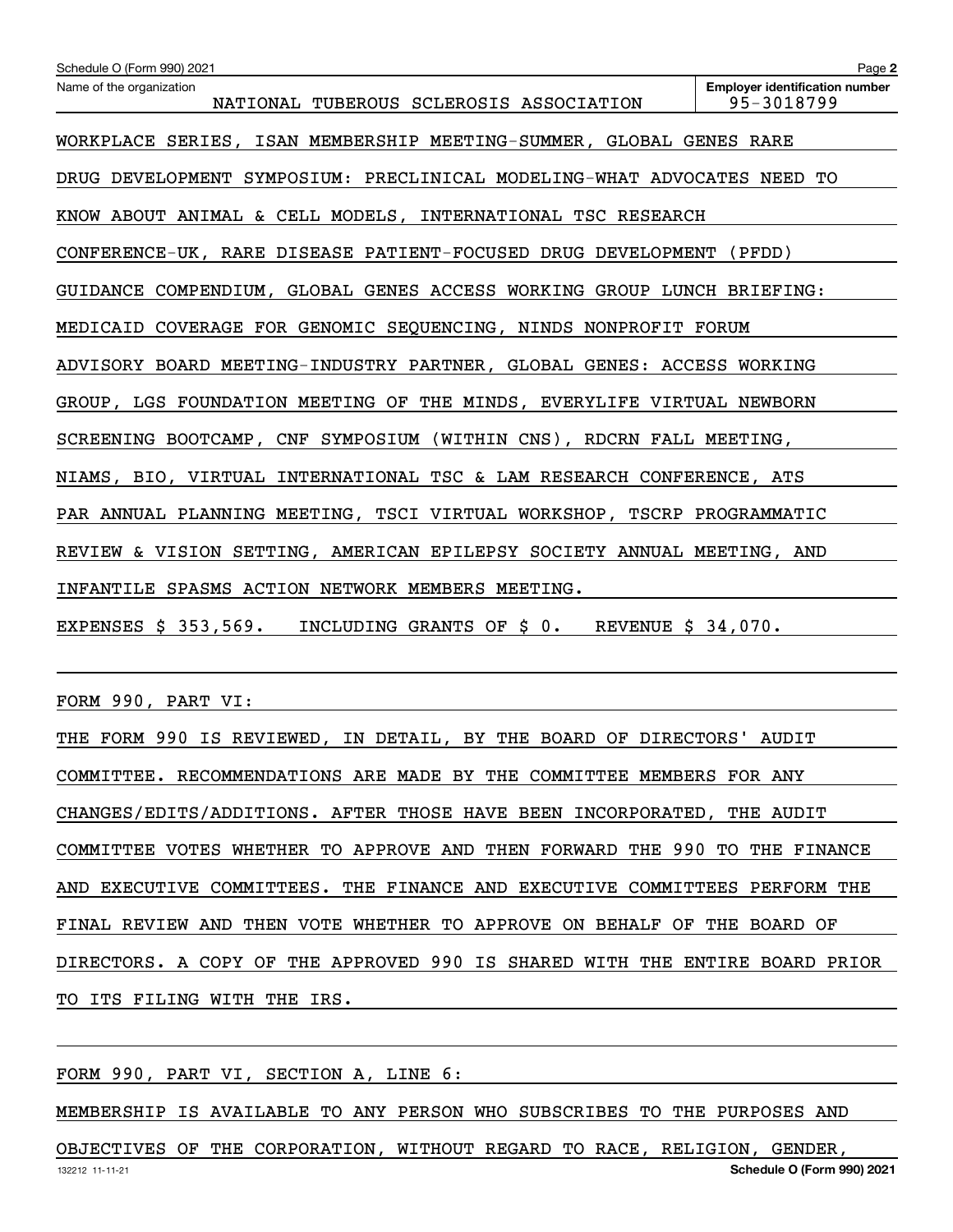Schedule O (Form 990) 2021

Name of the organization: NATIONAL TUBEROUS SCLEROSIS ASSOCIATION

Employer identification number: 95-3018799

WORKPLACE SERIES, ISAN MEMBERSHIP MEETING-SUMMER, GLOBAL GENES RARE DRUG DEVELOPMENT SYMPOSIUM: PRECLINICAL MODELING-WHAT ADVOCATES NEED TO KNOW ABOUT ANIMAL & CELL MODELS, INTERNATIONAL TSC RESEARCH CONFERENCE-UK, RARE DISEASE PATIENT-FOCUSED DRUG DEVELOPMENT (PFDD) GUIDANCE COMPENDIUM, GLOBAL GENES ACCESS WORKING GROUP LUNCH BRIEFING: MEDICAID COVERAGE FOR GENOMIC SEQUENCING, NINDS NONPROFIT FORUM ADVISORY BOARD MEETING-INDUSTRY PARTNER, GLOBAL GENES: ACCESS WORKING GROUP, LGS FOUNDATION MEETING OF THE MINDS, EVERYLIFE VIRTUAL NEWBORN SCREENING BOOTCAMP, CNF SYMPOSIUM (WITHIN CNS), RDCRN FALL MEETING, NIAMS, BIO, VIRTUAL INTERNATIONAL TSC & LAM RESEARCH CONFERENCE, ATS PAR ANNUAL PLANNING MEETING, TSCI VIRTUAL WORKSHOP, TSCRP PROGRAMMATIC REVIEW & VISION SETTING, AMERICAN EPILEPSY SOCIETY ANNUAL MEETING, AND INFANTILE SPASMS ACTION NETWORK MEMBERS MEETING.

EXPENSES $ 353,569. INCLUDING GRANTS OF $ 0. REVENUE $ 34,070.

FORM 990, PART VI:

THE FORM 990 IS REVIEWED, IN DETAIL, BY THE BOARD OF DIRECTORS' AUDIT COMMITTEE. RECOMMENDATIONS ARE MADE BY THE COMMITTEE MEMBERS FOR ANY CHANGES/EDITS/ADDITIONS. AFTER THOSE HAVE BEEN INCORPORATED, THE AUDIT COMMITTEE VOTES WHETHER TO APPROVE AND THEN FORWARD THE 990 TO THE FINANCE AND EXECUTIVE COMMITTEES. THE FINANCE AND EXECUTIVE COMMITTEES PERFORM THE FINAL REVIEW AND THEN VOTE WHETHER TO APPROVE ON BEHALF OF THE BOARD OF DIRECTORS. A COPY OF THE APPROVED 990 IS SHARED WITH THE ENTIRE BOARD PRIOR TO ITS FILING WITH THE IRS.

FORM 990, PART VI, SECTION A, LINE 6:

MEMBERSHIP IS AVAILABLE TO ANY PERSON WHO SUBSCRIBES TO THE PURPOSES AND OBJECTIVES OF THE CORPORATION, WITHOUT REGARD TO RACE, RELIGION, GENDER,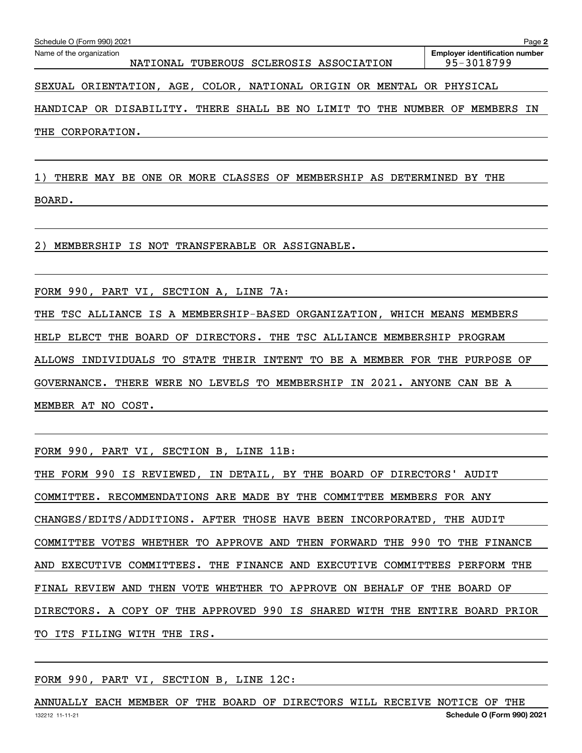Name of the organization: NATIONAL TUBEROUS SCLEROSIS ASSOCIATION

Employer identification number: 95-3018799

SEXUAL ORIENTATION, AGE, COLOR, NATIONAL ORIGIN OR MENTAL OR PHYSICAL HANDICAP OR DISABILITY. THERE SHALL BE NO LIMIT TO THE NUMBER OF MEMBERS IN THE CORPORATION.

1) THERE MAY BE ONE OR MORE CLASSES OF MEMBERSHIP AS DETERMINED BY THE BOARD.

2) MEMBERSHIP IS NOT TRANSFERABLE OR ASSIGNABLE.

FORM 990, PART VI, SECTION A, LINE 7A:

THE TSC ALLIANCE IS A MEMBERSHIP-BASED ORGANIZATION, WHICH MEANS MEMBERS HELP ELECT THE BOARD OF DIRECTORS. THE TSC ALLIANCE MEMBERSHIP PROGRAM ALLOWS INDIVIDUALS TO STATE THEIR INTENT TO BE A MEMBER FOR THE PURPOSE OF GOVERNANCE. THERE WERE NO LEVELS TO MEMBERSHIP IN 2021. ANYONE CAN BE A MEMBER AT NO COST.

FORM 990, PART VI, SECTION B, LINE 11B:

THE FORM 990 IS REVIEWED, IN DETAIL, BY THE BOARD OF DIRECTORS' AUDIT COMMITTEE. RECOMMENDATIONS ARE MADE BY THE COMMITTEE MEMBERS FOR ANY CHANGES/EDITS/ADDITIONS. AFTER THOSE HAVE BEEN INCORPORATED, THE AUDIT COMMITTEE VOTES WHETHER TO APPROVE AND THEN FORWARD THE 990 TO THE FINANCE AND EXECUTIVE COMMITTEES. THE FINANCE AND EXECUTIVE COMMITTEES PERFORM THE FINAL REVIEW AND THEN VOTE WHETHER TO APPROVE ON BEHALF OF THE BOARD OF DIRECTORS. A COPY OF THE APPROVED 990 IS SHARED WITH THE ENTIRE BOARD PRIOR TO ITS FILING WITH THE IRS.

FORM 990, PART VI, SECTION B, LINE 12C:

ANNUALLY EACH MEMBER OF THE BOARD OF DIRECTORS WILL RECEIVE NOTICE OF THE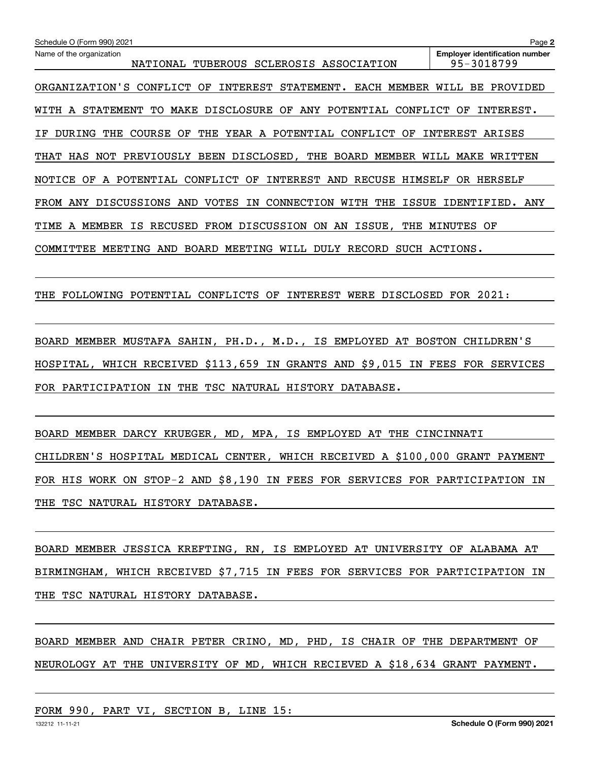Schedule O (Form 990) 2021

Name of the organization: NATIONAL TUBEROUS SCLEROSIS ASSOCIATION

Employer identification number: 95-3018799

ORGANIZATION'S CONFLICT OF INTEREST STATEMENT. EACH MEMBER WILL BE PROVIDED WITH A STATEMENT TO MAKE DISCLOSURE OF ANY POTENTIAL CONFLICT OF INTEREST. IF DURING THE COURSE OF THE YEAR A POTENTIAL CONFLICT OF INTEREST ARISES THAT HAS NOT PREVIOUSLY BEEN DISCLOSED, THE BOARD MEMBER WILL MAKE WRITTEN NOTICE OF A POTENTIAL CONFLICT OF INTEREST AND RECUSE HIMSELF OR HERSELF FROM ANY DISCUSSIONS AND VOTES IN CONNECTION WITH THE ISSUE IDENTIFIED. ANY TIME A MEMBER IS RECUSED FROM DISCUSSION ON AN ISSUE, THE MINUTES OF COMMITTEE MEETING AND BOARD MEETING WILL DULY RECORD SUCH ACTIONS.

THE FOLLOWING POTENTIAL CONFLICTS OF INTEREST WERE DISCLOSED FOR 2021:

BOARD MEMBER MUSTAFA SAHIN, PH.D., M.D., IS EMPLOYED AT BOSTON CHILDREN'S HOSPITAL, WHICH RECEIVED $113,659 IN GRANTS AND $9,015 IN FEES FOR SERVICES FOR PARTICIPATION IN THE TSC NATURAL HISTORY DATABASE.

BOARD MEMBER DARCY KRUEGER, MD, MPA, IS EMPLOYED AT THE CINCINNATI CHILDREN'S HOSPITAL MEDICAL CENTER, WHICH RECEIVED A $100,000 GRANT PAYMENT FOR HIS WORK ON STOP-2 AND $8,190 IN FEES FOR SERVICES FOR PARTICIPATION IN THE TSC NATURAL HISTORY DATABASE.

BOARD MEMBER JESSICA KREFTING, RN, IS EMPLOYED AT UNIVERSITY OF ALABAMA AT BIRMINGHAM, WHICH RECEIVED $7,715 IN FEES FOR SERVICES FOR PARTICIPATION IN THE TSC NATURAL HISTORY DATABASE.

BOARD MEMBER AND CHAIR PETER CRINO, MD, PHD, IS CHAIR OF THE DEPARTMENT OF NEUROLOGY AT THE UNIVERSITY OF MD, WHICH RECIEVED A $18,634 GRANT PAYMENT.

FORM 990, PART VI, SECTION B, LINE 15: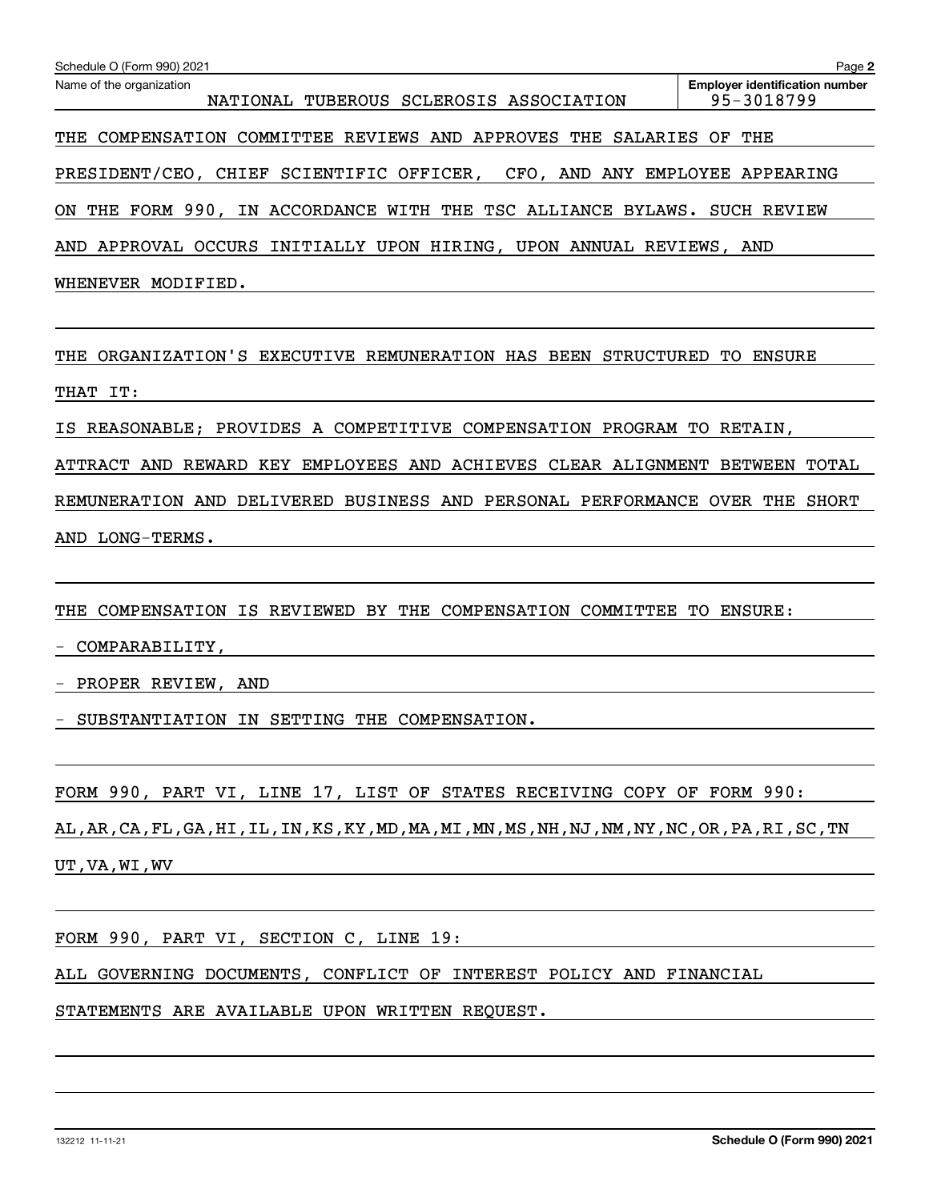Schedule O (Form 990) 2021 Page 2

Name of the organization: NATIONAL TUBEROUS SCLEROSIS ASSOCIATION

Employer identification number: 95-3018799

THE COMPENSATION COMMITTEE REVIEWS AND APPROVES THE SALARIES OF THE PRESIDENT/CEO, CHIEF SCIENTIFIC OFFICER, CFO, AND ANY EMPLOYEE APPEARING ON THE FORM 990, IN ACCORDANCE WITH THE TSC ALLIANCE BYLAWS. SUCH REVIEW AND APPROVAL OCCURS INITIALLY UPON HIRING, UPON ANNUAL REVIEWS, AND WHENEVER MODIFIED.

THE ORGANIZATION'S EXECUTIVE REMUNERATION HAS BEEN STRUCTURED TO ENSURE THAT IT:

IS REASONABLE; PROVIDES A COMPETITIVE COMPENSATION PROGRAM TO RETAIN, ATTRACT AND REWARD KEY EMPLOYEES AND ACHIEVES CLEAR ALIGNMENT BETWEEN TOTAL REMUNERATION AND DELIVERED BUSINESS AND PERSONAL PERFORMANCE OVER THE SHORT AND LONG-TERMS.

THE COMPENSATION IS REVIEWED BY THE COMPENSATION COMMITTEE TO ENSURE:

- COMPARABILITY,
- PROPER REVIEW, AND
- SUBSTANTIATION IN SETTING THE COMPENSATION.

FORM 990, PART VI, LINE 17, LIST OF STATES RECEIVING COPY OF FORM 990:

AL,AR,CA,FL,GA,HI,IL,IN,KS,KY,MD,MA,MI,MN,MS,NH,NJ,NM,NY,NC,OR,PA,RI,SC,TN UT,VA,WI,WV

FORM 990, PART VI, SECTION C, LINE 19:

ALL GOVERNING DOCUMENTS, CONFLICT OF INTEREST POLICY AND FINANCIAL STATEMENTS ARE AVAILABLE UPON WRITTEN REQUEST.

132212 11-11-21 Schedule O (Form 990) 2021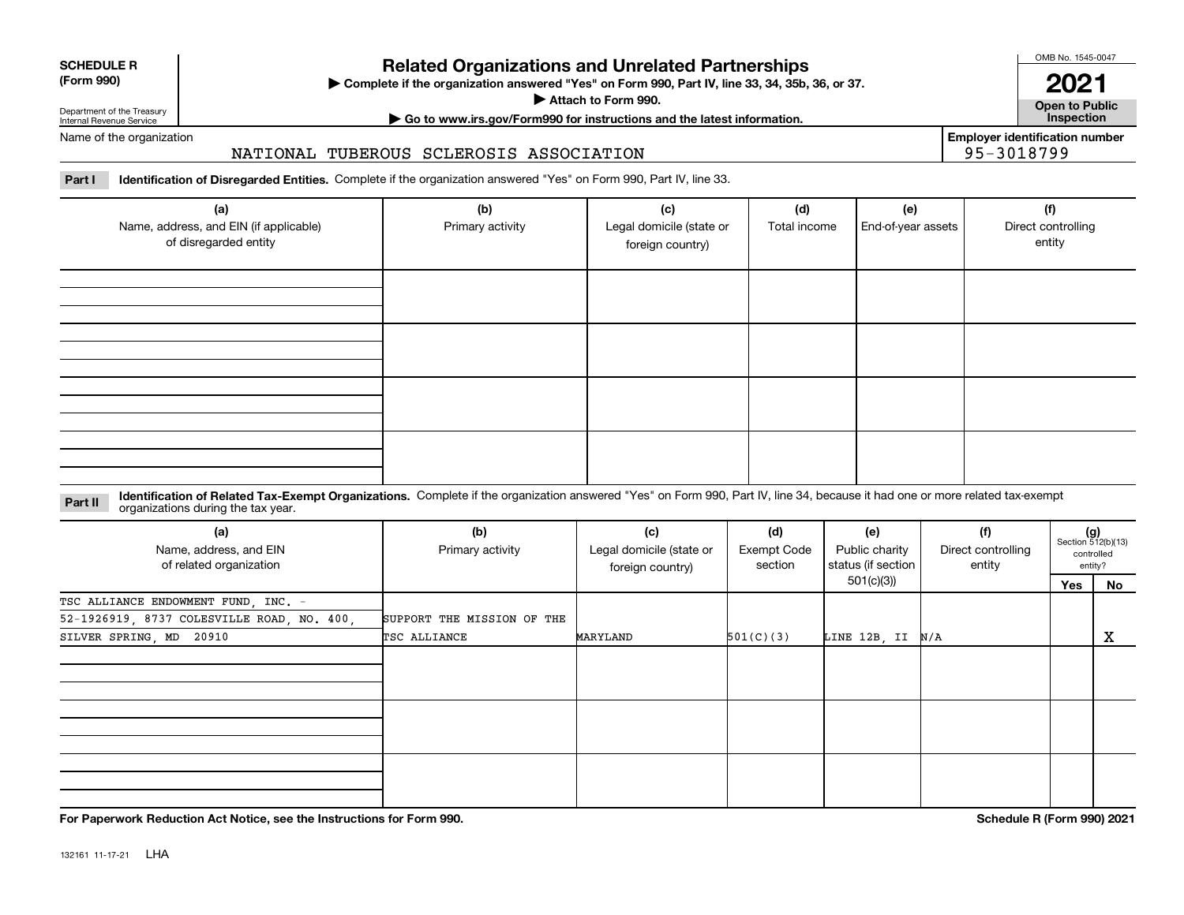**SCHEDULE R (Form 990)**

Department of the Treasury
Internal Revenue Service

# Related Organizations and Unrelated Partnerships

▶ Complete if the organization answered "Yes" on Form 990, Part IV, line 33, 34, 35b, 36, or 37.
▶ Attach to Form 990.
▶ Go to www.irs.gov/Form990 for instructions and the latest information.

OMB No. 1545-0047

**2021**

**Open to Public Inspection**

Name of the organization: NATIONAL TUBEROUS SCLEROSIS ASSOCIATION

**Employer identification number:** 95-3018799

**Part I** **Identification of Disregarded Entities.** Complete if the organization answered "Yes" on Form 990, Part IV, line 33.

| (a) Name, address, and EIN (if applicable) of disregarded entity | (b) Primary activity | (c) Legal domicile (state or foreign country) | (d) Total income | (e) End-of-year assets | (f) Direct controlling entity |
|---|---|---|---|---|---|
| | | | | | |
| | | | | | |
| | | | | | |
| | | | | | |

**Part II** **Identification of Related Tax-Exempt Organizations.** Complete if the organization answered "Yes" on Form 990, Part IV, line 34, because it had one or more related tax-exempt organizations during the tax year.

| (a) Name, address, and EIN of related organization | (b) Primary activity | (c) Legal domicile (state or foreign country) | (d) Exempt Code section | (e) Public charity status (if section 501(c)(3)) | (f) Direct controlling entity | (g) Section 512(b)(13) controlled entity? Yes | No |
|---|---|---|---|---|---|---|---|
| TSC ALLIANCE ENDOWMENT FUND, INC. - 52-1926919, 8737 COLESVILLE ROAD, NO. 400, SILVER SPRING, MD 20910 | SUPPORT THE MISSION OF THE TSC ALLIANCE | MARYLAND | 501(C)(3) | LINE 12B, II | N/A | | X |
| | | | | | | | |
| | | | | | | | |
| | | | | | | | |

**For Paperwork Reduction Act Notice, see the Instructions for Form 990.** **Schedule R (Form 990) 2021**

132161 11-17-21 LHA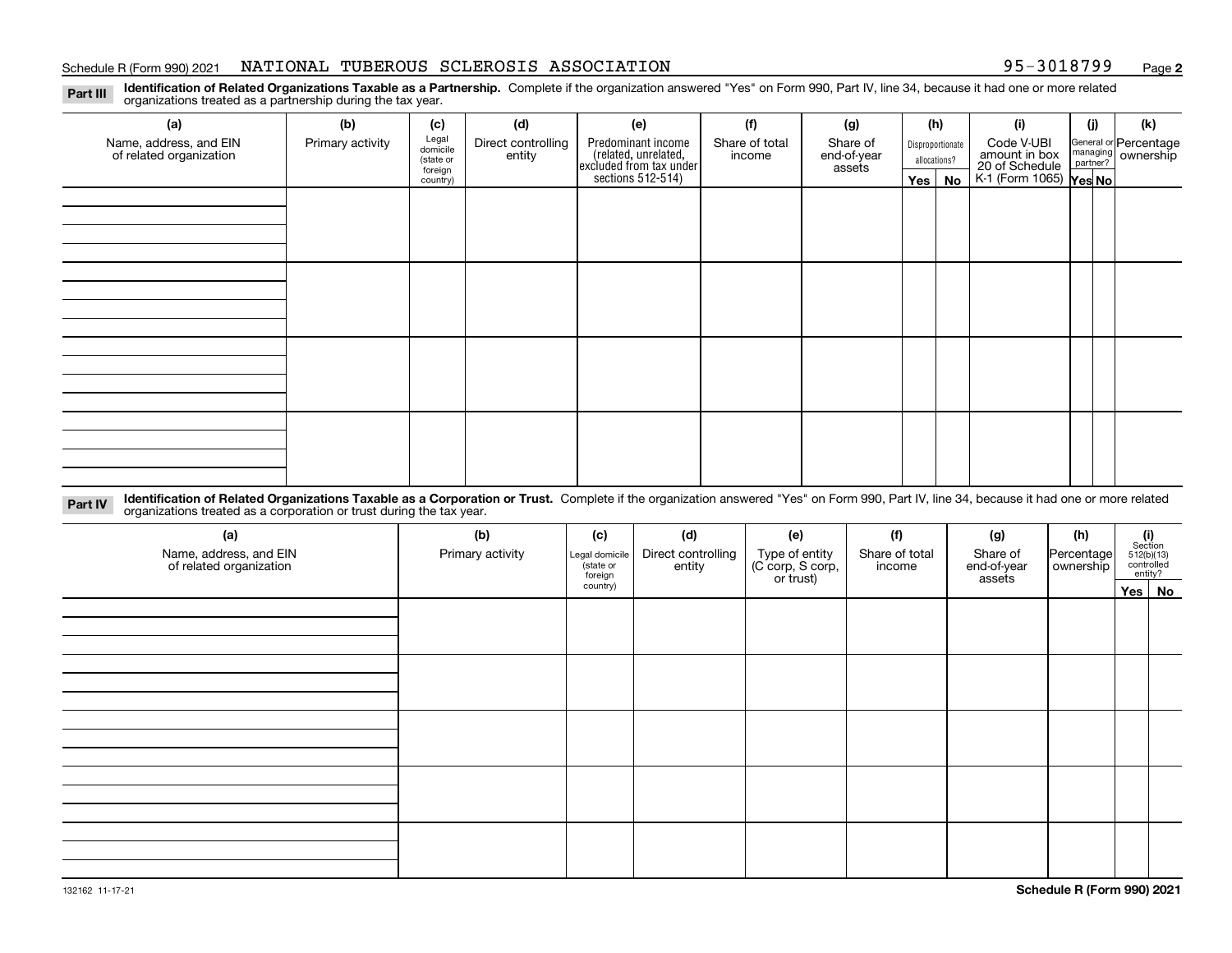Schedule R (Form 990) 2021 NATIONAL TUBEROUS SCLEROSIS ASSOCIATION 95-3018799

**Part III** **Identification of Related Organizations Taxable as a Partnership.** Complete if the organization answered "Yes" on Form 990, Part IV, line 34, because it had one or more related organizations treated as a partnership during the tax year.

| (a) Name, address, and EIN of related organization | (b) Primary activity | (c) Legal domicile (state or foreign country) | (d) Direct controlling entity | (e) Predominant income (related, unrelated, excluded from tax under sections 512-514) | (f) Share of total income | (g) Share of end-of-year assets | (h) Disproportionate allocations? Yes | (h) No | (i) Code V-UBI amount in box 20 of Schedule K-1 (Form 1065) | (j) General or managing partner? Yes | (j) No | (k) Percentage ownership |
|---|---|---|---|---|---|---|---|---|---|---|---|---|
| | | | | | | | | | | | | |
| | | | | | | | | | | | | |
| | | | | | | | | | | | | |
| | | | | | | | | | | | | |

**Part IV** **Identification of Related Organizations Taxable as a Corporation or Trust.** Complete if the organization answered "Yes" on Form 990, Part IV, line 34, because it had one or more related organizations treated as a corporation or trust during the tax year.

| (a) Name, address, and EIN of related organization | (b) Primary activity | (c) Legal domicile (state or foreign country) | (d) Direct controlling entity | (e) Type of entity (C corp, S corp, or trust) | (f) Share of total income | (g) Share of end-of-year assets | (h) Percentage ownership | (i) Section 512(b)(13) controlled entity? Yes | (i) No |
|---|---|---|---|---|---|---|---|---|---|
| | | | | | | | | | |
| | | | | | | | | | |
| | | | | | | | | | |
| | | | | | | | | | |
| | | | | | | | | | |

132162 11-17-21

**Schedule R (Form 990) 2021**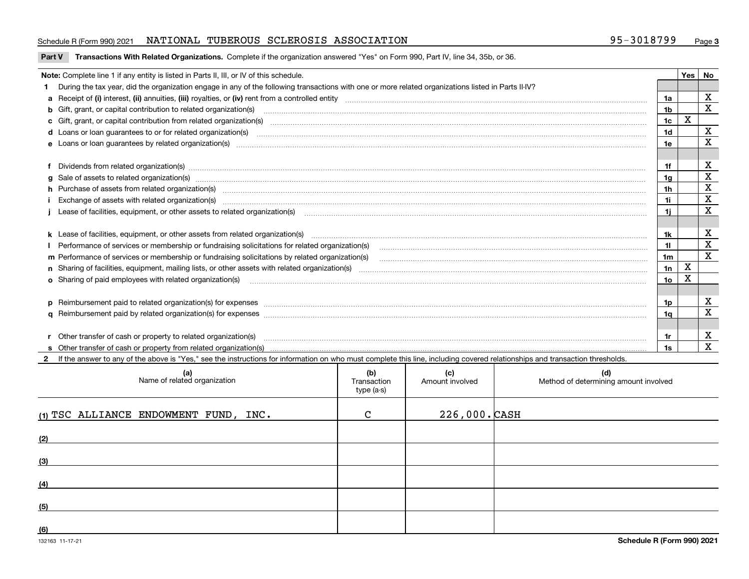Schedule R (Form 990) 2021 NATIONAL TUBEROUS SCLEROSIS ASSOCIATION 95-3018799

**Part V Transactions With Related Organizations.** Complete if the organization answered "Yes" on Form 990, Part IV, line 34, 35b, or 36.

| **Note:** Complete line 1 if any entity is listed in Parts II, III, or IV of this schedule. | | Yes | No |
|---|---|---|---|
| **1** During the tax year, did the organization engage in any of the following transactions with one or more related organizations listed in Parts II-IV? | | | |
| **a** Receipt of **(i)** interest, **(ii)** annuities, **(iii)** royalties, or **(iv)** rent from a controlled entity | 1a | | X |
| **b** Gift, grant, or capital contribution to related organization(s) | 1b | | X |
| **c** Gift, grant, or capital contribution from related organization(s) | 1c | X | |
| **d** Loans or loan guarantees to or for related organization(s) | 1d | | X |
| **e** Loans or loan guarantees by related organization(s) | 1e | | X |
| **f** Dividends from related organization(s) | 1f | | X |
| **g** Sale of assets to related organization(s) | 1g | | X |
| **h** Purchase of assets from related organization(s) | 1h | | X |
| **i** Exchange of assets with related organization(s) | 1i | | X |
| **j** Lease of facilities, equipment, or other assets to related organization(s) | 1j | | X |
| **k** Lease of facilities, equipment, or other assets from related organization(s) | 1k | | X |
| **l** Performance of services or membership or fundraising solicitations for related organization(s) | 1l | | X |
| **m** Performance of services or membership or fundraising solicitations by related organization(s) | 1m | | X |
| **n** Sharing of facilities, equipment, mailing lists, or other assets with related organization(s) | 1n | X | |
| **o** Sharing of paid employees with related organization(s) | 1o | X | |
| **p** Reimbursement paid to related organization(s) for expenses | 1p | | X |
| **q** Reimbursement paid by related organization(s) for expenses | 1q | | X |
| **r** Other transfer of cash or property to related organization(s) | 1r | | X |
| **s** Other transfer of cash or property from related organization(s) | 1s | | X |

**2** If the answer to any of the above is "Yes," see the instructions for information on who must complete this line, including covered relationships and transaction thresholds.

| | (a) Name of related organization | (b) Transaction type (a-s) | (c) Amount involved | (d) Method of determining amount involved |
|---|---|---|---|---|
| (1) | TSC ALLIANCE ENDOWMENT FUND, INC. | C | 226,000. | CASH |
| (2) | | | | |
| (3) | | | | |
| (4) | | | | |
| (5) | | | | |
| (6) | | | | |

132163 11-17-21 Schedule R (Form 990) 2021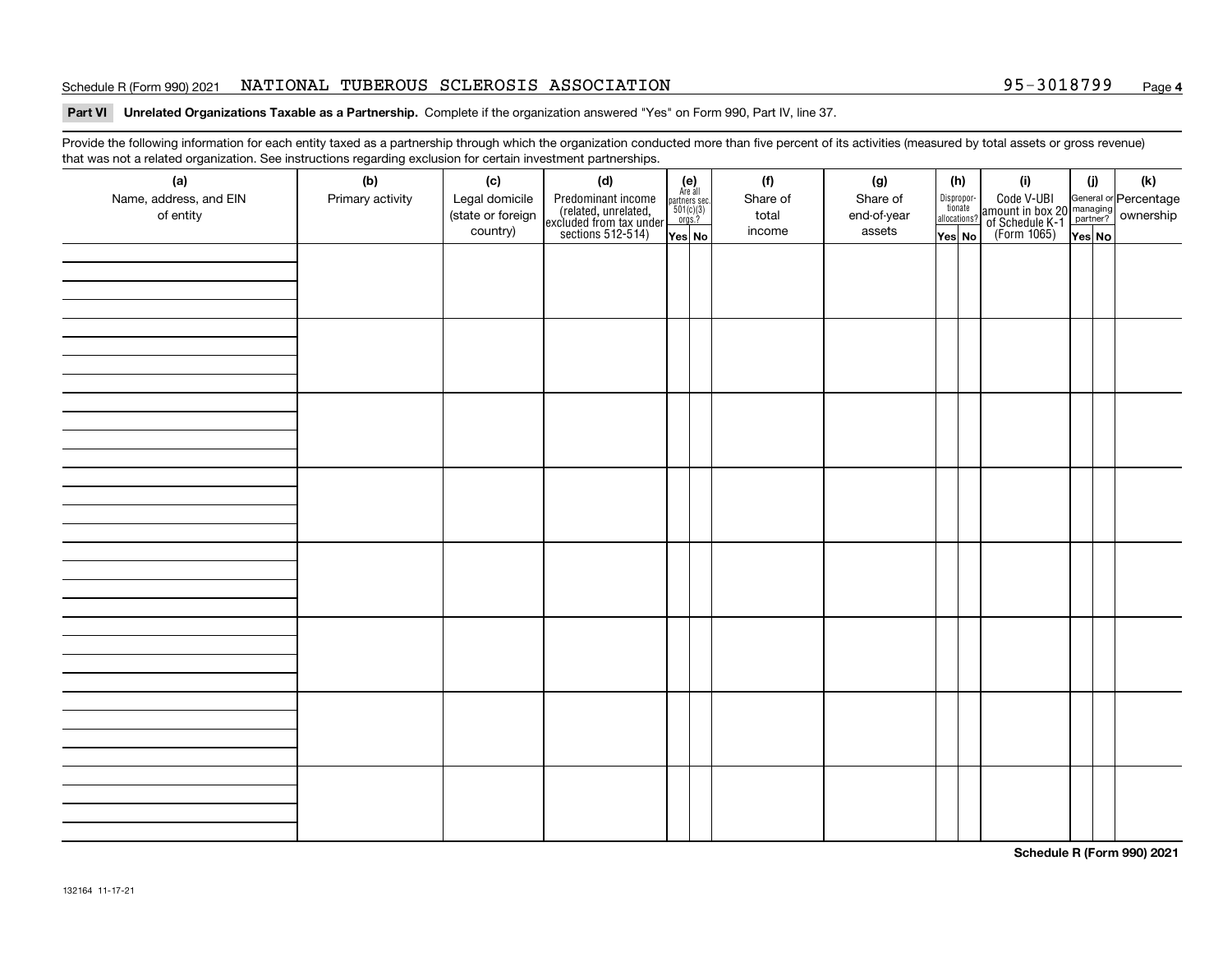Schedule R (Form 990) 2021 NATIONAL TUBEROUS SCLEROSIS ASSOCIATION 95-3018799 Page **4**

**Part VI** **Unrelated Organizations Taxable as a Partnership.** Complete if the organization answered "Yes" on Form 990, Part IV, line 37.

Provide the following information for each entity taxed as a partnership through which the organization conducted more than five percent of its activities (measured by total assets or gross revenue) that was not a related organization. See instructions regarding exclusion for certain investment partnerships.

| (a) Name, address, and EIN of entity | (b) Primary activity | (c) Legal domicile (state or foreign country) | (d) Predominant income (related, unrelated, excluded from tax under sections 512-514) | (e) Are all partners sec. 501(c)(3) orgs.? | | (f) Share of total income | (g) Share of end-of-year assets | (h) Disproportionate allocations? | | (i) Code V-UBI amount in box 20 of Schedule K-1 (Form 1065) | (j) General or managing partner? | | (k) Percentage ownership |
|---|---|---|---|---|---|---|---|---|---|---|---|---|---|
| | | | | Yes | No | | | Yes | No | | Yes | No | |
| | | | | | | | | | | | | | |
| | | | | | | | | | | | | | |
| | | | | | | | | | | | | | |
| | | | | | | | | | | | | | |
| | | | | | | | | | | | | | |
| | | | | | | | | | | | | | |
| | | | | | | | | | | | | | |
| | | | | | | | | | | | | | |

**Schedule R (Form 990) 2021**

132164 11-17-21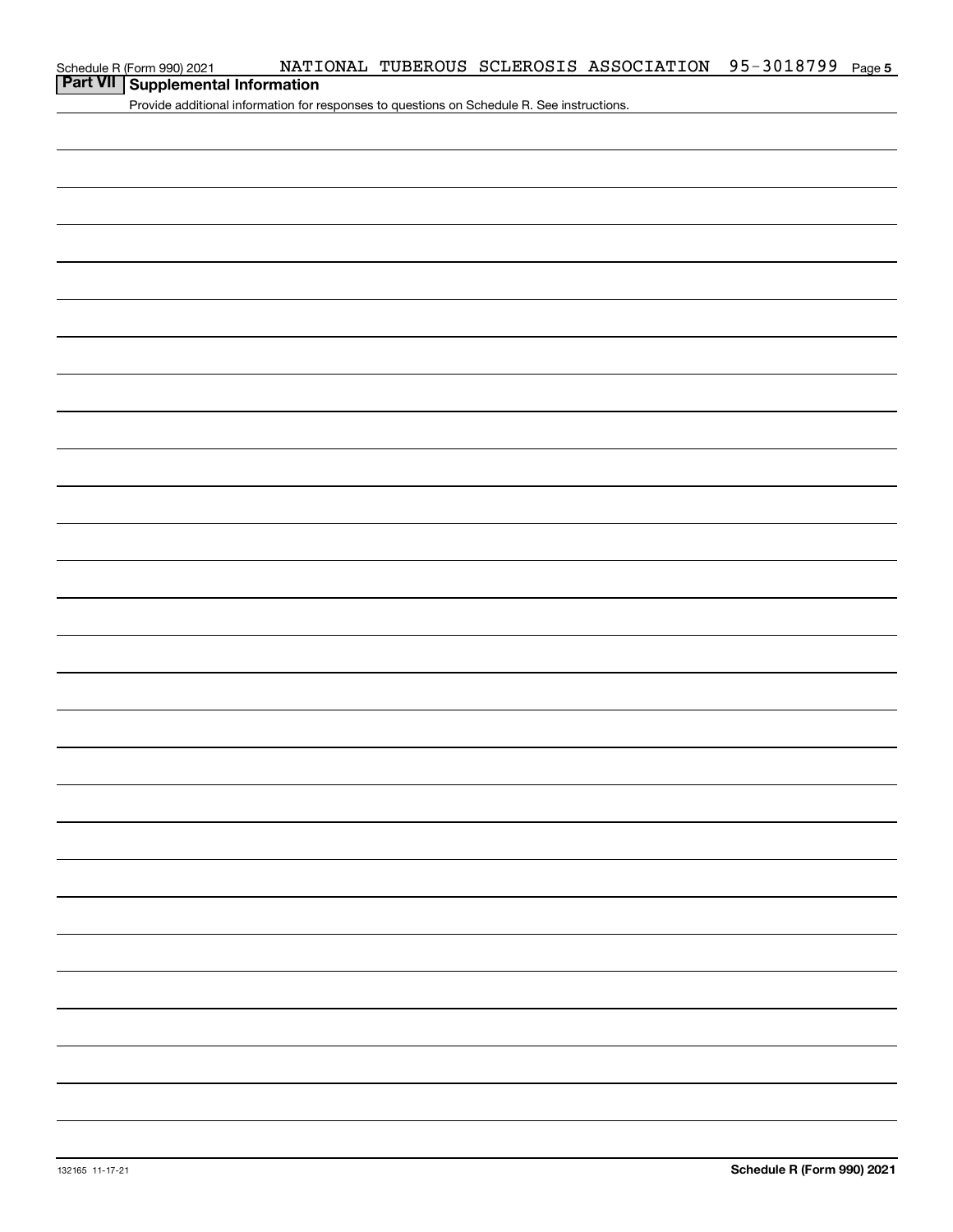## Part VII Supplemental Information

Provide additional information for responses to questions on Schedule R. See instructions.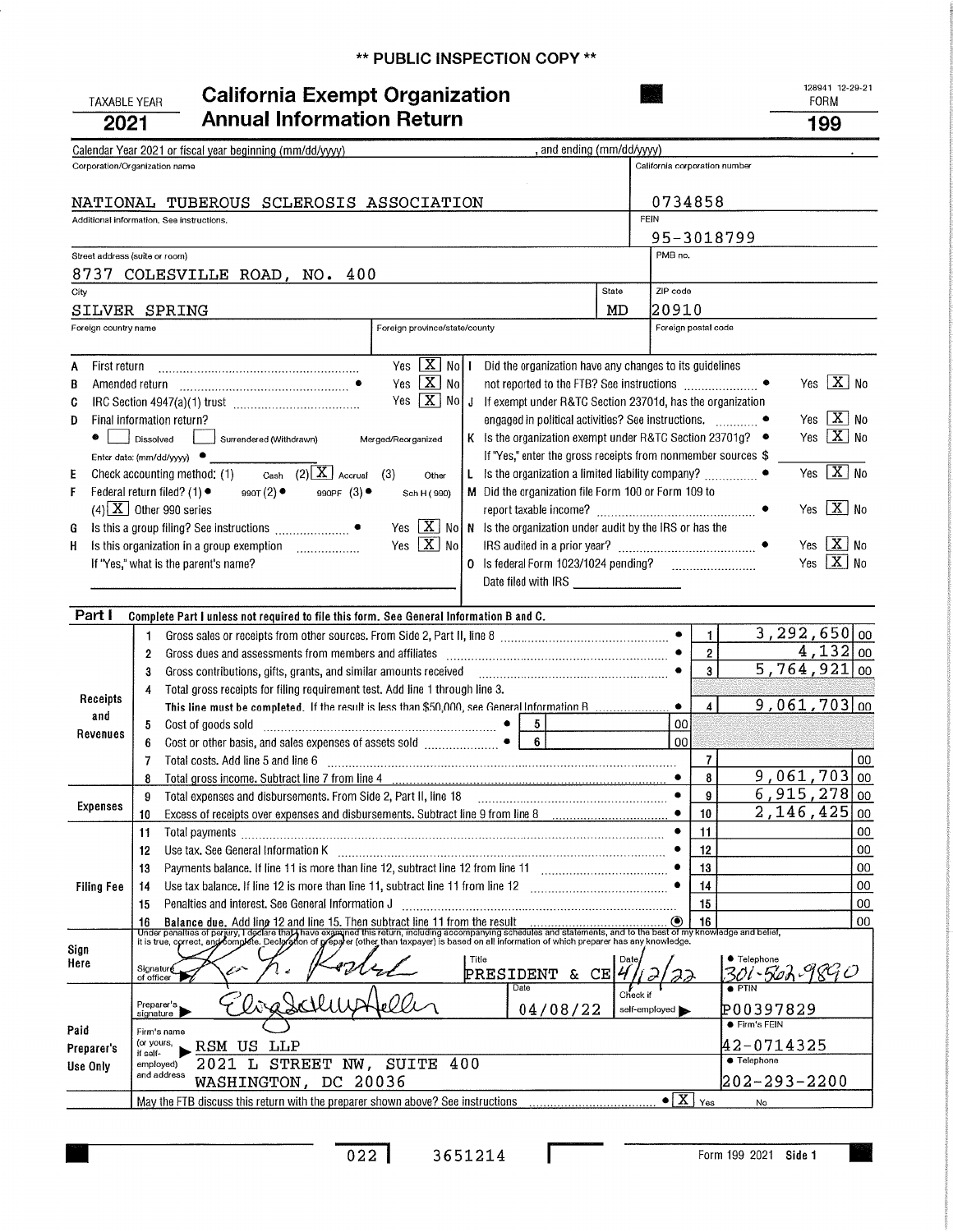** PUBLIC INSPECTION COPY **

TAXABLE YEAR **2021**

# California Exempt Organization Annual Information Return

128941 12-29-21

FORM **199**

Calendar Year 2021 or fiscal year beginning (mm/dd/yyyy) , and ending (mm/dd/yyyy) .

| Corporation/Organization name | California corporation number |
|---|---|
| NATIONAL TUBEROUS SCLEROSIS ASSOCIATION | 0734858 |
| Additional information. See instructions. | FEIN 95-3018799 |
| Street address (suite or room) 8737 COLESVILLE ROAD, NO. 400 | PMB no. |
| City SILVER SPRING / State MD | ZIP code 20910 |
| Foreign country name / Foreign province/state/county | Foreign postal code |

A First return .......... Yes [X] No

B Amended return .......... ● Yes [X] No

C IRC Section 4947(a)(1) trust .......... Yes [X] No

D Final information return?
● [ ] Dissolved [ ] Surrendered (Withdrawn) Merged/Reorganized
Enter date: (mm/dd/yyyy) ●

E Check accounting method: (1) Cash (2) [X] Accrual (3) Other

F Federal return filed? (1) ● 990T (2) ● 990PF (3) ● Sch H (990) (4) [X] Other 990 series

G Is this a group filing? See instructions .......... ● Yes [X] No

H Is this organization in a group exemption .......... Yes [X] No
If "Yes," what is the parent's name?

I Did the organization have any changes to its guidelines not reported to the FTB? See instructions .......... ● Yes [X] No

J If exempt under R&TC Section 23701d, has the organization engaged in political activities? See instructions. .......... ● Yes [X] No

K Is the organization exempt under R&TC Section 23701g? ● Yes [X] No
If "Yes," enter the gross receipts from nonmember sources $

L Is the organization a limited liability company? .......... ● Yes [X] No

M Did the organization file Form 100 or Form 109 to report taxable income? .......... ● Yes [X] No

N Is the organization under audit by the IRS or has the IRS audited in a prior year? .......... ● Yes [X] No

O Is federal Form 1023/1024 pending? .......... Yes [X] No
Date filed with IRS

## Part I Complete Part I unless not required to file this form. See General Information B and C.

| Section | Line | Description | | Amount |
|---|---|---|---|---|
| Receipts and Revenues | 1 | Gross sales or receipts from other sources. From Side 2, Part II, line 8 | 1 | 3,292,650 00 |
| | 2 | Gross dues and assessments from members and affiliates | 2 | 4,132 00 |
| | 3 | Gross contributions, gifts, grants, and similar amounts received | 3 | 5,764,921 00 |
| | 4 | Total gross receipts for filing requirement test. Add line 1 through line 3. **This line must be completed.** If the result is less than $50,000, see General Information B | 4 | 9,061,703 00 |
| | 5 | Cost of goods sold | 5 | 00 |
| | 6 | Cost or other basis, and sales expenses of assets sold | 6 | 00 |
| | 7 | Total costs. Add line 5 and line 6 | 7 | 00 |
| | 8 | Total gross income. Subtract line 7 from line 4 | 8 | 9,061,703 00 |
| Expenses | 9 | Total expenses and disbursements. From Side 2, Part II, line 18 | 9 | 6,915,278 00 |
| | 10 | Excess of receipts over expenses and disbursements. Subtract line 9 from line 8 | 10 | 2,146,425 00 |
| Filing Fee | 11 | Total payments | 11 | 00 |
| | 12 | Use tax. See General Information K | 12 | 00 |
| | 13 | Payments balance. If line 11 is more than line 12, subtract line 12 from line 11 | 13 | 00 |
| | 14 | Use tax balance. If line 12 is more than line 11, subtract line 11 from line 12 | 14 | 00 |
| | 15 | Penalties and interest. See General Information J | 15 | 00 |
| | 16 | **Balance due.** Add line 12 and line 15. Then subtract line 11 from the result | 16 | 00 |

Under penalties of perjury, I declare that I have examined this return, including accompanying schedules and statements, and to the best of my knowledge and belief, it is true, correct, and complete. Declaration of preparer (other than taxpayer) is based on all information of which preparer has any knowledge.

**Sign Here** Signature of officer: [signature] Title: PRESIDENT & CE Date: 4/12/22 Telephone: 301-562-9890

**Paid Preparer's Use Only**
Preparer's signature: [signature] Date: 04/08/22 Check if self-employed PTIN: P00397829
Firm's name (or yours, if self-employed) and address: RSM US LLP, 2021 L STREET NW, SUITE 400, WASHINGTON, DC 20036
Firm's FEIN: 42-0714325
Telephone: 202-293-2200

May the FTB discuss this return with the preparer shown above? See instructions .......... ● [X] Yes No

022 3651214

Form 199 2021 Side 1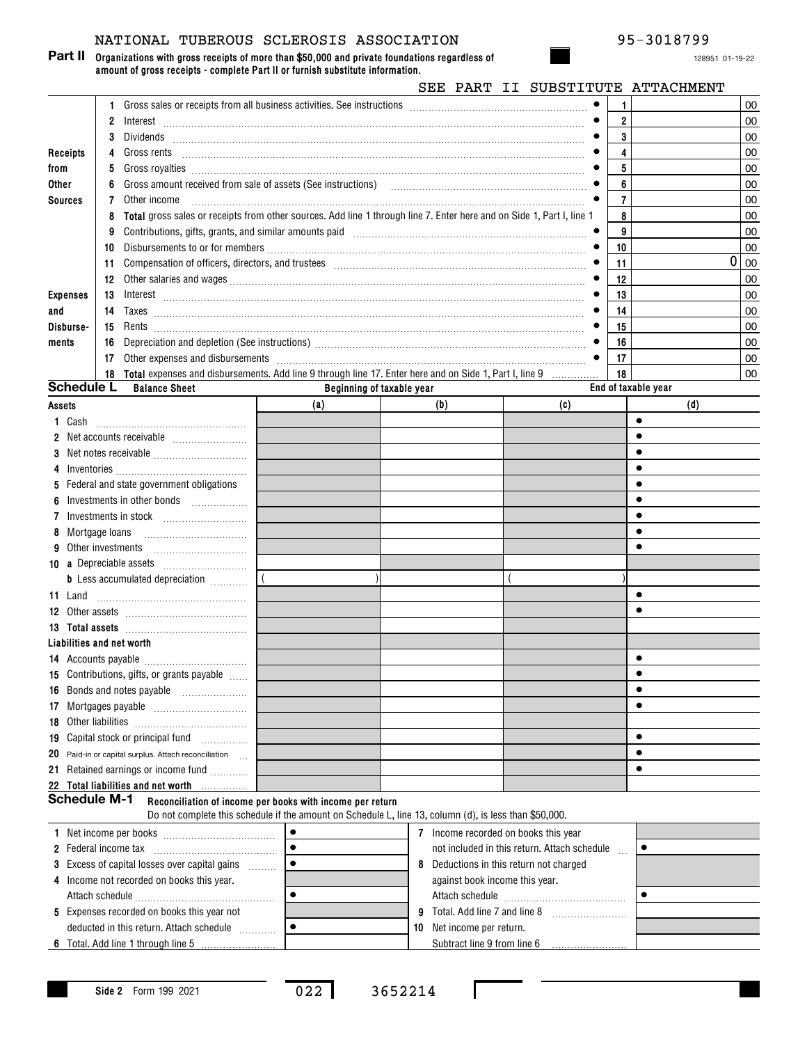NATIONAL TUBEROUS SCLEROSIS ASSOCIATION 95-3018799

**Part II** **Organizations with gross receipts of more than $50,000 and private foundations regardless of amount of gross receipts - complete Part II or furnish substitute information.**

128951 01-19-22

SEE PART II SUBSTITUTE ATTACHMENT

| | | | | |
|---|---|---|---|---|
| **Receipts from Other Sources** | 1 | Gross sales or receipts from all business activities. See instructions | 1 | 00 |
| | 2 | Interest | 2 | 00 |
| | 3 | Dividends | 3 | 00 |
| | 4 | Gross rents | 4 | 00 |
| | 5 | Gross royalties | 5 | 00 |
| | 6 | Gross amount received from sale of assets (See instructions) | 6 | 00 |
| | 7 | Other income | 7 | 00 |
| | 8 | **Total** gross sales or receipts from other sources. Add line 1 through line 7. Enter here and on Side 1, Part I, line 1 | 8 | 00 |
| **Expenses and Disbursements** | 9 | Contributions, gifts, grants, and similar amounts paid | 9 | 00 |
| | 10 | Disbursements to or for members | 10 | 00 |
| | 11 | Compensation of officers, directors, and trustees | 11 | 0 00 |
| | 12 | Other salaries and wages | 12 | 00 |
| | 13 | Interest | 13 | 00 |
| | 14 | Taxes | 14 | 00 |
| | 15 | Rents | 15 | 00 |
| | 16 | Depreciation and depletion (See instructions) | 16 | 00 |
| | 17 | Other expenses and disbursements | 17 | 00 |
| | 18 | **Total** expenses and disbursements. Add line 9 through line 17. Enter here and on Side 1, Part I, line 9 | 18 | 00 |

**Schedule L** **Balance Sheet**

| Assets | Beginning of taxable year (a) | (b) | End of taxable year (c) | (d) |
|---|---|---|---|---|
| 1 Cash | | | | |
| 2 Net accounts receivable | | | | |
| 3 Net notes receivable | | | | |
| 4 Inventories | | | | |
| 5 Federal and state government obligations | | | | |
| 6 Investments in other bonds | | | | |
| 7 Investments in stock | | | | |
| 8 Mortgage loans | | | | |
| 9 Other investments | | | | |
| 10 a Depreciable assets | | | | |
| b Less accumulated depreciation | ( ) | | ( ) | |
| 11 Land | | | | |
| 12 Other assets | | | | |
| 13 **Total assets** | | | | |
| **Liabilities and net worth** | | | | |
| 14 Accounts payable | | | | |
| 15 Contributions, gifts, or grants payable | | | | |
| 16 Bonds and notes payable | | | | |
| 17 Mortgages payable | | | | |
| 18 Other liabilities | | | | |
| 19 Capital stock or principal fund | | | | |
| 20 Paid-in or capital surplus. Attach reconciliation | | | | |
| 21 Retained earnings or income fund | | | | |
| 22 **Total liabilities and net worth** | | | | |

**Schedule M-1** **Reconciliation of income per books with income per return**

Do not complete this schedule if the amount on Schedule L, line 13, column (d), is less than $50,000.

| | | | |
|---|---|---|---|
| 1 Net income per books | | 7 Income recorded on books this year not included in this return. Attach schedule | |
| 2 Federal income tax | | | |
| 3 Excess of capital losses over capital gains | | 8 Deductions in this return not charged against book income this year. Attach schedule | |
| 4 Income not recorded on books this year. Attach schedule | | | |
| 5 Expenses recorded on books this year not deducted in this return. Attach schedule | | 9 Total. Add line 7 and line 8 | |
| | | 10 Net income per return. Subtract line 9 from line 6 | |
| 6 Total. Add line 1 through line 5 | | | |

Side 2 Form 199 2021 022 3652214